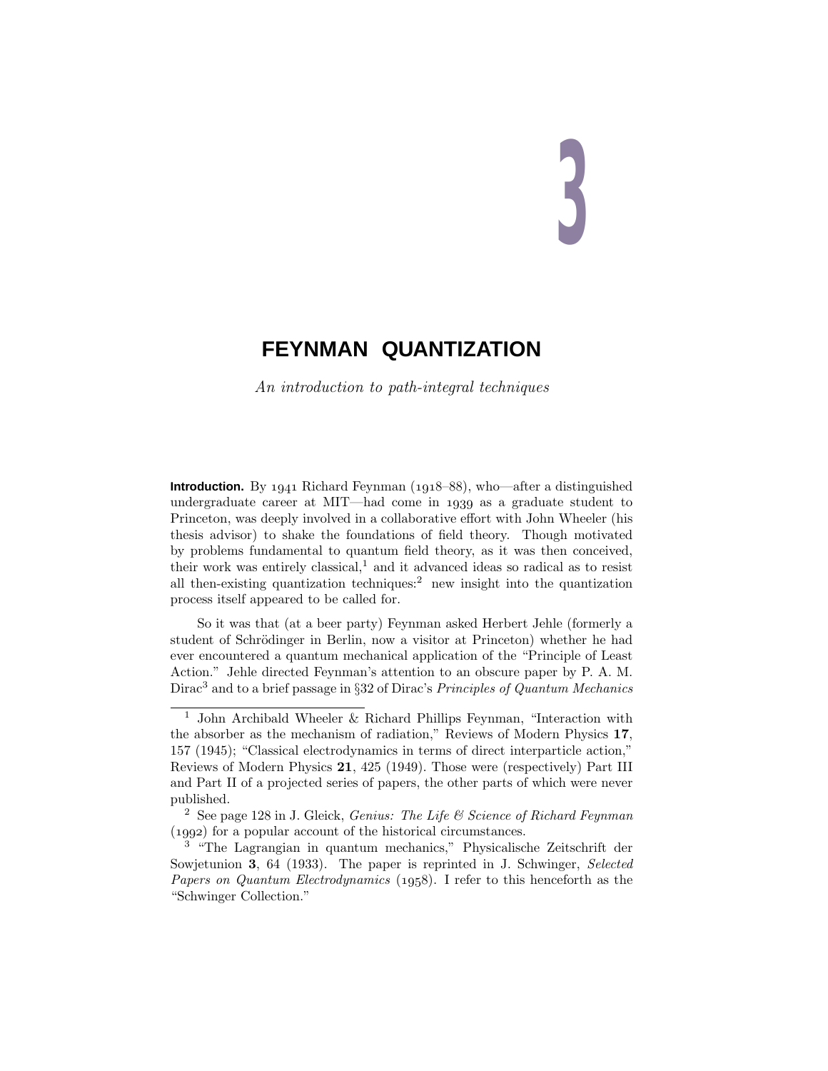# 3

# FEYNMAN QUANTIZATION

*An introduction to path-integral techniques*

**Introduction.** By 1941 Richard Feynman (1918–88), who—after a distinguished undergraduate career at MIT—had come in 1939 as a graduate student to Princeton, was deeply involved in a collaborative effort with John Wheeler (his thesis advisor) to shake the foundations of field theory. Though motivated by problems fundamental to quantum field theory, as it was then conceived, their work was entirely classical,[1] and it advanced ideas so radical as to resist all then-existing quantization techniques:[2] new insight into the quantization process itself appeared to be called for.

So it was that (at a beer party) Feynman asked Herbert Jehle (formerly a student of Schrödinger in Berlin, now a visitor at Princeton) whether he had ever encountered a quantum mechanical application of the "Principle of Least Action." Jehle directed Feynman's attention to an obscure paper by P. A. M. Dirac[3] and to a brief passage in §32 of Dirac's *Principles of Quantum Mechanics*

---

[1] John Archibald Wheeler & Richard Phillips Feynman, "Interaction with the absorber as the mechanism of radiation," Reviews of Modern Physics **17**, 157 (1945); "Classical electrodynamics in terms of direct interparticle action," Reviews of Modern Physics **21**, 425 (1949). Those were (respectively) Part III and Part II of a projected series of papers, the other parts of which were never published.

[2] See page 128 in J. Gleick, *Genius: The Life & Science of Richard Feynman* (1992) for a popular account of the historical circumstances.

[3] "The Lagrangian in quantum mechanics," Physicalische Zeitschrift der Sowjetunion **3**, 64 (1933). The paper is reprinted in J. Schwinger, *Selected Papers on Quantum Electrodynamics* (1958). I refer to this henceforth as the "Schwinger Collection."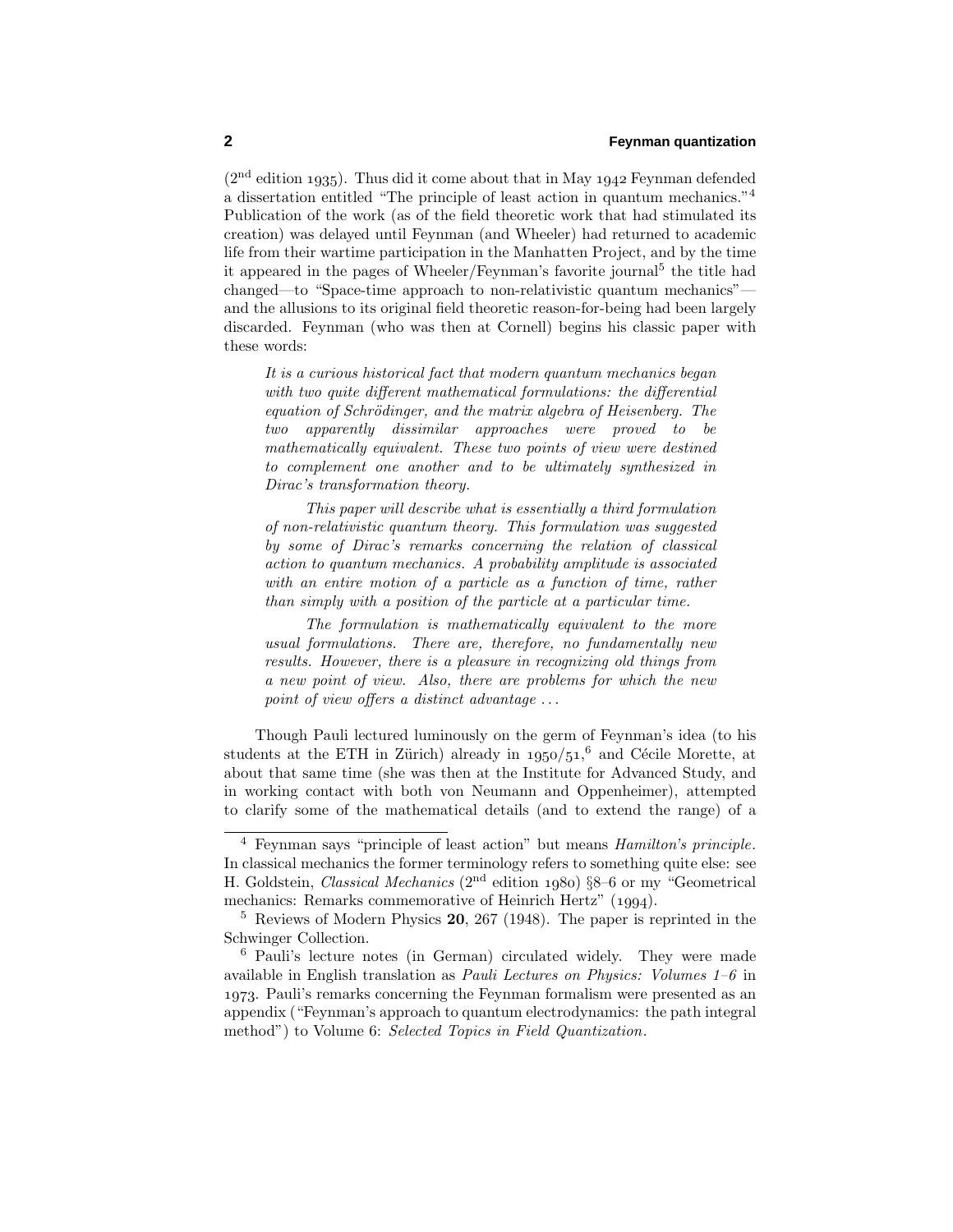(2[nd] edition 1935). Thus did it come about that in May 1942 Feynman defended a dissertation entitled "The principle of least action in quantum mechanics."[4] Publication of the work (as of the field theoretic work that had stimulated its creation) was delayed until Feynman (and Wheeler) had returned to academic life from their wartime participation in the Manhatten Project, and by the time it appeared in the pages of Wheeler/Feynman's favorite journal[5] the title had changed—to "Space-time approach to non-relativistic quantum mechanics"—and the allusions to its original field theoretic reason-for-being had been largely discarded. Feynman (who was then at Cornell) begins his classic paper with these words:

> *It is a curious historical fact that modern quantum mechanics began with two quite different mathematical formulations: the differential equation of Schrödinger, and the matrix algebra of Heisenberg. The two apparently dissimilar approaches were proved to be mathematically equivalent. These two points of view were destined to complement one another and to be ultimately synthesized in Dirac's transformation theory.*
>
> *This paper will describe what is essentially a third formulation of non-relativistic quantum theory. This formulation was suggested by some of Dirac's remarks concerning the relation of classical action to quantum mechanics. A probability amplitude is associated with an entire motion of a particle as a function of time, rather than simply with a position of the particle at a particular time.*
>
> *The formulation is mathematically equivalent to the more usual formulations. There are, therefore, no fundamentally new results. However, there is a pleasure in recognizing old things from a new point of view. Also, there are problems for which the new point of view offers a distinct advantage . . .*

Though Pauli lectured luminously on the germ of Feynman's idea (to his students at the ETH in Zürich) already in 1950/51,[6] and Cécile Morette, at about that same time (she was then at the Institute for Advanced Study, and in working contact with both von Neumann and Oppenheimer), attempted to clarify some of the mathematical details (and to extend the range) of a

---

[4] Feynman says "principle of least action" but means *Hamilton's principle*. In classical mechanics the former terminology refers to something quite else: see H. Goldstein, *Classical Mechanics* (2[nd] edition 1980) §8–6 or my "Geometrical mechanics: Remarks commemorative of Heinrich Hertz" (1994).

[5] Reviews of Modern Physics **20**, 267 (1948). The paper is reprinted in the Schwinger Collection.

[6] Pauli's lecture notes (in German) circulated widely. They were made available in English translation as *Pauli Lectures on Physics: Volumes 1–6* in 1973. Pauli's remarks concerning the Feynman formalism were presented as an appendix ("Feynman's approach to quantum electrodynamics: the path integral method") to Volume 6: *Selected Topics in Field Quantization*.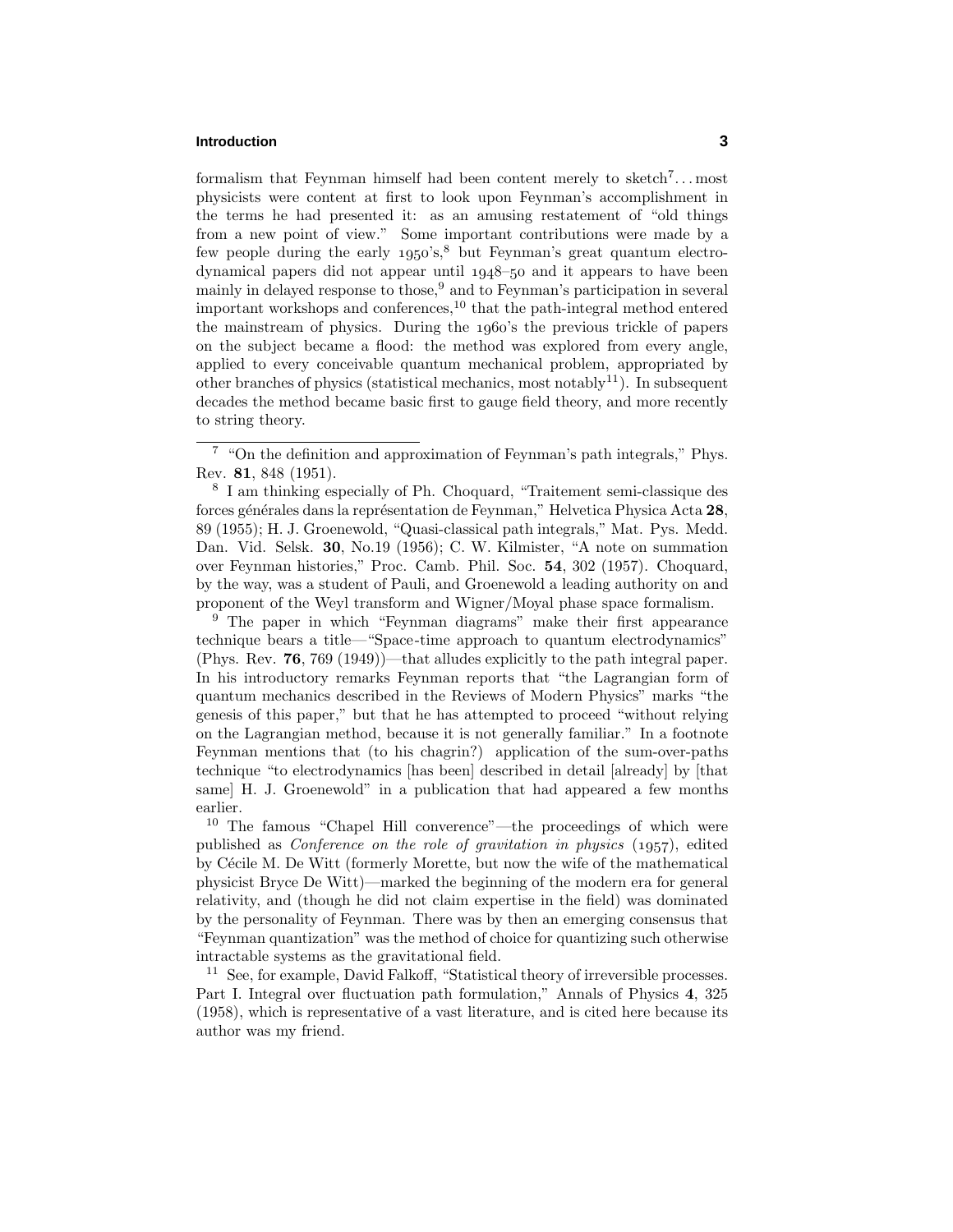formalism that Feynman himself had been content merely to sketch[7]. . . most physicists were content at first to look upon Feynman's accomplishment in the terms he had presented it: as an amusing restatement of "old things from a new point of view." Some important contributions were made by a few people during the early 1950's,[8] but Feynman's great quantum electrodynamical papers did not appear until 1948–50 and it appears to have been mainly in delayed response to those,[9] and to Feynman's participation in several important workshops and conferences,[10] that the path-integral method entered the mainstream of physics. During the 1960's the previous trickle of papers on the subject became a flood: the method was explored from every angle, applied to every conceivable quantum mechanical problem, appropriated by other branches of physics (statistical mechanics, most notably[11]). In subsequent decades the method became basic first to gauge field theory, and more recently to string theory.

---

[7] "On the definition and approximation of Feynman's path integrals," Phys. Rev. **81**, 848 (1951).

[8] I am thinking especially of Ph. Choquard, "Traitement semi-classique des forces générales dans la représentation de Feynman," Helvetica Physica Acta **28**, 89 (1955); H. J. Groenewold, "Quasi-classical path integrals," Mat. Pys. Medd. Dan. Vid. Selsk. **30**, No.19 (1956); C. W. Kilmister, "A note on summation over Feynman histories," Proc. Camb. Phil. Soc. **54**, 302 (1957). Choquard, by the way, was a student of Pauli, and Groenewold a leading authority on and proponent of the Weyl transform and Wigner/Moyal phase space formalism.

[9] The paper in which "Feynman diagrams" make their first appearance technique bears a title—"Space-time approach to quantum electrodynamics" (Phys. Rev. **76**, 769 (1949))—that alludes explicitly to the path integral paper. In his introductory remarks Feynman reports that "the Lagrangian form of quantum mechanics described in the Reviews of Modern Physics" marks "the genesis of this paper," but that he has attempted to proceed "without relying on the Lagrangian method, because it is not generally familiar." In a footnote Feynman mentions that (to his chagrin?) application of the sum-over-paths technique "to electrodynamics [has been] described in detail [already] by [that same] H. J. Groenewold" in a publication that had appeared a few months earlier.

[10] The famous "Chapel Hill converence"—the proceedings of which were published as *Conference on the role of gravitation in physics* (1957), edited by Cécile M. De Witt (formerly Morette, but now the wife of the mathematical physicist Bryce De Witt)—marked the beginning of the modern era for general relativity, and (though he did not claim expertise in the field) was dominated by the personality of Feynman. There was by then an emerging consensus that "Feynman quantization" was the method of choice for quantizing such otherwise intractable systems as the gravitational field.

[11] See, for example, David Falkoff, "Statistical theory of irreversible processes. Part I. Integral over fluctuation path formulation," Annals of Physics **4**, 325 (1958), which is representative of a vast literature, and is cited here because its author was my friend.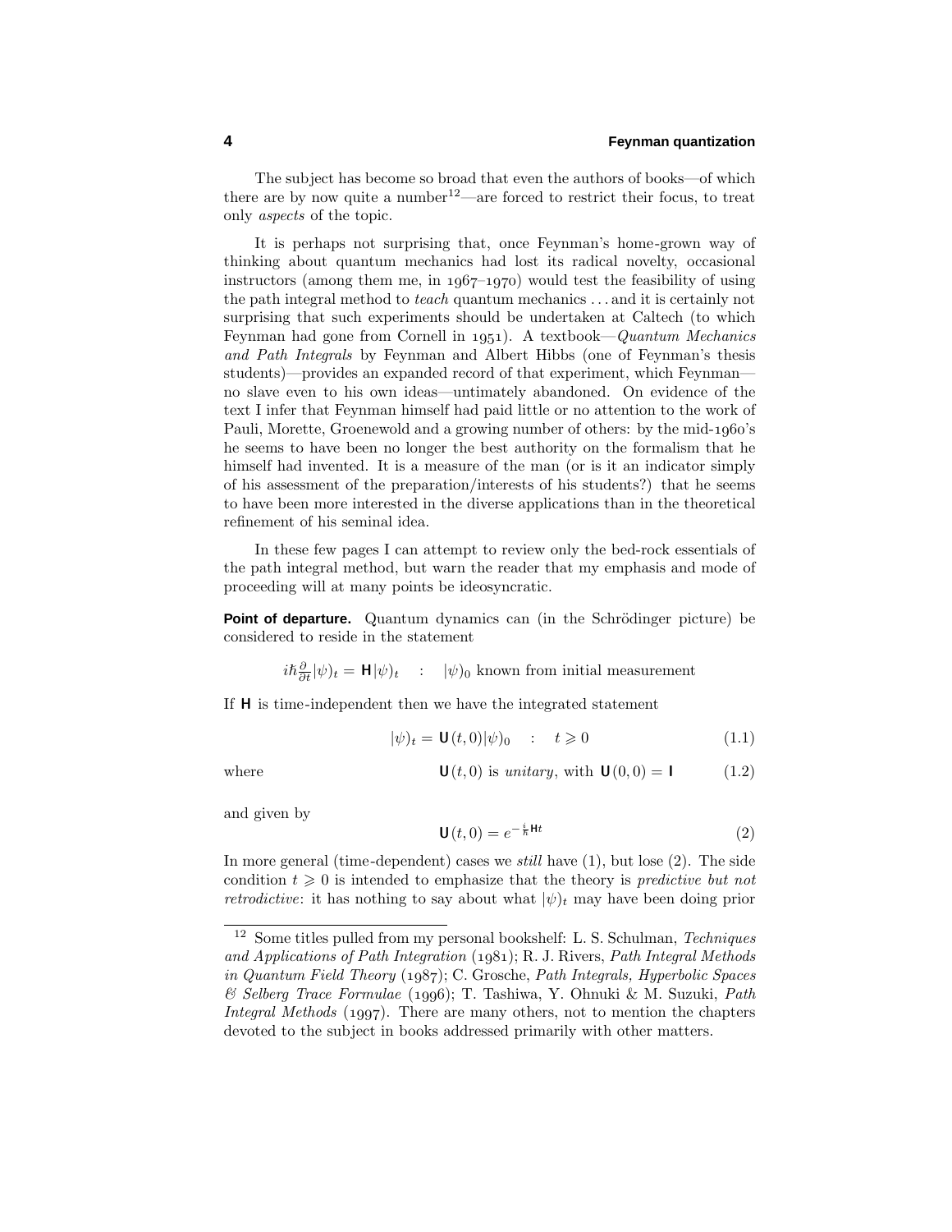The subject has become so broad that even the authors of books—of which there are by now quite a number[12]—are forced to restrict their focus, to treat only *aspects* of the topic.

It is perhaps not surprising that, once Feynman's home-grown way of thinking about quantum mechanics had lost its radical novelty, occasional instructors (among them me, in 1967–1970) would test the feasibility of using the path integral method to *teach* quantum mechanics . . . and it is certainly not surprising that such experiments should be undertaken at Caltech (to which Feynman had gone from Cornell in 1951). A textbook—*Quantum Mechanics and Path Integrals* by Feynman and Albert Hibbs (one of Feynman's thesis students)—provides an expanded record of that experiment, which Feynman—no slave even to his own ideas—untimately abandoned. On evidence of the text I infer that Feynman himself had paid little or no attention to the work of Pauli, Morette, Groenewold and a growing number of others: by the mid-1960's he seems to have been no longer the best authority on the formalism that he himself had invented. It is a measure of the man (or is it an indicator simply of his assessment of the preparation/interests of his students?) that he seems to have been more interested in the diverse applications than in the theoretical refinement of his seminal idea.

In these few pages I can attempt to review only the bed-rock essentials of the path integral method, but warn the reader that my emphasis and mode of proceeding will at many points be ideosyncratic.

**Point of departure.** Quantum dynamics can (in the Schrödinger picture) be considered to reside in the statement

$$i\hbar\tfrac{\partial}{\partial t}|\psi)_t = \mathbf{H}|\psi)_t \quad : \quad |\psi)_0 \text{ known from initial measurement}$$

If $\mathbf{H}$ is time-independent then we have the integrated statement

$$|\psi)_t = \mathbf{U}(t,0)|\psi)_0 \quad : \quad t \geqslant 0 \tag{1.1}$$

where

$$\mathbf{U}(t,0) \text{ is } \textit{unitary}, \text{ with } \mathbf{U}(0,0) = \mathbf{I} \tag{1.2}$$

and given by

$$\mathbf{U}(t,0) = e^{-\frac{i}{\hbar}\mathbf{H}t} \tag{2}$$

In more general (time-dependent) cases we *still* have (1), but lose (2). The side condition $t \geqslant 0$ is intended to emphasize that the theory is *predictive but not retrodictive*: it has nothing to say about what $|\psi)_t$ may have been doing prior

[12] Some titles pulled from my personal bookshelf: L. S. Schulman, *Techniques and Applications of Path Integration* (1981); R. J. Rivers, *Path Integral Methods in Quantum Field Theory* (1987); C. Grosche, *Path Integrals, Hyperbolic Spaces & Selberg Trace Formulae* (1996); T. Tashiwa, Y. Ohnuki & M. Suzuki, *Path Integral Methods* (1997). There are many others, not to mention the chapters devoted to the subject in books addressed primarily with other matters.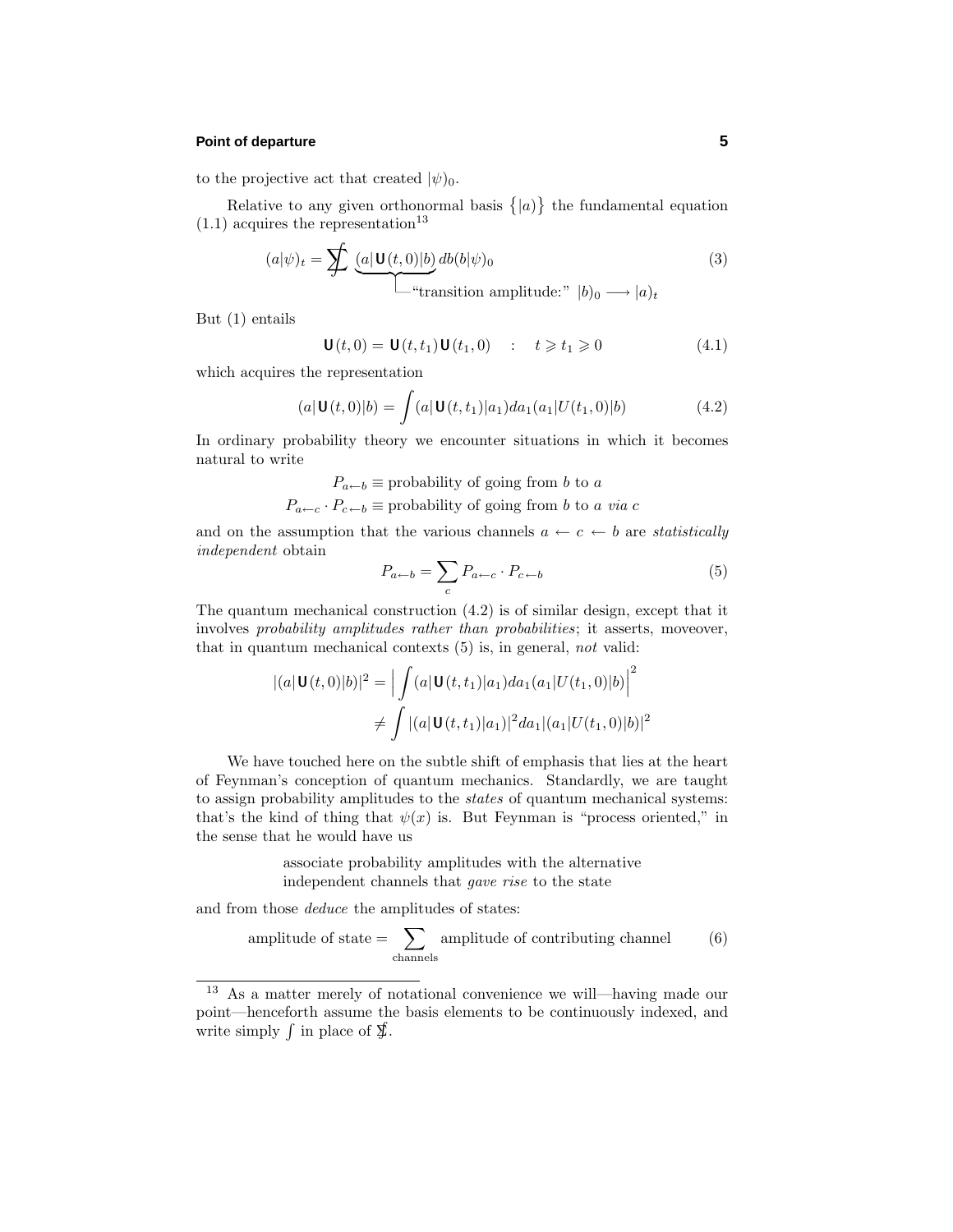to the projective act that created $|\psi)_0$.

Relative to any given orthonormal basis $\{|a)\}$ the fundamental equation (1.1) acquires the representation[13]

$$(a|\psi)_t = \sum\!\!\!\!\!\!\int \underbrace{(a|\mathbf{U}(t,0)|b)}_{\text{"transition amplitude:" } |b)_0 \longrightarrow |a)_t} db(b|\psi)_0 \tag{3}$$

But (1) entails

$$\mathbf{U}(t,0) = \mathbf{U}(t,t_1)\,\mathbf{U}(t_1,0) \quad : \quad t \geqslant t_1 \geqslant 0 \tag{4.1}$$

which acquires the representation

$$(a|\mathbf{U}(t,0)|b) = \int (a|\mathbf{U}(t,t_1)|a_1)da_1(a_1|U(t_1,0)|b) \tag{4.2}$$

In ordinary probability theory we encounter situations in which it becomes natural to write

$$P_{a\leftarrow b} \equiv \text{probability of going from } b \text{ to } a$$

$$P_{a\leftarrow c}\cdot P_{c\leftarrow b} \equiv \text{probability of going from } b \text{ to } a \textit{ via } c$$

and on the assumption that the various channels $a \leftarrow c \leftarrow b$ are *statistically independent* obtain

$$P_{a\leftarrow b} = \sum_c P_{a\leftarrow c}\cdot P_{c\leftarrow b} \tag{5}$$

The quantum mechanical construction (4.2) is of similar design, except that it involves *probability amplitudes rather than probabilities*; it asserts, moveover, that in quantum mechanical contexts (5) is, in general, *not* valid:

$$\begin{aligned}
|(a|\mathbf{U}(t,0)|b)|^2 &= \Big|\int (a|\mathbf{U}(t,t_1)|a_1)da_1(a_1|U(t_1,0)|b)\Big|^2 \\
&\neq \int |(a|\mathbf{U}(t,t_1)|a_1)|^2 da_1|(a_1|U(t_1,0)|b)|^2
\end{aligned}$$

We have touched here on the subtle shift of emphasis that lies at the heart of Feynman's conception of quantum mechanics. Standardly, we are taught to assign probability amplitudes to the *states* of quantum mechanical systems: that's the kind of thing that $\psi(x)$ is. But Feynman is "process oriented," in the sense that he would have us

> associate probability amplitudes with the alternative independent channels that *gave rise* to the state

and from those *deduce* the amplitudes of states:

$$\text{amplitude of state} = \sum_{\text{channels}} \text{amplitude of contributing channel} \tag{6}$$

---

[13] As a matter merely of notational convenience we will—having made our point—henceforth assume the basis elements to be continuously indexed, and write simply $\int$ in place of $\sum\!\!\!\!\!\!\int$.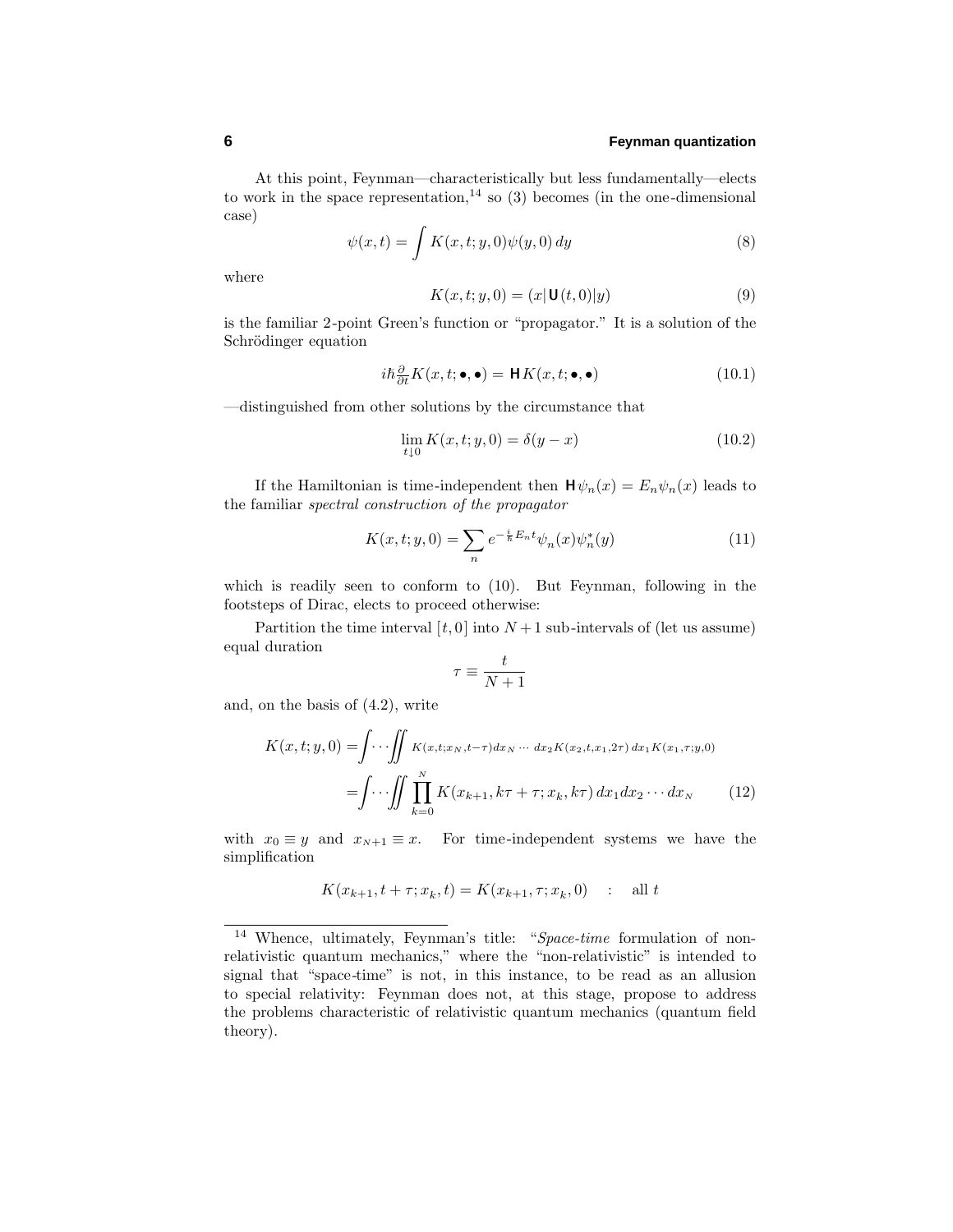At this point, Feynman—characteristically but less fundamentally—elects to work in the space representation,[14] so (3) becomes (in the one-dimensional case)

$$\psi(x,t) = \int K(x,t;y,0)\psi(y,0)\,dy \tag{8}$$

where

$$K(x,t;y,0) = (x|\mathbf{U}(t,0)|y) \tag{9}$$

is the familiar 2-point Green's function or "propagator." It is a solution of the Schrödinger equation

$$i\hbar\tfrac{\partial}{\partial t}K(x,t;\bullet,\bullet) = \mathbf{H}\,K(x,t;\bullet,\bullet) \tag{10.1}$$

—distinguished from other solutions by the circumstance that

$$\lim_{t\downarrow 0} K(x,t;y,0) = \delta(y-x) \tag{10.2}$$

If the Hamiltonian is time-independent then $\mathbf{H}\psi_n(x) = E_n\psi_n(x)$ leads to the familiar *spectral construction of the propagator*

$$K(x,t;y,0) = \sum_n e^{-\frac{i}{\hbar}E_n t}\psi_n(x)\psi_n^*(y) \tag{11}$$

which is readily seen to conform to (10). But Feynman, following in the footsteps of Dirac, elects to proceed otherwise:

Partition the time interval $[t,0]$ into $N+1$ sub-intervals of (let us assume) equal duration

$$\tau \equiv \frac{t}{N+1}$$

and, on the basis of (4.2), write

$$\begin{aligned}
K(x,t;y,0) &= \int\!\cdots\!\iint K(x,t;x_N,t-\tau)\,dx_N \cdots dx_2\,K(x_2,t,x_1,2\tau)\,dx_1\,K(x_1,\tau;y,0)\\
&= \int\!\cdots\!\iint \prod_{k=0}^{N} K(x_{k+1},k\tau+\tau;x_k,k\tau)\,dx_1 dx_2\cdots dx_N
\end{aligned} \tag{12}$$

with $x_0 \equiv y$ and $x_{N+1} \equiv x$. For time-independent systems we have the simplification

$$K(x_{k+1},t+\tau;x_k,t) = K(x_{k+1},\tau;x_k,0) \quad : \quad \text{all } t$$

[14] Whence, ultimately, Feynman's title: "*Space-time* formulation of non-relativistic quantum mechanics," where the "non-relativistic" is intended to signal that "space-time" is not, in this instance, to be read as an allusion to special relativity: Feynman does not, at this stage, propose to address the problems characteristic of relativistic quantum mechanics (quantum field theory).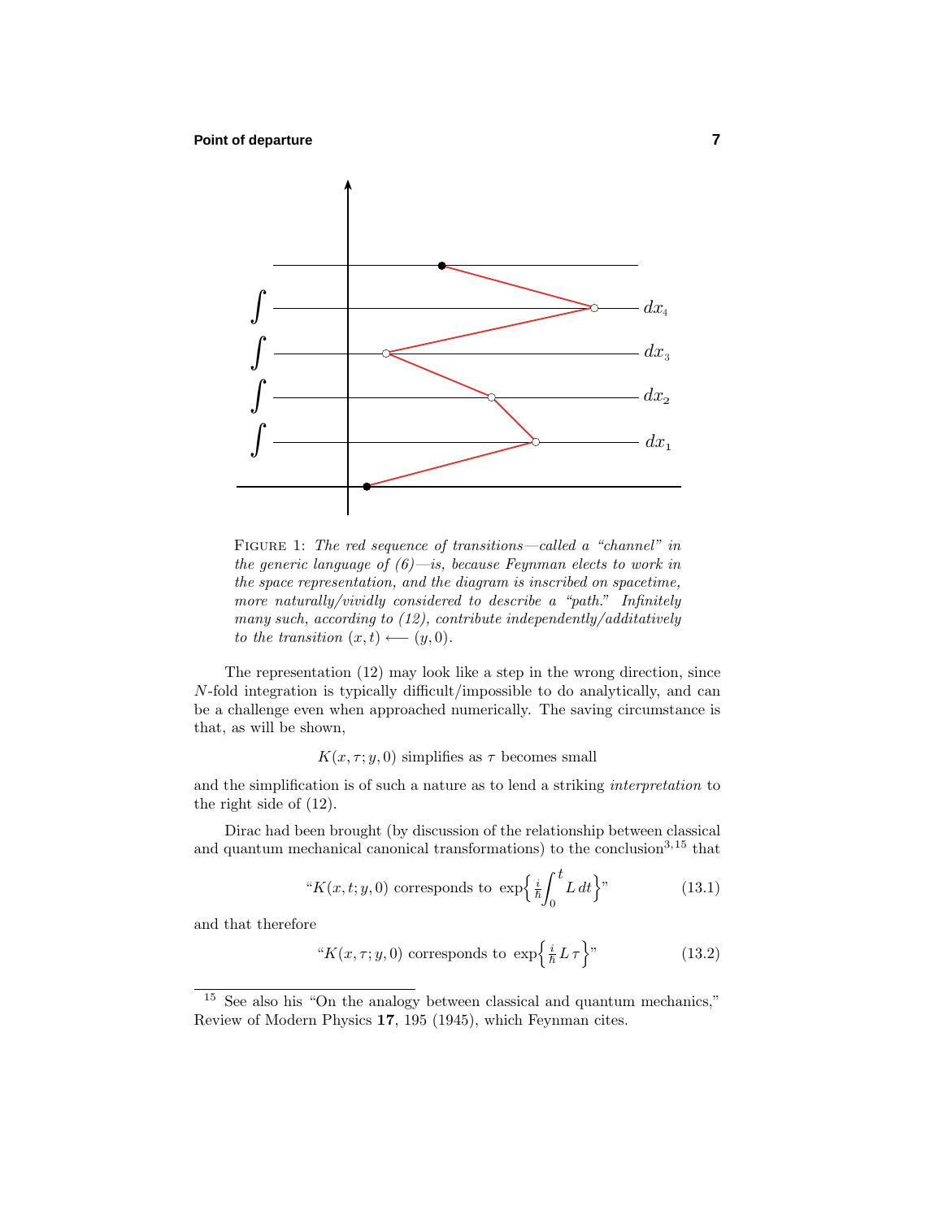FIGURE 1: *The red sequence of transitions—called a "channel" in the generic language of (6)—is, because Feynman elects to work in the space representation, and the diagram is inscribed on spacetime, more naturally/vividly considered to describe a "path." Infinitely many such, according to (12), contribute independently/additatively to the transition* $(x,t) \longleftarrow (y,0)$.

The representation (12) may look like a step in the wrong direction, since $N$-fold integration is typically difficult/impossible to do analytically, and can be a challenge even when approached numerically. The saving circumstance is that, as will be shown,

$$K(x,\tau;y,0) \text{ simplifies as } \tau \text{ becomes small}$$

and the simplification is of such a nature as to lend a striking *interpretation* to the right side of (12).

Dirac had been brought (by discussion of the relationship between classical and quantum mechanical canonical transformations) to the conclusion[3,15] that

$$\text{“}K(x,t;y,0) \text{ corresponds to } \exp\Big\{\tfrac{i}{\hbar}\int_0^t L\,dt\Big\}\text{”} \tag{13.1}$$

and that therefore

$$\text{“}K(x,\tau;y,0) \text{ corresponds to } \exp\Big\{\tfrac{i}{\hbar}L\,\tau\Big\}\text{”} \tag{13.2}$$

[15] See also his "On the analogy between classical and quantum mechanics," Review of Modern Physics **17**, 195 (1945), which Feynman cites.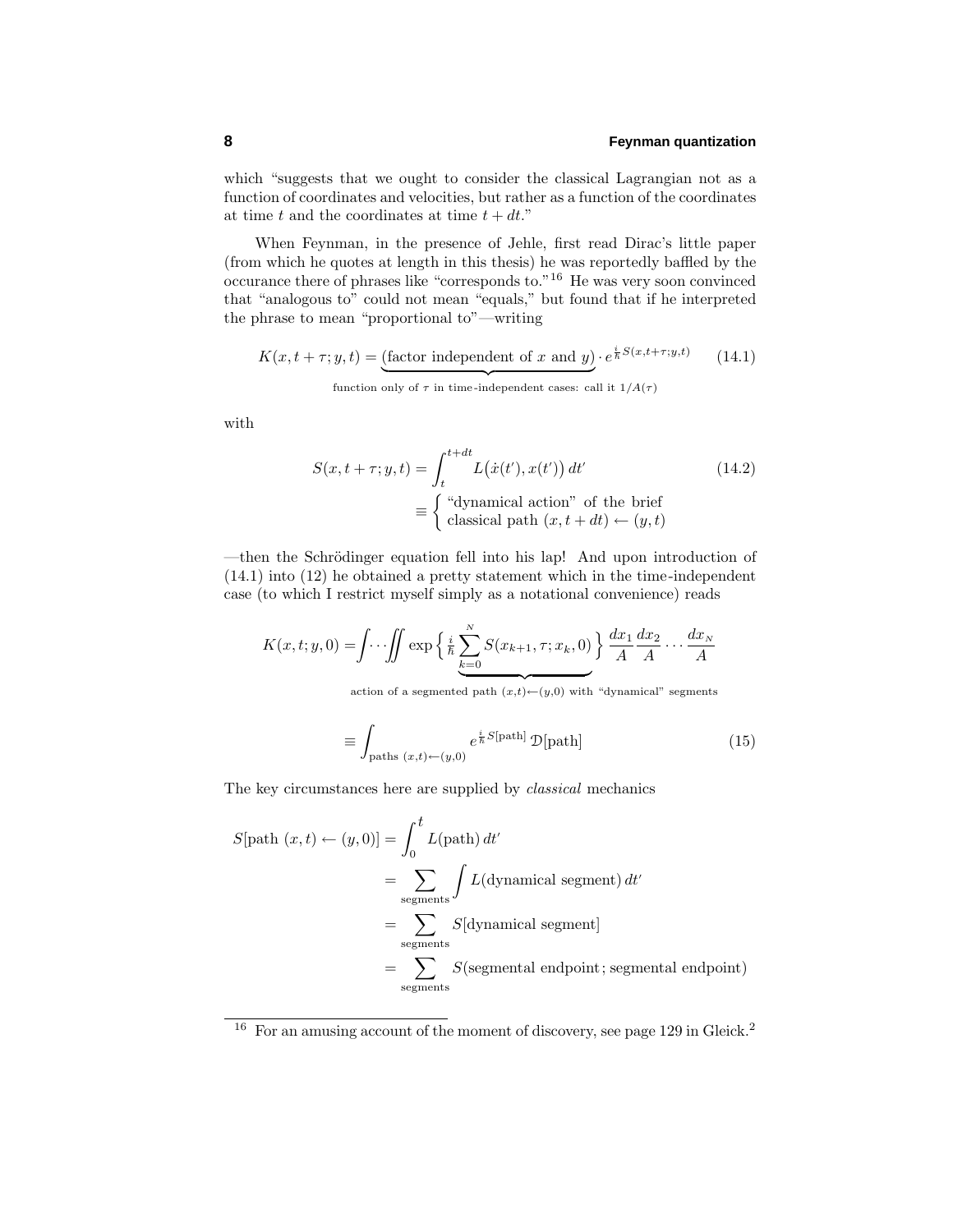which "suggests that we ought to consider the classical Lagrangian not as a function of coordinates and velocities, but rather as a function of the coordinates at time $t$ and the coordinates at time $t + dt$."

When Feynman, in the presence of Jehle, first read Dirac's little paper (from which he quotes at length in this thesis) he was reportedly baffled by the occurance there of phrases like "corresponds to."[16] He was very soon convinced that "analogous to" could not mean "equals," but found that if he interpreted the phrase to mean "proportional to"—writing

$$K(x,t+\tau;y,t) = \underbrace{(\text{factor independent of } x \text{ and } y)}_{\text{function only of } \tau \text{ in time-independent cases: call it } 1/A(\tau)} \cdot e^{\frac{i}{\hbar}S(x,t+\tau;y,t)} \tag{14.1}$$

with

$$\begin{aligned} S(x,t+\tau;y,t) &= \int_t^{t+dt} L\big(\dot{x}(t'),x(t')\big)\,dt' \\ &\equiv \left\{ \begin{array}{l} \text{"dynamical action" of the brief} \\ \text{classical path } (x,t+dt) \leftarrow (y,t) \end{array} \right. \end{aligned} \tag{14.2}$$

—then the Schrödinger equation fell into his lap! And upon introduction of (14.1) into (12) he obtained a pretty statement which in the time-independent case (to which I restrict myself simply as a notational convenience) reads

$$\begin{aligned} K(x,t;y,0) &= \int\cdots\iint \exp\Big\{ \underbrace{\tfrac{i}{\hbar}\sum_{k=0}^{N} S(x_{k+1},\tau;x_k,0)}_{\text{action of a segmented path } (x,t)\leftarrow(y,0) \text{ with "dynamical" segments}} \Big\} \frac{dx_1}{A}\frac{dx_2}{A}\cdots\frac{dx_N}{A} \\ &\equiv \int_{\text{paths } (x,t)\leftarrow(y,0)} e^{\frac{i}{\hbar}S[\text{path}]}\,\mathcal{D}[\text{path}] \end{aligned} \tag{15}$$

The key circumstances here are supplied by *classical* mechanics

$$\begin{aligned} S[\text{path } (x,t) \leftarrow (y,0)] &= \int_0^t L(\text{path})\,dt' \\ &= \sum_{\text{segments}} \int L(\text{dynamical segment})\,dt' \\ &= \sum_{\text{segments}} S[\text{dynamical segment}] \\ &= \sum_{\text{segments}} S(\text{segmental endpoint};\text{segmental endpoint}) \end{aligned}$$

---

[16] For an amusing account of the moment of discovery, see page 129 in Gleick.[2]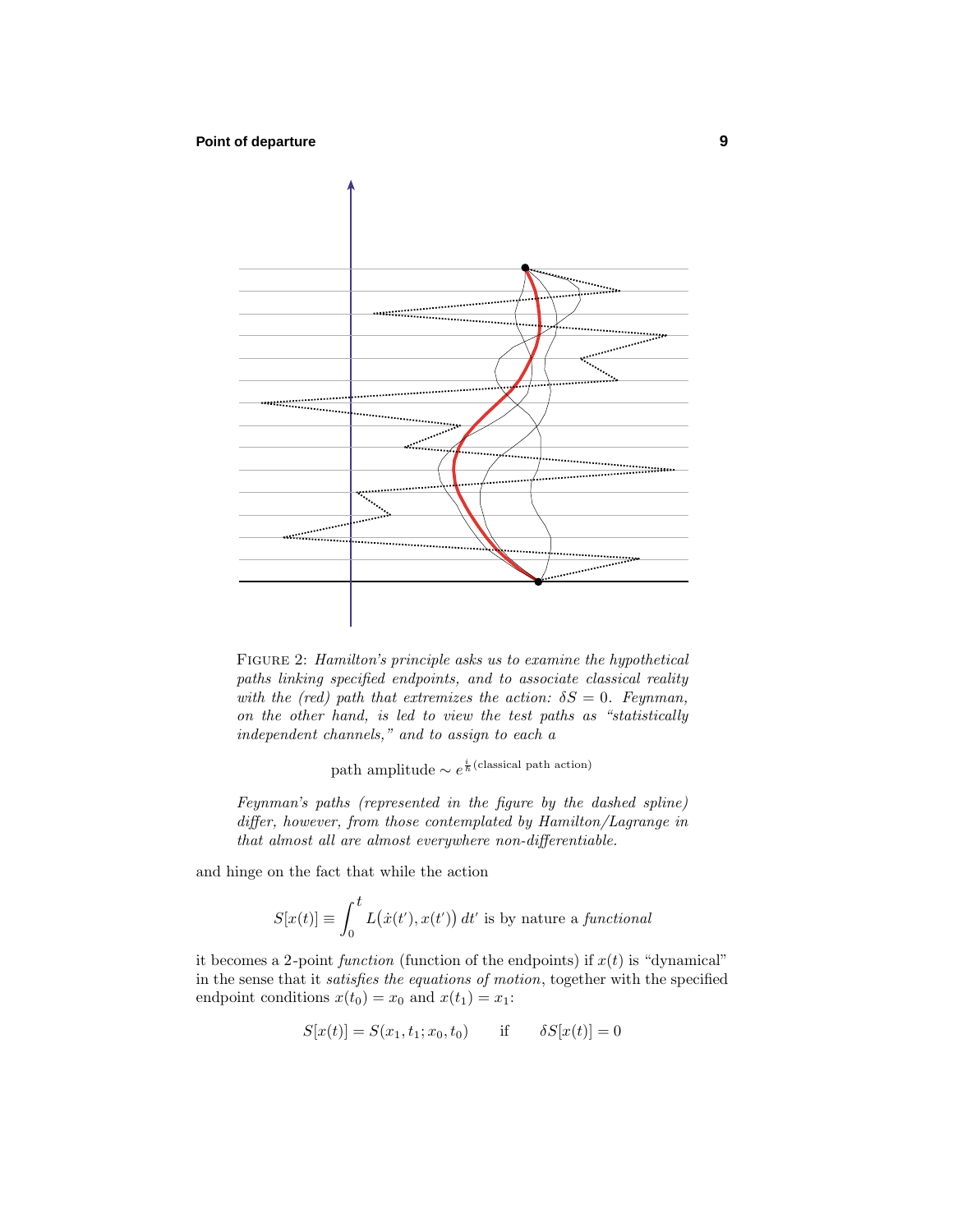FIGURE 2: *Hamilton's principle asks us to examine the hypothetical paths linking specified endpoints, and to associate classical reality with the (red) path that extremizes the action: $\delta S = 0$. Feynman, on the other hand, is led to view the test paths as "statistically independent channels," and to assign to each a*

$$\text{path amplitude} \sim e^{\frac{i}{\hbar}(\text{classical path action})}$$

*Feynman's paths (represented in the figure by the dashed spline) differ, however, from those contemplated by Hamilton/Lagrange in that almost all are almost everywhere non-differentiable.*

and hinge on the fact that while the action

$$S[x(t)] \equiv \int_0^t L\big(\dot{x}(t'), x(t')\big)\,dt' \text{ is by nature a } \textit{functional}$$

it becomes a 2-point *function* (function of the endpoints) if $x(t)$ is "dynamical" in the sense that it *satisfies the equations of motion*, together with the specified endpoint conditions $x(t_0) = x_0$ and $x(t_1) = x_1$:

$$S[x(t)] = S(x_1, t_1; x_0, t_0) \qquad \text{if} \qquad \delta S[x(t)] = 0$$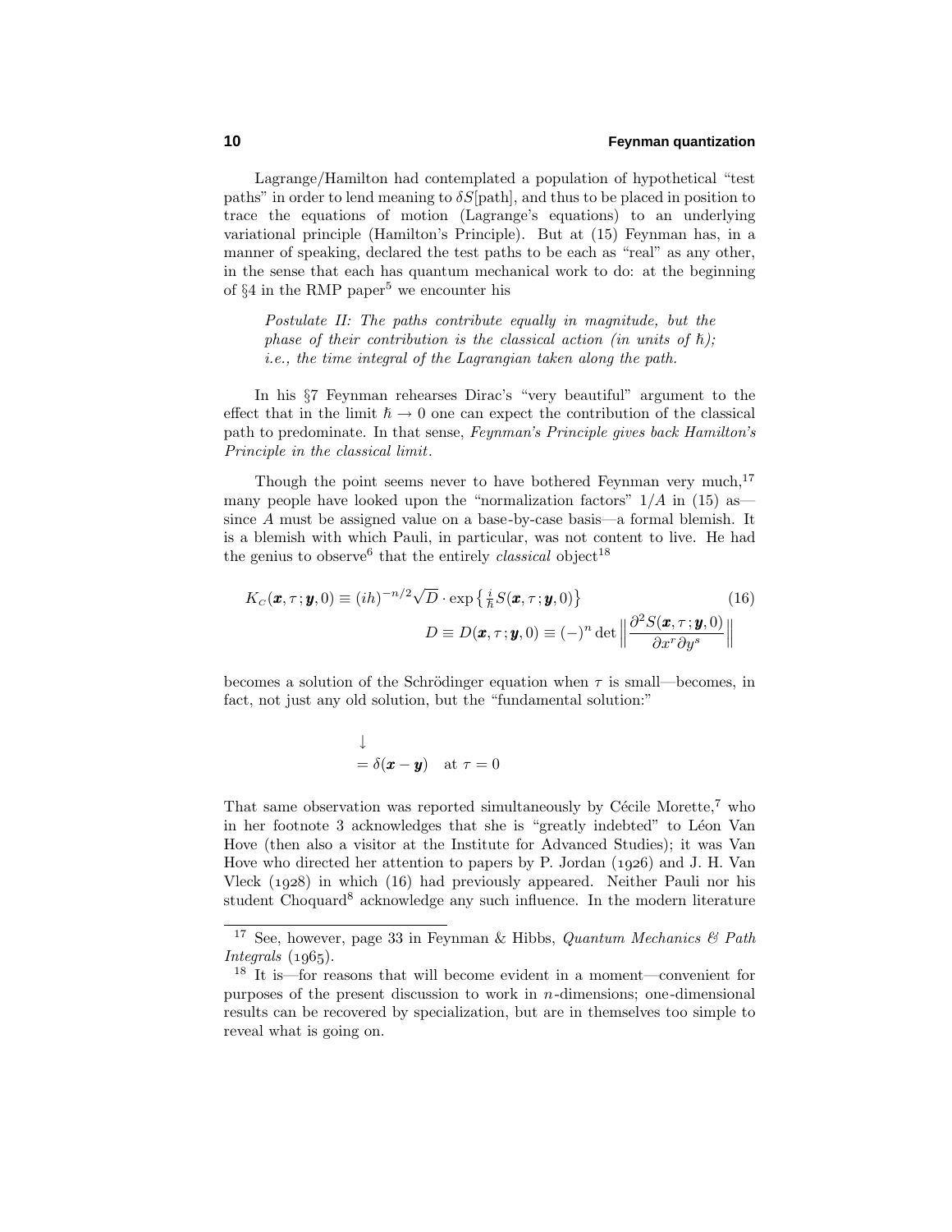Lagrange/Hamilton had contemplated a population of hypothetical "test paths" in order to lend meaning to $\delta S[\text{path}]$, and thus to be placed in position to trace the equations of motion (Lagrange's equations) to an underlying variational principle (Hamilton's Principle). But at (15) Feynman has, in a manner of speaking, declared the test paths to be each as "real" as any other, in the sense that each has quantum mechanical work to do: at the beginning of §4 in the RMP paper[5] we encounter his

> *Postulate II: The paths contribute equally in magnitude, but the phase of their contribution is the classical action (in units of $\hbar$); i.e., the time integral of the Lagrangian taken along the path.*

In his §7 Feynman rehearses Dirac's "very beautiful" argument to the effect that in the limit $\hbar \to 0$ one can expect the contribution of the classical path to predominate. In that sense, *Feynman's Principle gives back Hamilton's Principle in the classical limit.*

Though the point seems never to have bothered Feynman very much,[17] many people have looked upon the "normalization factors" $1/A$ in (15) as—since $A$ must be assigned value on a base-by-case basis—a formal blemish. It is a blemish with which Pauli, in particular, was not content to live. He had the genius to observe[6] that the entirely *classical* object[18]

$$
\begin{aligned}
K_C(\boldsymbol{x},\tau;\boldsymbol{y},0) &\equiv (ih)^{-n/2}\sqrt{D}\cdot \exp\left\{\tfrac{i}{\hbar}S(\boldsymbol{x},\tau;\boldsymbol{y},0)\right\} \qquad (16)\\
D \equiv D(\boldsymbol{x},\tau;\boldsymbol{y},0) &\equiv (-)^n \det\left\|\frac{\partial^2 S(\boldsymbol{x},\tau;\boldsymbol{y},0)}{\partial x^r \partial y^s}\right\|
\end{aligned}
$$

becomes a solution of the Schrödinger equation when $\tau$ is small—becomes, in fact, not just any old solution, but the "fundamental solution:"

$$
\begin{aligned}
&\downarrow\\
&= \delta(\boldsymbol{x}-\boldsymbol{y}) \quad \text{at } \tau = 0
\end{aligned}
$$

That same observation was reported simultaneously by Cécile Morette,[7] who in her footnote 3 acknowledges that she is "greatly indebted" to Léon Van Hove (then also a visitor at the Institute for Advanced Studies); it was Van Hove who directed her attention to papers by P. Jordan (1926) and J. H. Van Vleck (1928) in which (16) had previously appeared. Neither Pauli nor his student Choquard[8] acknowledge any such influence. In the modern literature

---

[17] See, however, page 33 in Feynman & Hibbs, *Quantum Mechanics & Path Integrals* (1965).

[18] It is—for reasons that will become evident in a moment—convenient for purposes of the present discussion to work in $n$-dimensions; one-dimensional results can be recovered by specialization, but are in themselves too simple to reveal what is going on.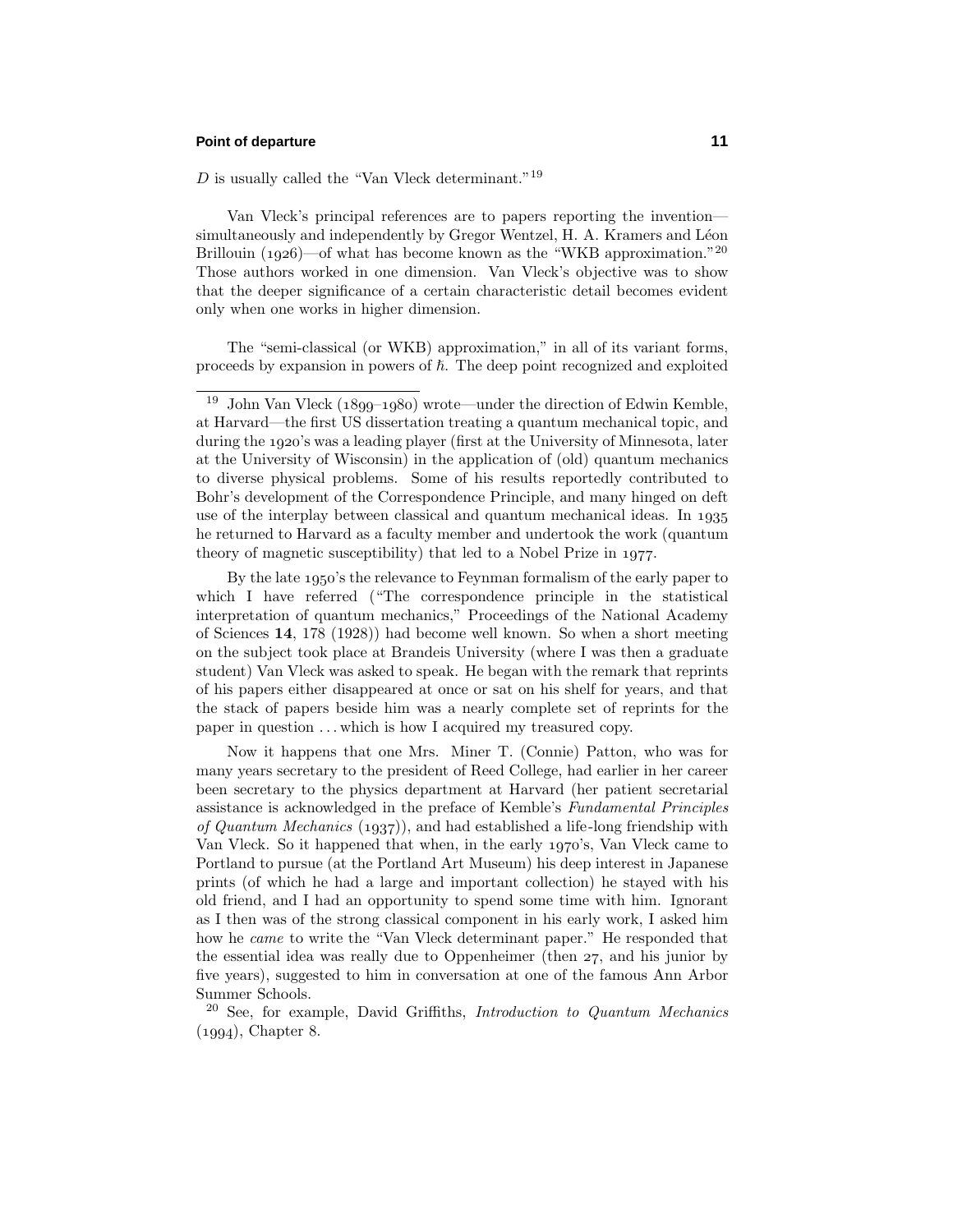$D$ is usually called the "Van Vleck determinant."[19]

Van Vleck's principal references are to papers reporting the invention—simultaneously and independently by Gregor Wentzel, H. A. Kramers and Léon Brillouin (1926)—of what has become known as the "WKB approximation."[20] Those authors worked in one dimension. Van Vleck's objective was to show that the deeper significance of a certain characteristic detail becomes evident only when one works in higher dimension.

The "semi-classical (or WKB) approximation," in all of its variant forms, proceeds by expansion in powers of $\hbar$. The deep point recognized and exploited

---

[19] John Van Vleck (1899–1980) wrote—under the direction of Edwin Kemble, at Harvard—the first US dissertation treating a quantum mechanical topic, and during the 1920's was a leading player (first at the University of Minnesota, later at the University of Wisconsin) in the application of (old) quantum mechanics to diverse physical problems. Some of his results reportedly contributed to Bohr's development of the Correspondence Principle, and many hinged on deft use of the interplay between classical and quantum mechanical ideas. In 1935 he returned to Harvard as a faculty member and undertook the work (quantum theory of magnetic susceptibility) that led to a Nobel Prize in 1977.

By the late 1950's the relevance to Feynman formalism of the early paper to which I have referred ("The correspondence principle in the statistical interpretation of quantum mechanics," Proceedings of the National Academy of Sciences **14**, 178 (1928)) had become well known. So when a short meeting on the subject took place at Brandeis University (where I was then a graduate student) Van Vleck was asked to speak. He began with the remark that reprints of his papers either disappeared at once or sat on his shelf for years, and that the stack of papers beside him was a nearly complete set of reprints for the paper in question . . . which is how I acquired my treasured copy.

Now it happens that one Mrs. Miner T. (Connie) Patton, who was for many years secretary to the president of Reed College, had earlier in her career been secretary to the physics department at Harvard (her patient secretarial assistance is acknowledged in the preface of Kemble's *Fundamental Principles of Quantum Mechanics* (1937)), and had established a life-long friendship with Van Vleck. So it happened that when, in the early 1970's, Van Vleck came to Portland to pursue (at the Portland Art Museum) his deep interest in Japanese prints (of which he had a large and important collection) he stayed with his old friend, and I had an opportunity to spend some time with him. Ignorant as I then was of the strong classical component in his early work, I asked him how he *came* to write the "Van Vleck determinant paper." He responded that the essential idea was really due to Oppenheimer (then 27, and his junior by five years), suggested to him in conversation at one of the famous Ann Arbor Summer Schools.

[20] See, for example, David Griffiths, *Introduction to Quantum Mechanics* (1994), Chapter 8.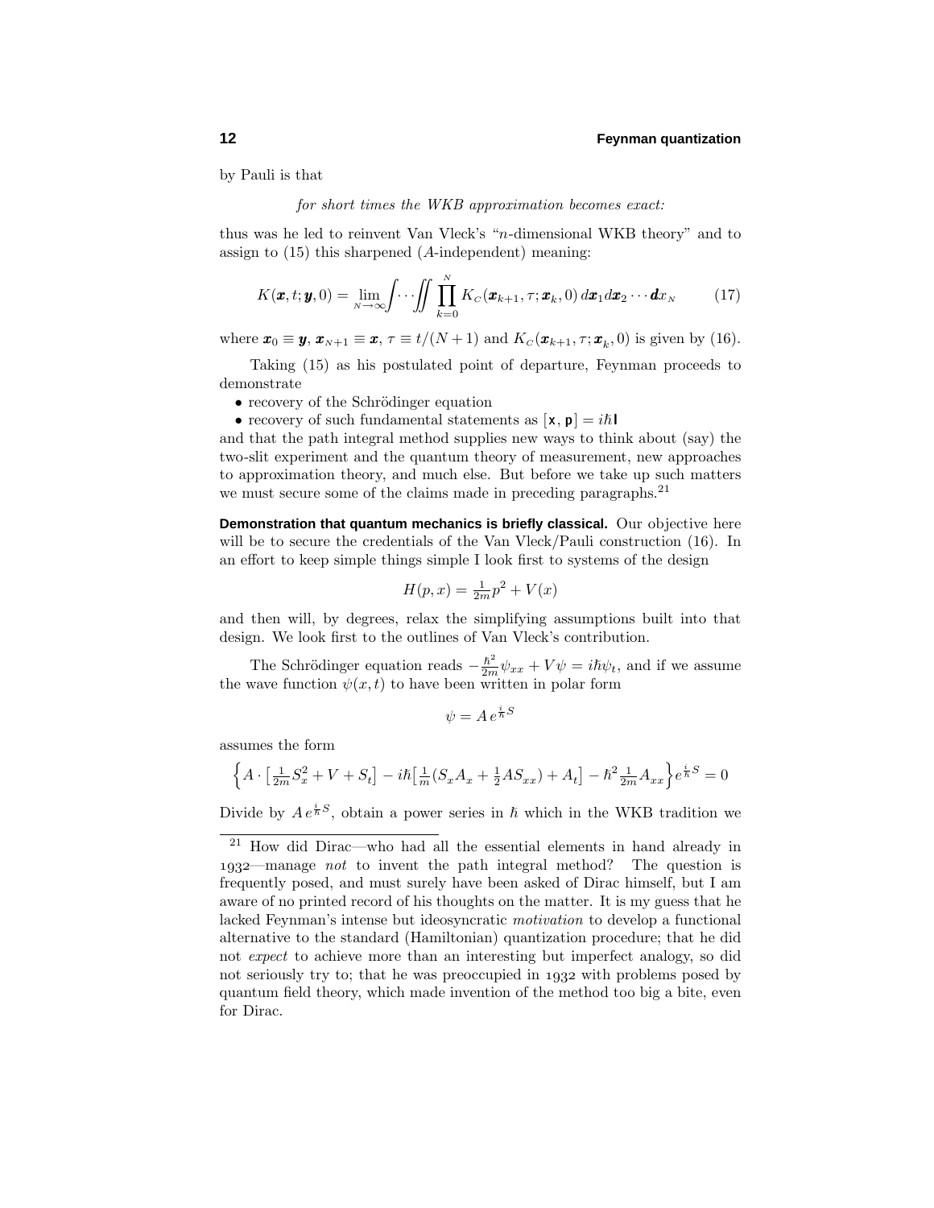by Pauli is that

*for short times the WKB approximation becomes exact:*

thus was he led to reinvent Van Vleck's "$n$-dimensional WKB theory" and to assign to (15) this sharpened ($A$-independent) meaning:

$$K(\boldsymbol{x},t;\boldsymbol{y},0) = \lim_{N\to\infty}\int\!\cdots\!\iint \prod_{k=0}^{N} K_C(\boldsymbol{x}_{k+1},\tau;\boldsymbol{x}_k,0)\,d\boldsymbol{x}_1 d\boldsymbol{x}_2\cdots d\boldsymbol{x}_N \tag{17}$$

where $\boldsymbol{x}_0 \equiv \boldsymbol{y}$, $\boldsymbol{x}_{N+1} \equiv \boldsymbol{x}$, $\tau \equiv t/(N+1)$ and $K_C(\boldsymbol{x}_{k+1},\tau;\boldsymbol{x}_k,0)$ is given by (16).

Taking (15) as his postulated point of departure, Feynman proceeds to demonstrate

- recovery of the Schrödinger equation
- recovery of such fundamental statements as $[\mathbf{x},\mathbf{p}] = i\hbar\,\mathbf{I}$

and that the path integral method supplies new ways to think about (say) the two-slit experiment and the quantum theory of measurement, new approaches to approximation theory, and much else. But before we take up such matters we must secure some of the claims made in preceding paragraphs.[21]

**Demonstration that quantum mechanics is briefly classical.** Our objective here will be to secure the credentials of the Van Vleck/Pauli construction (16). In an effort to keep simple things simple I look first to systems of the design

$$H(p,x) = \tfrac{1}{2m}p^2 + V(x)$$

and then will, by degrees, relax the simplifying assumptions built into that design. We look first to the outlines of Van Vleck's contribution.

The Schrödinger equation reads $-\frac{\hbar^2}{2m}\psi_{xx} + V\psi = i\hbar\psi_t$, and if we assume the wave function $\psi(x,t)$ to have been written in polar form

$$\psi = A\,e^{\frac{i}{\hbar}S}$$

assumes the form

$$\Big\{A\cdot\big[\tfrac{1}{2m}S_x^2 + V + S_t\big] - i\hbar\big[\tfrac{1}{m}(S_xA_x + \tfrac{1}{2}AS_{xx}) + A_t\big] - \hbar^2\tfrac{1}{2m}A_{xx}\Big\}e^{\frac{i}{\hbar}S} = 0$$

Divide by $A\,e^{\frac{i}{\hbar}S}$, obtain a power series in $\hbar$ which in the WKB tradition we

---

[21] How did Dirac—who had all the essential elements in hand already in 1932—manage *not* to invent the path integral method? The question is frequently posed, and must surely have been asked of Dirac himself, but I am aware of no printed record of his thoughts on the matter. It is my guess that he lacked Feynman's intense but ideosyncratic *motivation* to develop a functional alternative to the standard (Hamiltonian) quantization procedure; that he did not *expect* to achieve more than an interesting but imperfect analogy, so did not seriously try to; that he was preoccupied in 1932 with problems posed by quantum field theory, which made invention of the method too big a bite, even for Dirac.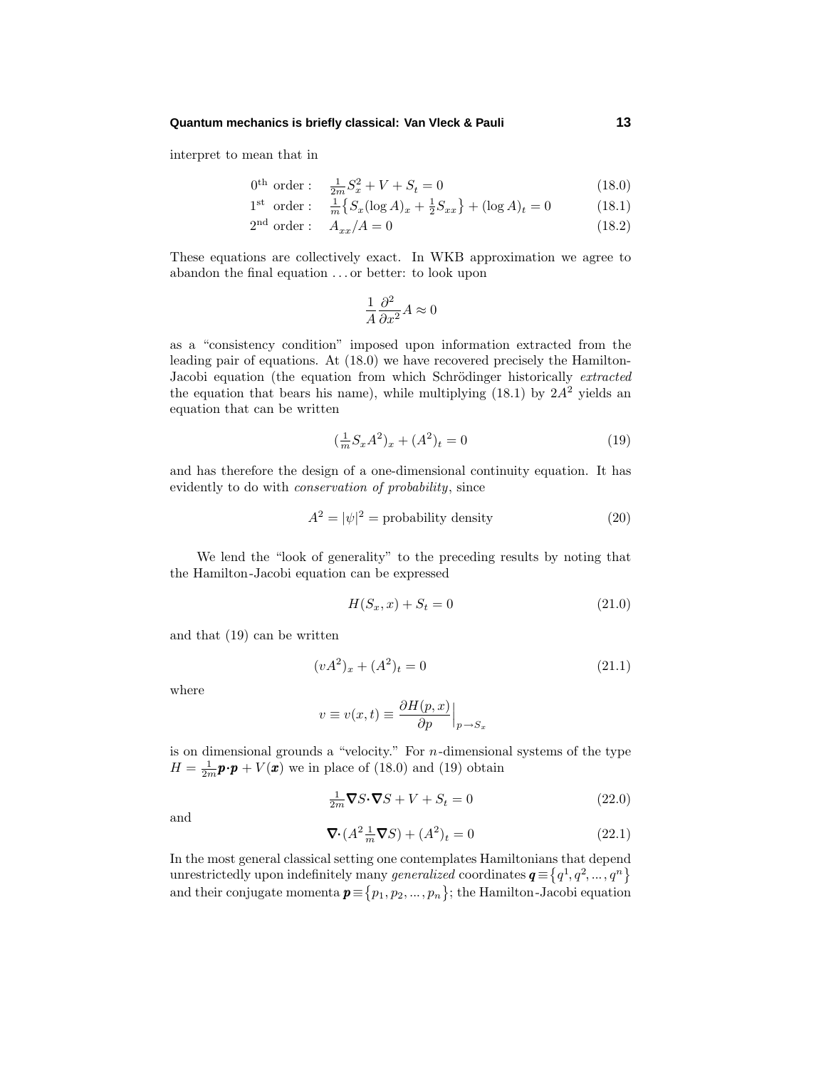interpret to mean that in

$$
\begin{aligned}
&0^{\text{th}}\ \text{order}: \quad \tfrac{1}{2m}S_x^2 + V + S_t = 0 &(18.0)\\
&1^{\text{st}}\ \text{order}: \quad \tfrac{1}{m}\big\{S_x(\log A)_x + \tfrac{1}{2}S_{xx}\big\} + (\log A)_t = 0 &(18.1)\\
&2^{\text{nd}}\ \text{order}: \quad A_{xx}/A = 0 &(18.2)
\end{aligned}
$$

These equations are collectively exact. In WKB approximation we agree to abandon the final equation ...or better: to look upon

$$
\frac{1}{A}\frac{\partial^2}{\partial x^2}A \approx 0
$$

as a "consistency condition" imposed upon information extracted from the leading pair of equations. At (18.0) we have recovered precisely the Hamilton-Jacobi equation (the equation from which Schrödinger historically *extracted* the equation that bears his name), while multiplying (18.1) by $2A^2$ yields an equation that can be written

$$
(\tfrac{1}{m}S_x A^2)_x + (A^2)_t = 0 \tag{19}
$$

and has therefore the design of a one-dimensional continuity equation. It has evidently to do with *conservation of probability*, since

$$
A^2 = |\psi|^2 = \text{probability density} \tag{20}
$$

We lend the "look of generality" to the preceding results by noting that the Hamilton-Jacobi equation can be expressed

$$
H(S_x, x) + S_t = 0 \tag{21.0}
$$

and that (19) can be written

$$
(vA^2)_x + (A^2)_t = 0 \tag{21.1}
$$

where

$$
v \equiv v(x,t) \equiv \frac{\partial H(p,x)}{\partial p}\Big|_{p\to S_x}
$$

is on dimensional grounds a "velocity." For $n$-dimensional systems of the type $H = \frac{1}{2m}\boldsymbol{p}\cdot\boldsymbol{p} + V(\boldsymbol{x})$ we in place of (18.0) and (19) obtain

$$
\tfrac{1}{2m}\boldsymbol{\nabla}S\cdot\boldsymbol{\nabla}S + V + S_t = 0 \tag{22.0}
$$

and

$$
\boldsymbol{\nabla}\cdot(A^2\tfrac{1}{m}\boldsymbol{\nabla}S) + (A^2)_t = 0 \tag{22.1}
$$

In the most general classical setting one contemplates Hamiltonians that depend unrestrictedly upon indefinitely many *generalized* coordinates $\boldsymbol{q}\equiv\{q^1, q^2, \ldots, q^n\}$ and their conjugate momenta $\boldsymbol{p}\equiv\{p_1, p_2, \ldots, p_n\}$; the Hamilton-Jacobi equation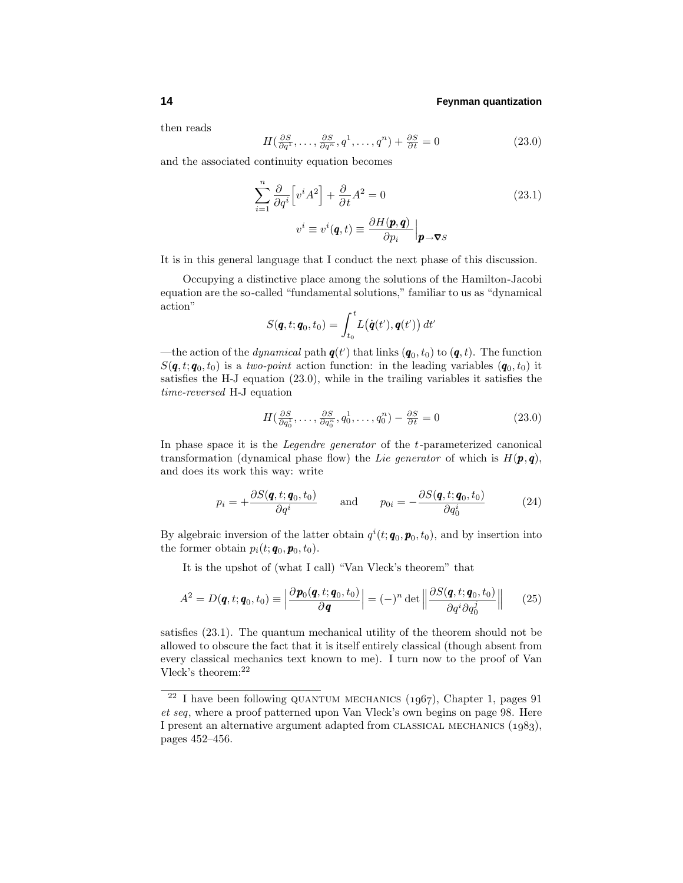then reads

$$H(\tfrac{\partial S}{\partial q^1},\ldots,\tfrac{\partial S}{\partial q^n},q^1,\ldots,q^n)+\tfrac{\partial S}{\partial t}=0 \tag{23.0}$$

and the associated continuity equation becomes

$$\sum_{i=1}^n \frac{\partial}{\partial q^i}\Big[v^i A^2\Big]+\frac{\partial}{\partial t}A^2=0 \tag{23.1}$$

$$v^i\equiv v^i(\boldsymbol{q},t)\equiv \frac{\partial H(\boldsymbol{p},\boldsymbol{q})}{\partial p_i}\Big|_{\boldsymbol{p}\to\boldsymbol{\nabla}S}$$

It is in this general language that I conduct the next phase of this discussion.

Occupying a distinctive place among the solutions of the Hamilton-Jacobi equation are the so-called "fundamental solutions," familiar to us as "dynamical action"

$$S(\boldsymbol{q},t;\boldsymbol{q}_0,t_0)=\int_{t_0}^t L\big(\dot{\boldsymbol{q}}(t'),\boldsymbol{q}(t')\big)\,dt'$$

—the action of the *dynamical* path $\boldsymbol{q}(t')$ that links $(\boldsymbol{q}_0,t_0)$ to $(\boldsymbol{q},t)$. The function $S(\boldsymbol{q},t;\boldsymbol{q}_0,t_0)$ is a *two-point* action function: in the leading variables $(\boldsymbol{q}_0,t_0)$ it satisfies the H-J equation (23.0), while in the trailing variables it satisfies the *time-reversed* H-J equation

$$H(\tfrac{\partial S}{\partial q_0^1},\ldots,\tfrac{\partial S}{\partial q_0^n},q_0^1,\ldots,q_0^n)-\tfrac{\partial S}{\partial t}=0 \tag{23.0}$$

In phase space it is the *Legendre generator* of the $t$-parameterized canonical transformation (dynamical phase flow) the *Lie generator* of which is $H(\boldsymbol{p},\boldsymbol{q})$, and does its work this way: write

$$p_i=+\frac{\partial S(\boldsymbol{q},t;\boldsymbol{q}_0,t_0)}{\partial q^i}\qquad\text{and}\qquad p_{0i}=-\frac{\partial S(\boldsymbol{q},t;\boldsymbol{q}_0,t_0)}{\partial q_0^i} \tag{24}$$

By algebraic inversion of the latter obtain $q^i(t;\boldsymbol{q}_0,\boldsymbol{p}_0,t_0)$, and by insertion into the former obtain $p_i(t;\boldsymbol{q}_0,\boldsymbol{p}_0,t_0)$.

It is the upshot of (what I call) "Van Vleck's theorem" that

$$A^2=D(\boldsymbol{q},t;\boldsymbol{q}_0,t_0)\equiv\Big|\frac{\partial \boldsymbol{p}_0(\boldsymbol{q},t;\boldsymbol{q}_0,t_0)}{\partial \boldsymbol{q}}\Big|=(-)^n\det\Big\|\frac{\partial S(\boldsymbol{q},t;\boldsymbol{q}_0,t_0)}{\partial q^i\partial q_0^j}\Big\| \tag{25}$$

satisfies (23.1). The quantum mechanical utility of the theorem should not be allowed to obscure the fact that it is itself entirely classical (though absent from every classical mechanics text known to me). I turn now to the proof of Van Vleck's theorem:[22]

---

[22] I have been following QUANTUM MECHANICS (1967), Chapter 1, pages 91 *et seq*, where a proof patterned upon Van Vleck's own begins on page 98. Here I present an alternative argument adapted from CLASSICAL MECHANICS (1983), pages 452–456.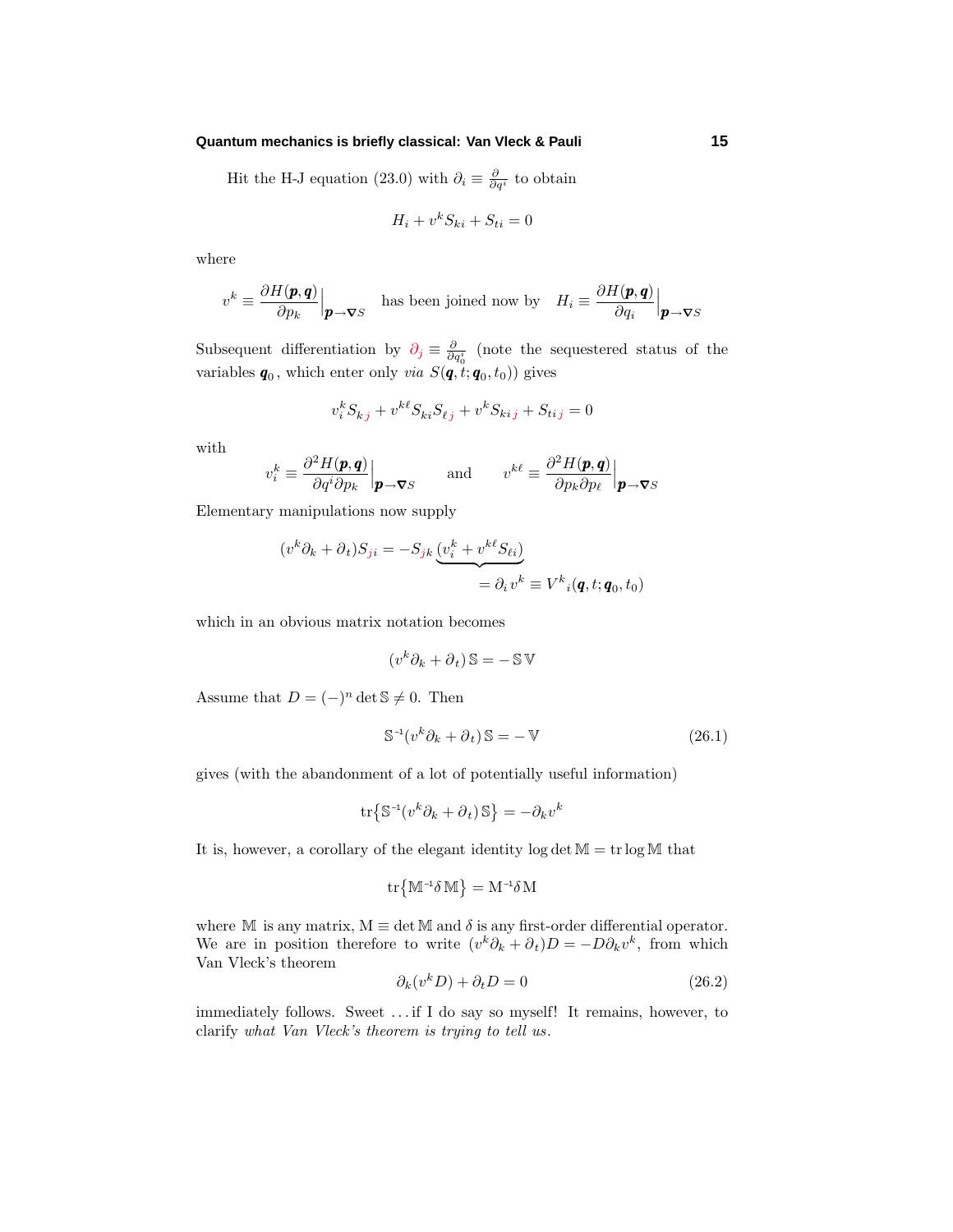Hit the H-J equation (23.0) with $\partial_i \equiv \frac{\partial}{\partial q^i}$ to obtain

$$H_i + v^k S_{ki} + S_{ti} = 0$$

where

$$v^k \equiv \frac{\partial H(\boldsymbol{p},\boldsymbol{q})}{\partial p_k}\Big|_{\boldsymbol{p}\to\boldsymbol{\nabla}S} \quad \text{has been joined now by} \quad H_i \equiv \frac{\partial H(\boldsymbol{p},\boldsymbol{q})}{\partial q_i}\Big|_{\boldsymbol{p}\to\boldsymbol{\nabla}S}$$

Subsequent differentiation by $\partial_j \equiv \frac{\partial}{\partial q_0^j}$ (note the sequestered status of the variables $\boldsymbol{q}_0$, which enter only *via* $S(\boldsymbol{q},t;\boldsymbol{q}_0,t_0)$) gives

$$v_i^k S_{kj} + v^{k\ell} S_{ki} S_{\ell j} + v^k S_{kij} + S_{tij} = 0$$

with

$$v_i^k \equiv \frac{\partial^2 H(\boldsymbol{p},\boldsymbol{q})}{\partial q^i \partial p_k}\Big|_{\boldsymbol{p}\to\boldsymbol{\nabla}S} \qquad \text{and} \qquad v^{k\ell} \equiv \frac{\partial^2 H(\boldsymbol{p},\boldsymbol{q})}{\partial p_k \partial p_\ell}\Big|_{\boldsymbol{p}\to\boldsymbol{\nabla}S}$$

Elementary manipulations now supply

$$(v^k\partial_k + \partial_t) S_{ji} = -S_{jk}\,\underbrace{(v_i^k + v^{k\ell}S_{\ell i})}_{= \partial_i v^k \equiv V^k{}_i(\boldsymbol{q},t;\boldsymbol{q}_0,t_0)}$$

which in an obvious matrix notation becomes

$$(v^k\partial_k + \partial_t)\,\mathbb{S} = -\,\mathbb{S}\,\mathbb{V}$$

Assume that $D = (-)^n \det \mathbb{S} \neq 0$. Then

$$\mathbb{S}^{-1}(v^k\partial_k + \partial_t)\,\mathbb{S} = -\,\mathbb{V} \tag{26.1}$$

gives (with the abandonment of a lot of potentially useful information)

$$\text{tr}\big\{\mathbb{S}^{-1}(v^k\partial_k + \partial_t)\,\mathbb{S}\big\} = -\partial_k v^k$$

It is, however, a corollary of the elegant identity $\log\det\mathbb{M} = \text{tr}\log\mathbb{M}$ that

$$\text{tr}\big\{\mathbb{M}^{-1}\delta\,\mathbb{M}\big\} = \text{M}^{-1}\delta\,\text{M}$$

where $\mathbb{M}$ is any matrix, $\text{M} \equiv \det\mathbb{M}$ and $\delta$ is any first-order differential operator. We are in position therefore to write $(v^k\partial_k + \partial_t)D = -D\partial_k v^k$, from which Van Vleck's theorem

$$\partial_k(v^k D) + \partial_t D = 0 \tag{26.2}$$

immediately follows. Sweet ... if I do say so myself! It remains, however, to clarify *what Van Vleck's theorem is trying to tell us*.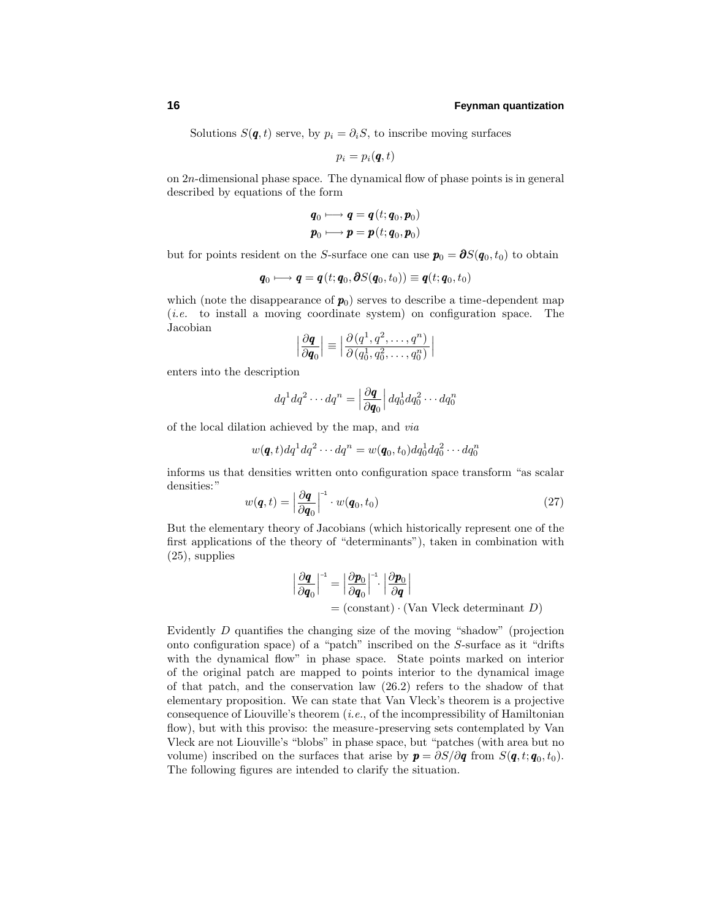Solutions $S(\boldsymbol{q},t)$ serve, by $p_i = \partial_i S$, to inscribe moving surfaces

$$p_i = p_i(\boldsymbol{q},t)$$

on $2n$-dimensional phase space. The dynamical flow of phase points is in general described by equations of the form

$$\begin{aligned}
\boldsymbol{q}_0 &\longmapsto \boldsymbol{q} = \boldsymbol{q}(t;\boldsymbol{q}_0,\boldsymbol{p}_0)\\
\boldsymbol{p}_0 &\longmapsto \boldsymbol{p} = \boldsymbol{p}(t;\boldsymbol{q}_0,\boldsymbol{p}_0)
\end{aligned}$$

but for points resident on the $S$-surface one can use $\boldsymbol{p}_0 = \boldsymbol{\partial} S(\boldsymbol{q}_0,t_0)$ to obtain

$$\boldsymbol{q}_0 \longmapsto \boldsymbol{q} = \boldsymbol{q}(t;\boldsymbol{q}_0,\boldsymbol{\partial} S(\boldsymbol{q}_0,t_0)) \equiv \boldsymbol{q}(t;\boldsymbol{q}_0,t_0)$$

which (note the disappearance of $\boldsymbol{p}_0$) serves to describe a time-dependent map (*i.e.* to install a moving coordinate system) on configuration space. The Jacobian

$$\Big|\frac{\partial \boldsymbol{q}}{\partial \boldsymbol{q}_0}\Big| \equiv \Big|\frac{\partial\,(q^1,q^2,\ldots,q^n)}{\partial\,(q_0^1,q_0^2,\ldots,q_0^n)}\Big|$$

enters into the description

$$dq^1dq^2\cdots dq^n = \Big|\frac{\partial \boldsymbol{q}}{\partial \boldsymbol{q}_0}\Big|\,dq_0^1dq_0^2\cdots dq_0^n$$

of the local dilation achieved by the map, and *via*

$$w(\boldsymbol{q},t)dq^1dq^2\cdots dq^n = w(\boldsymbol{q}_0,t_0)dq_0^1dq_0^2\cdots dq_0^n$$

informs us that densities written onto configuration space transform "as scalar densities:"

$$w(\boldsymbol{q},t) = \Big|\frac{\partial \boldsymbol{q}}{\partial \boldsymbol{q}_0}\Big|^{-1}\cdot w(\boldsymbol{q}_0,t_0) \tag{27}$$

But the elementary theory of Jacobians (which historically represent one of the first applications of the theory of "determinants"), taken in combination with (25), supplies

$$\begin{aligned}
\Big|\frac{\partial \boldsymbol{q}}{\partial \boldsymbol{q}_0}\Big|^{-1} &= \Big|\frac{\partial \boldsymbol{p}_0}{\partial \boldsymbol{q}_0}\Big|^{-1}\cdot\Big|\frac{\partial \boldsymbol{p}_0}{\partial \boldsymbol{q}}\Big|\\
&= (\text{constant})\cdot(\text{Van Vleck determinant } D)
\end{aligned}$$

Evidently $D$ quantifies the changing size of the moving "shadow" (projection onto configuration space) of a "patch" inscribed on the $S$-surface as it "drifts with the dynamical flow" in phase space. State points marked on interior of the original patch are mapped to points interior to the dynamical image of that patch, and the conservation law (26.2) refers to the shadow of that elementary proposition. We can state that Van Vleck's theorem is a projective consequence of Liouville's theorem (*i.e.*, of the incompressibility of Hamiltonian flow), but with this proviso: the measure-preserving sets contemplated by Van Vleck are not Liouville's "blobs" in phase space, but "patches (with area but no volume) inscribed on the surfaces that arise by $\boldsymbol{p} = \partial S/\partial \boldsymbol{q}$ from $S(\boldsymbol{q},t;\boldsymbol{q}_0,t_0)$. The following figures are intended to clarify the situation.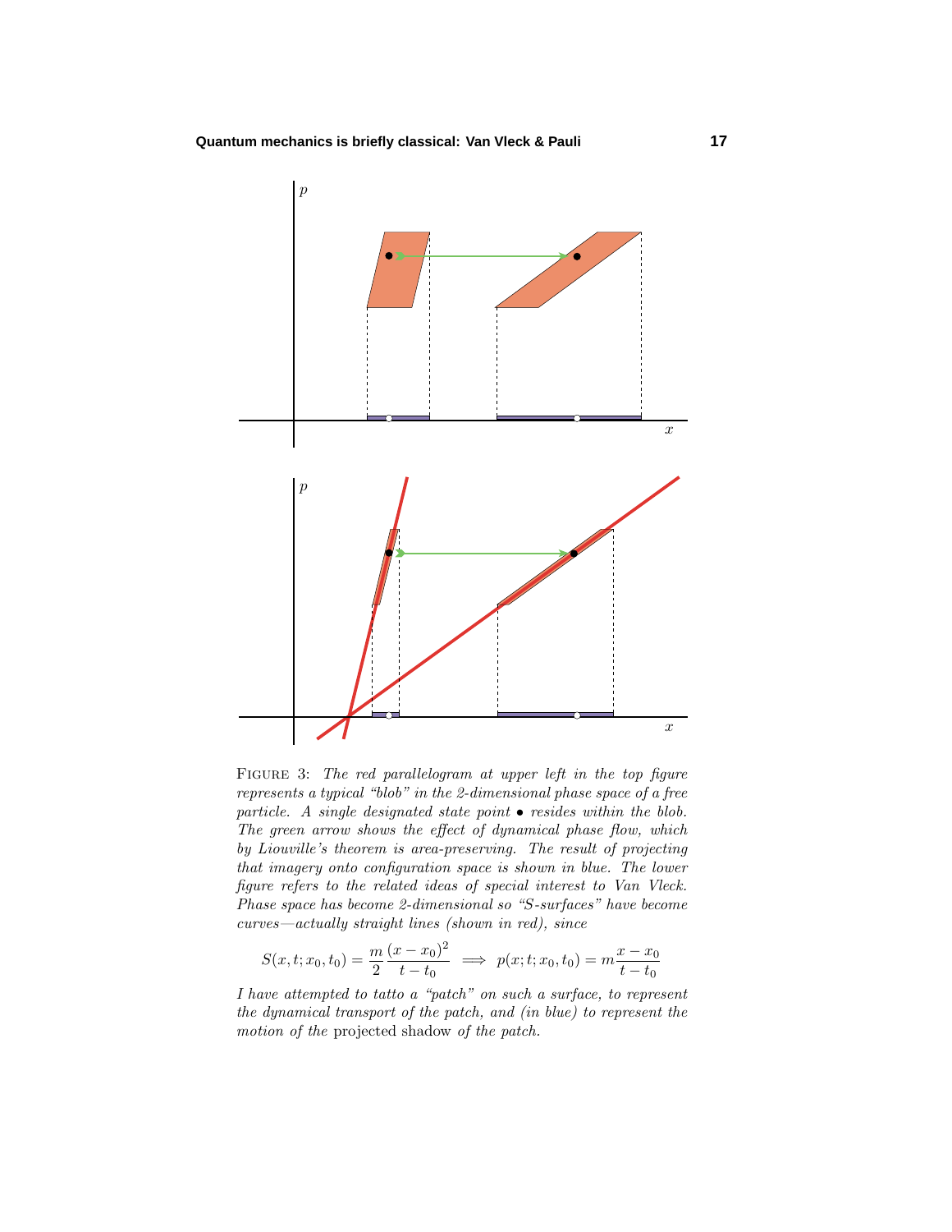FIGURE 3: *The red parallelogram at upper left in the top figure represents a typical "blob" in the 2-dimensional phase space of a free particle. A single designated state point* • *resides within the blob. The green arrow shows the effect of dynamical phase flow, which by Liouville's theorem is area-preserving. The result of projecting that imagery onto configuration space is shown in blue. The lower figure refers to the related ideas of special interest to Van Vleck. Phase space has become 2-dimensional so "S-surfaces" have become curves—actually straight lines (shown in red), since*

$$S(x,t;x_0,t_0) = \frac{m}{2}\frac{(x-x_0)^2}{t-t_0} \implies p(x;t;x_0,t_0) = m\frac{x-x_0}{t-t_0}$$

*I have attempted to tatto a "patch" on such a surface, to represent the dynamical transport of the patch, and (in blue) to represent the motion of the* projected shadow *of the patch.*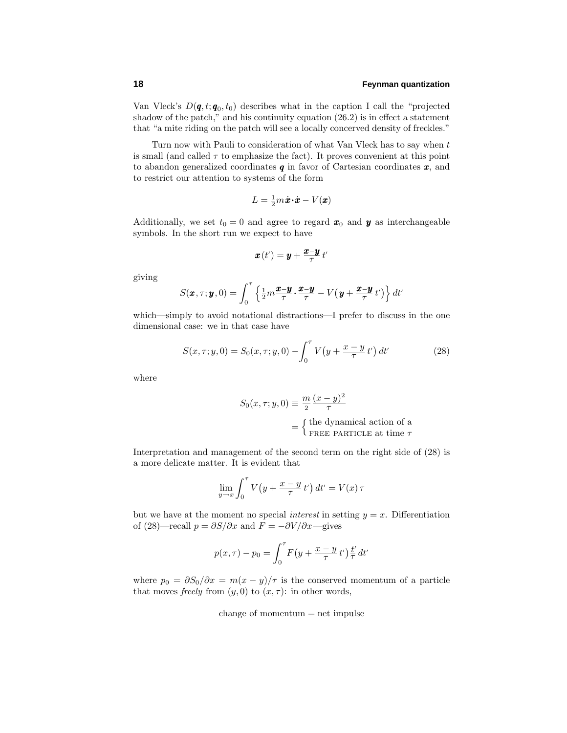Van Vleck's $D(\boldsymbol{q},t;\boldsymbol{q}_0,t_0)$ describes what in the caption I call the "projected shadow of the patch," and his continuity equation (26.2) is in effect a statement that "a mite riding on the patch will see a locally concerved density of freckles."

Turn now with Pauli to consideration of what Van Vleck has to say when $t$ is small (and called $\tau$ to emphasize the fact). It proves convenient at this point to abandon generalized coordinates $\boldsymbol{q}$ in favor of Cartesian coordinates $\boldsymbol{x}$, and to restrict our attention to systems of the form

$$L = \tfrac{1}{2}m\dot{\boldsymbol{x}}\cdot\dot{\boldsymbol{x}} - V(\boldsymbol{x})$$

Additionally, we set $t_0 = 0$ and agree to regard $\boldsymbol{x}_0$ and $\boldsymbol{y}$ as interchangeable symbols. In the short run we expect to have

$$\boldsymbol{x}(t') = \boldsymbol{y} + \frac{\boldsymbol{x}-\boldsymbol{y}}{\tau}\,t'$$

giving

$$S(\boldsymbol{x},\tau;\boldsymbol{y},0) = \int_0^\tau \Big\{\tfrac{1}{2}m\frac{\boldsymbol{x}-\boldsymbol{y}}{\tau}\cdot\frac{\boldsymbol{x}-\boldsymbol{y}}{\tau} - V\big(\boldsymbol{y}+\frac{\boldsymbol{x}-\boldsymbol{y}}{\tau}\,t'\big)\Big\}\,dt'$$

which—simply to avoid notational distractions—I prefer to discuss in the one dimensional case: we in that case have

$$S(x,\tau;y,0) = S_0(x,\tau;y,0) - \int_0^\tau V\big(y+\frac{x-y}{\tau}\,t'\big)\,dt' \tag{28}$$

where

$$\begin{aligned} S_0(x,\tau;y,0) &\equiv \frac{m}{2}\frac{(x-y)^2}{\tau} \\ &= \Big\{\begin{array}{l}\text{the dynamical action of a}\\ \text{FREE PARTICLE at time } \tau\end{array} \end{aligned}$$

Interpretation and management of the second term on the right side of (28) is a more delicate matter. It is evident that

$$\lim_{y\to x}\int_0^\tau V\big(y+\frac{x-y}{\tau}\,t'\big)\,dt' = V(x)\,\tau$$

but we have at the moment no special *interest* in setting $y = x$. Differentiation of (28)—recall $p = \partial S/\partial x$ and $F = -\partial V/\partial x$—gives

$$p(x,\tau) - p_0 = \int_0^\tau F\big(y+\frac{x-y}{\tau}\,t'\big)\,\frac{t'}{\tau}\,dt'$$

where $p_0 = \partial S_0/\partial x = m(x-y)/\tau$ is the conserved momentum of a particle that moves *freely* from $(y,0)$ to $(x,\tau)$: in other words,

$$\text{change of momentum} = \text{net impulse}$$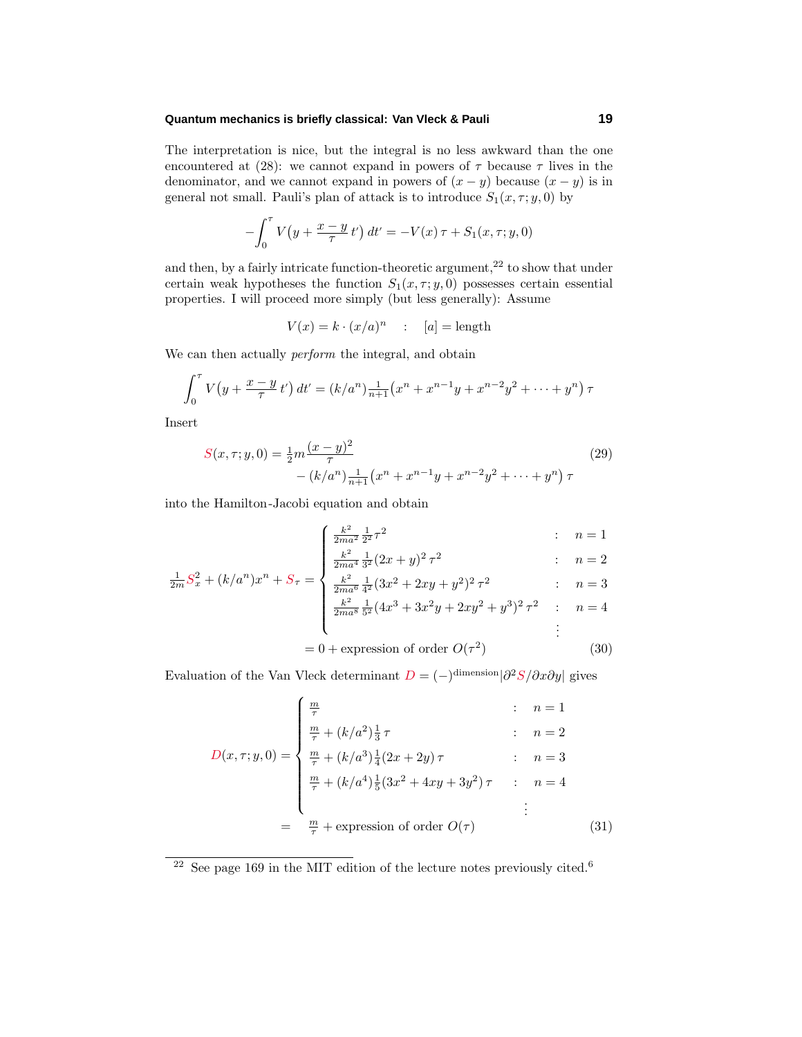The interpretation is nice, but the integral is no less awkward than the one encountered at (28): we cannot expand in powers of $\tau$ because $\tau$ lives in the denominator, and we cannot expand in powers of $(x-y)$ because $(x-y)$ is in general not small. Pauli's plan of attack is to introduce $S_1(x,\tau;y,0)$ by

$$-\int_0^\tau V\big(y+\frac{x-y}{\tau}\,t'\big)\,dt' = -V(x)\,\tau + S_1(x,\tau;y,0)$$

and then, by a fairly intricate function-theoretic argument,[22] to show that under certain weak hypotheses the function $S_1(x,\tau;y,0)$ possesses certain essential properties. I will proceed more simply (but less generally): Assume

$$V(x) = k\cdot(x/a)^n \quad : \quad [a] = \text{length}$$

We can then actually *perform* the integral, and obtain

$$\int_0^\tau V\big(y+\frac{x-y}{\tau}\,t'\big)\,dt' = (k/a^n)\tfrac{1}{n+1}\big(x^n + x^{n-1}y + x^{n-2}y^2 + \cdots + y^n\big)\,\tau$$

Insert

$$\begin{aligned} S(x,\tau;y,0) &= \tfrac{1}{2}m\frac{(x-y)^2}{\tau} \\ &\quad - (k/a^n)\tfrac{1}{n+1}\big(x^n + x^{n-1}y + x^{n-2}y^2 + \cdots + y^n\big)\,\tau \end{aligned} \tag{29}$$

into the Hamilton-Jacobi equation and obtain

$$\begin{aligned} \tfrac{1}{2m}S_x^2 + (k/a^n)x^n + S_\tau &= \begin{cases} \frac{k^2}{2ma^2}\,\frac{1}{2^2}\,\tau^2 & : \quad n=1 \\ \frac{k^2}{2ma^4}\,\frac{1}{3^2}(2x+y)^2\,\tau^2 & : \quad n=2 \\ \frac{k^2}{2ma^6}\,\frac{1}{4^2}(3x^2+2xy+y^2)^2\,\tau^2 & : \quad n=3 \\ \frac{k^2}{2ma^8}\,\frac{1}{5^2}(4x^3+3x^2y+2xy^2+y^3)^2\,\tau^2 & : \quad n=4 \\ & \quad\;\vdots \end{cases} \\ &= 0 + \text{expression of order } O(\tau^2) \end{aligned} \tag{30}$$

Evaluation of the Van Vleck determinant $D = (-)^{\text{dimension}}|\partial^2 S/\partial x\partial y|$ gives

$$\begin{aligned} D(x,\tau;y,0) &= \begin{cases} \frac{m}{\tau} & : \quad n=1 \\ \frac{m}{\tau} + (k/a^2)\frac{1}{3}\,\tau & : \quad n=2 \\ \frac{m}{\tau} + (k/a^3)\frac{1}{4}(2x+2y)\,\tau & : \quad n=3 \\ \frac{m}{\tau} + (k/a^4)\frac{1}{5}(3x^2+4xy+3y^2)\,\tau & : \quad n=4 \\ & \quad\;\vdots \end{cases} \\ &= \quad \frac{m}{\tau} + \text{expression of order } O(\tau) \end{aligned} \tag{31}$$

---

[22] See page 169 in the MIT edition of the lecture notes previously cited.[6]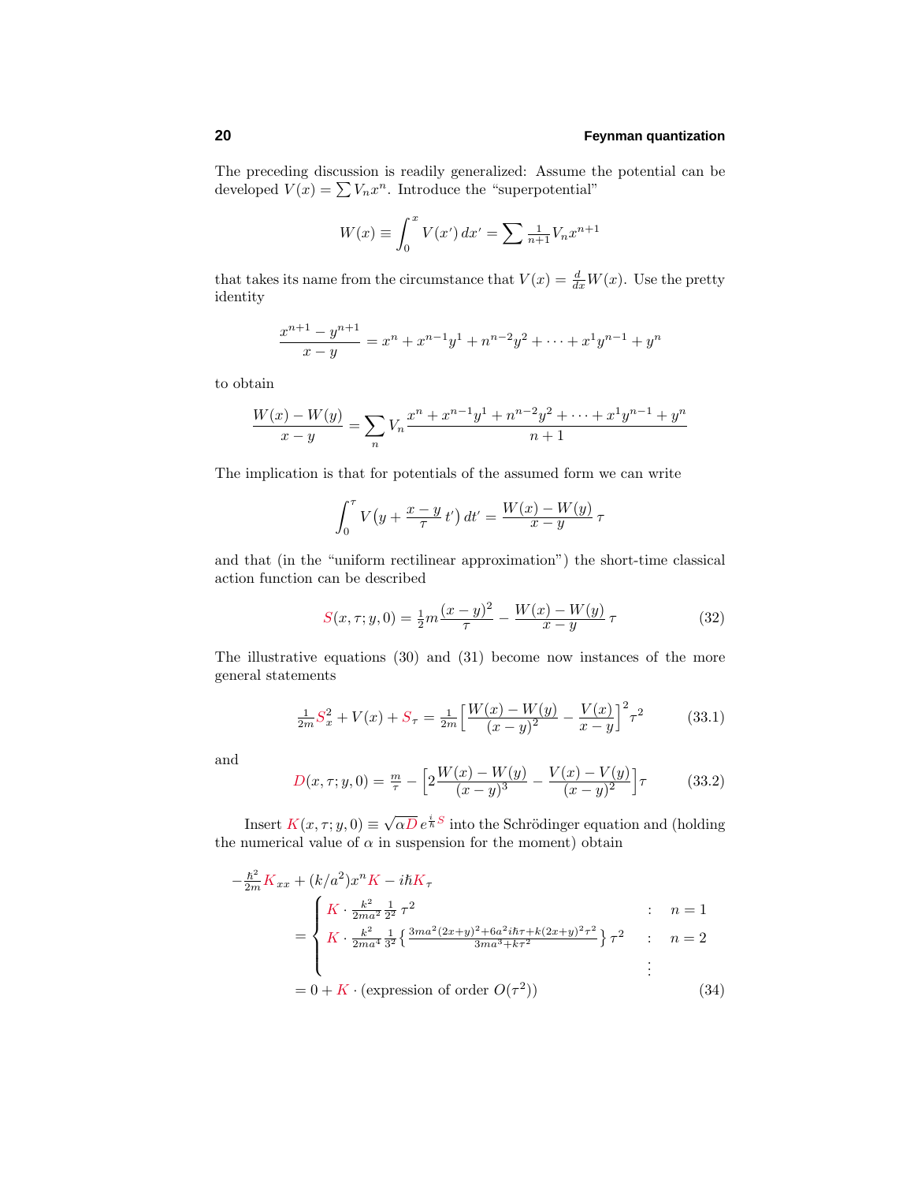The preceding discussion is readily generalized: Assume the potential can be developed $V(x) = \sum V_n x^n$. Introduce the "superpotential"

$$W(x) \equiv \int_0^x V(x')\,dx' = \sum \tfrac{1}{n+1} V_n x^{n+1}$$

that takes its name from the circumstance that $V(x) = \frac{d}{dx}W(x)$. Use the pretty identity

$$\frac{x^{n+1} - y^{n+1}}{x - y} = x^n + x^{n-1}y^1 + n^{n-2}y^2 + \cdots + x^1 y^{n-1} + y^n$$

to obtain

$$\frac{W(x) - W(y)}{x - y} = \sum_n V_n \frac{x^n + x^{n-1}y^1 + n^{n-2}y^2 + \cdots + x^1 y^{n-1} + y^n}{n+1}$$

The implication is that for potentials of the assumed form we can write

$$\int_0^\tau V\big(y + \frac{x-y}{\tau}\,t'\big)\,dt' = \frac{W(x) - W(y)}{x - y}\,\tau$$

and that (in the "uniform rectilinear approximation") the short-time classical action function can be described

$$S(x, \tau; y, 0) = \tfrac{1}{2}m\frac{(x-y)^2}{\tau} - \frac{W(x) - W(y)}{x - y}\,\tau \tag{32}$$

The illustrative equations (30) and (31) become now instances of the more general statements

$$\tfrac{1}{2m}S_x^2 + V(x) + S_\tau = \tfrac{1}{2m}\Big[\frac{W(x) - W(y)}{(x-y)^2} - \frac{V(x)}{x-y}\Big]^2\tau^2 \tag{33.1}$$

and

$$D(x, \tau; y, 0) = \tfrac{m}{\tau} - \Big[2\frac{W(x) - W(y)}{(x-y)^3} - \frac{V(x) - V(y)}{(x-y)^2}\Big]\tau \tag{33.2}$$

Insert $K(x, \tau; y, 0) \equiv \sqrt{\alpha D}\,e^{\frac{i}{\hbar}S}$ into the Schrödinger equation and (holding the numerical value of $\alpha$ in suspension for the moment) obtain

$$
\begin{aligned}
-\tfrac{\hbar^2}{2m}&K_{xx} + (k/a^2)x^n K - i\hbar K_\tau \\
&= \begin{cases}
K \cdot \frac{k^2}{2ma^2}\,\frac{1}{2^2}\,\tau^2 & : \quad n = 1 \\
K \cdot \frac{k^2}{2ma^4}\,\frac{1}{3^2}\Big\{\frac{3ma^2(2x+y)^2 + 6a^2 i\hbar\tau + k(2x+y)^2\tau^2}{3ma^3 + k\tau^2}\Big\}\,\tau^2 & : \quad n = 2 \\
 & \quad\ \vdots
\end{cases} \\
&= 0 + K \cdot (\text{expression of order } O(\tau^2))
\end{aligned}
\tag{34}
$$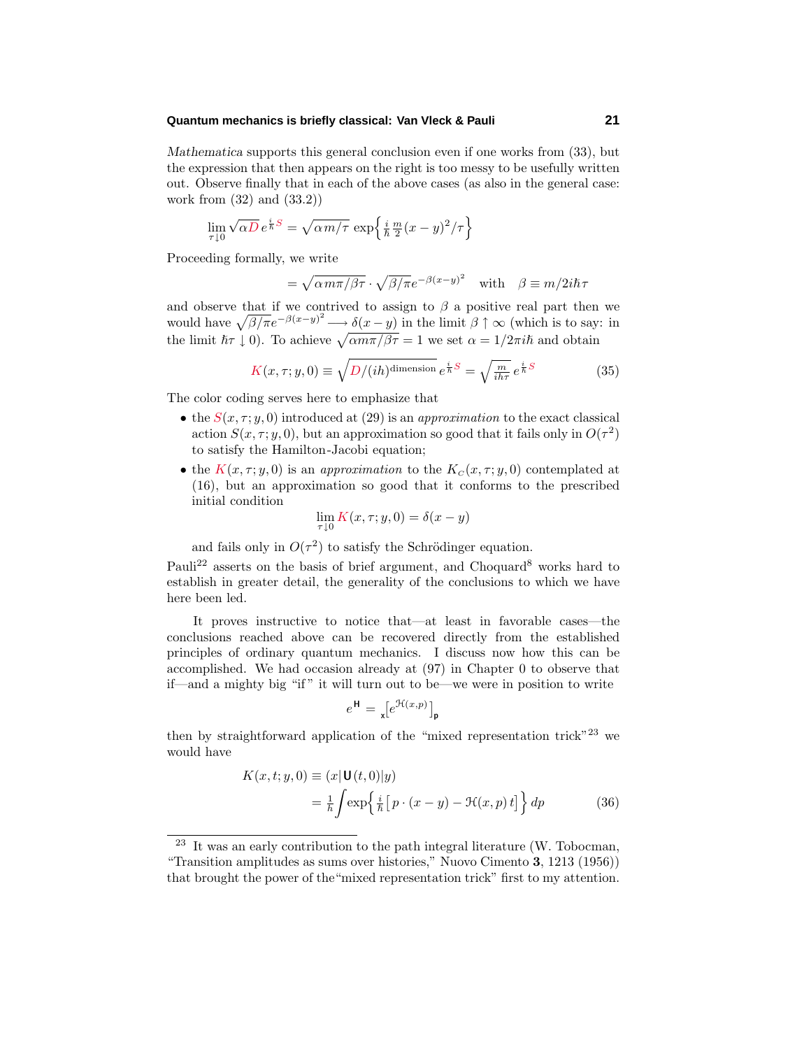*Mathematica* supports this general conclusion even if one works from (33), but the expression that then appears on the right is too messy to be usefully written out. Observe finally that in each of the above cases (as also in the general case: work from (32) and (33.2))

$$\lim_{\tau\downarrow 0}\sqrt{\alpha D}\,e^{\frac{i}{\hbar}S} = \sqrt{\alpha m/\tau}\,\exp\Bigl\{\tfrac{i}{\hbar}\tfrac{m}{2}(x-y)^2/\tau\Bigr\}$$

Proceeding formally, we write

$$= \sqrt{\alpha m\pi/\beta\tau}\cdot\sqrt{\beta/\pi}e^{-\beta(x-y)^2} \quad\text{with}\quad \beta\equiv m/2i\hbar\tau$$

and observe that if we contrived to assign to $\beta$ a positive real part then we would have $\sqrt{\beta/\pi}e^{-\beta(x-y)^2}\longrightarrow\delta(x-y)$ in the limit $\beta\uparrow\infty$ (which is to say: in the limit $\hbar\tau\downarrow 0$). To achieve $\sqrt{\alpha m\pi/\beta\tau}=1$ we set $\alpha=1/2\pi i\hbar$ and obtain

$$K(x,\tau;y,0)\equiv\sqrt{D/(ih)^{\text{dimension}}}\,e^{\frac{i}{\hbar}S} = \sqrt{\tfrac{m}{ih\tau}}\,e^{\frac{i}{\hbar}S} \tag{35}$$

The color coding serves here to emphasize that

- the $S(x,\tau;y,0)$ introduced at (29) is an *approximation* to the exact classical action $S(x,\tau;y,0)$, but an approximation so good that it fails only in $O(\tau^2)$ to satisfy the Hamilton-Jacobi equation;
- the $K(x,\tau;y,0)$ is an *approximation* to the $K_C(x,\tau;y,0)$ contemplated at (16), but an approximation so good that it conforms to the prescribed initial condition

$$\lim_{\tau\downarrow 0}K(x,\tau;y,0)=\delta(x-y)$$

  and fails only in $O(\tau^2)$ to satisfy the Schrödinger equation.

Pauli[22] asserts on the basis of brief argument, and Choquard[8] works hard to establish in greater detail, the generality of the conclusions to which we have here been led.

It proves instructive to notice that—at least in favorable cases—the conclusions reached above can be recovered directly from the established principles of ordinary quantum mechanics. I discuss now how this can be accomplished. We had occasion already at (97) in Chapter 0 to observe that if—and a mighty big "if" it will turn out to be—we were in position to write

$$e^{\mathbf{H}} = {}_{\mathbf{x}}\bigl[e^{\mathcal{H}(x,p)}\bigr]_{\mathbf{p}}$$

then by straightforward application of the "mixed representation trick"[23] we would have

$$\begin{aligned}K(x,t;y,0) &\equiv (x|\,\mathbf{U}(t,0)|y)\\ &= \tfrac{1}{h}\int\exp\Bigl\{\tfrac{i}{\hbar}\bigl[\,p\cdot(x-y)-\mathcal{H}(x,p)\,t\bigr]\Bigr\}\,dp\end{aligned} \tag{36}$$

[23] It was an early contribution to the path integral literature (W. Tobocman, "Transition amplitudes as sums over histories," Nuovo Cimento **3**, 1213 (1956)) that brought the power of the "mixed representation trick" first to my attention.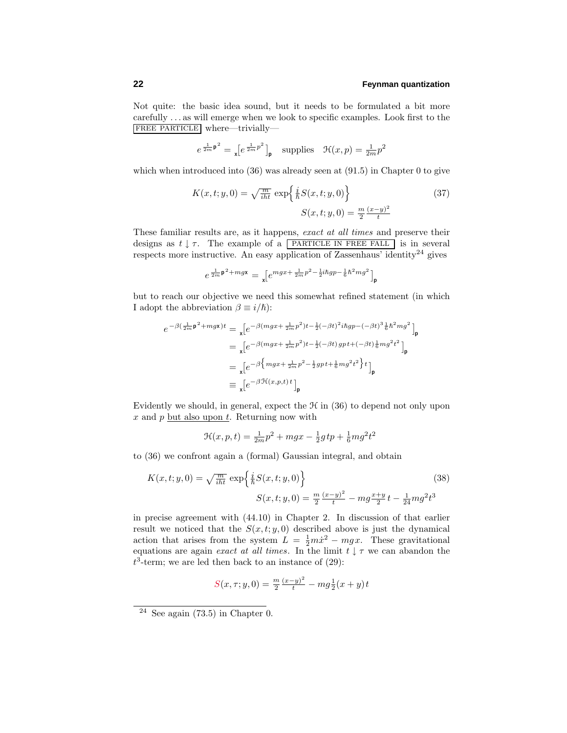Not quite: the basic idea sound, but it needs to be formulated a bit more carefully . . . as will emerge when we look to specific examples. Look first to the FREE PARTICLE where—trivially—

$$e^{\frac{1}{2m}\mathsf{p}^2} = {}_{\mathsf{x}}\Big[e^{\frac{1}{2m}p^2}\Big]_{\mathsf{p}} \quad \text{supplies} \quad \mathcal{H}(x,p) = \tfrac{1}{2m}p^2$$

which when introduced into (36) was already seen at (91.5) in Chapter 0 to give

$$K(x,t;y,0) = \sqrt{\tfrac{m}{iht}}\,\exp\Big\{\tfrac{i}{\hbar}S(x,t;y,0)\Big\} \tag{37}$$
$$S(x,t;y,0) = \tfrac{m}{2}\tfrac{(x-y)^2}{t}$$

These familiar results are, as it happens, *exact at all times* and preserve their designs as $t \downarrow \tau$. The example of a PARTICLE IN FREE FALL is in several respects more instructive. An easy application of Zassenhaus' identity[24] gives

$$e^{\frac{1}{2m}\mathsf{p}^2 + mg\mathsf{x}} = {}_{\mathsf{x}}\Big[e^{mgx + \frac{1}{2m}p^2 - \frac{1}{2}i\hbar gp - \frac{1}{6}\hbar^2 mg^2}\Big]_{\mathsf{p}}$$

but to reach our objective we need this somewhat refined statement (in which I adopt the abbreviation $\beta \equiv i/\hbar$):

$$\begin{aligned}
e^{-\beta(\frac{1}{2m}\mathsf{p}^2 + mg\mathsf{x})t} &= {}_{\mathsf{x}}\Big[e^{-\beta(mgx + \frac{1}{2m}p^2)t - \frac{1}{2}(-\beta t)^2 i\hbar gp - (-\beta t)^3\frac{1}{6}\hbar^2 mg^2}\Big]_{\mathsf{p}} \\
&= {}_{\mathsf{x}}\Big[e^{-\beta(mgx + \frac{1}{2m}p^2)t - \frac{1}{2}(-\beta t)\,gp\,t + (-\beta t)\frac{1}{6}mg^2t^2}\Big]_{\mathsf{p}} \\
&= {}_{\mathsf{x}}\Big[e^{-\beta\big\{mgx + \frac{1}{2m}p^2 - \frac{1}{2}gp\,t + \frac{1}{6}mg^2t^2\big\}t}\Big]_{\mathsf{p}} \\
&\equiv {}_{\mathsf{x}}\Big[e^{-\beta\mathcal{H}(x,p,t)\,t}\Big]_{\mathsf{p}}
\end{aligned}$$

Evidently we should, in general, expect the $\mathcal{H}$ in (36) to depend not only upon $x$ and $p$ but also upon $t$. Returning now with

$$\mathcal{H}(x,p,t) = \tfrac{1}{2m}p^2 + mgx - \tfrac{1}{2}g\,tp + \tfrac{1}{6}mg^2t^2$$

to (36) we confront again a (formal) Gaussian integral, and obtain

$$K(x,t;y,0) = \sqrt{\tfrac{m}{iht}}\,\exp\Big\{\tfrac{i}{\hbar}S(x,t;y,0)\Big\} \tag{38}$$
$$S(x,t;y,0) = \tfrac{m}{2}\tfrac{(x-y)^2}{t} - mg\tfrac{x+y}{2}\,t - \tfrac{1}{24}mg^2t^3$$

in precise agreement with (44.10) in Chapter 2. In discussion of that earlier result we noticed that the $S(x,t;y,0)$ described above is just the dynamical action that arises from the system $L = \frac{1}{2}m\dot{x}^2 - mgx$. These gravitational equations are again *exact at all times*. In the limit $t \downarrow \tau$ we can abandon the $t^3$-term; we are led then back to an instance of (29):

$$S(x,\tau;y,0) = \tfrac{m}{2}\tfrac{(x-y)^2}{t} - mg\tfrac{1}{2}(x+y)t$$

---

[24] See again (73.5) in Chapter 0.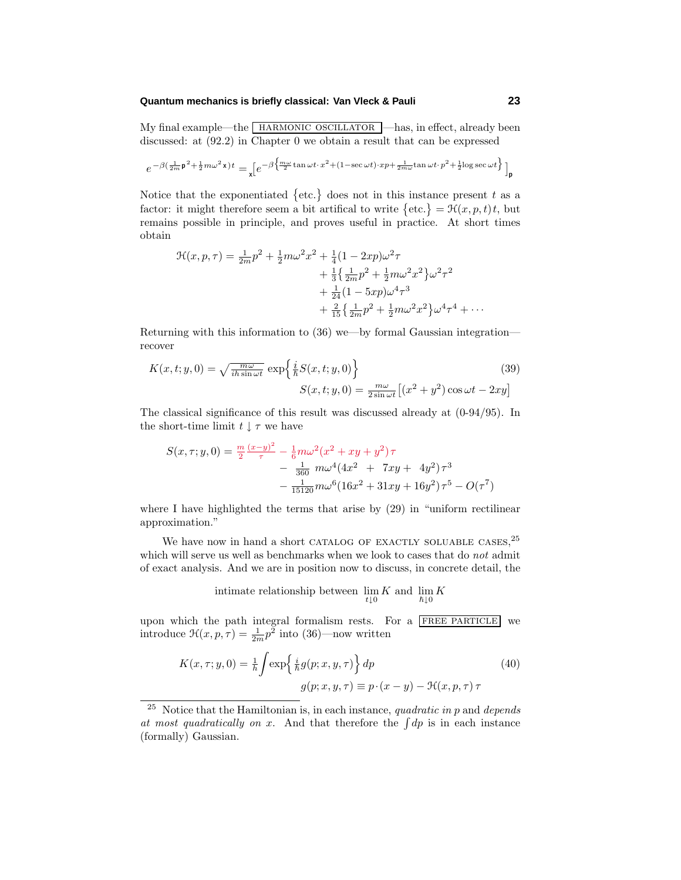My final example—the HARMONIC OSCILLATOR —has, in effect, already been discussed: at (92.2) in Chapter 0 we obtain a result that can be expressed

$$e^{-\beta(\frac{1}{2m}\mathsf{p}^2+\frac{1}{2}m\omega^2\mathsf{x})t} = {}_{\mathsf{x}}\Big[e^{-\beta\left\{\frac{m\omega}{2}\tan\omega t\cdot x^2+(1-\sec\omega t)\cdot xp+\frac{1}{2m\omega}\tan\omega t\cdot p^2+\frac{1}{2}\log\sec\omega t\right\}}\Big]_{\mathsf{p}}$$

Notice that the exponentiated $\{\text{etc.}\}$ does not in this instance present $t$ as a factor: it might therefore seem a bit artifical to write $\{\text{etc.}\} = \mathcal{H}(x,p,t)\,t$, but remains possible in principle, and proves useful in practice. At short times obtain

$$\begin{aligned}
\mathcal{H}(x,p,\tau) = \tfrac{1}{2m}p^2 + \tfrac{1}{2}m\omega^2x^2 &+ \tfrac{1}{4}(1-2xp)\omega^2\tau \\
&+ \tfrac{1}{3}\big\{\tfrac{1}{2m}p^2 + \tfrac{1}{2}m\omega^2x^2\big\}\omega^2\tau^2 \\
&+ \tfrac{1}{24}(1-5xp)\omega^4\tau^3 \\
&+ \tfrac{2}{15}\big\{\tfrac{1}{2m}p^2 + \tfrac{1}{2}m\omega^2x^2\big\}\omega^4\tau^4 + \cdots
\end{aligned}$$

Returning with this information to (36) we—by formal Gaussian integration—recover

$$\begin{aligned}
K(x,t;y,0) &= \sqrt{\tfrac{m\omega}{ih\sin\omega t}}\,\exp\Big\{\tfrac{i}{\hbar}S(x,t;y,0)\Big\} \\
S(x,t;y,0) &= \tfrac{m\omega}{2\sin\omega t}\big[(x^2+y^2)\cos\omega t - 2xy\big]
\end{aligned}\tag{39}$$

The classical significance of this result was discussed already at (0-94/95). In the short-time limit $t\downarrow\tau$ we have

$$\begin{aligned}
S(x,\tau;y,0) = \tfrac{m}{2}\tfrac{(x-y)^2}{\tau} - \tfrac{1}{6}m\omega^2(x^2+xy+y^2)\,\tau& \\
- \tfrac{1}{360}\,m\omega^4(4x^2 + 7xy + 4y^2)\,\tau^3& \\
- \tfrac{1}{15120}m\omega^6(16x^2+31xy+16y^2)\,\tau^5 - O(\tau^7)&
\end{aligned}$$

where I have highlighted the terms that arise by (29) in "uniform rectilinear approximation."

We have now in hand a short CATALOG OF EXACTLY SOLUABLE CASES,[25] which will serve us well as benchmarks when we look to cases that do *not* admit of exact analysis. And we are in position now to discuss, in concrete detail, the

$$\text{intimate relationship between } \lim_{t\downarrow 0}K \text{ and } \lim_{\hbar\downarrow 0}K$$

upon which the path integral formalism rests. For a FREE PARTICLE we introduce $\mathcal{H}(x,p,\tau) = \frac{1}{2m}p^2$ into (36)—now written

$$\begin{aligned}
K(x,\tau;y,0) &= \tfrac{1}{h}\int\exp\Big\{\tfrac{i}{\hbar}g(p;x,y,\tau)\Big\}\,dp \\
g(p;x,y,\tau) &\equiv p\cdot(x-y) - \mathcal{H}(x,p,\tau)\,\tau
\end{aligned}\tag{40}$$

---

[25] Notice that the Hamiltonian is, in each instance, *quadratic in* $p$ and *depends at most quadratically on* $x$. And that therefore the $\int dp$ is in each instance (formally) Gaussian.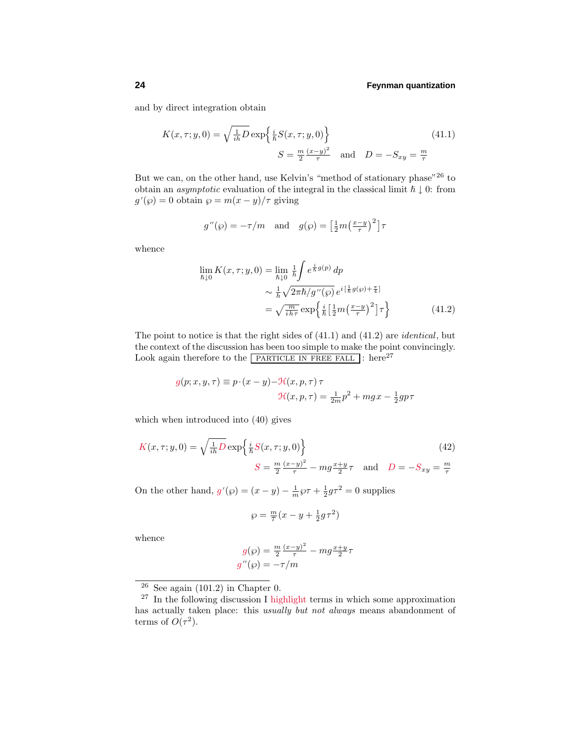and by direct integration obtain

$$K(x,\tau;y,0) = \sqrt{\tfrac{1}{ih}D}\,\exp\Big\{\tfrac{i}{\hbar}S(x,\tau;y,0)\Big\} \tag{41.1}$$

$$S = \tfrac{m}{2}\tfrac{(x-y)^2}{\tau} \quad\text{and}\quad D = -S_{xy} = \tfrac{m}{\tau}$$

But we can, on the other hand, use Kelvin's "method of stationary phase"[26] to obtain an *asymptotic* evaluation of the integral in the classical limit $\hbar \downarrow 0$: from $g'(\wp) = 0$ obtain $\wp = m(x-y)/\tau$ giving

$$g''(\wp) = -\tau/m \quad\text{and}\quad g(\wp) = \big[\tfrac{1}{2}m\big(\tfrac{x-y}{\tau}\big)^2\big]\tau$$

whence

$$\begin{aligned}
\lim_{\hbar\downarrow 0} K(x,\tau;y,0) &= \lim_{\hbar\downarrow 0} \tfrac{1}{h}\int e^{\frac{i}{\hbar}g(p)}\,dp \\
&\sim \tfrac{1}{h}\sqrt{2\pi\hbar/g''(\wp)}\,e^{i\left[\frac{1}{\hbar}g(\wp)+\frac{\pi}{4}\right]} \\
&= \sqrt{\tfrac{m}{ih\tau}}\,\exp\Big\{\tfrac{i}{\hbar}\big[\tfrac{1}{2}m\big(\tfrac{x-y}{\tau}\big)^2\big]\tau\Big\}
\end{aligned} \tag{41.2}$$

The point to notice is that the right sides of (41.1) and (41.2) are *identical*, but the context of the discussion has been too simple to make the point convincingly. Look again therefore to the PARTICLE IN FREE FALL : here[27]

$$g(p;x,y,\tau) \equiv p\cdot(x-y) - \mathcal{H}(x,p,\tau)\,\tau$$

$$\mathcal{H}(x,p,\tau) = \tfrac{1}{2m}p^2 + mgx - \tfrac{1}{2}gp\tau$$

which when introduced into (40) gives

$$K(x,\tau;y,0) = \sqrt{\tfrac{1}{ih}D}\,\exp\Big\{\tfrac{i}{\hbar}S(x,\tau;y,0)\Big\} \tag{42}$$

$$S = \tfrac{m}{2}\tfrac{(x-y)^2}{\tau} - mg\tfrac{x+y}{2}\tau \quad\text{and}\quad D = -S_{xy} = \tfrac{m}{\tau}$$

On the other hand, $g'(\wp) = (x-y) - \frac{1}{m}\wp\tau + \frac{1}{2}g\tau^2 = 0$ supplies

$$\wp = \tfrac{m}{\tau}(x - y + \tfrac{1}{2}g\tau^2)$$

whence

$$\begin{aligned}
g(\wp) &= \tfrac{m}{2}\tfrac{(x-y)^2}{\tau} - mg\tfrac{x+y}{2}\tau \\
g''(\wp) &= -\tau/m
\end{aligned}$$

---

[26] See again (101.2) in Chapter 0.

[27] In the following discussion I highlight terms in which some approximation has actually taken place: this *usually but not always* means abandonment of terms of $O(\tau^2)$.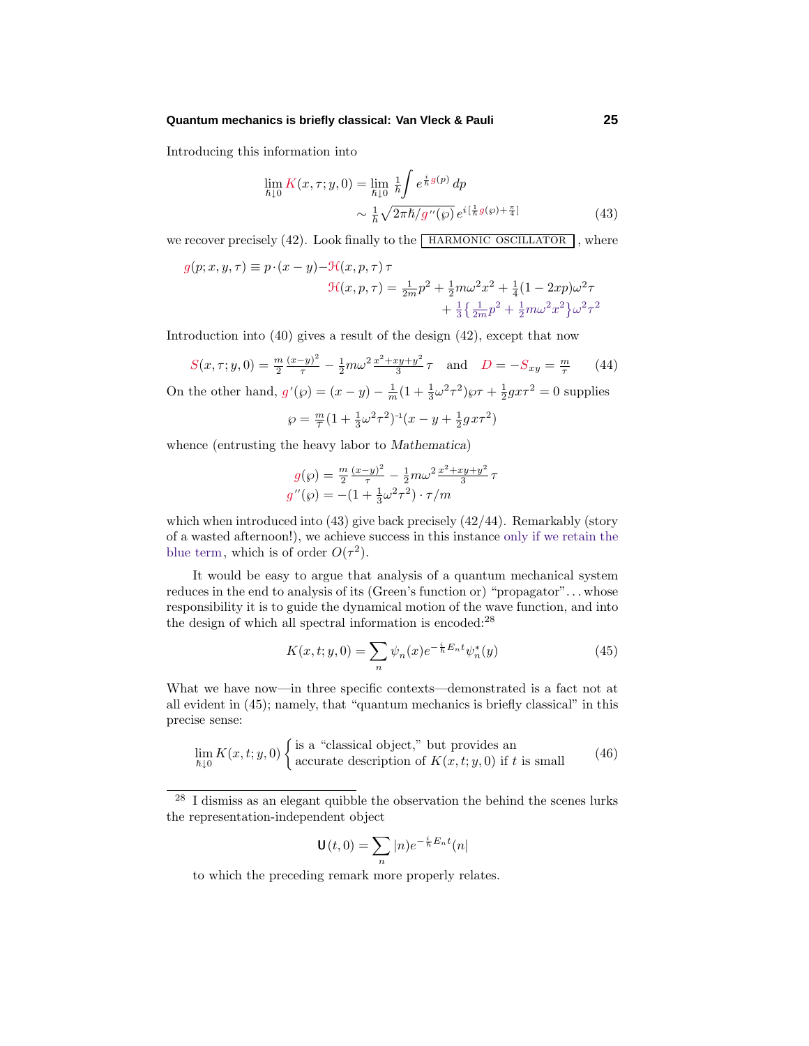Introducing this information into

$$
\begin{aligned}
\lim_{\hbar\downarrow 0} K(x,\tau;y,0) &= \lim_{\hbar\downarrow 0} \tfrac{1}{h}\int e^{\frac{i}{\hbar}g(p)}\,dp \\
&\sim \tfrac{1}{h}\sqrt{2\pi\hbar/g''(\wp)}\,e^{i\left[\frac{1}{\hbar}g(\wp)+\frac{\pi}{4}\right]}
\end{aligned}
\tag{43}
$$

we recover precisely (42). Look finally to the HARMONIC OSCILLATOR, where

$$
\begin{aligned}
g(p;x,y,\tau) &\equiv p\cdot(x-y) - \mathcal{H}(x,p,\tau)\,\tau \\
\mathcal{H}(x,p,\tau) &= \tfrac{1}{2m}p^2 + \tfrac{1}{2}m\omega^2x^2 + \tfrac{1}{4}(1-2xp)\omega^2\tau \\
&\quad + \tfrac{1}{3}\big\{\tfrac{1}{2m}p^2 + \tfrac{1}{2}m\omega^2x^2\big\}\omega^2\tau^2
\end{aligned}
$$

Introduction into (40) gives a result of the design (42), except that now

$$
S(x,\tau;y,0) = \tfrac{m}{2}\tfrac{(x-y)^2}{\tau} - \tfrac{1}{2}m\omega^2\tfrac{x^2+xy+y^2}{3}\,\tau \quad\text{and}\quad D = -S_{xy} = \tfrac{m}{\tau} \tag{44}
$$

On the other hand, $g'(\wp) = (x-y) - \frac{1}{m}(1+\frac{1}{3}\omega^2\tau^2)\wp\tau + \frac{1}{2}gx\tau^2 = 0$ supplies

$$
\wp = \tfrac{m}{\tau}(1+\tfrac{1}{3}\omega^2\tau^2)^{-1}(x-y+\tfrac{1}{2}gx\tau^2)
$$

whence (entrusting the heavy labor to *Mathematica*)

$$
\begin{aligned}
g(\wp) &= \tfrac{m}{2}\tfrac{(x-y)^2}{\tau} - \tfrac{1}{2}m\omega^2\tfrac{x^2+xy+y^2}{3}\,\tau \\
g''(\wp) &= -(1+\tfrac{1}{3}\omega^2\tau^2)\cdot\tau/m
\end{aligned}
$$

which when introduced into (43) give back precisely (42/44). Remarkably (story of a wasted afternoon!), we achieve success in this instance only if we retain the blue term, which is of order $O(\tau^2)$.

It would be easy to argue that analysis of a quantum mechanical system reduces in the end to analysis of its (Green's function or) "propagator"…whose responsibility it is to guide the dynamical motion of the wave function, and into the design of which all spectral information is encoded:[28]

$$
K(x,t;y,0) = \sum_n \psi_n(x)e^{-\frac{i}{\hbar}E_nt}\psi_n^*(y) \tag{45}
$$

What we have now—in three specific contexts—demonstrated is a fact not at all evident in (45); namely, that "quantum mechanics is briefly classical" in this precise sense:

$$
\lim_{\hbar\downarrow 0} K(x,t;y,0)\begin{cases}\text{is a "classical object," but provides an}\\ \text{accurate description of } K(x,t;y,0) \text{ if } t \text{ is small}\end{cases} \tag{46}
$$

---

[28] I dismiss as an elegant quibble the observation the behind the scenes lurks the representation-independent object

$$
\mathbf{U}(t,0) = \sum_n |n)e^{-\frac{i}{\hbar}E_nt}(n|
$$

to which the preceding remark more properly relates.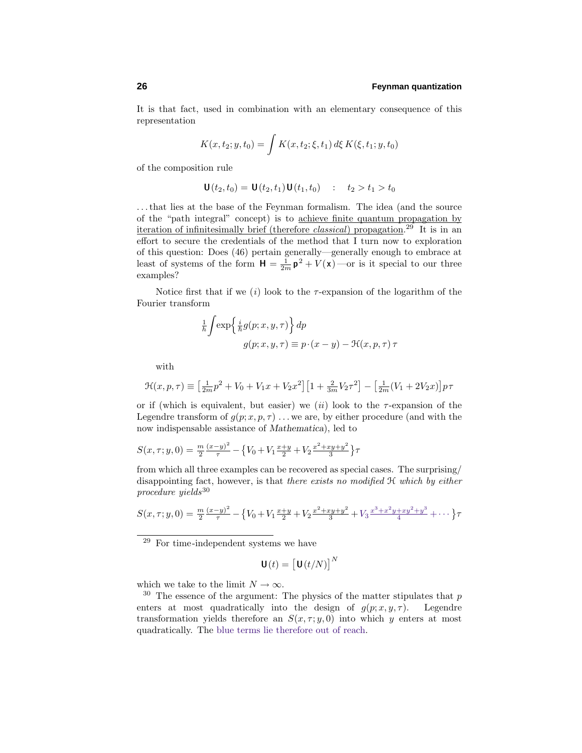It is that fact, used in combination with an elementary consequence of this representation

$$K(x,t_2;y,t_0) = \int K(x,t_2;\xi,t_1)\,d\xi\,K(\xi,t_1;y,t_0)$$

of the composition rule

$$\mathbf{U}(t_2,t_0) = \mathbf{U}(t_2,t_1)\,\mathbf{U}(t_1,t_0) \quad : \quad t_2 > t_1 > t_0$$

. . . that lies at the base of the Feynman formalism. The idea (and the source of the "path integral" concept) is to <u>achieve finite quantum propagation by iteration of infinitesimally brief (therefore *classical*) propagation</u>.[29] It is in an effort to secure the credentials of the method that I turn now to exploration of this question: Does (46) pertain generally—generally enough to embrace at least of systems of the form $\mathbf{H} = \frac{1}{2m}\mathbf{p}^2 + V(\mathbf{x})$—or is it special to our three examples?

Notice first that if we $(i)$ look to the $\tau$-expansion of the logarithm of the Fourier transform

$$\tfrac{1}{h}\int \exp\Big\{\tfrac{i}{\hbar}g(p;x,y,\tau)\Big\}\,dp$$
$$g(p;x,y,\tau) \equiv p\cdot(x-y) - \mathcal{H}(x,p,\tau)\,\tau$$

with

$$\mathcal{H}(x,p,\tau) \equiv \big[\tfrac{1}{2m}p^2 + V_0 + V_1 x + V_2 x^2\big]\big[1 + \tfrac{2}{3m}V_2\tau^2\big] - \big[\tfrac{1}{2m}(V_1 + 2V_2 x)\big]p\tau$$

or if (which is equivalent, but easier) we $(ii)$ look to the $\tau$-expansion of the Legendre transform of $g(p;x,p,\tau)$ . . . we are, by either procedure (and with the now indispensable assistance of *Mathematica*), led to

$$S(x,\tau;y,0) = \tfrac{m}{2}\tfrac{(x-y)^2}{\tau} - \big\{V_0 + V_1\tfrac{x+y}{2} + V_2\tfrac{x^2+xy+y^2}{3}\big\}\tau$$

from which all three examples can be recovered as special cases. The surprising/disappointing fact, however, is that *there exists no modified* $\mathcal{H}$ *which by either procedure yields*[30]

$$S(x,\tau;y,0) = \tfrac{m}{2}\tfrac{(x-y)^2}{\tau} - \big\{V_0 + V_1\tfrac{x+y}{2} + V_2\tfrac{x^2+xy+y^2}{3} + V_3\tfrac{x^3+x^2y+xy^2+y^3}{4} + \cdots\big\}\tau$$

---

[29] For time-independent systems we have

$$\mathbf{U}(t) = \big[\mathbf{U}(t/N)\big]^N$$

which we take to the limit $N \to \infty$.

[30] The essence of the argument: The physics of the matter stipulates that $p$ enters at most quadratically into the design of $g(p;x,y,\tau)$. Legendre transformation yields therefore an $S(x,\tau;y,0)$ into which $y$ enters at most quadratically. The blue terms lie therefore out of reach.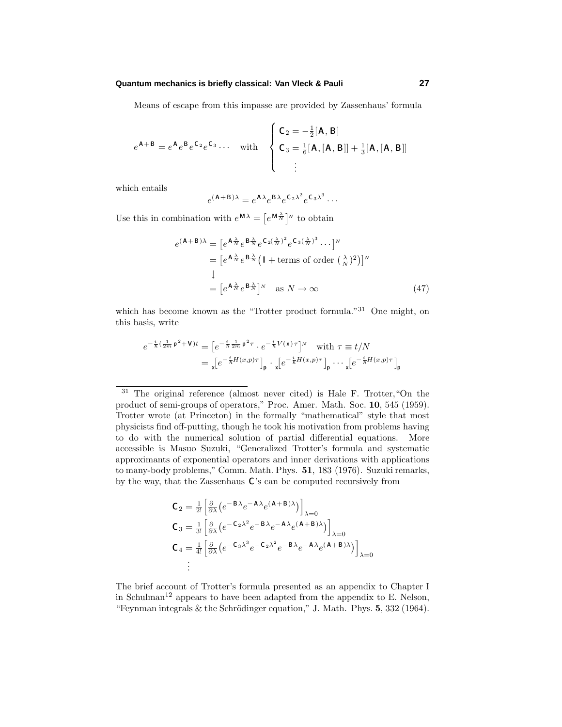Means of escape from this impasse are provided by Zassenhaus' formula

$$e^{\mathsf{A}+\mathsf{B}} = e^{\mathsf{A}} e^{\mathsf{B}} e^{\mathsf{C}_2} e^{\mathsf{C}_3} \cdots \quad \text{with} \quad \begin{cases} \mathsf{C}_2 = -\frac{1}{2}[\mathsf{A}, \mathsf{B}] \\ \mathsf{C}_3 = \frac{1}{6}[\mathsf{A}, [\mathsf{A}, \mathsf{B}]] + \frac{1}{3}[\mathsf{A}, [\mathsf{A}, \mathsf{B}]] \\ \quad \vdots \end{cases}$$

which entails

$$e^{(\mathsf{A}+\mathsf{B})\lambda} = e^{\mathsf{A}\lambda} e^{\mathsf{B}\lambda} e^{\mathsf{C}_2\lambda^2} e^{\mathsf{C}_3\lambda^3} \cdots$$

Use this in combination with $e^{\mathsf{M}\lambda} = \left[e^{\mathsf{M}\frac{\lambda}{N}}\right]^N$ to obtain

$$\begin{aligned} e^{(\mathsf{A}+\mathsf{B})\lambda} &= \left[e^{\mathsf{A}\frac{\lambda}{N}} e^{\mathsf{B}\frac{\lambda}{N}} e^{\mathsf{C}_2(\frac{\lambda}{N})^2} e^{\mathsf{C}_3(\frac{\lambda}{N})^3} \cdots\right]^N \\ &= \left[e^{\mathsf{A}\frac{\lambda}{N}} e^{\mathsf{B}\frac{\lambda}{N}} \left(\mathsf{I} + \text{terms of order } (\tfrac{\lambda}{N})^2\right)\right]^N \\ &\downarrow \\ &= \left[e^{\mathsf{A}\frac{\lambda}{N}} e^{\mathsf{B}\frac{\lambda}{N}}\right]^N \quad \text{as } N \to \infty \end{aligned} \tag{47}$$

which has become known as the "Trotter product formula."[31] One might, on this basis, write

$$\begin{aligned} e^{-\frac{i}{\hbar}(\frac{1}{2m}\mathsf{p}^2 + \mathsf{V})t} &= \left[e^{-\frac{i}{\hbar}\frac{1}{2m}\mathsf{p}^2\tau} \cdot e^{-\frac{i}{\hbar}V(\mathsf{x})\tau}\right]^N \quad \text{with } \tau \equiv t/N \\ &= {}_{\mathsf{x}}\!\left[e^{-\frac{i}{\hbar}H(x,p)\tau}\right]_{\mathsf{p}} \cdot {}_{\mathsf{x}}\!\left[e^{-\frac{i}{\hbar}H(x,p)\tau}\right]_{\mathsf{p}} \cdots {}_{\mathsf{x}}\!\left[e^{-\frac{i}{\hbar}H(x,p)\tau}\right]_{\mathsf{p}} \end{aligned}$$

---

[31] The original reference (almost never cited) is Hale F. Trotter, "On the product of semi-groups of operators," Proc. Amer. Math. Soc. **10**, 545 (1959). Trotter wrote (at Princeton) in the formally "mathematical" style that most physicists find off-putting, though he took his motivation from problems having to do with the numerical solution of partial differential equations. More accessible is Masuo Suzuki, "Generalized Trotter's formula and systematic approximants of exponential operators and inner derivations with applications to many-body problems," Comm. Math. Phys. **51**, 183 (1976). Suzuki remarks, by the way, that the Zassenhaus $\mathsf{C}$'s can be computed recursively from

$$\begin{aligned} \mathsf{C}_2 &= \frac{1}{2!}\left[\frac{\partial}{\partial\lambda}\left(e^{-\mathsf{B}\lambda} e^{-\mathsf{A}\lambda} e^{(\mathsf{A}+\mathsf{B})\lambda}\right)\right]_{\lambda=0} \\ \mathsf{C}_3 &= \frac{1}{3!}\left[\frac{\partial}{\partial\lambda}\left(e^{-\mathsf{C}_2\lambda^2} e^{-\mathsf{B}\lambda} e^{-\mathsf{A}\lambda} e^{(\mathsf{A}+\mathsf{B})\lambda}\right)\right]_{\lambda=0} \\ \mathsf{C}_4 &= \frac{1}{4!}\left[\frac{\partial}{\partial\lambda}\left(e^{-\mathsf{C}_3\lambda^3} e^{-\mathsf{C}_2\lambda^2} e^{-\mathsf{B}\lambda} e^{-\mathsf{A}\lambda} e^{(\mathsf{A}+\mathsf{B})\lambda}\right)\right]_{\lambda=0} \\ &\ \ \vdots \end{aligned}$$

The brief account of Trotter's formula presented as an appendix to Chapter I in Schulman[12] appears to have been adapted from the appendix to E. Nelson, "Feynman integrals & the Schrödinger equation," J. Math. Phys. **5**, 332 (1964).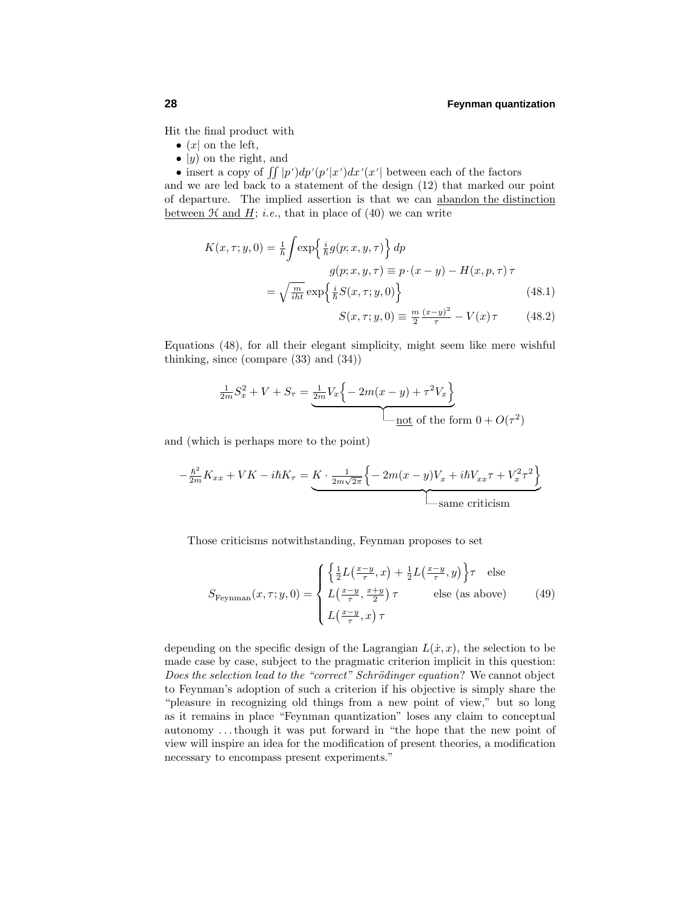Hit the final product with

- $(x|$ on the left,
- $|y)$ on the right, and
- insert a copy of $\iint |p')dp'(p'|x')dx'(x'|$ between each of the factors

and we are led back to a statement of the design (12) that marked our point of departure. The implied assertion is that we can <u>abandon the distinction between $\mathcal{H}$ and $H$</u>; *i.e.*, that in place of (40) we can write

$$
\begin{aligned}
K(x,\tau;y,0) &= \tfrac{1}{h}\int \exp\Big\{\tfrac{i}{\hbar}g(p;x,y,\tau)\Big\}\,dp \\
&\qquad g(p;x,y,\tau) \equiv p\cdot(x-y) - H(x,p,\tau)\,\tau \\
&= \sqrt{\tfrac{m}{iht}}\exp\Big\{\tfrac{i}{\hbar}S(x,\tau;y,0)\Big\} \qquad (48.1) \\
&\qquad S(x,\tau;y,0) \equiv \tfrac{m}{2}\tfrac{(x-y)^2}{\tau} - V(x)\,\tau \qquad (48.2)
\end{aligned}
$$

Equations (48), for all their elegant simplicity, might seem like mere wishful thinking, since (compare (33) and (34))

$$
\tfrac{1}{2m}S_x^2 + V + S_\tau = \underbrace{\tfrac{1}{2m}V_x\Big\{-2m(x-y) + \tau^2 V_x\Big\}}_{\text{\underline{not} of the form } 0 + O(\tau^2)}
$$

and (which is perhaps more to the point)

$$
-\tfrac{\hbar^2}{2m}K_{xx} + VK - i\hbar K_\tau = \underbrace{K\cdot\tfrac{1}{2m\sqrt{2\pi}}\Big\{-2m(x-y)V_x + i\hbar V_{xx}\tau + V_x^2\tau^2\Big\}}_{\text{same criticism}}
$$

Those criticisms notwithstanding, Feynman proposes to set

$$
S_{\text{Feynman}}(x,\tau;y,0) = \begin{cases} \Big\{\tfrac{1}{2}L\big(\tfrac{x-y}{\tau},x\big) + \tfrac{1}{2}L\big(\tfrac{x-y}{\tau},y\big)\Big\}\tau & \text{else} \\ L\big(\tfrac{x-y}{\tau},\tfrac{x+y}{2}\big)\,\tau & \text{else (as above)} \\ L\big(\tfrac{x-y}{\tau},x\big)\,\tau \end{cases} \qquad (49)
$$

depending on the specific design of the Lagrangian $L(\dot{x},x)$, the selection to be made case by case, subject to the pragmatic criterion implicit in this question: *Does the selection lead to the "correct" Schrödinger equation*? We cannot object to Feynman's adoption of such a criterion if his objective is simply share the "pleasure in recognizing old things from a new point of view," but so long as it remains in place "Feynman quantization" loses any claim to conceptual autonomy ... though it was put forward in "the hope that the new point of view will inspire an idea for the modification of present theories, a modification necessary to encompass present experiments."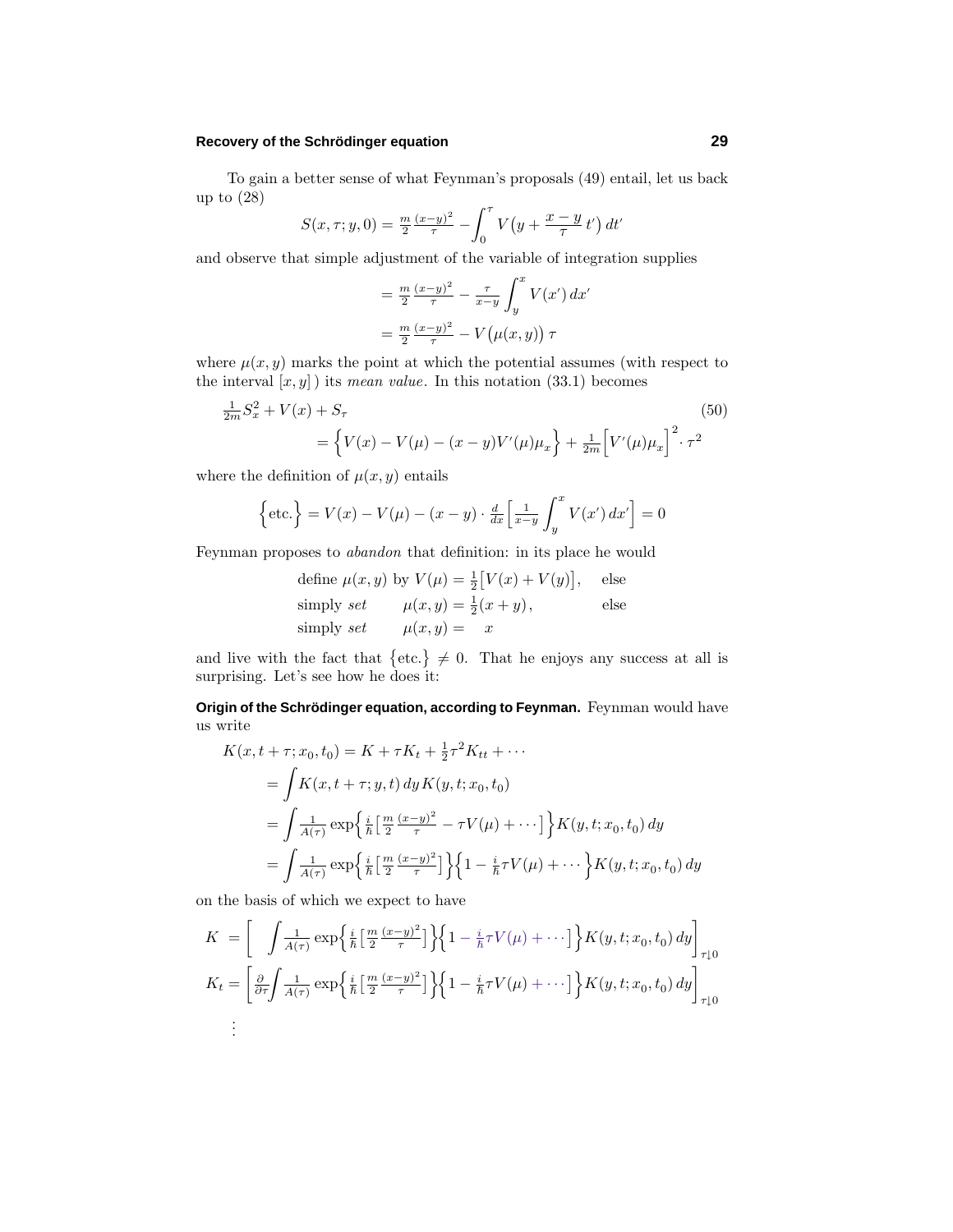To gain a better sense of what Feynman's proposals (49) entail, let us back up to (28)

$$S(x,\tau;y,0) = \tfrac{m}{2}\tfrac{(x-y)^2}{\tau} - \int_0^\tau V\big(y + \frac{x-y}{\tau}\,t'\big)\,dt'$$

and observe that simple adjustment of the variable of integration supplies

$$\begin{aligned}
&= \tfrac{m}{2}\tfrac{(x-y)^2}{\tau} - \tfrac{\tau}{x-y}\int_y^x V(x')\,dx' \\
&= \tfrac{m}{2}\tfrac{(x-y)^2}{\tau} - V\big(\mu(x,y)\big)\,\tau
\end{aligned}$$

where $\mu(x,y)$ marks the point at which the potential assumes (with respect to the interval $[x,y]$) its *mean value*. In this notation (33.1) becomes

$$\begin{aligned}
&\tfrac{1}{2m}S_x^2 + V(x) + S_\tau \\
&\quad= \Big\{V(x) - V(\mu) - (x-y)V'(\mu)\mu_x\Big\} + \tfrac{1}{2m}\Big[V'(\mu)\mu_x\Big]^2\cdot\tau^2
\end{aligned} \tag{50}$$

where the definition of $\mu(x,y)$ entails

$$\Big\{\text{etc.}\Big\} = V(x) - V(\mu) - (x-y)\cdot\tfrac{d}{dx}\Big[\tfrac{1}{x-y}\int_y^x V(x')\,dx'\Big] = 0$$

Feynman proposes to *abandon* that definition: in its place he would

$$\begin{array}{lll}
\text{define } \mu(x,y) \text{ by } V(\mu) = \tfrac{1}{2}\big[V(x)+V(y)\big], & & \text{else}\\
\text{simply } \textit{set} \quad \mu(x,y) = \tfrac{1}{2}(x+y), & & \text{else}\\
\text{simply } \textit{set} \quad \mu(x,y) = \;\; x & &
\end{array}$$

and live with the fact that $\{\text{etc.}\} \neq 0$. That he enjoys any success at all is surprising. Let's see how he does it:

**Origin of the Schrödinger equation, according to Feynman.** Feynman would have us write

$$\begin{aligned}
K(x,t+\tau;x_0,t_0) &= K + \tau K_t + \tfrac{1}{2}\tau^2 K_{tt} + \cdots \\
&= \int K(x,t+\tau;y,t)\,dy\,K(y,t;x_0,t_0) \\
&= \int \tfrac{1}{A(\tau)}\exp\Big\{\tfrac{i}{\hbar}\big[\tfrac{m}{2}\tfrac{(x-y)^2}{\tau} - \tau V(\mu) + \cdots\big]\Big\}K(y,t;x_0,t_0)\,dy \\
&= \int \tfrac{1}{A(\tau)}\exp\Big\{\tfrac{i}{\hbar}\big[\tfrac{m}{2}\tfrac{(x-y)^2}{\tau}\big]\Big\}\Big\{1 - \tfrac{i}{\hbar}\tau V(\mu) + \cdots\Big\}K(y,t;x_0,t_0)\,dy
\end{aligned}$$

on the basis of which we expect to have

$$\begin{aligned}
K\; &= \Big[\quad\int \tfrac{1}{A(\tau)}\exp\Big\{\tfrac{i}{\hbar}\big[\tfrac{m}{2}\tfrac{(x-y)^2}{\tau}\big]\Big\}\Big\{1 - \tfrac{i}{\hbar}\tau V(\mu) + \cdots\Big\}K(y,t;x_0,t_0)\,dy\Big]_{\tau\downarrow 0} \\
K_t &= \Big[\tfrac{\partial}{\partial\tau}\int \tfrac{1}{A(\tau)}\exp\Big\{\tfrac{i}{\hbar}\big[\tfrac{m}{2}\tfrac{(x-y)^2}{\tau}\big]\Big\}\Big\{1 - \tfrac{i}{\hbar}\tau V(\mu) + \cdots\Big\}K(y,t;x_0,t_0)\,dy\Big]_{\tau\downarrow 0} \\
&\;\;\vdots
\end{aligned}$$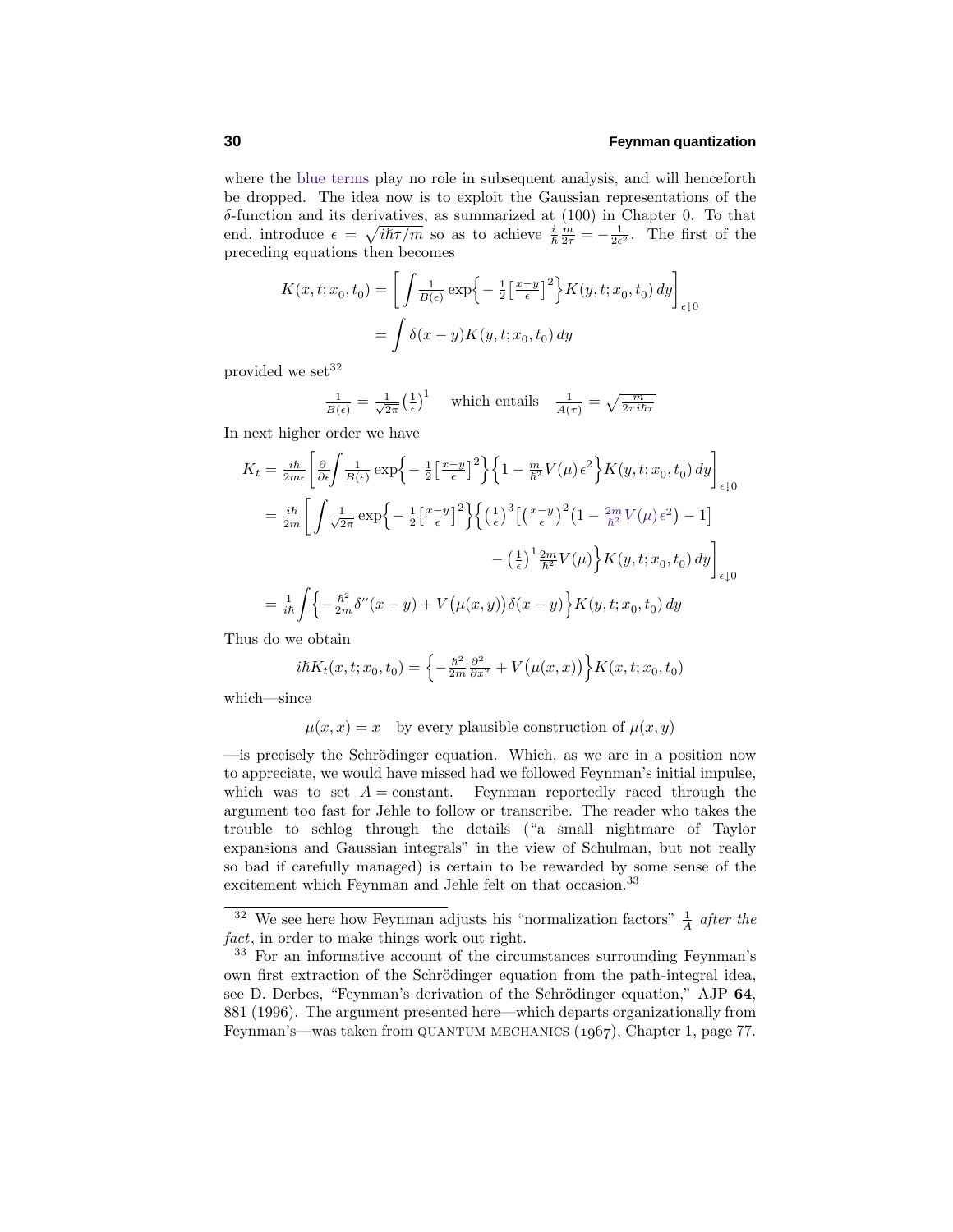where the blue terms play no role in subsequent analysis, and will henceforth be dropped. The idea now is to exploit the Gaussian representations of the $\delta$-function and its derivatives, as summarized at (100) in Chapter 0. To that end, introduce $\epsilon = \sqrt{i\hbar\tau/m}$ so as to achieve $\frac{i}{\hbar}\frac{m}{2\tau} = -\frac{1}{2\epsilon^2}$. The first of the preceding equations then becomes

$$
\begin{aligned}
K(x,t;x_0,t_0) &= \left[\int \tfrac{1}{B(\epsilon)} \exp\Big\{-\tfrac{1}{2}\big[\tfrac{x-y}{\epsilon}\big]^2\Big\} K(y,t;x_0,t_0)\,dy\right]_{\epsilon\downarrow 0} \\
&= \int \delta(x-y) K(y,t;x_0,t_0)\,dy
\end{aligned}
$$

provided we set[32]

$$
\tfrac{1}{B(\epsilon)} = \tfrac{1}{\sqrt{2\pi}}\big(\tfrac{1}{\epsilon}\big)^1 \quad \text{which entails} \quad \tfrac{1}{A(\tau)} = \sqrt{\tfrac{m}{2\pi i\hbar\tau}}
$$

In next higher order we have

$$
\begin{aligned}
K_t &= \tfrac{i\hbar}{2m\epsilon}\left[\tfrac{\partial}{\partial\epsilon}\int \tfrac{1}{B(\epsilon)} \exp\Big\{-\tfrac{1}{2}\big[\tfrac{x-y}{\epsilon}\big]^2\Big\}\Big\{1 - \tfrac{m}{\hbar^2}V(\mu)\,\epsilon^2\Big\} K(y,t;x_0,t_0)\,dy\right]_{\epsilon\downarrow 0} \\
&= \tfrac{i\hbar}{2m}\Bigg[\int \tfrac{1}{\sqrt{2\pi}} \exp\Big\{-\tfrac{1}{2}\big[\tfrac{x-y}{\epsilon}\big]^2\Big\}\Big\{\big(\tfrac{1}{\epsilon}\big)^3\big[\big(\tfrac{x-y}{\epsilon}\big)^2\big(1 - \tfrac{2m}{\hbar^2}V(\mu)\,\epsilon^2\big) - 1\big] \\
&\qquad\qquad - \big(\tfrac{1}{\epsilon}\big)^1 \tfrac{2m}{\hbar^2}V(\mu)\Big\} K(y,t;x_0,t_0)\,dy\Bigg]_{\epsilon\downarrow 0} \\
&= \tfrac{1}{i\hbar}\int\Big\{-\tfrac{\hbar^2}{2m}\delta''(x-y) + V\big(\mu(x,y)\big)\delta(x-y)\Big\} K(y,t;x_0,t_0)\,dy
\end{aligned}
$$

Thus do we obtain

$$
i\hbar K_t(x,t;x_0,t_0) = \Big\{-\tfrac{\hbar^2}{2m}\tfrac{\partial^2}{\partial x^2} + V\big(\mu(x,x)\big)\Big\} K(x,t;x_0,t_0)
$$

which—since

$$
\mu(x,x) = x \quad \text{by every plausible construction of } \mu(x,y)
$$

—is precisely the Schrödinger equation. Which, as we are in a position now to appreciate, we would have missed had we followed Feynman's initial impulse, which was to set $A = \text{constant}$. Feynman reportedly raced through the argument too fast for Jehle to follow or transcribe. The reader who takes the trouble to schlog through the details ("a small nightmare of Taylor expansions and Gaussian integrals" in the view of Schulman, but not really so bad if carefully managed) is certain to be rewarded by some sense of the excitement which Feynman and Jehle felt on that occasion.[33]

---

[32] We see here how Feynman adjusts his "normalization factors" $\frac{1}{A}$ *after the fact*, in order to make things work out right.

[33] For an informative account of the circumstances surrounding Feynman's own first extraction of the Schrödinger equation from the path-integral idea, see D. Derbes, "Feynman's derivation of the Schrödinger equation," AJP **64**, 881 (1996). The argument presented here—which departs organizationally from Feynman's—was taken from QUANTUM MECHANICS (1967), Chapter 1, page 77.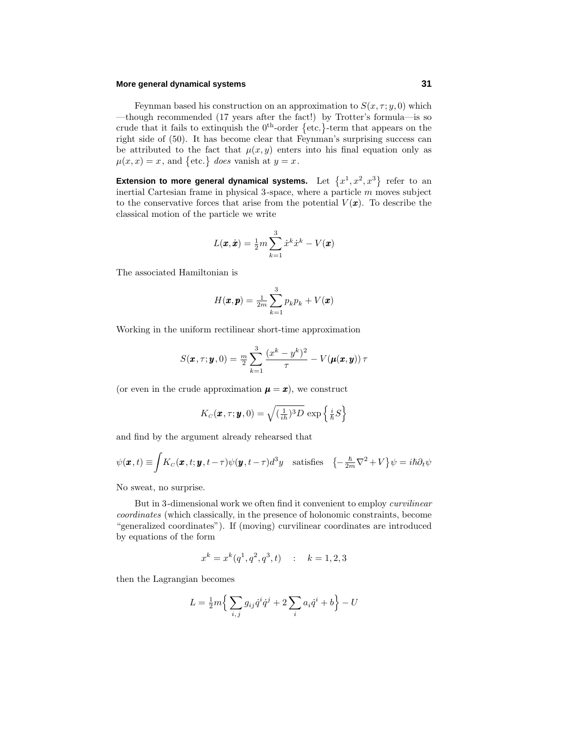Feynman based his construction on an approximation to $S(x,\tau;y,0)$ which —though recommended (17 years after the fact!) by Trotter's formula—is so crude that it fails to extinquish the $0^{\text{th}}$-order $\{\text{etc.}\}$-term that appears on the right side of (50). It has become clear that Feynman's surprising success can be attributed to the fact that $\mu(x,y)$ enters into his final equation only as $\mu(x,x)=x$, and $\{\text{etc.}\}$ *does* vanish at $y=x$.

**Extension to more general dynamical systems.** Let $\{x^1,x^2,x^3\}$ refer to an inertial Cartesian frame in physical 3-space, where a particle $m$ moves subject to the conservative forces that arise from the potential $V(\boldsymbol{x})$. To describe the classical motion of the particle we write

$$L(\boldsymbol{x},\dot{\boldsymbol{x}}) = \tfrac{1}{2}m\sum_{k=1}^{3}\dot{x}^k\dot{x}^k - V(\boldsymbol{x})$$

The associated Hamiltonian is

$$H(\boldsymbol{x},\boldsymbol{p}) = \tfrac{1}{2m}\sum_{k=1}^{3}p_k p_k + V(\boldsymbol{x})$$

Working in the uniform rectilinear short-time approximation

$$S(\boldsymbol{x},\tau;\boldsymbol{y},0) = \tfrac{m}{2}\sum_{k=1}^{3}\frac{(x^k-y^k)^2}{\tau} - V(\boldsymbol{\mu}(\boldsymbol{x},\boldsymbol{y}))\,\tau$$

(or even in the crude approximation $\boldsymbol{\mu}=\boldsymbol{x}$), we construct

$$K_C(\boldsymbol{x},\tau;\boldsymbol{y},0) = \sqrt{(\tfrac{1}{i\hbar})^3 D}\,\exp\left\{\tfrac{i}{\hbar}S\right\}$$

and find by the argument already rehearsed that

$$\psi(\boldsymbol{x},t) \equiv \int K_C(\boldsymbol{x},t;\boldsymbol{y},t-\tau)\psi(\boldsymbol{y},t-\tau)d^3y \quad \text{satisfies} \quad \left\{-\tfrac{\hbar}{2m}\nabla^2 + V\right\}\psi = i\hbar\partial_t\psi$$

No sweat, no surprise.

But in 3-dimensional work we often find it convenient to employ *curvilinear coordinates* (which classically, in the presence of holonomic constraints, become "generalized coordinates"). If (moving) curvilinear coordinates are introduced by equations of the form

$$x^k = x^k(q^1,q^2,q^3,t) \quad : \quad k=1,2,3$$

then the Lagrangian becomes

$$L = \tfrac{1}{2}m\Big\{\sum_{i,j}g_{ij}\dot{q}^i\dot{q}^j + 2\sum_i a_i\dot{q}^i + b\Big\} - U$$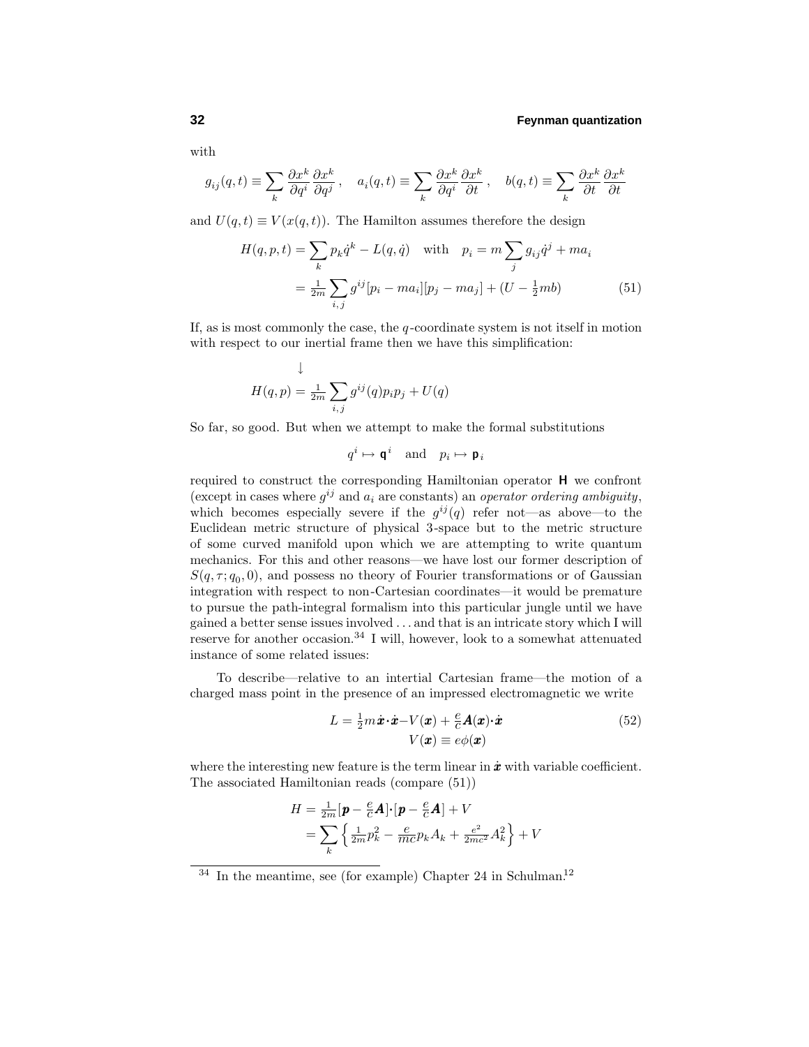with

$$g_{ij}(q,t) \equiv \sum_k \frac{\partial x^k}{\partial q^i}\frac{\partial x^k}{\partial q^j}\,, \quad a_i(q,t) \equiv \sum_k \frac{\partial x^k}{\partial q^i}\frac{\partial x^k}{\partial t}\,, \quad b(q,t) \equiv \sum_k \frac{\partial x^k}{\partial t}\frac{\partial x^k}{\partial t}$$

and $U(q,t) \equiv V(x(q,t))$. The Hamilton assumes therefore the design

$$\begin{aligned} H(q,p,t) &= \sum_k p_k \dot{q}^k - L(q,\dot{q}) \quad \text{with} \quad p_i = m\sum_j g_{ij}\dot{q}^j + ma_i \\ &= \tfrac{1}{2m}\sum_{i,j} g^{ij}[p_i - ma_i][p_j - ma_j] + (U - \tfrac{1}{2}mb) \end{aligned} \tag{51}$$

If, as is most commonly the case, the $q$-coordinate system is not itself in motion with respect to our inertial frame then we have this simplification:

$$\downarrow$$

$$H(q,p) = \tfrac{1}{2m}\sum_{i,j} g^{ij}(q)p_i p_j + U(q)$$

So far, so good. But when we attempt to make the formal substitutions

$$q^i \mapsto \mathsf{q}^i \quad \text{and} \quad p_i \mapsto \mathsf{p}_i$$

required to construct the corresponding Hamiltonian operator $\mathbf{H}$ we confront (except in cases where $g^{ij}$ and $a_i$ are constants) an *operator ordering ambiguity*, which becomes especially severe if the $g^{ij}(q)$ refer not—as above—to the Euclidean metric structure of physical 3-space but to the metric structure of some curved manifold upon which we are attempting to write quantum mechanics. For this and other reasons—we have lost our former description of $S(q,\tau;q_0,0)$, and possess no theory of Fourier transformations or of Gaussian integration with respect to non-Cartesian coordinates—it would be premature to pursue the path-integral formalism into this particular jungle until we have gained a better sense issues involved . . . and that is an intricate story which I will reserve for another occasion.[34] I will, however, look to a somewhat attenuated instance of some related issues:

To describe—relative to an intertial Cartesian frame—the motion of a charged mass point in the presence of an impressed electromagnetic we write

$$\begin{gathered} L = \tfrac{1}{2}m\dot{\boldsymbol{x}}\cdot\dot{\boldsymbol{x}} - V(\boldsymbol{x}) + \tfrac{e}{c}\boldsymbol{A}(\boldsymbol{x})\cdot\dot{\boldsymbol{x}} \\ V(\boldsymbol{x}) \equiv e\phi(\boldsymbol{x}) \end{gathered} \tag{52}$$

where the interesting new feature is the term linear in $\dot{\boldsymbol{x}}$ with variable coefficient. The associated Hamiltonian reads (compare (51))

$$\begin{aligned} H &= \tfrac{1}{2m}[\boldsymbol{p} - \tfrac{e}{c}\boldsymbol{A}]\cdot[\boldsymbol{p} - \tfrac{e}{c}\boldsymbol{A}] + V \\ &= \sum_k \left\{ \tfrac{1}{2m}p_k^2 - \tfrac{e}{mc}p_k A_k + \tfrac{e^2}{2mc^2}A_k^2 \right\} + V \end{aligned}$$

[34] In the meantime, see (for example) Chapter 24 in Schulman.[12]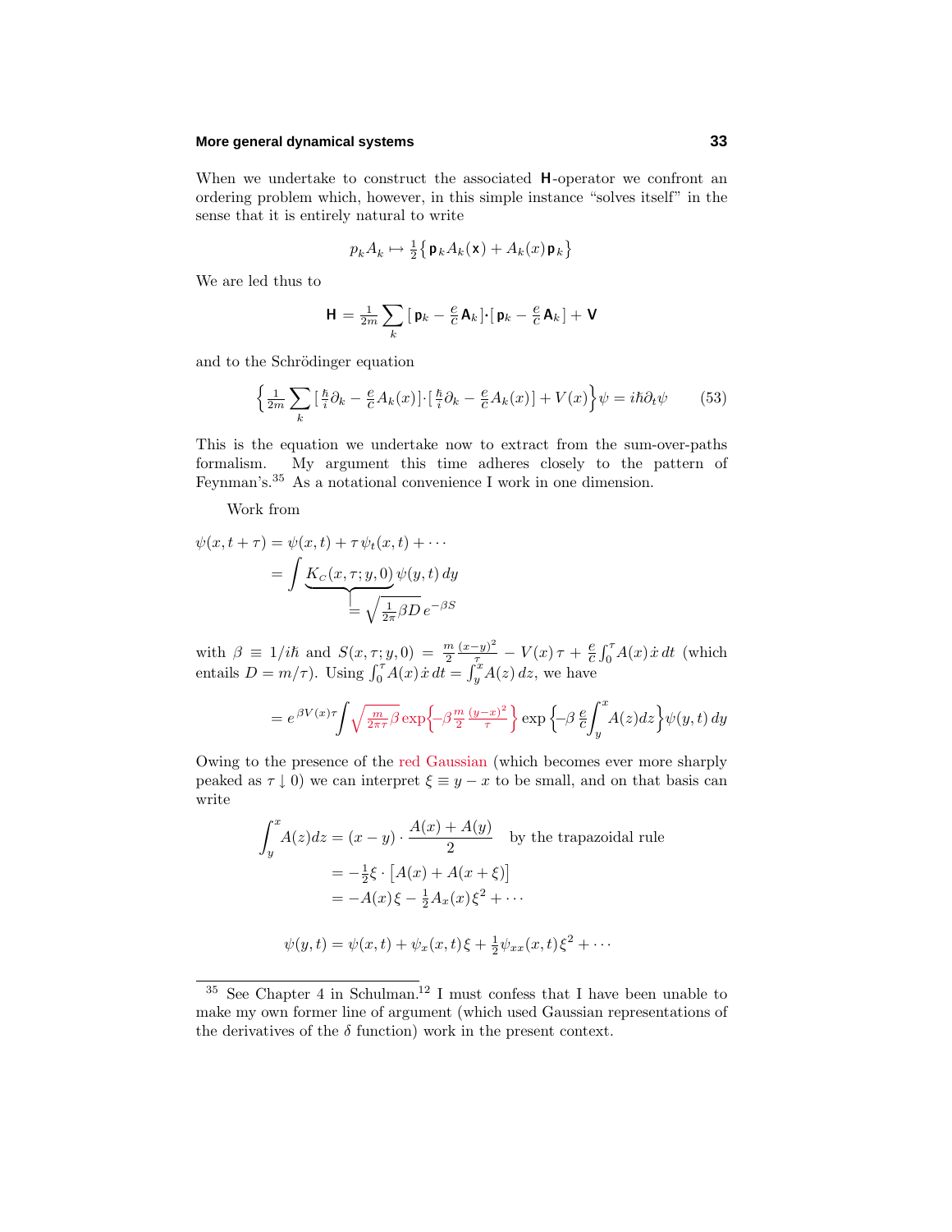When we undertake to construct the associated $\mathbf{H}$-operator we confront an ordering problem which, however, in this simple instance "solves itself" in the sense that it is entirely natural to write

$$p_k A_k \mapsto \tfrac{1}{2}\big\{\,\mathsf{p}_k A_k(\mathbf{x}) + A_k(x)\,\mathsf{p}_k\big\}$$

We are led thus to

$$\mathbf{H} = \tfrac{1}{2m}\sum_k \big[\,\mathsf{p}_k - \tfrac{e}{c}\mathbf{A}_k\big]\boldsymbol{\cdot}\big[\,\mathsf{p}_k - \tfrac{e}{c}\mathbf{A}_k\big] + \mathbf{V}$$

and to the Schrödinger equation

$$\Big\{\tfrac{1}{2m}\sum_k \big[\,\tfrac{\hbar}{i}\partial_k - \tfrac{e}{c}A_k(x)\big]\boldsymbol{\cdot}\big[\,\tfrac{\hbar}{i}\partial_k - \tfrac{e}{c}A_k(x)\big] + V(x)\Big\}\psi = i\hbar\partial_t\psi \tag{53}$$

This is the equation we undertake now to extract from the sum-over-paths formalism. My argument this time adheres closely to the pattern of Feynman's.[35] As a notational convenience I work in one dimension.

Work from

$$\begin{aligned}
\psi(x,t+\tau) &= \psi(x,t) + \tau\,\psi_t(x,t) + \cdots \\
&= \int \underbrace{K_c(x,\tau;y,0)}_{=\sqrt{\frac{1}{2\pi}\beta D}\,e^{-\beta S}}\,\psi(y,t)\,dy
\end{aligned}$$

with $\beta \equiv 1/i\hbar$ and $S(x,\tau;y,0) = \frac{m}{2}\frac{(x-y)^2}{\tau} - V(x)\,\tau + \frac{e}{c}\int_0^\tau A(x)\,\dot{x}\,dt$ (which entails $D = m/\tau$). Using $\int_0^\tau A(x)\,\dot{x}\,dt = \int_y^x A(z)\,dz$, we have

$$= e^{\beta V(x)\tau}\int \sqrt{\tfrac{m}{2\pi\tau}\beta}\,\exp\Big\{-\beta\tfrac{m}{2}\tfrac{(y-x)^2}{\tau}\Big\}\,\exp\Big\{-\beta\,\tfrac{e}{c}\int_y^x A(z)dz\Big\}\psi(y,t)\,dy$$

Owing to the presence of the red Gaussian (which becomes ever more sharply peaked as $\tau \downarrow 0$) we can interpret $\xi \equiv y - x$ to be small, and on that basis can write

$$\begin{aligned}
\int_y^x A(z)dz &= (x-y)\cdot\frac{A(x)+A(y)}{2} \quad \text{by the trapazoidal rule} \\
&= -\tfrac{1}{2}\xi\cdot\big[A(x) + A(x+\xi)\big] \\
&= -A(x)\,\xi - \tfrac{1}{2}A_x(x)\,\xi^2 + \cdots
\end{aligned}$$

$$\psi(y,t) = \psi(x,t) + \psi_x(x,t)\,\xi + \tfrac{1}{2}\psi_{xx}(x,t)\,\xi^2 + \cdots$$

---

[35] See Chapter 4 in Schulman.[12] I must confess that I have been unable to make my own former line of argument (which used Gaussian representations of the derivatives of the $\delta$ function) work in the present context.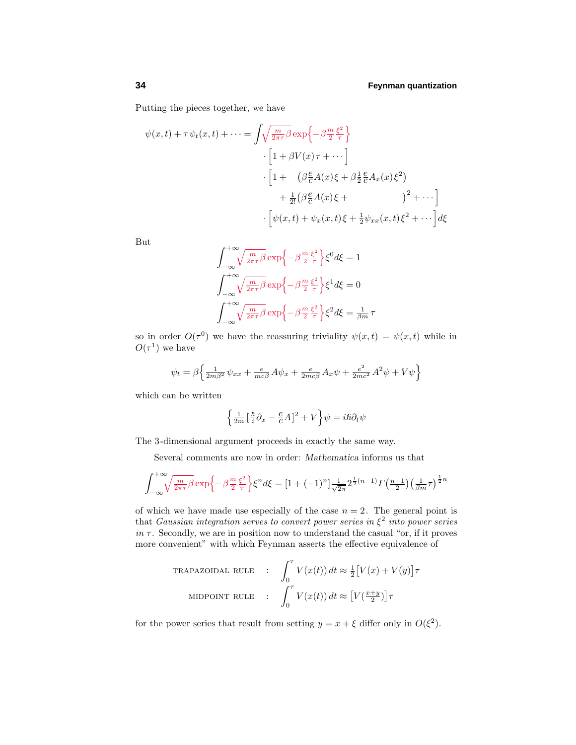Putting the pieces together, we have

$$
\begin{aligned}
\psi(x,t) + \tau\,\psi_t(x,t) + \cdots = \int \sqrt{\tfrac{m}{2\pi\tau}\beta}\,\exp\Big\{-\beta\tfrac{m}{2}\tfrac{\xi^2}{\tau}\Big\}&\\
\cdot\Big[1 + \beta V(x)\,\tau + \cdots\Big]&\\
\cdot\Big[1 + \quad \big(\beta\tfrac{e}{c}A(x)\,\xi + \beta\tfrac{1}{2}\tfrac{e}{c}A_x(x)\,\xi^2\big)&\\
+ \tfrac{1}{2!}\big(\beta\tfrac{e}{c}A(x)\,\xi + \qquad\qquad\quad \big)^2 + \cdots\Big]&\\
\cdot\Big[\psi(x,t) + \psi_x(x,t)\,\xi + \tfrac{1}{2}\psi_{xx}(x,t)\,\xi^2 + \cdots\Big]\,d\xi&
\end{aligned}
$$

But

$$
\begin{aligned}
\int_{-\infty}^{+\infty} \sqrt{\tfrac{m}{2\pi\tau}\beta}\,\exp\Big\{-\beta\tfrac{m}{2}\tfrac{\xi^2}{\tau}\Big\}\,\xi^0\,d\xi &= 1\\
\int_{-\infty}^{+\infty} \sqrt{\tfrac{m}{2\pi\tau}\beta}\,\exp\Big\{-\beta\tfrac{m}{2}\tfrac{\xi^2}{\tau}\Big\}\,\xi^1\,d\xi &= 0\\
\int_{-\infty}^{+\infty} \sqrt{\tfrac{m}{2\pi\tau}\beta}\,\exp\Big\{-\beta\tfrac{m}{2}\tfrac{\xi^2}{\tau}\Big\}\,\xi^2\,d\xi &= \tfrac{1}{\beta m}\,\tau
\end{aligned}
$$

so in order $O(\tau^0)$ we have the reassuring triviality $\psi(x,t) = \psi(x,t)$ while in $O(\tau^1)$ we have

$$
\psi_t = \beta\Big\{\tfrac{1}{2m\beta^2}\,\psi_{xx} + \tfrac{e}{mc\beta}\,A\psi_x + \tfrac{e}{2mc\beta}\,A_x\psi + \tfrac{e^2}{2mc^2}\,A^2\psi + V\psi\Big\}
$$

which can be written

$$
\Big\{\tfrac{1}{2m}\big[\tfrac{\hbar}{i}\partial_x - \tfrac{e}{c}A\big]^2 + V\Big\}\psi = i\hbar\partial_t\psi
$$

The 3-dimensional argument proceeds in exactly the same way.

Several comments are now in order: *Mathematica* informs us that

$$
\int_{-\infty}^{+\infty} \sqrt{\tfrac{m}{2\pi\tau}\beta}\,\exp\Big\{-\beta\tfrac{m}{2}\tfrac{\xi^2}{\tau}\Big\}\,\xi^n\,d\xi = [1 + (-1)^n]\tfrac{1}{\sqrt{2\pi}}2^{\frac{1}{2}(n-1)}\Gamma\big(\tfrac{n+1}{2}\big)\big(\tfrac{1}{\beta m}\tau\big)^{\frac{1}{2}n}
$$

of which we have made use especially of the case $n = 2$. The general point is that *Gaussian integration serves to convert power series in* $\xi^2$ *into power series in* $\tau$. Secondly, we are in position now to understand the casual "or, if it proves more convenient" with which Feynman asserts the effective equivalence of

$$
\begin{aligned}
\text{TRAPAZOIDAL RULE} \quad &: \quad \int_0^\tau V(x(t))\,dt \approx \tfrac{1}{2}\big[V(x) + V(y)\big]\tau\\
\text{MIDPOINT RULE} \quad &: \quad \int_0^\tau V(x(t))\,dt \approx \big[V(\tfrac{x+y}{2})\big]\tau
\end{aligned}
$$

for the power series that result from setting $y = x + \xi$ differ only in $O(\xi^2)$.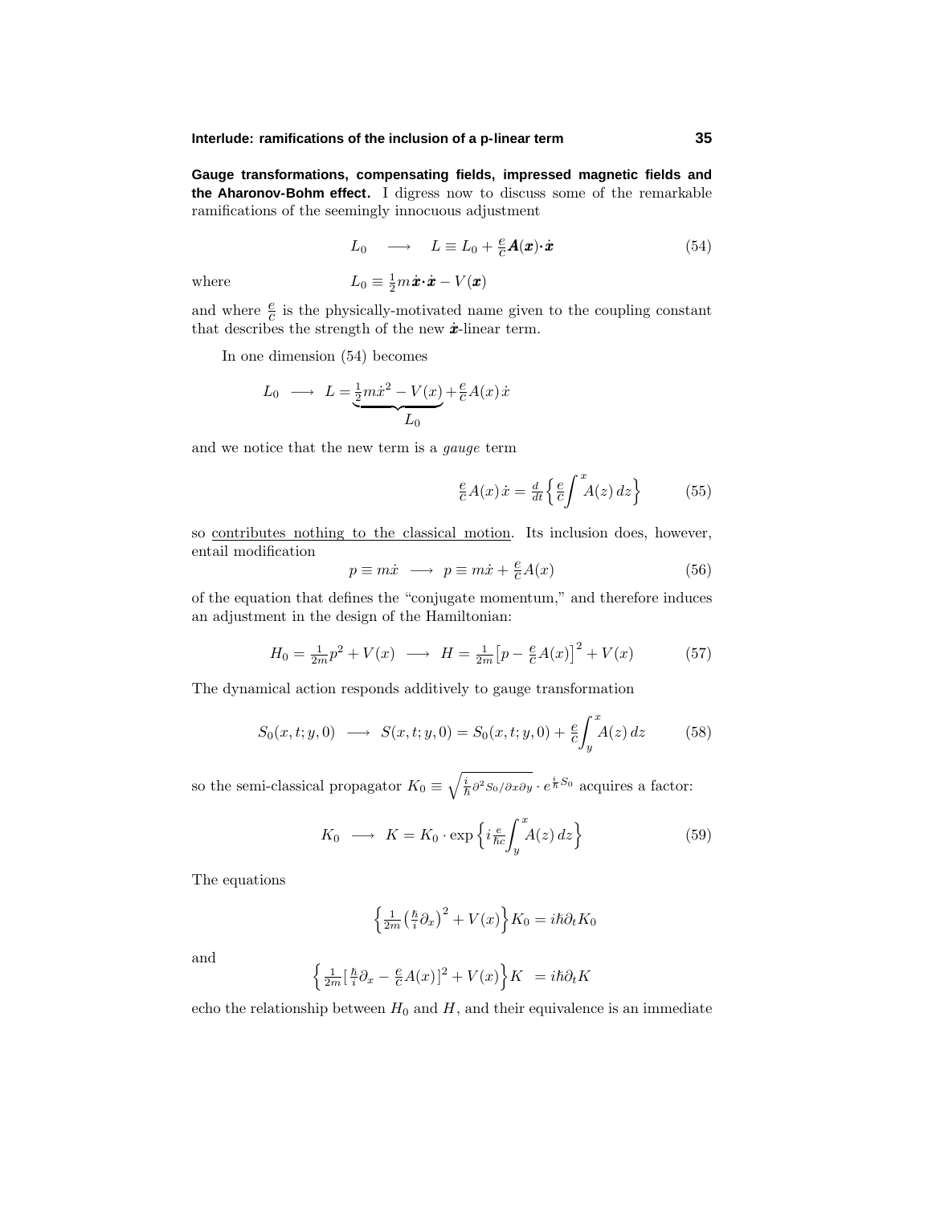**Gauge transformations, compensating fields, impressed magnetic fields and the Aharonov-Bohm effect.** I digress now to discuss some of the remarkable ramifications of the seemingly innocuous adjustment

$$L_0 \quad \longrightarrow \quad L \equiv L_0 + \tfrac{e}{c}\boldsymbol{A}(\boldsymbol{x})\boldsymbol{\cdot}\dot{\boldsymbol{x}} \tag{54}$$

where $\qquad L_0 \equiv \tfrac{1}{2}m\dot{\boldsymbol{x}}\boldsymbol{\cdot}\dot{\boldsymbol{x}} - V(\boldsymbol{x})$

and where $\frac{e}{c}$ is the physically-motivated name given to the coupling constant that describes the strength of the new $\dot{\boldsymbol{x}}$-linear term.

In one dimension (54) becomes

$$L_0 \;\longrightarrow\; L = \underbrace{\tfrac{1}{2}m\dot{x}^2 - V(x)}_{L_0} + \tfrac{e}{c}A(x)\,\dot{x}$$

and we notice that the new term is a *gauge* term

$$\tfrac{e}{c}A(x)\,\dot{x} = \tfrac{d}{dt}\Big\{\tfrac{e}{c}\int^x A(z)\,dz\Big\} \tag{55}$$

so <u>contributes nothing to the classical motion</u>. Its inclusion does, however, entail modification

$$p \equiv m\dot{x} \;\longrightarrow\; p \equiv m\dot{x} + \tfrac{e}{c}A(x) \tag{56}$$

of the equation that defines the "conjugate momentum," and therefore induces an adjustment in the design of the Hamiltonian:

$$H_0 = \tfrac{1}{2m}p^2 + V(x) \;\longrightarrow\; H = \tfrac{1}{2m}\big[p - \tfrac{e}{c}A(x)\big]^2 + V(x) \tag{57}$$

The dynamical action responds additively to gauge transformation

$$S_0(x,t;y,0) \;\longrightarrow\; S(x,t;y,0) = S_0(x,t;y,0) + \tfrac{e}{c}\int_y^x A(z)\,dz \tag{58}$$

so the semi-classical propagator $K_0 \equiv \sqrt{\tfrac{i}{\hbar}\partial^2 S_0/\partial x\partial y}\cdot e^{\frac{i}{\hbar}S_0}$ acquires a factor:

$$K_0 \;\longrightarrow\; K = K_0\cdot\exp\Big\{i\tfrac{e}{\hbar c}\int_y^x A(z)\,dz\Big\} \tag{59}$$

The equations

$$\Big\{\tfrac{1}{2m}\big(\tfrac{\hbar}{i}\partial_x\big)^2 + V(x)\Big\}K_0 = i\hbar\partial_t K_0$$

and

$$\Big\{\tfrac{1}{2m}\big[\tfrac{\hbar}{i}\partial_x - \tfrac{e}{c}A(x)\big]^2 + V(x)\Big\}K \;= i\hbar\partial_t K$$

echo the relationship between $H_0$ and $H$, and their equivalence is an immediate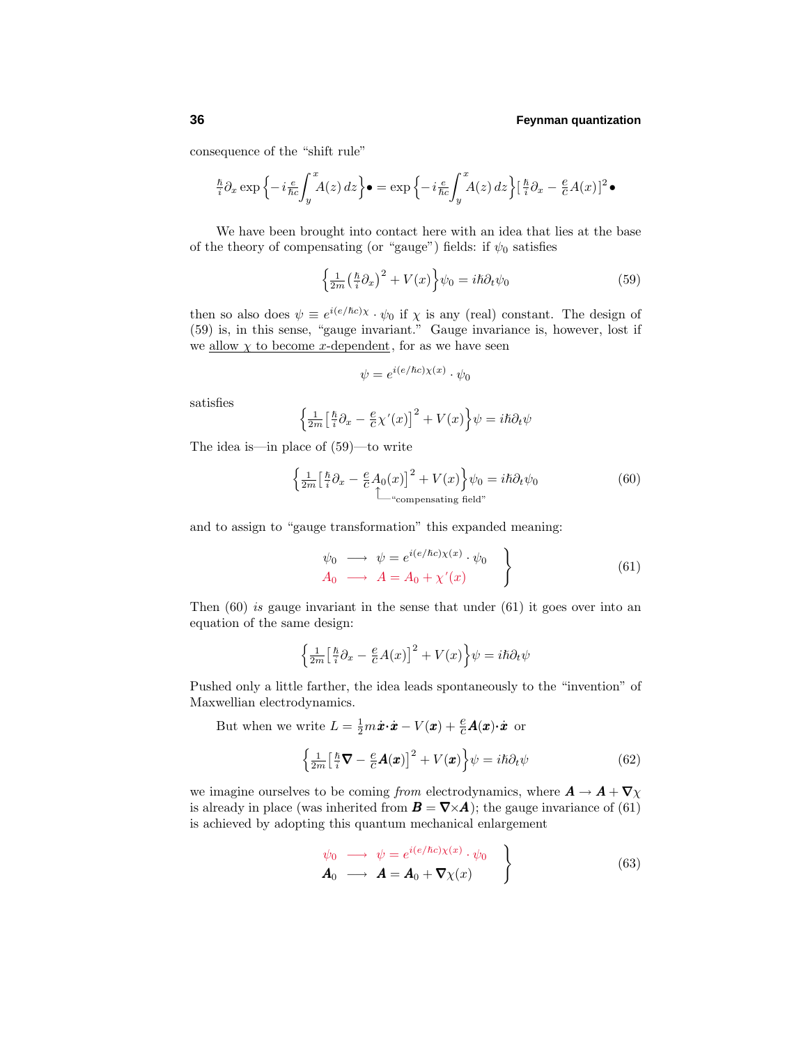consequence of the "shift rule"

$$\tfrac{\hbar}{i}\partial_x \exp\Big\{-i\tfrac{e}{\hbar c}\int_y^x A(z)\,dz\Big\}\bullet = \exp\Big\{-i\tfrac{e}{\hbar c}\int_y^x A(z)\,dz\Big\}\big[\tfrac{\hbar}{i}\partial_x - \tfrac{e}{c}A(x)\big]^2\bullet$$

We have been brought into contact here with an idea that lies at the base of the theory of compensating (or "gauge") fields: if $\psi_0$ satisfies

$$\Big\{\tfrac{1}{2m}\big(\tfrac{\hbar}{i}\partial_x\big)^2 + V(x)\Big\}\psi_0 = i\hbar\partial_t\psi_0 \tag{59}$$

then so also does $\psi \equiv e^{i(e/\hbar c)\chi}\cdot\psi_0$ if $\chi$ is any (real) constant. The design of (59) is, in this sense, "gauge invariant." Gauge invariance is, however, lost if we allow $\chi$ to become $x$-dependent, for as we have seen

$$\psi = e^{i(e/\hbar c)\chi(x)}\cdot\psi_0$$

satisfies

$$\Big\{\tfrac{1}{2m}\big[\tfrac{\hbar}{i}\partial_x - \tfrac{e}{c}\chi'(x)\big]^2 + V(x)\Big\}\psi = i\hbar\partial_t\psi$$

The idea is—in place of (59)—to write

$$\Big\{\tfrac{1}{2m}\big[\tfrac{\hbar}{i}\partial_x - \tfrac{e}{c}\underbrace{A_0(x)}_{\text{"compensating field"}}\big]^2 + V(x)\Big\}\psi_0 = i\hbar\partial_t\psi_0 \tag{60}$$

and to assign to "gauge transformation" this expanded meaning:

$$\left.\begin{aligned}\psi_0 &\longrightarrow \psi = e^{i(e/\hbar c)\chi(x)}\cdot\psi_0\\ A_0 &\longrightarrow A = A_0 + \chi'(x)\end{aligned}\right\} \tag{61}$$

Then (60) *is* gauge invariant in the sense that under (61) it goes over into an equation of the same design:

$$\Big\{\tfrac{1}{2m}\big[\tfrac{\hbar}{i}\partial_x - \tfrac{e}{c}A(x)\big]^2 + V(x)\Big\}\psi = i\hbar\partial_t\psi$$

Pushed only a little farther, the idea leads spontaneously to the "invention" of Maxwellian electrodynamics.

But when we write $L = \frac{1}{2}m\dot{\boldsymbol{x}}\cdot\dot{\boldsymbol{x}} - V(\boldsymbol{x}) + \frac{e}{c}\boldsymbol{A}(\boldsymbol{x})\cdot\dot{\boldsymbol{x}}$ or

$$\Big\{\tfrac{1}{2m}\big[\tfrac{\hbar}{i}\boldsymbol{\nabla} - \tfrac{e}{c}\boldsymbol{A}(\boldsymbol{x})\big]^2 + V(\boldsymbol{x})\Big\}\psi = i\hbar\partial_t\psi \tag{62}$$

we imagine ourselves to be coming *from* electrodynamics, where $\boldsymbol{A} \to \boldsymbol{A} + \boldsymbol{\nabla}\chi$ is already in place (was inherited from $\boldsymbol{B} = \boldsymbol{\nabla}\times\boldsymbol{A}$); the gauge invariance of (61) is achieved by adopting this quantum mechanical enlargement

$$\left.\begin{aligned}\psi_0 &\longrightarrow \psi = e^{i(e/\hbar c)\chi(x)}\cdot\psi_0\\ \boldsymbol{A}_0 &\longrightarrow \boldsymbol{A} = \boldsymbol{A}_0 + \boldsymbol{\nabla}\chi(x)\end{aligned}\right\} \tag{63}$$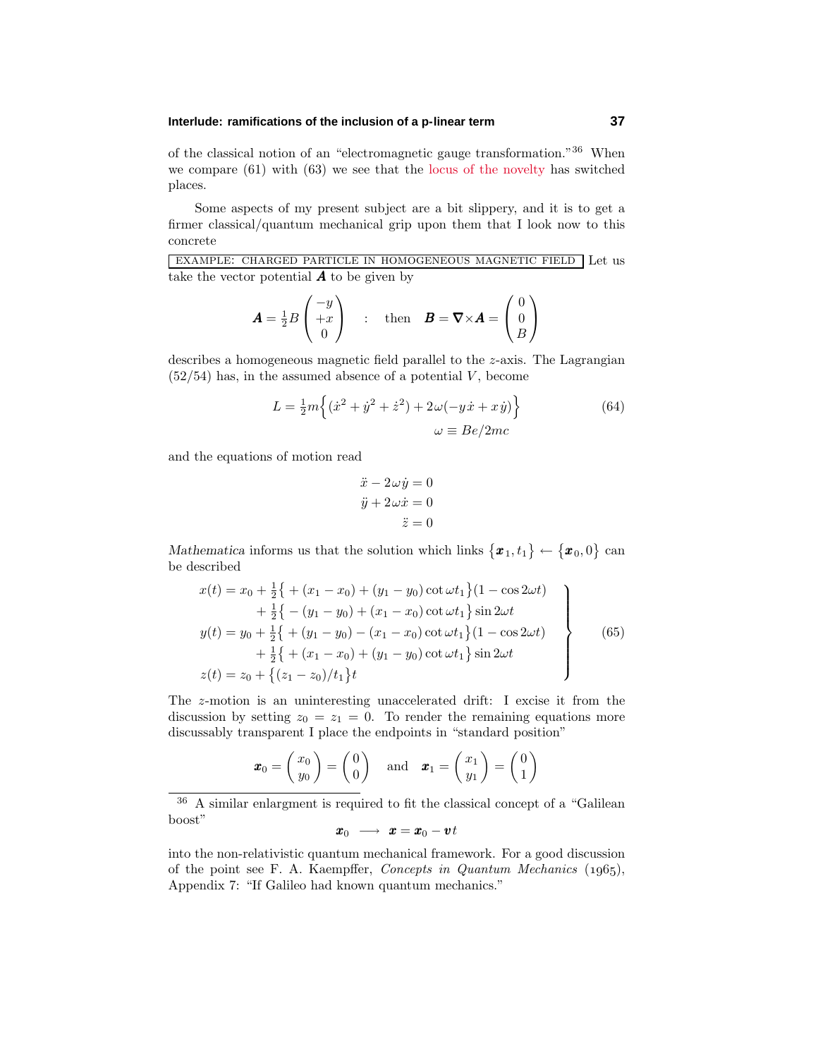of the classical notion of an "electromagnetic gauge transformation."[36] When we compare (61) with (63) we see that the locus of the novelty has switched places.

Some aspects of my present subject are a bit slippery, and it is to get a firmer classical/quantum mechanical grip upon them that I look now to this concrete

EXAMPLE: CHARGED PARTICLE IN HOMOGENEOUS MAGNETIC FIELD Let us take the vector potential $\boldsymbol{A}$ to be given by

$$\boldsymbol{A} = \tfrac{1}{2}B\begin{pmatrix} -y \\ +x \\ 0 \end{pmatrix} \quad : \quad \text{then} \quad \boldsymbol{B} = \boldsymbol{\nabla}\times\boldsymbol{A} = \begin{pmatrix} 0 \\ 0 \\ B \end{pmatrix}$$

describes a homogeneous magnetic field parallel to the $z$-axis. The Lagrangian (52/54) has, in the assumed absence of a potential $V$, become

$$L = \tfrac{1}{2}m\Big\{(\dot{x}^2 + \dot{y}^2 + \dot{z}^2) + 2\omega(-y\dot{x} + x\dot{y})\Big\} \tag{64}$$
$$\omega \equiv Be/2mc$$

and the equations of motion read

$$\begin{aligned}
\ddot{x} - 2\omega\dot{y} &= 0 \\
\ddot{y} + 2\omega\dot{x} &= 0 \\
\ddot{z} &= 0
\end{aligned}$$

*Mathematica* informs us that the solution which links $\{\boldsymbol{x}_1, t_1\} \leftarrow \{\boldsymbol{x}_0, 0\}$ can be described

$$\left.\begin{aligned}
x(t) &= x_0 + \tfrac{1}{2}\big\{ + (x_1 - x_0) + (y_1 - y_0)\cot\omega t_1\big\}(1 - \cos 2\omega t) \\
&\quad + \tfrac{1}{2}\big\{ - (y_1 - y_0) + (x_1 - x_0)\cot\omega t_1\big\}\sin 2\omega t \\
y(t) &= y_0 + \tfrac{1}{2}\big\{ + (y_1 - y_0) - (x_1 - x_0)\cot\omega t_1\big\}(1 - \cos 2\omega t) \\
&\quad + \tfrac{1}{2}\big\{ + (x_1 - x_0) + (y_1 - y_0)\cot\omega t_1\big\}\sin 2\omega t \\
z(t) &= z_0 + \big\{(z_1 - z_0)/t_1\big\}t
\end{aligned}\right\} \tag{65}$$

The $z$-motion is an uninteresting unaccelerated drift: I excise it from the discussion by setting $z_0 = z_1 = 0$. To render the remaining equations more discussably transparent I place the endpoints in "standard position"

$$\boldsymbol{x}_0 = \begin{pmatrix} x_0 \\ y_0 \end{pmatrix} = \begin{pmatrix} 0 \\ 0 \end{pmatrix} \quad \text{and} \quad \boldsymbol{x}_1 = \begin{pmatrix} x_1 \\ y_1 \end{pmatrix} = \begin{pmatrix} 0 \\ 1 \end{pmatrix}$$

---

[36] A similar enlargment is required to fit the classical concept of a "Galilean boost"

$$\boldsymbol{x}_0 \longrightarrow \boldsymbol{x} = \boldsymbol{x}_0 - \boldsymbol{v}t$$

into the non-relativistic quantum mechanical framework. For a good discussion of the point see F. A. Kaempffer, *Concepts in Quantum Mechanics* (1965), Appendix 7: "If Galileo had known quantum mechanics."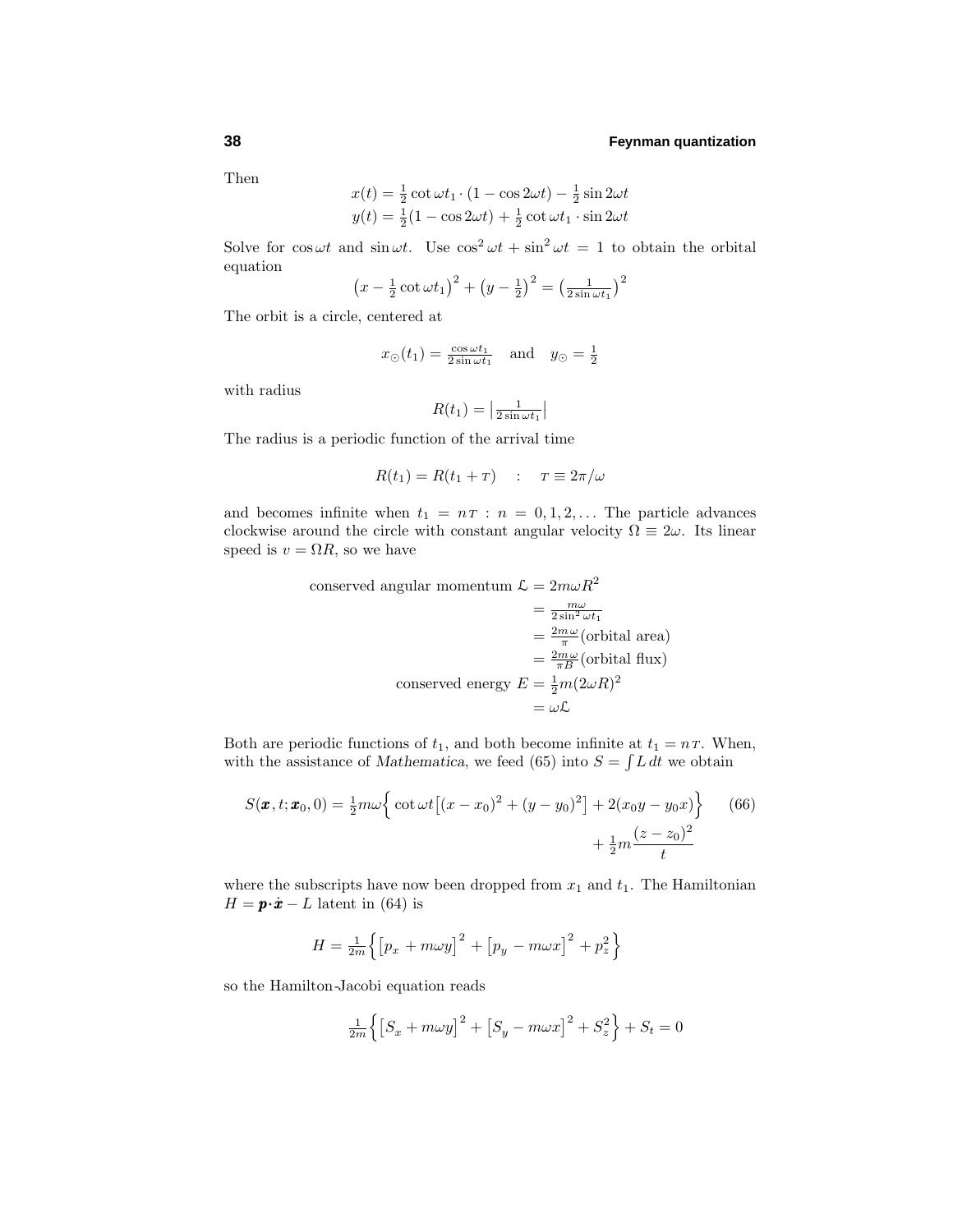Then

$$
\begin{aligned}
x(t) &= \tfrac{1}{2}\cot\omega t_1\cdot(1-\cos 2\omega t) - \tfrac{1}{2}\sin 2\omega t\\
y(t) &= \tfrac{1}{2}(1-\cos 2\omega t) + \tfrac{1}{2}\cot\omega t_1\cdot\sin 2\omega t
\end{aligned}
$$

Solve for $\cos\omega t$ and $\sin\omega t$. Use $\cos^2\omega t + \sin^2\omega t = 1$ to obtain the orbital equation

$$
\left(x - \tfrac{1}{2}\cot\omega t_1\right)^2 + \left(y-\tfrac{1}{2}\right)^2 = \left(\tfrac{1}{2\sin\omega t_1}\right)^2
$$

The orbit is a circle, centered at

$$
x_\odot(t_1) = \tfrac{\cos\omega t_1}{2\sin\omega t_1} \quad \text{and} \quad y_\odot = \tfrac{1}{2}
$$

with radius

$$
R(t_1) = \left|\tfrac{1}{2\sin\omega t_1}\right|
$$

The radius is a periodic function of the arrival time

$$
R(t_1) = R(t_1 + \tau) \quad : \quad \tau \equiv 2\pi/\omega
$$

and becomes infinite when $t_1 = n\tau : n = 0, 1, 2, \ldots$ The particle advances clockwise around the circle with constant angular velocity $\Omega \equiv 2\omega$. Its linear speed is $v = \Omega R$, so we have

$$
\begin{aligned}
\text{conserved angular momentum } \mathcal{L} &= 2m\omega R^2\\
&= \tfrac{m\omega}{2\sin^2\omega t_1}\\
&= \tfrac{2m\omega}{\pi}(\text{orbital area})\\
&= \tfrac{2m\omega}{\pi B}(\text{orbital flux})\\
\text{conserved energy } E &= \tfrac{1}{2}m(2\omega R)^2\\
&= \omega\mathcal{L}
\end{aligned}
$$

Both are periodic functions of $t_1$, and both become infinite at $t_1 = n\tau$. When, with the assistance of *Mathematica*, we feed (65) into $S = \int L\,dt$ we obtain

$$
S(\boldsymbol{x}, t; \boldsymbol{x}_0, 0) = \tfrac{1}{2}m\omega\Big\{\cot\omega t\big[(x-x_0)^2 + (y-y_0)^2\big] + 2(x_0 y - y_0 x)\Big\} + \tfrac{1}{2}m\frac{(z-z_0)^2}{t} \tag{66}
$$

where the subscripts have now been dropped from $x_1$ and $t_1$. The Hamiltonian $H = \boldsymbol{p}\cdot\dot{\boldsymbol{x}} - L$ latent in (64) is

$$
H = \tfrac{1}{2m}\Big\{\big[p_x + m\omega y\big]^2 + \big[p_y - m\omega x\big]^2 + p_z^2\Big\}
$$

so the Hamilton-Jacobi equation reads

$$
\tfrac{1}{2m}\Big\{\big[S_x + m\omega y\big]^2 + \big[S_y - m\omega x\big]^2 + S_z^2\Big\} + S_t = 0
$$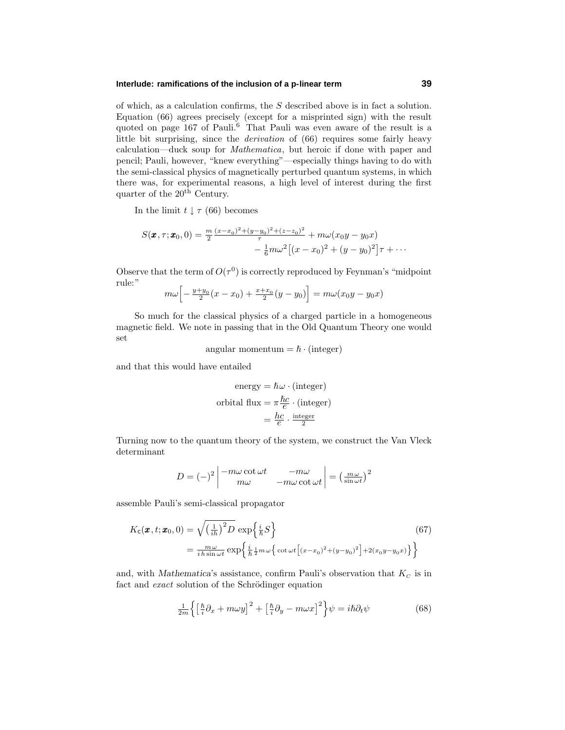of which, as a calculation confirms, the $S$ described above is in fact a solution. Equation (66) agrees precisely (except for a misprinted sign) with the result quoted on page 167 of Pauli.[6] That Pauli was even aware of the result is a little bit surprising, since the *derivation* of (66) requires some fairly heavy calculation—duck soup for *Mathematica*, but heroic if done with paper and pencil; Pauli, however, "knew everything"—especially things having to do with the semi-classical physics of magnetically perturbed quantum systems, in which there was, for experimental reasons, a high level of interest during the first quarter of the 20[th] Century.

In the limit $t \downarrow \tau$ (66) becomes

$$
\begin{aligned}
S(\boldsymbol{x}, \tau; \boldsymbol{x}_0, 0) = \tfrac{m}{2}\tfrac{(x-x_0)^2+(y-y_0)^2+(z-z_0)^2}{\tau} + m\omega(x_0 y - y_0 x) \\
- \tfrac{1}{6}m\omega^2\big[(x-x_0)^2+(y-y_0)^2\big]\tau + \cdots
\end{aligned}
$$

Observe that the term of $O(\tau^0)$ is correctly reproduced by Feynman's "midpoint rule:"

$$
m\omega\Big[-\tfrac{y+y_0}{2}(x-x_0) + \tfrac{x+x_0}{2}(y-y_0)\Big] = m\omega(x_0 y - y_0 x)
$$

So much for the classical physics of a charged particle in a homogeneous magnetic field. We note in passing that in the Old Quantum Theory one would set

$$
\text{angular momentum} = \hbar \cdot (\text{integer})
$$

and that this would have entailed

$$
\begin{aligned}
\text{energy} &= \hbar\omega \cdot (\text{integer}) \\
\text{orbital flux} &= \pi\frac{\hbar c}{e} \cdot (\text{integer}) \\
&= \frac{hc}{e} \cdot \tfrac{\text{integer}}{2}
\end{aligned}
$$

Turning now to the quantum theory of the system, we construct the Van Vleck determinant

$$
D = (-)^2 \begin{vmatrix} -m\omega\cot\omega t & -m\omega \\ m\omega & -m\omega\cot\omega t \end{vmatrix} = \big(\tfrac{m\omega}{\sin\omega t}\big)^2
$$

assemble Pauli's semi-classical propagator

$$
\begin{aligned}
K_{\mathsf{c}}(\boldsymbol{x}, t; \boldsymbol{x}_0, 0) &= \sqrt{\big(\tfrac{1}{ih}\big)^2 D}\,\exp\Big\{\tfrac{i}{\hbar}S\Big\} \qquad (67)\\
&= \tfrac{m\omega}{ih\sin\omega t}\exp\Big\{\tfrac{i}{\hbar}\tfrac{1}{2}m\omega\Big\{\cot\omega t\big[(x-x_0)^2+(y-y_0)^2\big]+2(x_0 y - y_0 x)\Big\}\Big\}
\end{aligned}
$$

and, with *Mathematica*'s assistance, confirm Pauli's observation that $K_C$ is in fact and *exact* solution of the Schrödinger equation

$$
\tfrac{1}{2m}\Big\{\big[\tfrac{\hbar}{i}\partial_x + m\omega y\big]^2 + \big[\tfrac{\hbar}{i}\partial_y - m\omega x\big]^2\Big\}\psi = i\hbar\partial_t\psi \qquad (68)
$$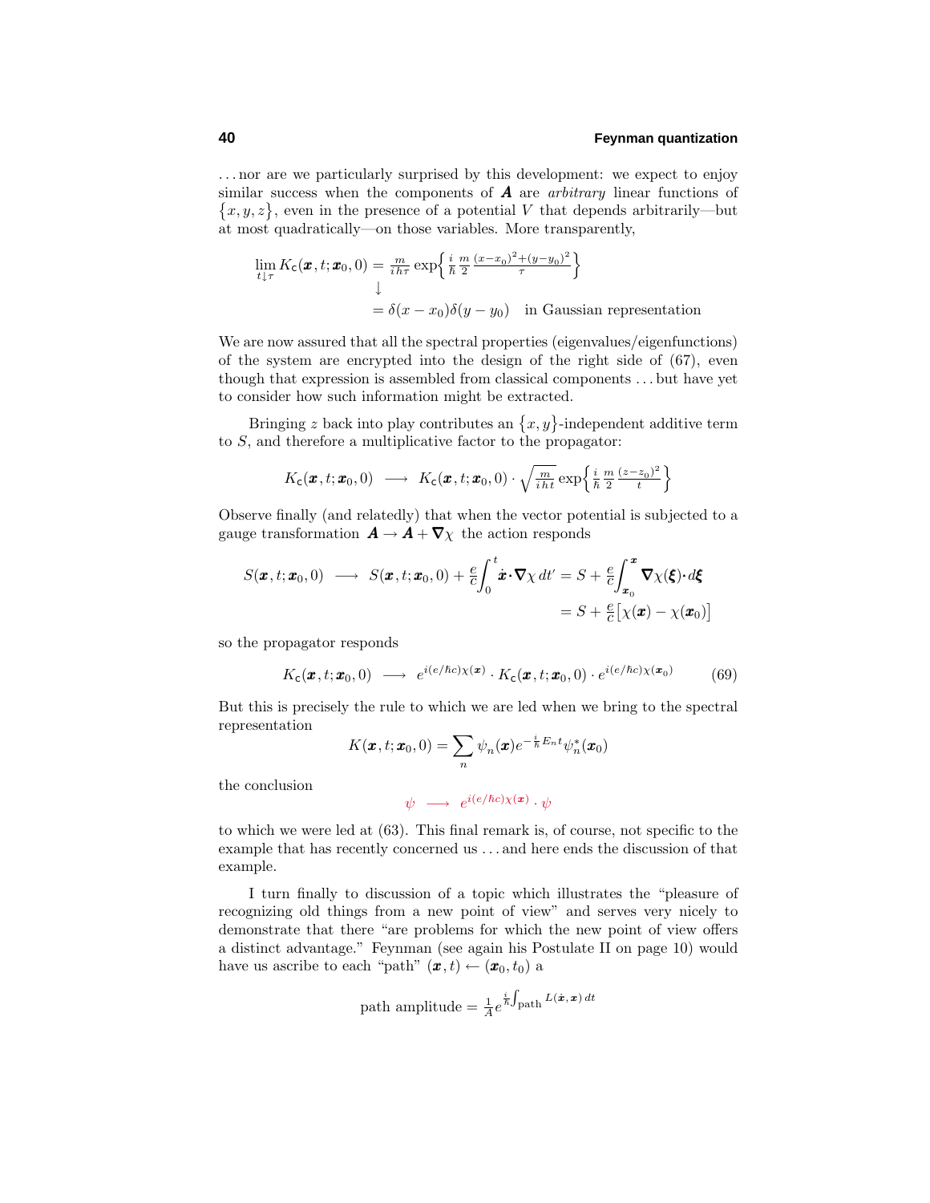. . . nor are we particularly surprised by this development: we expect to enjoy similar success when the components of $\boldsymbol{A}$ are *arbitrary* linear functions of $\{x, y, z\}$, even in the presence of a potential $V$ that depends arbitrarily—but at most quadratically—on those variables. More transparently,

$$
\begin{aligned}
\lim_{t \downarrow \tau} K_{\mathsf{c}}(\boldsymbol{x}, t; \boldsymbol{x}_0, 0) &= \tfrac{m}{i h \tau} \exp\Big\{ \tfrac{i}{\hbar} \tfrac{m}{2} \tfrac{(x-x_0)^2 + (y-y_0)^2}{\tau} \Big\} \\
&\downarrow \\
&= \delta(x - x_0)\delta(y - y_0) \quad \text{in Gaussian representation}
\end{aligned}
$$

We are now assured that all the spectral properties (eigenvalues/eigenfunctions) of the system are encrypted into the design of the right side of (67), even though that expression is assembled from classical components . . . but have yet to consider how such information might be extracted.

Bringing $z$ back into play contributes an $\{x, y\}$-independent additive term to $S$, and therefore a multiplicative factor to the propagator:

$$
K_{\mathsf{c}}(\boldsymbol{x}, t; \boldsymbol{x}_0, 0) \;\longrightarrow\; K_{\mathsf{c}}(\boldsymbol{x}, t; \boldsymbol{x}_0, 0) \cdot \sqrt{\tfrac{m}{i h t}} \exp\Big\{ \tfrac{i}{\hbar} \tfrac{m}{2} \tfrac{(z - z_0)^2}{t} \Big\}
$$

Observe finally (and relatedly) that when the vector potential is subjected to a gauge transformation $\boldsymbol{A} \rightarrow \boldsymbol{A} + \boldsymbol{\nabla}\chi$ the action responds

$$
\begin{aligned}
S(\boldsymbol{x}, t; \boldsymbol{x}_0, 0) \;\longrightarrow\; S(\boldsymbol{x}, t; \boldsymbol{x}_0, 0) + \tfrac{e}{c} \int_0^t \dot{\boldsymbol{x}} \cdot \boldsymbol{\nabla}\chi \, dt' &= S + \tfrac{e}{c} \int_{\boldsymbol{x}_0}^{\boldsymbol{x}} \boldsymbol{\nabla}\chi(\boldsymbol{\xi}) \cdot d\boldsymbol{\xi} \\
&= S + \tfrac{e}{c} \big[ \chi(\boldsymbol{x}) - \chi(\boldsymbol{x}_0) \big]
\end{aligned}
$$

so the propagator responds

$$
K_{\mathsf{c}}(\boldsymbol{x}, t; \boldsymbol{x}_0, 0) \;\longrightarrow\; e^{i(e/\hbar c)\chi(\boldsymbol{x})} \cdot K_{\mathsf{c}}(\boldsymbol{x}, t; \boldsymbol{x}_0, 0) \cdot e^{i(e/\hbar c)\chi(\boldsymbol{x}_0)} \tag{69}
$$

But this is precisely the rule to which we are led when we bring to the spectral representation

$$
K(\boldsymbol{x}, t; \boldsymbol{x}_0, 0) = \sum_n \psi_n(\boldsymbol{x}) e^{-\frac{i}{\hbar} E_n t} \psi_n^*(\boldsymbol{x}_0)
$$

the conclusion

$$
\psi \;\longrightarrow\; e^{i(e/\hbar c)\chi(\boldsymbol{x})} \cdot \psi
$$

to which we were led at (63). This final remark is, of course, not specific to the example that has recently concerned us . . . and here ends the discussion of that example.

I turn finally to discussion of a topic which illustrates the "pleasure of recognizing old things from a new point of view" and serves very nicely to demonstrate that there "are problems for which the new point of view offers a distinct advantage." Feynman (see again his Postulate II on page 10) would have us ascribe to each "path" $(\boldsymbol{x}, t) \leftarrow (\boldsymbol{x}_0, t_0)$ a

$$
\text{path amplitude} = \tfrac{1}{A} e^{\frac{i}{\hbar} \int_{\text{path}} L(\dot{\boldsymbol{x}}, \boldsymbol{x}) \, dt}
$$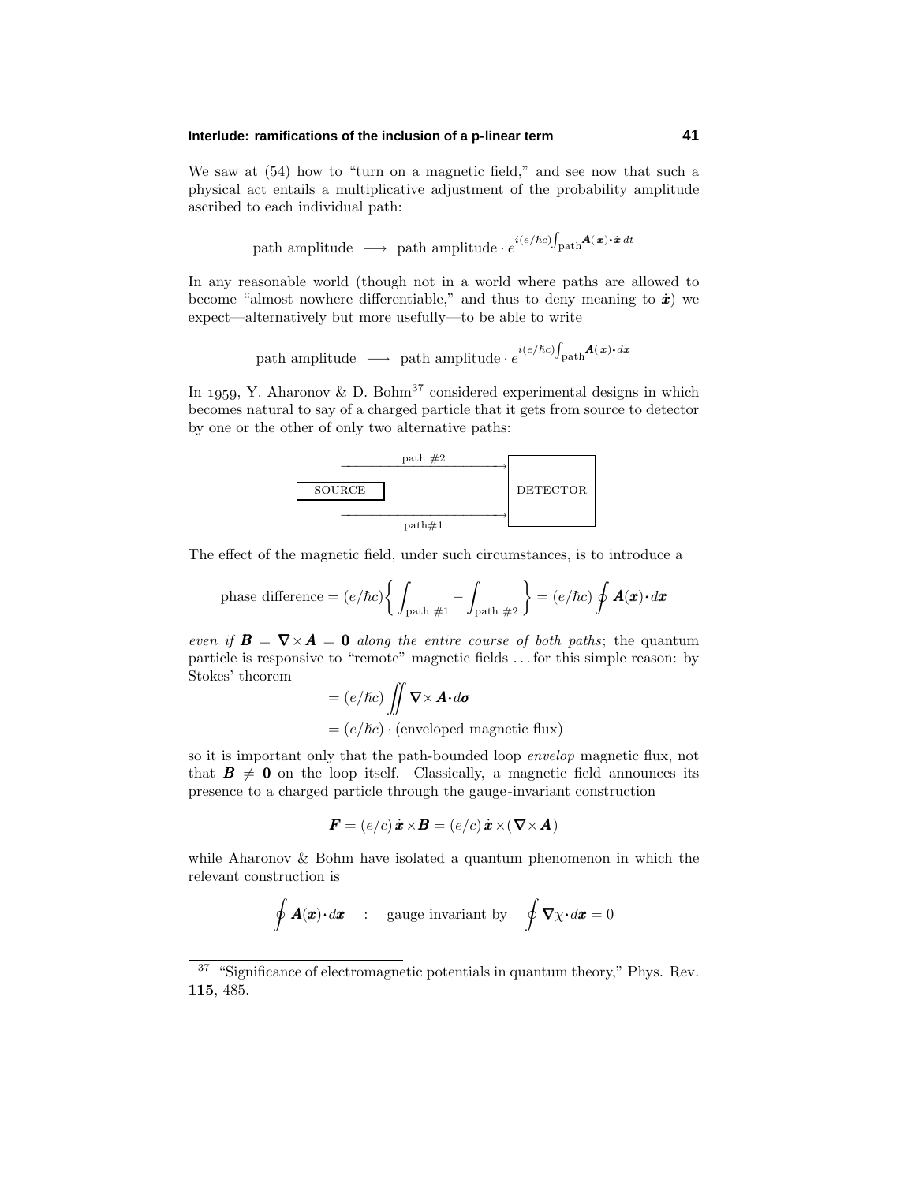We saw at (54) how to "turn on a magnetic field," and see now that such a physical act entails a multiplicative adjustment of the probability amplitude ascribed to each individual path:

$$\text{path amplitude} \;\longrightarrow\; \text{path amplitude} \cdot e^{i(e/\hbar c)\int_{\text{path}} \boldsymbol{A}(\boldsymbol{x})\cdot\dot{\boldsymbol{x}}\,dt}$$

In any reasonable world (though not in a world where paths are allowed to become "almost nowhere differentiable," and thus to deny meaning to $\dot{\boldsymbol{x}}$) we expect—alternatively but more usefully—to be able to write

$$\text{path amplitude} \;\longrightarrow\; \text{path amplitude} \cdot e^{i(e/\hbar c)\int_{\text{path}} \boldsymbol{A}(\boldsymbol{x})\cdot d\boldsymbol{x}}$$

In 1959, Y. Aharonov & D. Bohm[37] considered experimental designs in which becomes natural to say of a charged particle that it gets from source to detector by one or the other of only two alternative paths:

SOURCE → path #2 → DETECTOR

SOURCE → path#1 → DETECTOR

The effect of the magnetic field, under such circumstances, is to introduce a

$$\text{phase difference} = (e/\hbar c)\left\{\int_{\text{path }\#1} - \int_{\text{path }\#2}\right\} = (e/\hbar c)\oint \boldsymbol{A}(\boldsymbol{x})\cdot d\boldsymbol{x}$$

*even if* $\boldsymbol{B} = \boldsymbol{\nabla}\times\boldsymbol{A} = \boldsymbol{0}$ *along the entire course of both paths*; the quantum particle is responsive to "remote" magnetic fields ... for this simple reason: by Stokes' theorem

$$\begin{aligned} &= (e/\hbar c)\iint \boldsymbol{\nabla}\times\boldsymbol{A}\cdot d\boldsymbol{\sigma} \\ &= (e/\hbar c)\cdot(\text{enveloped magnetic flux}) \end{aligned}$$

so it is important only that the path-bounded loop *envelop* magnetic flux, not that $\boldsymbol{B} \neq \boldsymbol{0}$ on the loop itself. Classically, a magnetic field announces its presence to a charged particle through the gauge-invariant construction

$$\boldsymbol{F} = (e/c)\,\dot{\boldsymbol{x}}\times\boldsymbol{B} = (e/c)\,\dot{\boldsymbol{x}}\times(\boldsymbol{\nabla}\times\boldsymbol{A})$$

while Aharonov & Bohm have isolated a quantum phenomenon in which the relevant construction is

$$\oint \boldsymbol{A}(\boldsymbol{x})\cdot d\boldsymbol{x} \quad : \quad \text{gauge invariant by} \quad \oint \boldsymbol{\nabla}\chi\cdot d\boldsymbol{x} = 0$$

---

[37] "Significance of electromagnetic potentials in quantum theory," Phys. Rev. **115**, 485.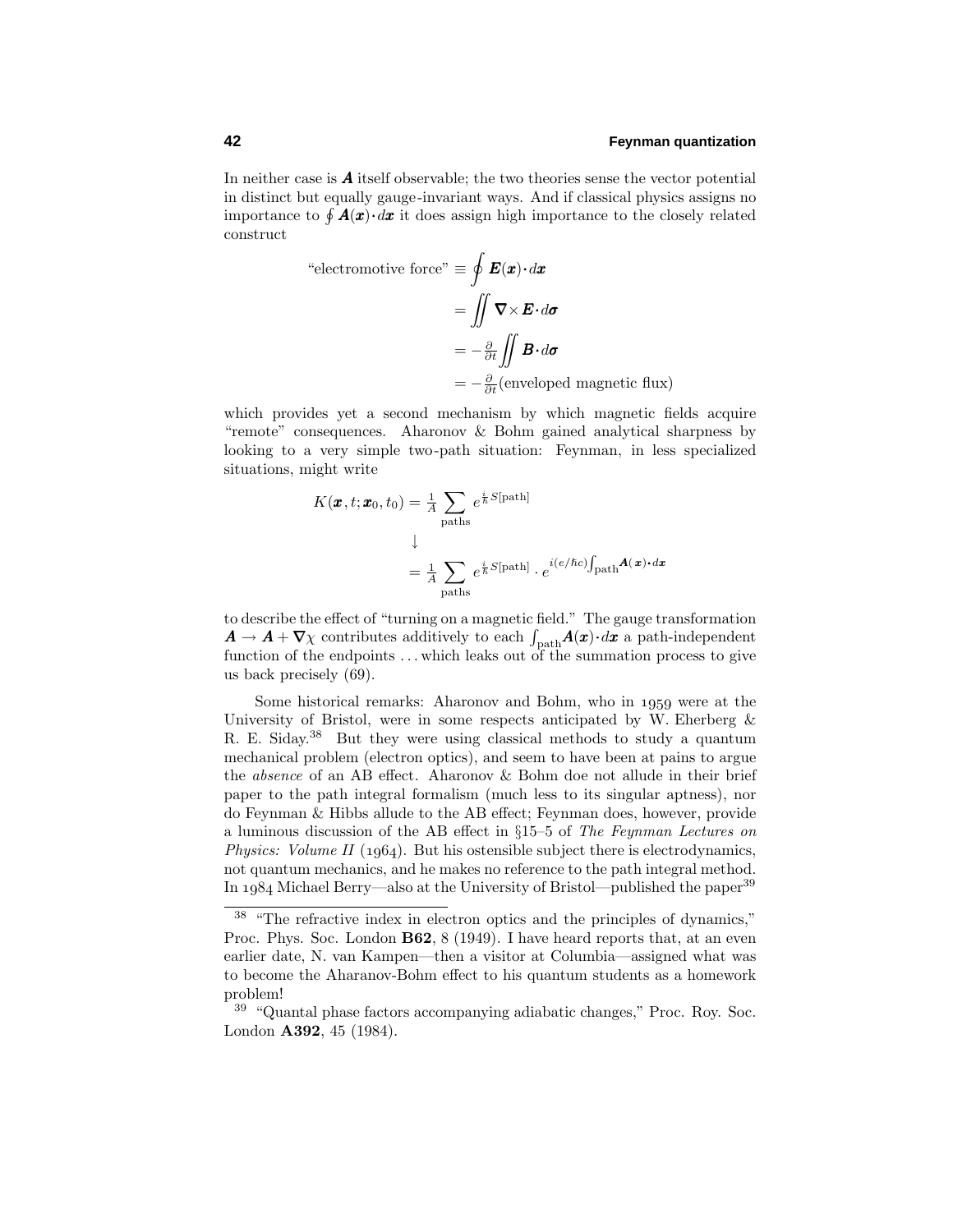In neither case is $\boldsymbol{A}$ itself observable; the two theories sense the vector potential in distinct but equally gauge-invariant ways. And if classical physics assigns no importance to $\oint \boldsymbol{A}(\boldsymbol{x})\cdot d\boldsymbol{x}$ it does assign high importance to the closely related construct

$$
\begin{aligned}
\text{“electromotive force”} \equiv \oint \boldsymbol{E}(\boldsymbol{x})\cdot d\boldsymbol{x} \\
&= \iint \boldsymbol{\nabla}\times\boldsymbol{E}\cdot d\boldsymbol{\sigma} \\
&= -\tfrac{\partial}{\partial t}\iint \boldsymbol{B}\cdot d\boldsymbol{\sigma} \\
&= -\tfrac{\partial}{\partial t}(\text{enveloped magnetic flux})
\end{aligned}
$$

which provides yet a second mechanism by which magnetic fields acquire “remote” consequences. Aharonov & Bohm gained analytical sharpness by looking to a very simple two-path situation: Feynman, in less specialized situations, might write

$$
\begin{aligned}
K(\boldsymbol{x},t;\boldsymbol{x}_0,t_0) &= \tfrac{1}{A}\sum_{\text{paths}} e^{\frac{i}{\hbar}S[\text{path}]} \\
&\downarrow \\
&= \tfrac{1}{A}\sum_{\text{paths}} e^{\frac{i}{\hbar}S[\text{path}]}\cdot e^{i(e/\hbar c)\int_{\text{path}}\boldsymbol{A}(\boldsymbol{x})\cdot d\boldsymbol{x}}
\end{aligned}
$$

to describe the effect of “turning on a magnetic field.” The gauge transformation $\boldsymbol{A}\rightarrow\boldsymbol{A}+\boldsymbol{\nabla}\chi$ contributes additively to each $\int_{\text{path}}\boldsymbol{A}(\boldsymbol{x})\cdot d\boldsymbol{x}$ a path-independent function of the endpoints ... which leaks out of the summation process to give us back precisely (69).

Some historical remarks: Aharonov and Bohm, who in 1959 were at the University of Bristol, were in some respects anticipated by W. Eherberg & R. E. Siday.[38] But they were using classical methods to study a quantum mechanical problem (electron optics), and seem to have been at pains to argue the *absence* of an AB effect. Aharonov & Bohm doe not allude in their brief paper to the path integral formalism (much less to its singular aptness), nor do Feynman & Hibbs allude to the AB effect; Feynman does, however, provide a luminous discussion of the AB effect in §15–5 of *The Feynman Lectures on Physics: Volume II* (1964). But his ostensible subject there is electrodynamics, not quantum mechanics, and he makes no reference to the path integral method. In 1984 Michael Berry—also at the University of Bristol—published the paper[39]

---

[38] “The refractive index in electron optics and the principles of dynamics,” Proc. Phys. Soc. London **B62**, 8 (1949). I have heard reports that, at an even earlier date, N. van Kampen—then a visitor at Columbia—assigned what was to become the Aharanov-Bohm effect to his quantum students as a homework problem!

[39] “Quantal phase factors accompanying adiabatic changes,” Proc. Roy. Soc. London **A392**, 45 (1984).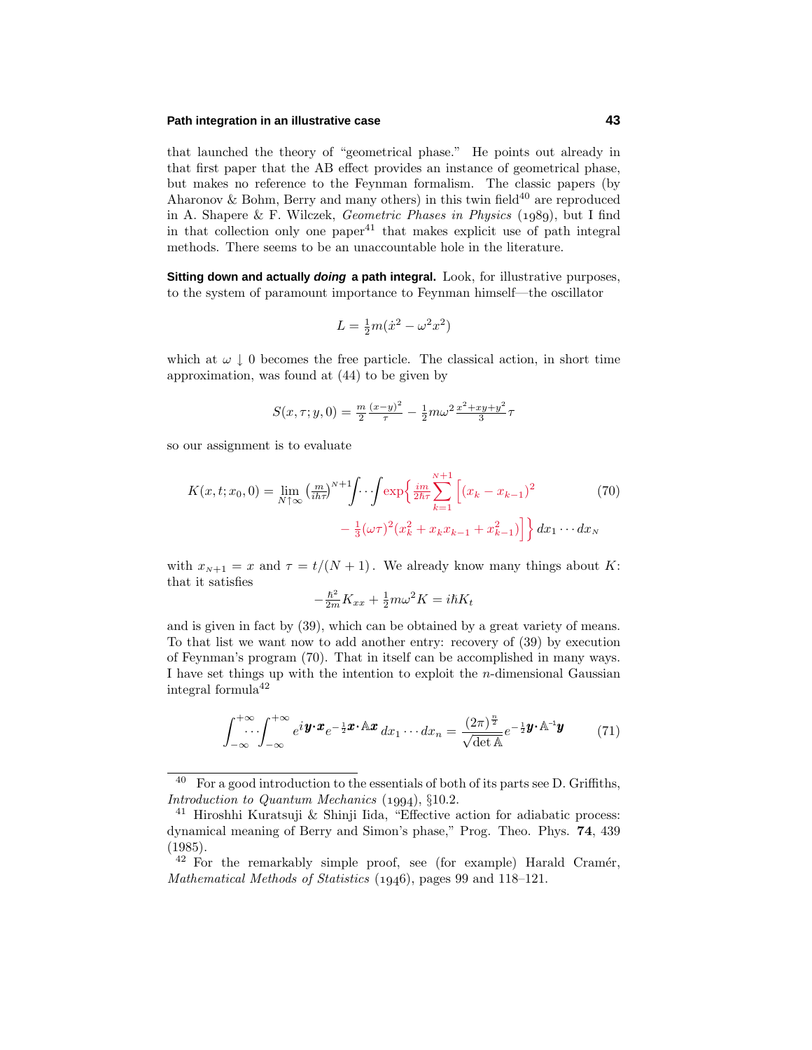that launched the theory of "geometrical phase." He points out already in that first paper that the AB effect provides an instance of geometrical phase, but makes no reference to the Feynman formalism. The classic papers (by Aharonov & Bohm, Berry and many others) in this twin field[40] are reproduced in A. Shapere & F. Wilczek, *Geometric Phases in Physics* (1989), but I find in that collection only one paper[41] that makes explicit use of path integral methods. There seems to be an unaccountable hole in the literature.

**Sitting down and actually *doing* a path integral.** Look, for illustrative purposes, to the system of paramount importance to Feynman himself—the oscillator

$$L = \tfrac{1}{2}m(\dot{x}^2 - \omega^2 x^2)$$

which at $\omega \downarrow 0$ becomes the free particle. The classical action, in short time approximation, was found at (44) to be given by

$$S(x,\tau;y,0) = \tfrac{m}{2}\tfrac{(x-y)^2}{\tau} - \tfrac{1}{2}m\omega^2\tfrac{x^2+xy+y^2}{3}\tau$$

so our assignment is to evaluate

$$K(x,t;x_0,0) = \lim_{N\uparrow\infty}\left(\tfrac{m}{ih\tau}\right)^{N+1}\int\!\cdots\!\int \exp\Big\{\tfrac{im}{2\hbar\tau}\sum_{k=1}^{N+1}\Big[(x_k - x_{k-1})^2 - \tfrac{1}{3}(\omega\tau)^2(x_k^2 + x_k x_{k-1} + x_{k-1}^2)\Big]\Big\}\,dx_1\cdots dx_N \tag{70}$$

with $x_{N+1} = x$ and $\tau = t/(N+1)$. We already know many things about $K$: that it satisfies

$$-\tfrac{\hbar^2}{2m}K_{xx} + \tfrac{1}{2}m\omega^2 K = i\hbar K_t$$

and is given in fact by (39), which can be obtained by a great variety of means. To that list we want now to add another entry: recovery of (39) by execution of Feynman's program (70). That in itself can be accomplished in many ways. I have set things up with the intention to exploit the $n$-dimensional Gaussian integral formula[42]

$$\int_{-\infty}^{+\infty}\!\!\cdots\!\int_{-\infty}^{+\infty} e^{i\boldsymbol{y}\cdot\boldsymbol{x}}e^{-\frac{1}{2}\boldsymbol{x}\cdot\mathbb{A}\boldsymbol{x}}\,dx_1\cdots dx_n = \frac{(2\pi)^{\frac{n}{2}}}{\sqrt{\det\mathbb{A}}}e^{-\frac{1}{2}\boldsymbol{y}\cdot\mathbb{A}^{-1}\boldsymbol{y}} \tag{71}$$

---

[40] For a good introduction to the essentials of both of its parts see D. Griffiths, *Introduction to Quantum Mechanics* (1994), §10.2.

[41] Hiroshhi Kuratsuji & Shinji Iida, "Effective action for adiabatic process: dynamical meaning of Berry and Simon's phase," Prog. Theo. Phys. **74**, 439 (1985).

[42] For the remarkably simple proof, see (for example) Harald Cramér, *Mathematical Methods of Statistics* (1946), pages 99 and 118–121.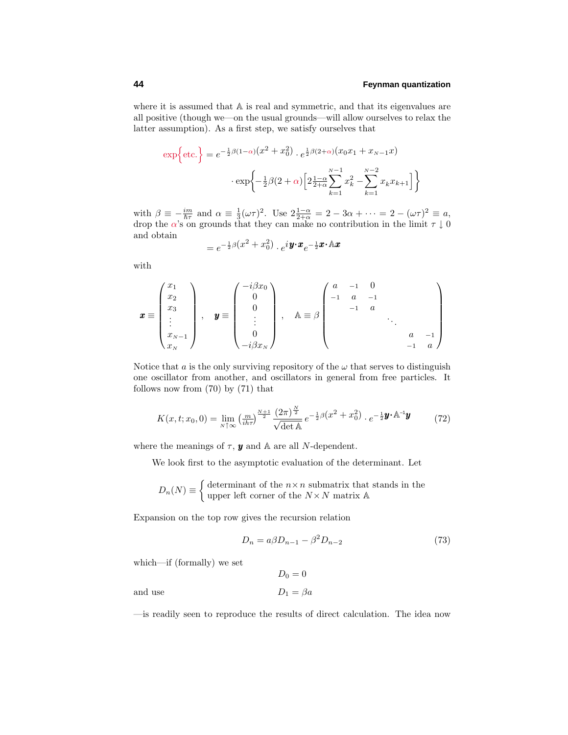where it is assumed that $\mathbb{A}$ is real and symmetric, and that its eigenvalues are all positive (though we—on the usual grounds—will allow ourselves to relax the latter assumption). As a first step, we satisfy ourselves that

$$\exp\Big\{\text{etc.}\Big\} = e^{-\frac{1}{2}\beta(1-\alpha)(x^2+x_0^2)}\cdot e^{\frac{1}{2}\beta(2+\alpha)(x_0x_1+x_{N-1}x)}$$
$$\cdot\exp\Big\{-\tfrac{1}{2}\beta(2+\alpha)\Big[2\tfrac{1-\alpha}{2+\alpha}\sum_{k=1}^{N-1}x_k^2-\sum_{k=1}^{N-2}x_kx_{k+1}\Big]\Big\}$$

with $\beta\equiv-\frac{im}{\hbar\tau}$ and $\alpha\equiv\frac{1}{3}(\omega\tau)^2$. Use $2\frac{1-\alpha}{2+\alpha}=2-3\alpha+\cdots=2-(\omega\tau)^2\equiv a$, drop the $\alpha$'s on grounds that they can make no contribution in the limit $\tau\downarrow 0$ and obtain

$$= e^{-\frac{1}{2}\beta(x^2+x_0^2)}\cdot e^{i\boldsymbol{y}\cdot\boldsymbol{x}}e^{-\frac{1}{2}\boldsymbol{x}\cdot\mathbb{A}\boldsymbol{x}}$$

with

$$\boldsymbol{x}\equiv\begin{pmatrix}x_1\\x_2\\x_3\\\vdots\\x_{N-1}\\x_N\end{pmatrix},\quad \boldsymbol{y}\equiv\begin{pmatrix}-i\beta x_0\\0\\0\\\vdots\\0\\-i\beta x_N\end{pmatrix},\quad \mathbb{A}\equiv\beta\begin{pmatrix}a&-1&0&&&\\-1&a&-1&&&\\&-1&a&&&\\&&&\ddots&&\\&&&&a&-1\\&&&&-1&a\end{pmatrix}$$

Notice that $a$ is the only surviving repository of the $\omega$ that serves to distinguish one oscillator from another, and oscillators in general from free particles. It follows now from (70) by (71) that

$$K(x,t;x_0,0)=\lim_{N\uparrow\infty}\left(\tfrac{m}{ih\tau}\right)^{\frac{N+1}{2}}\frac{(2\pi)^{\frac{N}{2}}}{\sqrt{\det\mathbb{A}}}\,e^{-\frac{1}{2}\beta(x^2+x_0^2)}\cdot e^{-\frac{1}{2}\boldsymbol{y}\cdot\mathbb{A}^{-1}\boldsymbol{y}}\tag{72}$$

where the meanings of $\tau$, $\boldsymbol{y}$ and $\mathbb{A}$ are all $N$-dependent.

We look first to the asymptotic evaluation of the determinant. Let

$$D_n(N)\equiv\begin{cases}\text{determinant of the } n\times n \text{ submatrix that stands in the}\\ \text{upper left corner of the } N\times N \text{ matrix } \mathbb{A}\end{cases}$$

Expansion on the top row gives the recursion relation

$$D_n = a\beta D_{n-1}-\beta^2 D_{n-2}\tag{73}$$

which—if (formally) we set

$$D_0 = 0$$

and use

$$D_1 = \beta a$$

—is readily seen to reproduce the results of direct calculation. The idea now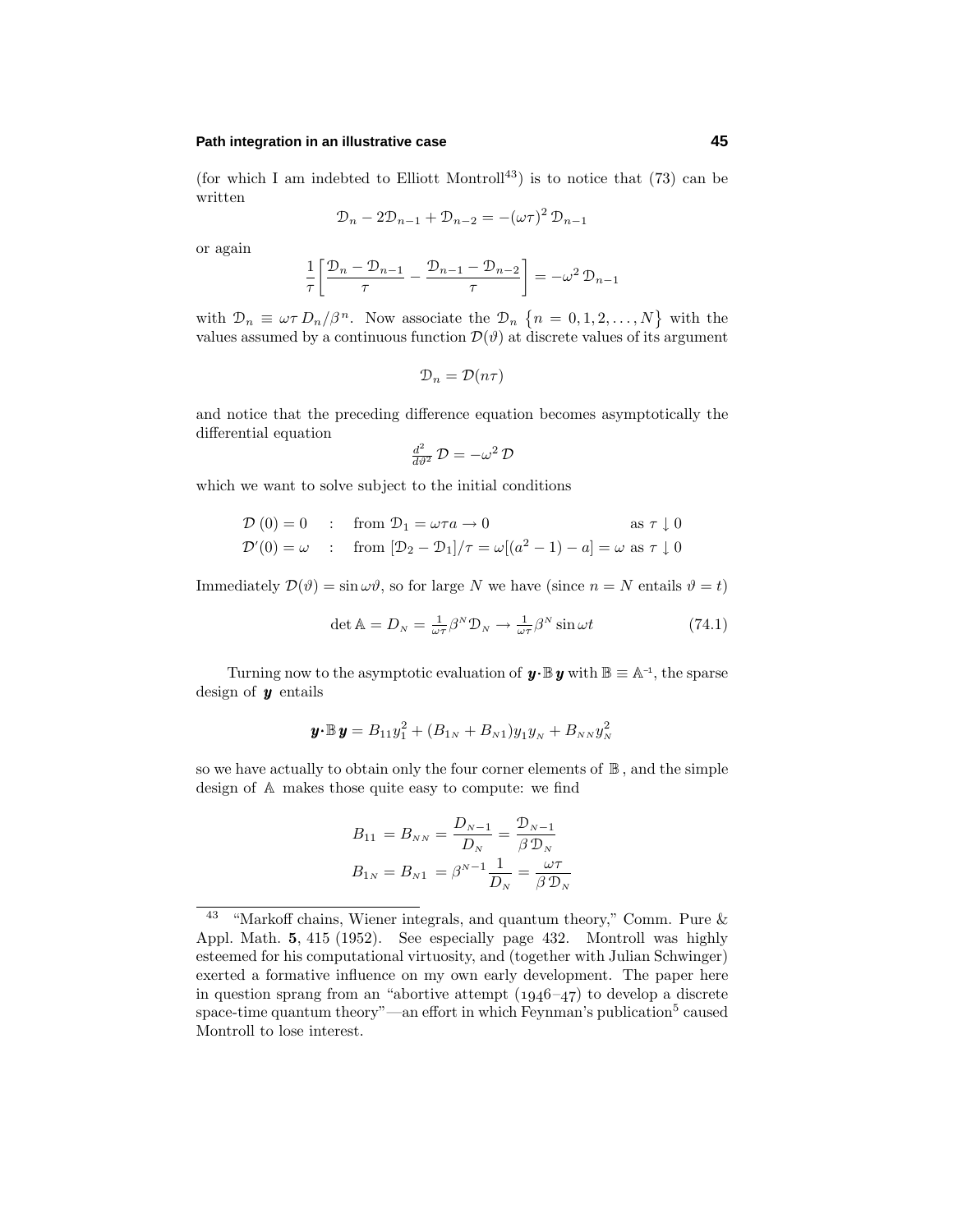(for which I am indebted to Elliott Montroll[43]) is to notice that (73) can be written

$$\mathcal{D}_n - 2\mathcal{D}_{n-1} + \mathcal{D}_{n-2} = -(\omega\tau)^2\,\mathcal{D}_{n-1}$$

or again

$$\frac{1}{\tau}\left[\frac{\mathcal{D}_n - \mathcal{D}_{n-1}}{\tau} - \frac{\mathcal{D}_{n-1} - \mathcal{D}_{n-2}}{\tau}\right] = -\omega^2\,\mathcal{D}_{n-1}$$

with $\mathcal{D}_n \equiv \omega\tau\, D_n/\beta^n$. Now associate the $\mathcal{D}_n$ $\{n = 0, 1, 2, \ldots, N\}$ with the values assumed by a continuous function $\mathcal{D}(\vartheta)$ at discrete values of its argument

$$\mathcal{D}_n = \mathcal{D}(n\tau)$$

and notice that the preceding difference equation becomes asymptotically the differential equation

$$\tfrac{d^2}{d\vartheta^2}\,\mathcal{D} = -\omega^2\,\mathcal{D}$$

which we want to solve subject to the initial conditions

$$\begin{aligned}
\mathcal{D}(0) &= 0 \quad : \quad \text{from } \mathcal{D}_1 = \omega\tau a \to 0 \qquad\qquad\qquad\quad \text{as } \tau \downarrow 0\\
\mathcal{D}'(0) &= \omega \quad : \quad \text{from } [\mathcal{D}_2 - \mathcal{D}_1]/\tau = \omega[(a^2-1) - a] = \omega \text{ as } \tau \downarrow 0
\end{aligned}$$

Immediately $\mathcal{D}(\vartheta) = \sin\omega\vartheta$, so for large $N$ we have (since $n = N$ entails $\vartheta = t$)

$$\det \mathbb{A} = D_N = \tfrac{1}{\omega\tau}\beta^N \mathcal{D}_N \to \tfrac{1}{\omega\tau}\beta^N \sin\omega t \tag{74.1}$$

Turning now to the asymptotic evaluation of $\boldsymbol{y}\cdot\mathbb{B}\,\boldsymbol{y}$ with $\mathbb{B} \equiv \mathbb{A}^{-1}$, the sparse design of $\boldsymbol{y}$ entails

$$\boldsymbol{y}\cdot\mathbb{B}\,\boldsymbol{y} = B_{11}y_1^2 + (B_{1N} + B_{N1})y_1 y_N + B_{NN}y_N^2$$

so we have actually to obtain only the four corner elements of $\mathbb{B}$, and the simple design of $\mathbb{A}$ makes those quite easy to compute: we find

$$\begin{aligned}
B_{11} = B_{NN} &= \frac{D_{N-1}}{D_N} = \frac{\mathcal{D}_{N-1}}{\beta\,\mathcal{D}_N}\\
B_{1N} = B_{N1} &= \beta^{N-1}\frac{1}{D_N} = \frac{\omega\tau}{\beta\,\mathcal{D}_N}
\end{aligned}$$

---

[43] "Markoff chains, Wiener integrals, and quantum theory," Comm. Pure & Appl. Math. **5**, 415 (1952). See especially page 432. Montroll was highly esteemed for his computational virtuosity, and (together with Julian Schwinger) exerted a formative influence on my own early development. The paper here in question sprang from an "abortive attempt (1946–47) to develop a discrete space-time quantum theory"—an effort in which Feynman's publication[5] caused Montroll to lose interest.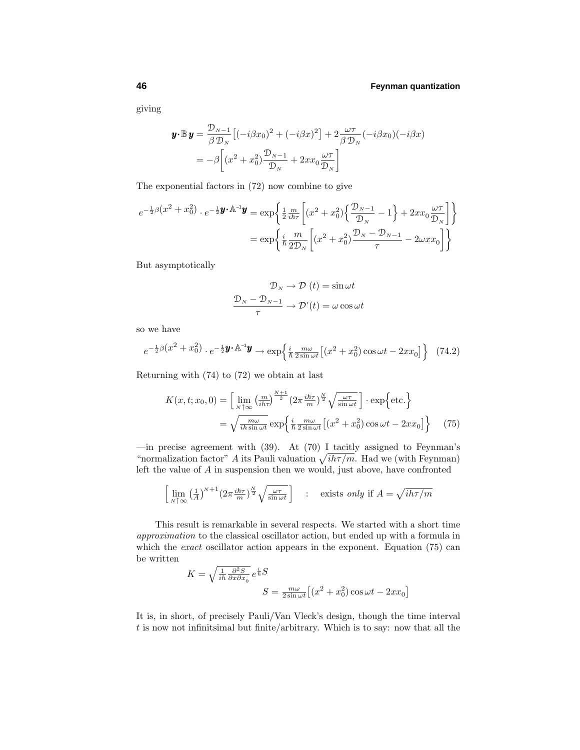giving

$$
\begin{aligned}
\boldsymbol{y}\boldsymbol{\cdot}\mathbb{B}\,\boldsymbol{y} &= \frac{\mathcal{D}_{N-1}}{\beta\,\mathcal{D}_N}\big[(-i\beta x_0)^2 + (-i\beta x)^2\big] + 2\frac{\omega\tau}{\beta\,\mathcal{D}_N}(-i\beta x_0)(-i\beta x)\\
&= -\beta\bigg[(x^2+x_0^2)\frac{\mathcal{D}_{N-1}}{\mathcal{D}_N} + 2xx_0\frac{\omega\tau}{\mathcal{D}_N}\bigg]
\end{aligned}
$$

The exponential factors in (72) now combine to give

$$
\begin{aligned}
e^{-\frac{1}{2}\beta(x^2+x_0^2)}\cdot e^{-\frac{1}{2}\boldsymbol{y}\boldsymbol{\cdot}\mathbb{A}^{-1}\boldsymbol{y}} &= \exp\bigg\{\tfrac{1}{2}\tfrac{m}{i\hbar\tau}\bigg[(x^2+x_0^2)\Big\{\frac{\mathcal{D}_{N-1}}{\mathcal{D}_N}-1\Big\} + 2xx_0\frac{\omega\tau}{\mathcal{D}_N}\bigg]\bigg\}\\
&= \exp\bigg\{\tfrac{i}{\hbar}\frac{m}{2\mathcal{D}_N}\bigg[(x^2+x_0^2)\frac{\mathcal{D}_N-\mathcal{D}_{N-1}}{\tau} - 2\omega xx_0\bigg]\bigg\}
\end{aligned}
$$

But asymptotically

$$
\begin{aligned}
\mathcal{D}_N &\to \mathcal{D}\,(t) = \sin\omega t\\
\frac{\mathcal{D}_N-\mathcal{D}_{N-1}}{\tau} &\to \mathcal{D}'(t) = \omega\cos\omega t
\end{aligned}
$$

so we have

$$
e^{-\frac{1}{2}\beta(x^2+x_0^2)}\cdot e^{-\frac{1}{2}\boldsymbol{y}\boldsymbol{\cdot}\mathbb{A}^{-1}\boldsymbol{y}} \to \exp\Big\{\tfrac{i}{\hbar}\tfrac{m\omega}{2\sin\omega t}\big[(x^2+x_0^2)\cos\omega t - 2xx_0\big]\Big\} \quad (74.2)
$$

Returning with (74) to (72) we obtain at last

$$
\begin{aligned}
K(x,t;x_0,0) &= \Big[\lim_{N\uparrow\infty}\big(\tfrac{m}{ih\tau}\big)^{\frac{N+1}{2}}(2\pi\tfrac{i\hbar\tau}{m})^{\frac{N}{2}}\sqrt{\tfrac{\omega\tau}{\sin\omega t}}\,\Big]\cdot\exp\Big\{\text{etc.}\Big\}\\
&= \sqrt{\tfrac{m\omega}{ih\sin\omega t}}\exp\Big\{\tfrac{i}{\hbar}\tfrac{m\omega}{2\sin\omega t}\big[(x^2+x_0^2)\cos\omega t - 2xx_0\big]\Big\} \qquad (75)
\end{aligned}
$$

—in precise agreement with (39). At (70) I tacitly assigned to Feynman's "normalization factor" $A$ its Pauli valuation $\sqrt{ih\tau/m}$. Had we (with Feynman) left the value of $A$ in suspension then we would, just above, have confronted

$$
\Big[\lim_{N\uparrow\infty}\big(\tfrac{1}{A}\big)^{N+1}(2\pi\tfrac{i\hbar\tau}{m})^{\frac{N}{2}}\sqrt{\tfrac{\omega\tau}{\sin\omega t}}\,\Big] \quad : \quad \text{exists } \textit{only} \text{ if } A = \sqrt{ih\tau/m}
$$

This result is remarkable in several respects. We started with a short time *approximation* to the classical oscillator action, but ended up with a formula in which the *exact* oscillator action appears in the exponent. Equation (75) can be written

$$
\begin{aligned}
K &= \sqrt{\tfrac{1}{ih}\tfrac{\partial^2 S}{\partial x\partial x_0}}\,e^{\frac{i}{\hbar}S}\\
&\qquad S = \tfrac{m\omega}{2\sin\omega t}\big[(x^2+x_0^2)\cos\omega t - 2xx_0\big]
\end{aligned}
$$

It is, in short, of precisely Pauli/Van Vleck's design, though the time interval $t$ is now not infinitsimal but finite/arbitrary. Which is to say: now that all the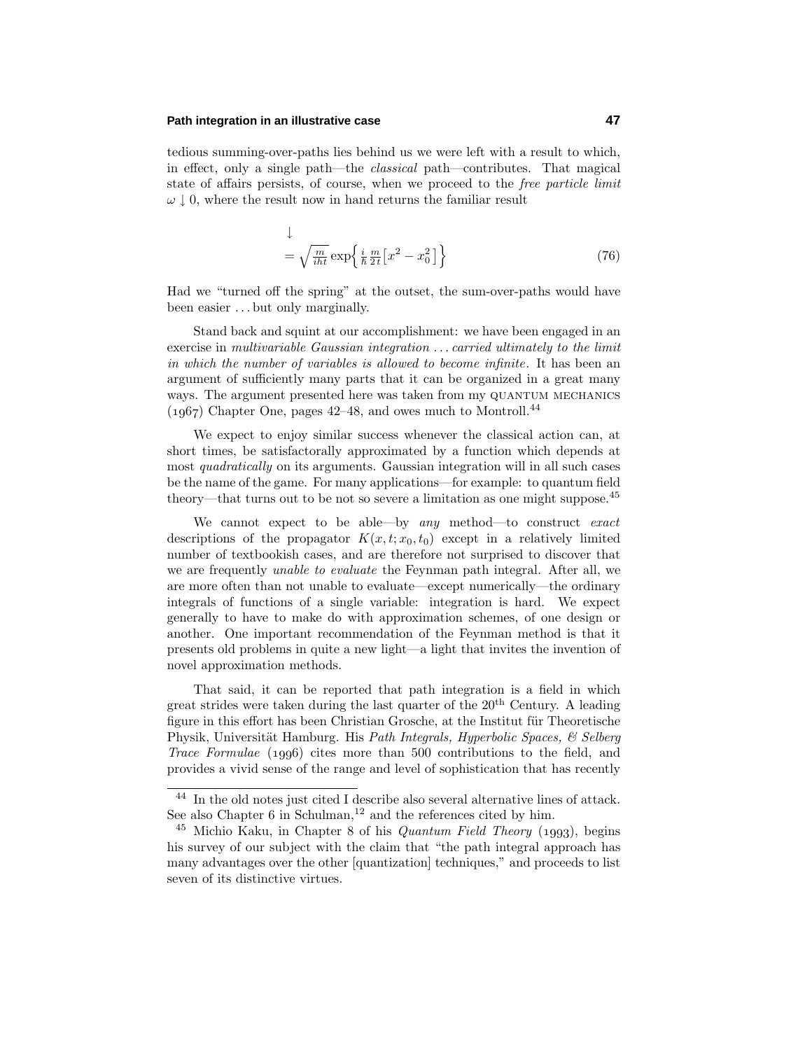tedious summing-over-paths lies behind us we were left with a result to which, in effect, only a single path—the *classical* path—contributes. That magical state of affairs persists, of course, when we proceed to the *free particle limit* $\omega \downarrow 0$, where the result now in hand returns the familiar result

$$\begin{aligned} &\downarrow \\ &= \sqrt{\tfrac{m}{iht}} \exp\Big\{ \tfrac{i}{\hbar} \tfrac{m}{2t} \big[ x^2 - x_0^2 \big] \Big\} \end{aligned} \tag{76}$$

Had we "turned off the spring" at the outset, the sum-over-paths would have been easier ... but only marginally.

Stand back and squint at our accomplishment: we have been engaged in an exercise in *multivariable Gaussian integration ... carried ultimately to the limit in which the number of variables is allowed to become infinite*. It has been an argument of sufficiently many parts that it can be organized in a great many ways. The argument presented here was taken from my QUANTUM MECHANICS (1967) Chapter One, pages 42–48, and owes much to Montroll.[44]

We expect to enjoy similar success whenever the classical action can, at short times, be satisfactorally approximated by a function which depends at most *quadratically* on its arguments. Gaussian integration will in all such cases be the name of the game. For many applications—for example: to quantum field theory—that turns out to be not so severe a limitation as one might suppose.[45]

We cannot expect to be able—by *any* method—to construct *exact* descriptions of the propagator $K(x, t; x_0, t_0)$ except in a relatively limited number of textbookish cases, and are therefore not surprised to discover that we are frequently *unable to evaluate* the Feynman path integral. After all, we are more often than not unable to evaluate—except numerically—the ordinary integrals of functions of a single variable: integration is hard. We expect generally to have to make do with approximation schemes, of one design or another. One important recommendation of the Feynman method is that it presents old problems in quite a new light—a light that invites the invention of novel approximation methods.

That said, it can be reported that path integration is a field in which great strides were taken during the last quarter of the 20th Century. A leading figure in this effort has been Christian Grosche, at the Institut für Theoretische Physik, Universität Hamburg. His *Path Integrals, Hyperbolic Spaces, & Selberg Trace Formulae* (1996) cites more than 500 contributions to the field, and provides a vivid sense of the range and level of sophistication that has recently

---

[44] In the old notes just cited I describe also several alternative lines of attack. See also Chapter 6 in Schulman,[12] and the references cited by him.

[45] Michio Kaku, in Chapter 8 of his *Quantum Field Theory* (1993), begins his survey of our subject with the claim that "the path integral approach has many advantages over the other [quantization] techniques," and proceeds to list seven of its distinctive virtues.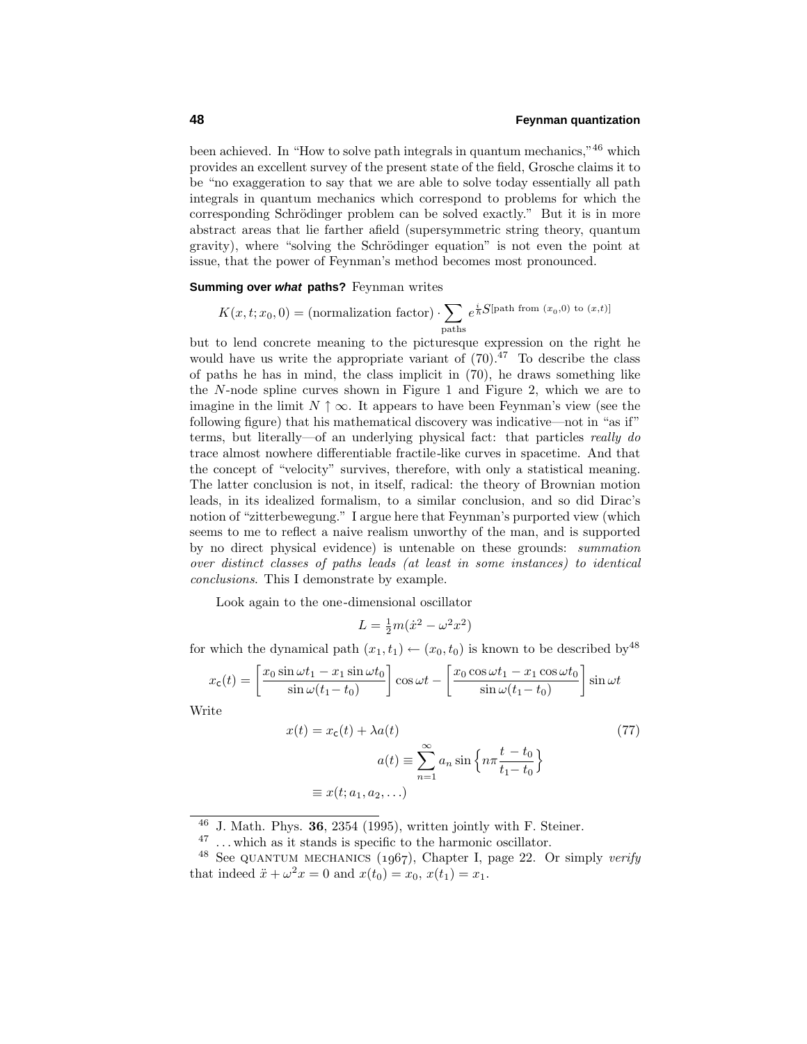been achieved. In "How to solve path integrals in quantum mechanics,"[46] which provides an excellent survey of the present state of the field, Grosche claims it to be "no exaggeration to say that we are able to solve today essentially all path integrals in quantum mechanics which correspond to problems for which the corresponding Schrödinger problem can be solved exactly." But it is in more abstract areas that lie farther afield (supersymmetric string theory, quantum gravity), where "solving the Schrödinger equation" is not even the point at issue, that the power of Feynman's method becomes most pronounced.

**Summing over *what* paths?** Feynman writes

$$K(x,t;x_0,0) = (\text{normalization factor}) \cdot \sum_{\text{paths}} e^{\frac{i}{\hbar}S[\text{path from }(x_0,0)\text{ to }(x,t)]}$$

but to lend concrete meaning to the picturesque expression on the right he would have us write the appropriate variant of (70).[47] To describe the class of paths he has in mind, the class implicit in (70), he draws something like the $N$-node spline curves shown in Figure 1 and Figure 2, which we are to imagine in the limit $N \uparrow \infty$. It appears to have been Feynman's view (see the following figure) that his mathematical discovery was indicative—not in "as if" terms, but literally—of an underlying physical fact: that particles *really do* trace almost nowhere differentiable fractile-like curves in spacetime. And that the concept of "velocity" survives, therefore, with only a statistical meaning. The latter conclusion is not, in itself, radical: the theory of Brownian motion leads, in its idealized formalism, to a similar conclusion, and so did Dirac's notion of "zitterbewegung." I argue here that Feynman's purported view (which seems to me to reflect a naive realism unworthy of the man, and is supported by no direct physical evidence) is untenable on these grounds: *summation over distinct classes of paths leads (at least in some instances) to identical conclusions*. This I demonstrate by example.

Look again to the one-dimensional oscillator

$$L = \tfrac{1}{2}m(\dot{x}^2 - \omega^2 x^2)$$

for which the dynamical path $(x_1,t_1) \leftarrow (x_0,t_0)$ is known to be described by[48]

$$x_{\mathsf{c}}(t) = \left[\frac{x_0 \sin\omega t_1 - x_1 \sin\omega t_0}{\sin\omega(t_1 - t_0)}\right]\cos\omega t - \left[\frac{x_0 \cos\omega t_1 - x_1 \cos\omega t_0}{\sin\omega(t_1 - t_0)}\right]\sin\omega t$$

Write

$$\begin{aligned} x(t) &= x_{\mathsf{c}}(t) + \lambda a(t) \qquad (77)\\ a(t) &\equiv \sum_{n=1}^{\infty} a_n \sin\Big\{n\pi\frac{t - t_0}{t_1 - t_0}\Big\}\\ &\equiv x(t; a_1, a_2, \ldots) \end{aligned}$$

---

[46] J. Math. Phys. **36**, 2354 (1995), written jointly with F. Steiner.

[47] ...which as it stands is specific to the harmonic oscillator.

[48] See QUANTUM MECHANICS (1967), Chapter I, page 22. Or simply *verify* that indeed $\ddot{x} + \omega^2 x = 0$ and $x(t_0) = x_0$, $x(t_1) = x_1$.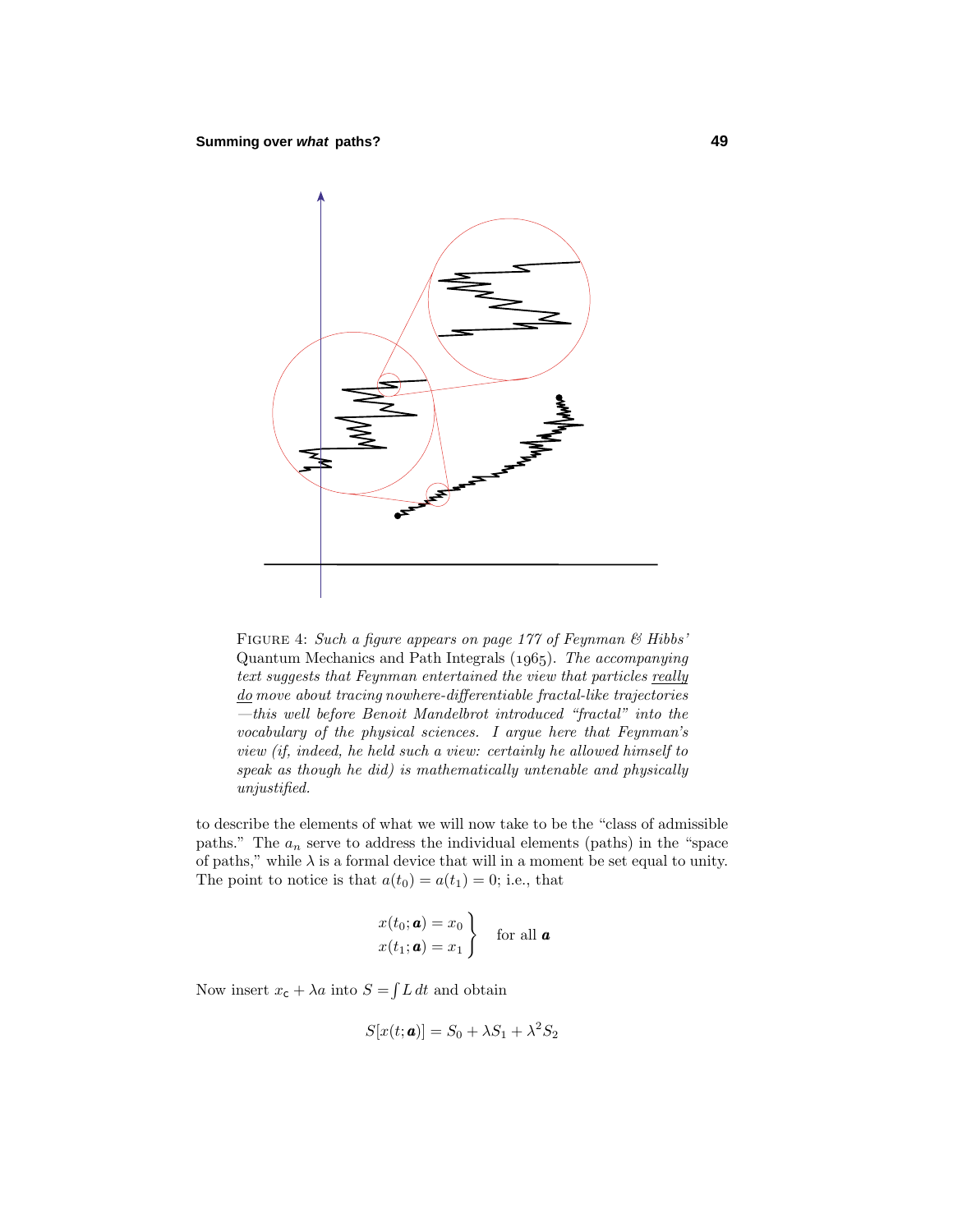FIGURE 4: *Such a figure appears on page 177 of Feynman & Hibbs'* Quantum Mechanics and Path Integrals (1965). *The accompanying text suggests that Feynman entertained the view that particles really do move about tracing nowhere-differentiable fractal-like trajectories —this well before Benoit Mandelbrot introduced "fractal" into the vocabulary of the physical sciences. I argue here that Feynman's view (if, indeed, he held such a view: certainly he allowed himself to speak as though he did) is mathematically untenable and physically unjustified.*

to describe the elements of what we will now take to be the "class of admissible paths." The $a_n$ serve to address the individual elements (paths) in the "space of paths," while $\lambda$ is a formal device that will in a moment be set equal to unity. The point to notice is that $a(t_0) = a(t_1) = 0$; i.e., that

$$\left.\begin{aligned} x(t_0;\boldsymbol{a}) &= x_0 \\ x(t_1;\boldsymbol{a}) &= x_1 \end{aligned}\right\} \quad \text{for all } \boldsymbol{a}$$

Now insert $x_{\mathsf{c}} + \lambda a$ into $S = \int L\,dt$ and obtain

$$S[x(t;\boldsymbol{a})] = S_0 + \lambda S_1 + \lambda^2 S_2$$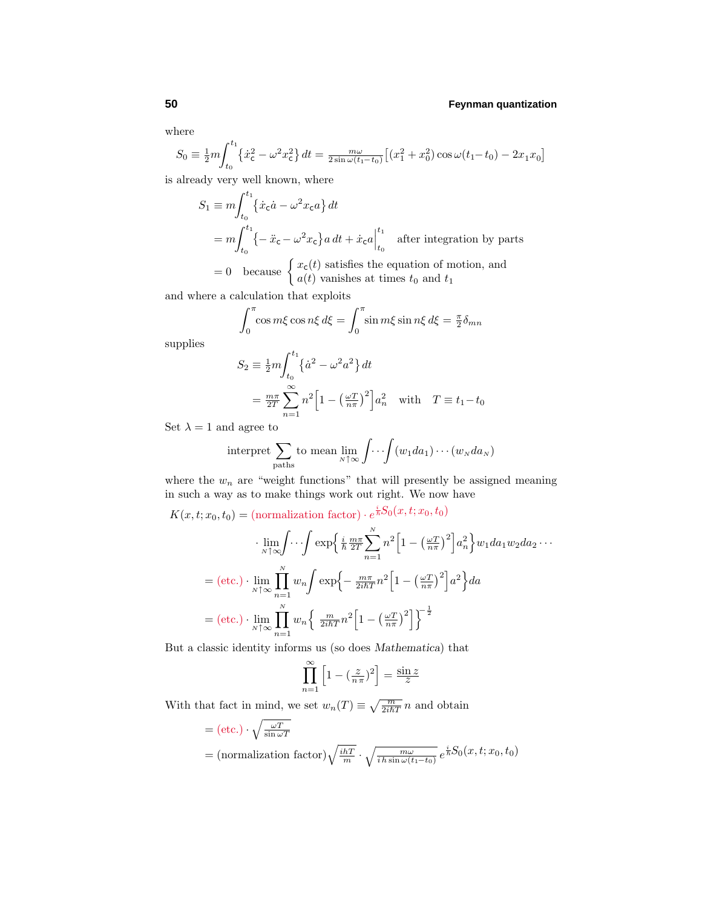where

$$S_0 \equiv \tfrac{1}{2}m\int_{t_0}^{t_1}\big\{\dot{x}_\mathsf{c}^2 - \omega^2 x_\mathsf{c}^2\big\}\,dt = \tfrac{m\omega}{2\sin\omega(t_1-t_0)}\big[(x_1^2+x_0^2)\cos\omega(t_1-t_0) - 2x_1x_0\big]$$

is already very well known, where

$$\begin{aligned}
S_1 &\equiv m\int_{t_0}^{t_1}\big\{\dot{x}_\mathsf{c}\dot{a} - \omega^2 x_\mathsf{c} a\big\}\,dt\\
&= m\int_{t_0}^{t_1}\big\{-\ddot{x}_\mathsf{c} - \omega^2 x_\mathsf{c}\big\}a\,dt + \dot{x}_\mathsf{c}a\Big|_{t_0}^{t_1} \quad \text{after integration by parts}\\
&= 0 \quad \text{because } \begin{cases} x_\mathsf{c}(t) \text{ satisfies the equation of motion, and}\\ a(t) \text{ vanishes at times } t_0 \text{ and } t_1\end{cases}
\end{aligned}$$

and where a calculation that exploits

$$\int_0^\pi \cos m\xi \cos n\xi\,d\xi = \int_0^\pi \sin m\xi \sin n\xi\,d\xi = \tfrac{\pi}{2}\delta_{mn}$$

supplies

$$\begin{aligned}
S_2 &\equiv \tfrac{1}{2}m\int_{t_0}^{t_1}\big\{\dot{a}^2 - \omega^2 a^2\big\}\,dt\\
&= \tfrac{m\pi}{2T}\sum_{n=1}^\infty n^2\Big[1 - \big(\tfrac{\omega T}{n\pi}\big)^2\Big]a_n^2 \quad \text{with} \quad T \equiv t_1 - t_0
\end{aligned}$$

Set $\lambda = 1$ and agree to

$$\text{interpret} \sum_\text{paths} \text{to mean} \lim_{N\uparrow\infty}\int\!\cdots\!\int (w_1 da_1)\cdots(w_N da_N)$$

where the $w_n$ are "weight functions" that will presently be assigned meaning in such a way as to make things work out right. We now have

$$\begin{aligned}
K(x,t;x_0,t_0) &= (\text{normalization factor})\cdot e^{\frac{i}{\hbar}S_0(x,t;x_0,t_0)}\\
&\qquad\cdot \lim_{N\uparrow\infty}\int\!\cdots\!\int \exp\Big\{\tfrac{i}{\hbar}\tfrac{m\pi}{2T}\sum_{n=1}^N n^2\Big[1 - \big(\tfrac{\omega T}{n\pi}\big)^2\Big]a_n^2\Big\}w_1da_1w_2da_2\cdots\\
&= (\text{etc.})\cdot \lim_{N\uparrow\infty}\prod_{n=1}^N w_n\int \exp\Big\{-\tfrac{m\pi}{2i\hbar T}n^2\Big[1 - \big(\tfrac{\omega T}{n\pi}\big)^2\Big]a^2\Big\}da\\
&= (\text{etc.})\cdot \lim_{N\uparrow\infty}\prod_{n=1}^N w_n\Big\{\tfrac{m}{2i\hbar T}n^2\Big[1 - \big(\tfrac{\omega T}{n\pi}\big)^2\Big]\Big\}^{-\frac{1}{2}}
\end{aligned}$$

But a classic identity informs us (so does *Mathematica*) that

$$\prod_{n=1}^\infty\Big[1 - \big(\tfrac{z}{n\pi}\big)^2\Big] = \frac{\sin z}{z}$$

With that fact in mind, we set $w_n(T) \equiv \sqrt{\tfrac{m}{2i\hbar T}}\,n$ and obtain

$$\begin{aligned}
&= (\text{etc.})\cdot\sqrt{\tfrac{\omega T}{\sin\omega T}}\\
&= (\text{normalization factor})\sqrt{\tfrac{i\hbar T}{m}}\cdot\sqrt{\tfrac{m\omega}{i\hbar\sin\omega(t_1-t_0)}}\;e^{\frac{i}{\hbar}S_0(x,t;x_0,t_0)}
\end{aligned}$$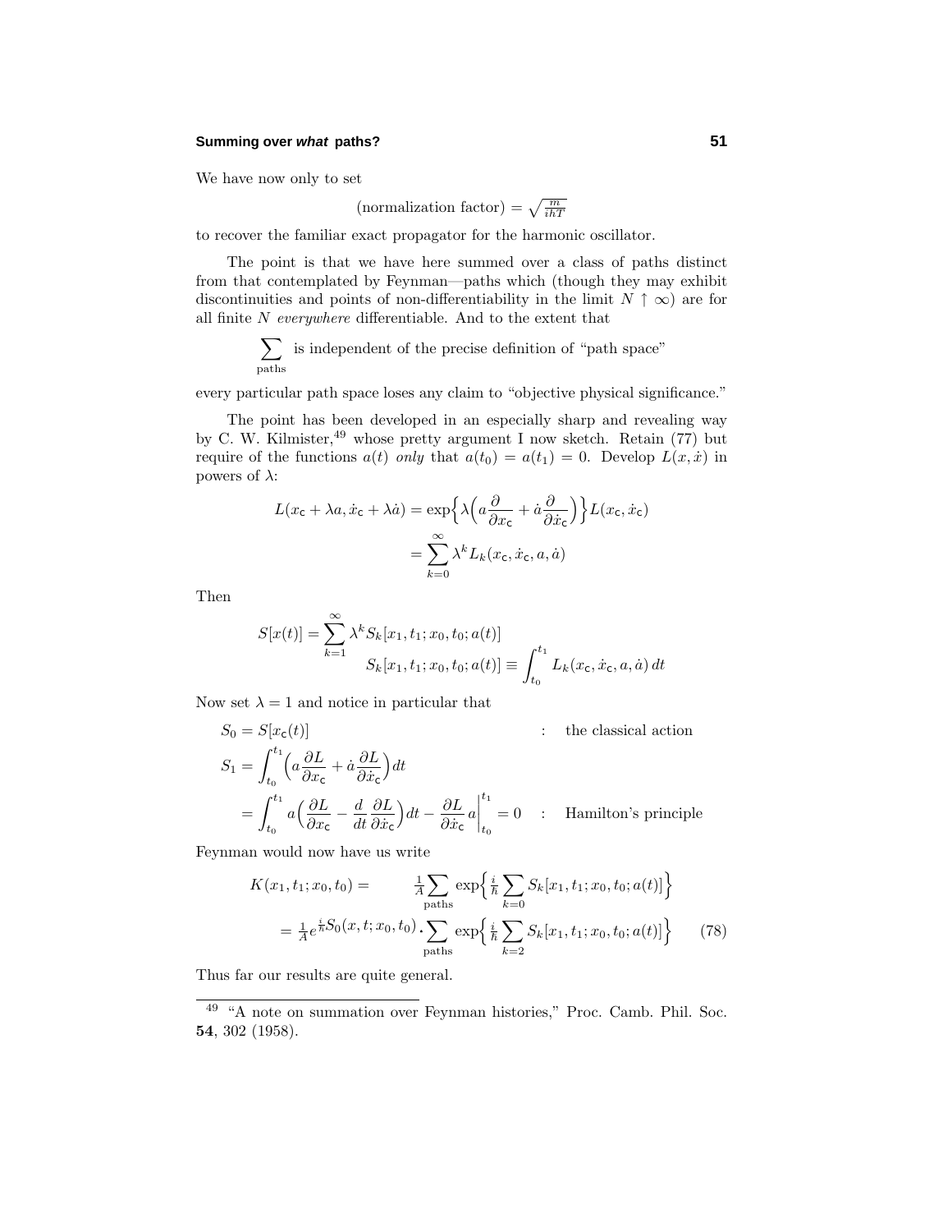We have now only to set

$$(\text{normalization factor}) = \sqrt{\tfrac{m}{ihT}}$$

to recover the familiar exact propagator for the harmonic oscillator.

The point is that we have here summed over a class of paths distinct from that contemplated by Feynman—paths which (though they may exhibit discontinuities and points of non-differentiability in the limit $N \uparrow \infty$) are for all finite $N$ *everywhere* differentiable. And to the extent that

$$\sum_{\text{paths}} \text{ is independent of the precise definition of “path space”}$$

every particular path space loses any claim to “objective physical significance.”

The point has been developed in an especially sharp and revealing way by C. W. Kilmister,[49] whose pretty argument I now sketch. Retain (77) but require of the functions $a(t)$ *only* that $a(t_0) = a(t_1) = 0$. Develop $L(x, \dot{x})$ in powers of $\lambda$:

$$\begin{aligned}
L(x_{\mathsf{c}} + \lambda a, \dot{x}_{\mathsf{c}} + \lambda \dot{a}) &= \exp\Big\{\lambda\Big(a\frac{\partial}{\partial x_{\mathsf{c}}} + \dot{a}\frac{\partial}{\partial \dot{x}_{\mathsf{c}}}\Big)\Big\} L(x_{\mathsf{c}}, \dot{x}_{\mathsf{c}}) \\
&= \sum_{k=0}^{\infty} \lambda^k L_k(x_{\mathsf{c}}, \dot{x}_{\mathsf{c}}, a, \dot{a})
\end{aligned}$$

Then

$$\begin{aligned}
S[x(t)] &= \sum_{k=1}^{\infty} \lambda^k S_k[x_1, t_1; x_0, t_0; a(t)] \\
&\qquad S_k[x_1, t_1; x_0, t_0; a(t)] \equiv \int_{t_0}^{t_1} L_k(x_{\mathsf{c}}, \dot{x}_{\mathsf{c}}, a, \dot{a})\, dt
\end{aligned}$$

Now set $\lambda = 1$ and notice in particular that

$$\begin{aligned}
S_0 &= S[x_{\mathsf{c}}(t)] && : \quad \text{the classical action} \\
S_1 &= \int_{t_0}^{t_1} \Big(a\frac{\partial L}{\partial x_{\mathsf{c}}} + \dot{a}\frac{\partial L}{\partial \dot{x}_{\mathsf{c}}}\Big)dt \\
&= \int_{t_0}^{t_1} a\Big(\frac{\partial L}{\partial x_{\mathsf{c}}} - \frac{d}{dt}\frac{\partial L}{\partial \dot{x}_{\mathsf{c}}}\Big)dt - \frac{\partial L}{\partial \dot{x}_{\mathsf{c}}}a\Big|_{t_0}^{t_1} = 0 && : \quad \text{Hamilton's principle}
\end{aligned}$$

Feynman would now have us write

$$\begin{aligned}
K(x_1, t_1; x_0, t_0) &= \tfrac{1}{A}\sum_{\text{paths}} \exp\Big\{\tfrac{i}{\hbar}\sum_{k=0} S_k[x_1, t_1; x_0, t_0; a(t)]\Big\} \\
&= \tfrac{1}{A} e^{\frac{i}{\hbar}S_0(x, t; x_0, t_0)} \cdot \sum_{\text{paths}} \exp\Big\{\tfrac{i}{\hbar}\sum_{k=2} S_k[x_1, t_1; x_0, t_0; a(t)]\Big\} \qquad (78)
\end{aligned}$$

Thus far our results are quite general.

---

[49] “A note on summation over Feynman histories,” Proc. Camb. Phil. Soc. **54**, 302 (1958).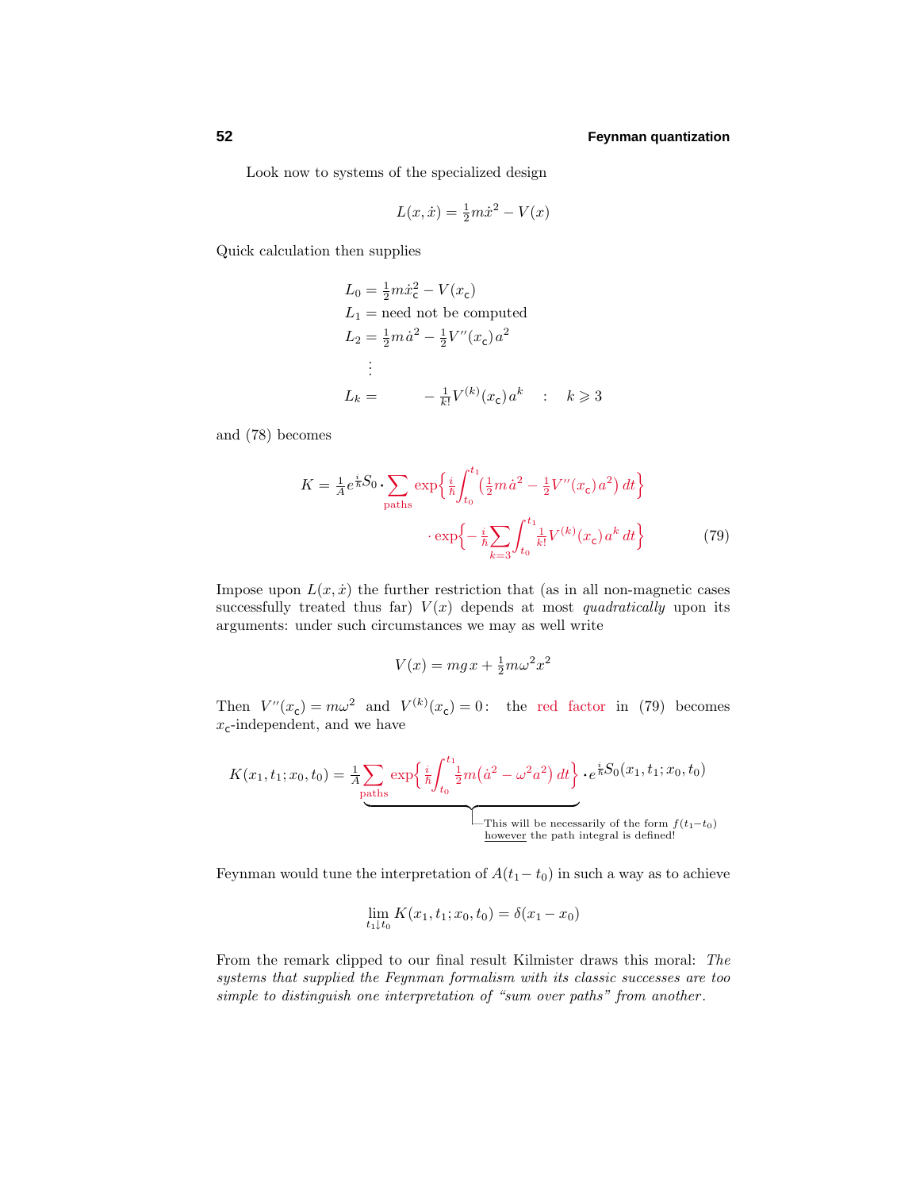Look now to systems of the specialized design

$$L(x,\dot{x}) = \tfrac{1}{2}m\dot{x}^2 - V(x)$$

Quick calculation then supplies

$$\begin{aligned}
L_0 &= \tfrac{1}{2}m\dot{x}_{\mathsf{c}}^2 - V(x_{\mathsf{c}})\\
L_1 &= \text{need not be computed}\\
L_2 &= \tfrac{1}{2}m\,\dot{a}^2 - \tfrac{1}{2}V''(x_{\mathsf{c}})\,a^2\\
&\;\;\vdots\\
L_k &= \qquad\quad -\tfrac{1}{k!}V^{(k)}(x_{\mathsf{c}})\,a^k \quad : \quad k \geqslant 3
\end{aligned}$$

and (78) becomes

$$\begin{aligned}
K = \tfrac{1}{A}e^{\frac{i}{\hbar}S_0}\cdot \sum_{\text{paths}} &\exp\Big\{\tfrac{i}{\hbar}\int_{t_0}^{t_1}\big(\tfrac{1}{2}m\,\dot{a}^2 - \tfrac{1}{2}V''(x_{\mathsf{c}})\,a^2\big)\,dt\Big\}\\
&\cdot\exp\Big\{-\tfrac{i}{\hbar}\sum_{k=3}\int_{t_0}^{t_1}\tfrac{1}{k!}V^{(k)}(x_{\mathsf{c}})\,a^k\,dt\Big\}
\end{aligned}\tag{79}$$

Impose upon $L(x,\dot{x})$ the further restriction that (as in all non-magnetic cases successfully treated thus far) $V(x)$ depends at most *quadratically* upon its arguments: under such circumstances we may as well write

$$V(x) = mg\,x + \tfrac{1}{2}m\omega^2x^2$$

Then $V''(x_{\mathsf{c}}) = m\omega^2$ and $V^{(k)}(x_{\mathsf{c}}) = 0$: the red factor in (79) becomes $x_{\mathsf{c}}$-independent, and we have

$$K(x_1,t_1;x_0,t_0) = \underbrace{\tfrac{1}{A}\sum_{\text{paths}}\exp\Big\{\tfrac{i}{\hbar}\int_{t_0}^{t_1}\tfrac{1}{2}m\big(\dot{a}^2 - \omega^2a^2\big)\,dt\Big\}}_{\text{This will be necessarily of the form } f(t_1-t_0)\text{ however the path integral is defined!}}\cdot e^{\frac{i}{\hbar}S_0(x_1,t_1;x_0,t_0)}$$

Feynman would tune the interpretation of $A(t_1 - t_0)$ in such a way as to achieve

$$\lim_{t_1\downarrow t_0} K(x_1,t_1;x_0,t_0) = \delta(x_1 - x_0)$$

From the remark clipped to our final result Kilmister draws this moral: *The systems that supplied the Feynman formalism with its classic successes are too simple to distinguish one interpretation of "sum over paths" from another.*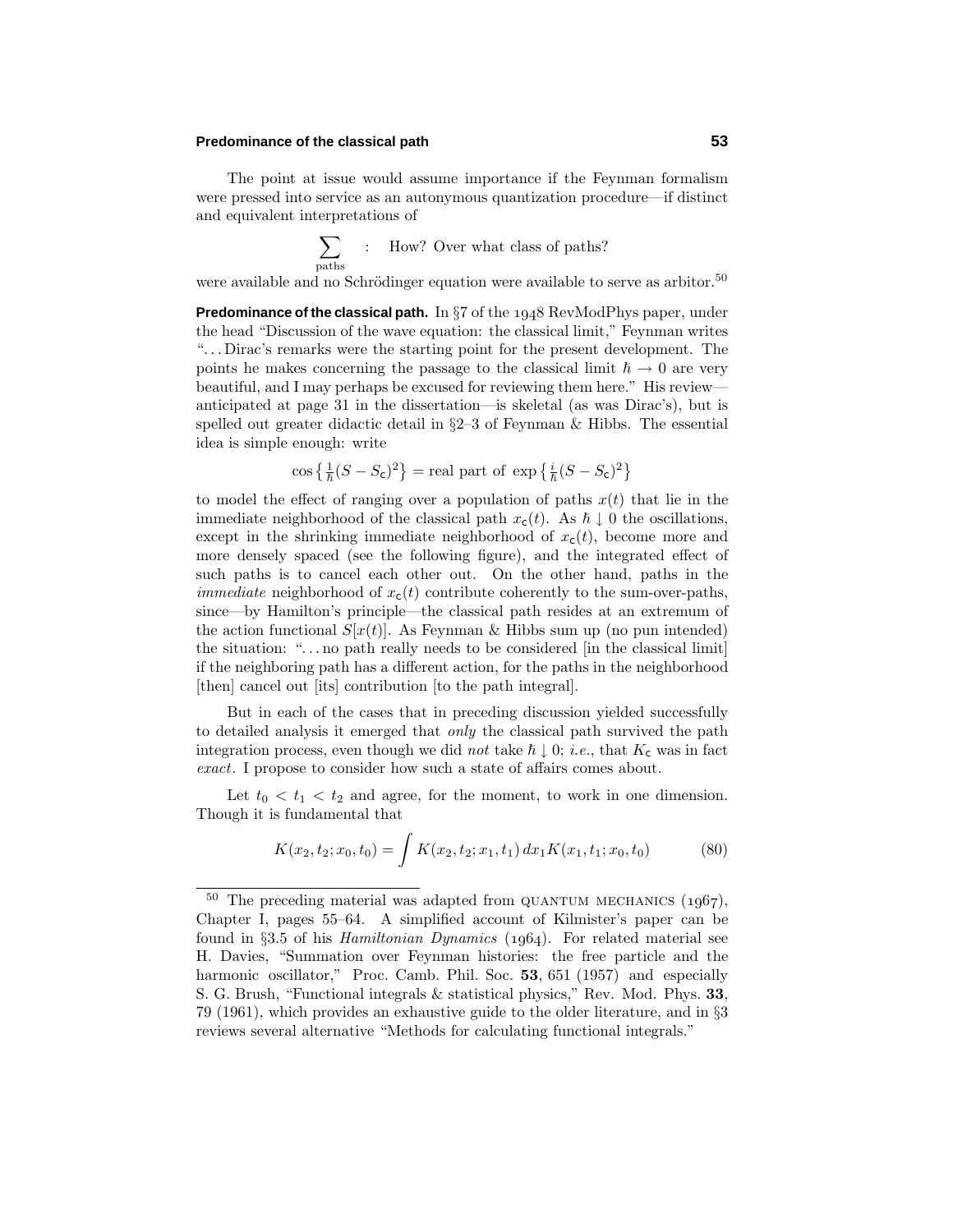The point at issue would assume importance if the Feynman formalism were pressed into service as an autonymous quantization procedure—if distinct and equivalent interpretations of

$$\sum_{\text{paths}} \quad : \quad \text{How? Over what class of paths?}$$

were available and no Schrödinger equation were available to serve as arbitor.[50]

**Predominance of the classical path.** In §7 of the 1948 RevModPhys paper, under the head "Discussion of the wave equation: the classical limit," Feynman writes "...Dirac's remarks were the starting point for the present development. The points he makes concerning the passage to the classical limit $\hbar \to 0$ are very beautiful, and I may perhaps be excused for reviewing them here." His review—anticipated at page 31 in the dissertation—is skeletal (as was Dirac's), but is spelled out greater didactic detail in §2–3 of Feynman & Hibbs. The essential idea is simple enough: write

$$\cos\left\{\tfrac{1}{\hbar}(S - S_{\mathsf{c}})^2\right\} = \text{real part of } \exp\left\{\tfrac{i}{\hbar}(S - S_{\mathsf{c}})^2\right\}$$

to model the effect of ranging over a population of paths $x(t)$ that lie in the immediate neighborhood of the classical path $x_{\mathsf{c}}(t)$. As $\hbar \downarrow 0$ the oscillations, except in the shrinking immediate neighborhood of $x_{\mathsf{c}}(t)$, become more and more densely spaced (see the following figure), and the integrated effect of such paths is to cancel each other out. On the other hand, paths in the *immediate* neighborhood of $x_{\mathsf{c}}(t)$ contribute coherently to the sum-over-paths, since—by Hamilton's principle—the classical path resides at an extremum of the action functional $S[x(t)]$. As Feynman & Hibbs sum up (no pun intended) the situation: "...no path really needs to be considered [in the classical limit] if the neighboring path has a different action, for the paths in the neighborhood [then] cancel out [its] contribution [to the path integral].

But in each of the cases that in preceding discussion yielded successfully to detailed analysis it emerged that *only* the classical path survived the path integration process, even though we did *not* take $\hbar \downarrow 0$; *i.e.*, that $K_{\mathsf{c}}$ was in fact *exact*. I propose to consider how such a state of affairs comes about.

Let $t_0 < t_1 < t_2$ and agree, for the moment, to work in one dimension. Though it is fundamental that

$$K(x_2, t_2; x_0, t_0) = \int K(x_2, t_2; x_1, t_1)\, dx_1 K(x_1, t_1; x_0, t_0) \tag{80}$$

---

[50] The preceding material was adapted from QUANTUM MECHANICS (1967), Chapter I, pages 55–64. A simplified account of Kilmister's paper can be found in §3.5 of his *Hamiltonian Dynamics* (1964). For related material see H. Davies, "Summation over Feynman histories: the free particle and the harmonic oscillator," Proc. Camb. Phil. Soc. **53**, 651 (1957) and especially S. G. Brush, "Functional integrals & statistical physics," Rev. Mod. Phys. **33**, 79 (1961), which provides an exhaustive guide to the older literature, and in §3 reviews several alternative "Methods for calculating functional integrals."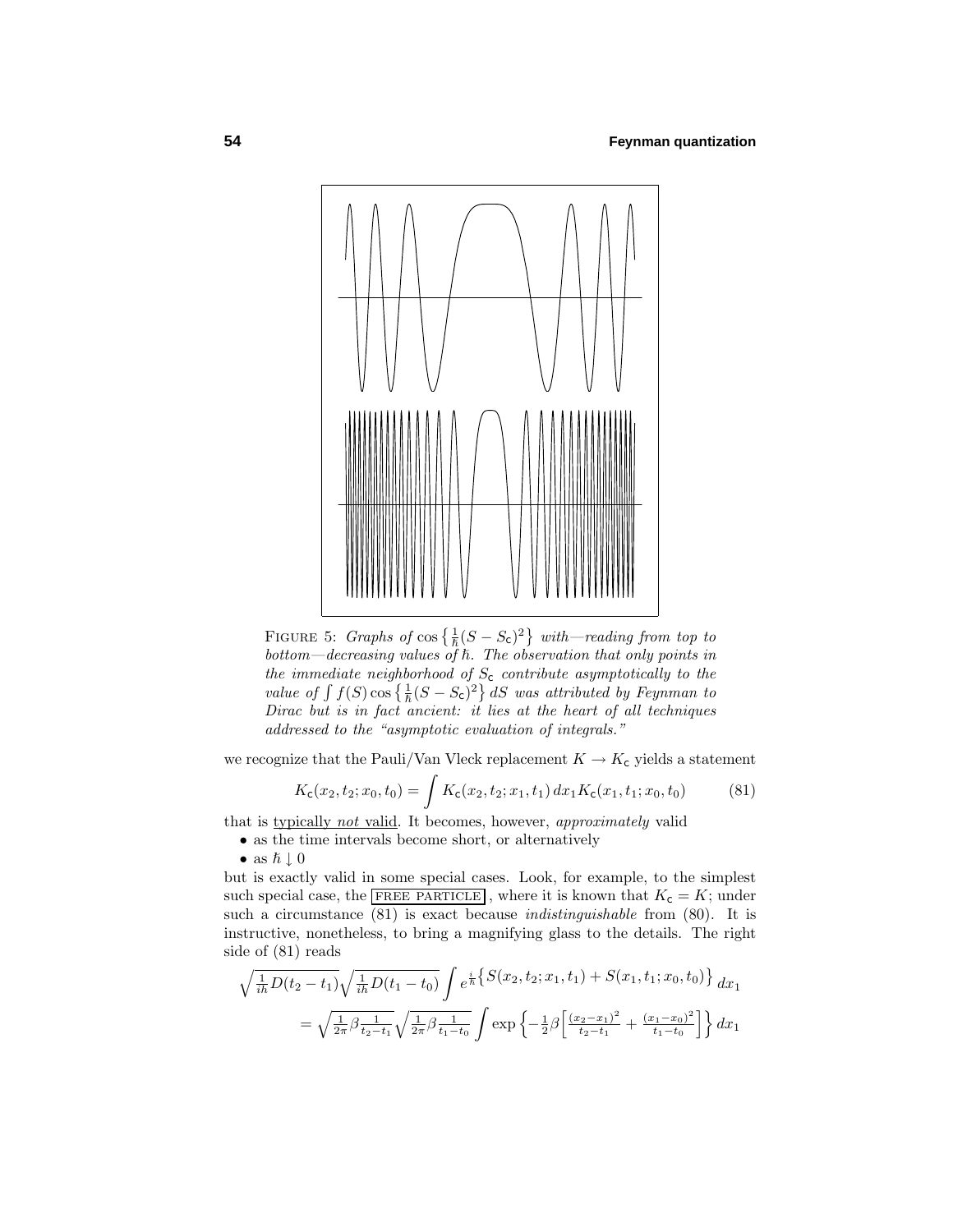FIGURE 5: *Graphs of* $\cos\left\{\frac{1}{\hbar}(S - S_{\mathsf{c}})^2\right\}$ *with—reading from top to bottom—decreasing values of* $\hbar$. *The observation that only points in the immediate neighborhood of* $S_{\mathsf{c}}$ *contribute asymptotically to the value of* $\int f(S)\cos\left\{\frac{1}{\hbar}(S - S_{\mathsf{c}})^2\right\}dS$ *was attributed by Feynman to Dirac but is in fact ancient: it lies at the heart of all techniques addressed to the "asymptotic evaluation of integrals."*

we recognize that the Pauli/Van Vleck replacement $K \to K_{\mathsf{c}}$ yields a statement

$$K_{\mathsf{c}}(x_2, t_2; x_0, t_0) = \int K_{\mathsf{c}}(x_2, t_2; x_1, t_1)\, dx_1 K_{\mathsf{c}}(x_1, t_1; x_0, t_0) \tag{81}$$

that is typically *not* valid. It becomes, however, *approximately* valid

- as the time intervals become short, or alternatively
- as $\hbar \downarrow 0$

but is exactly valid in some special cases. Look, for example, to the simplest such special case, the FREE PARTICLE, where it is known that $K_{\mathsf{c}} = K$; under such a circumstance (81) is exact because *indistinguishable* from (80). It is instructive, nonetheless, to bring a magnifying glass to the details. The right side of (81) reads

$$\sqrt{\tfrac{1}{ih}D(t_2 - t_1)}\sqrt{\tfrac{1}{ih}D(t_1 - t_0)} \int e^{\frac{i}{\hbar}\left\{S(x_2, t_2; x_1, t_1) + S(x_1, t_1; x_0, t_0)\right\}}\, dx_1$$
$$= \sqrt{\tfrac{1}{2\pi}\beta\tfrac{1}{t_2 - t_1}}\sqrt{\tfrac{1}{2\pi}\beta\tfrac{1}{t_1 - t_0}} \int \exp\left\{-\tfrac{1}{2}\beta\left[\tfrac{(x_2 - x_1)^2}{t_2 - t_1} + \tfrac{(x_1 - x_0)^2}{t_1 - t_0}\right]\right\} dx_1$$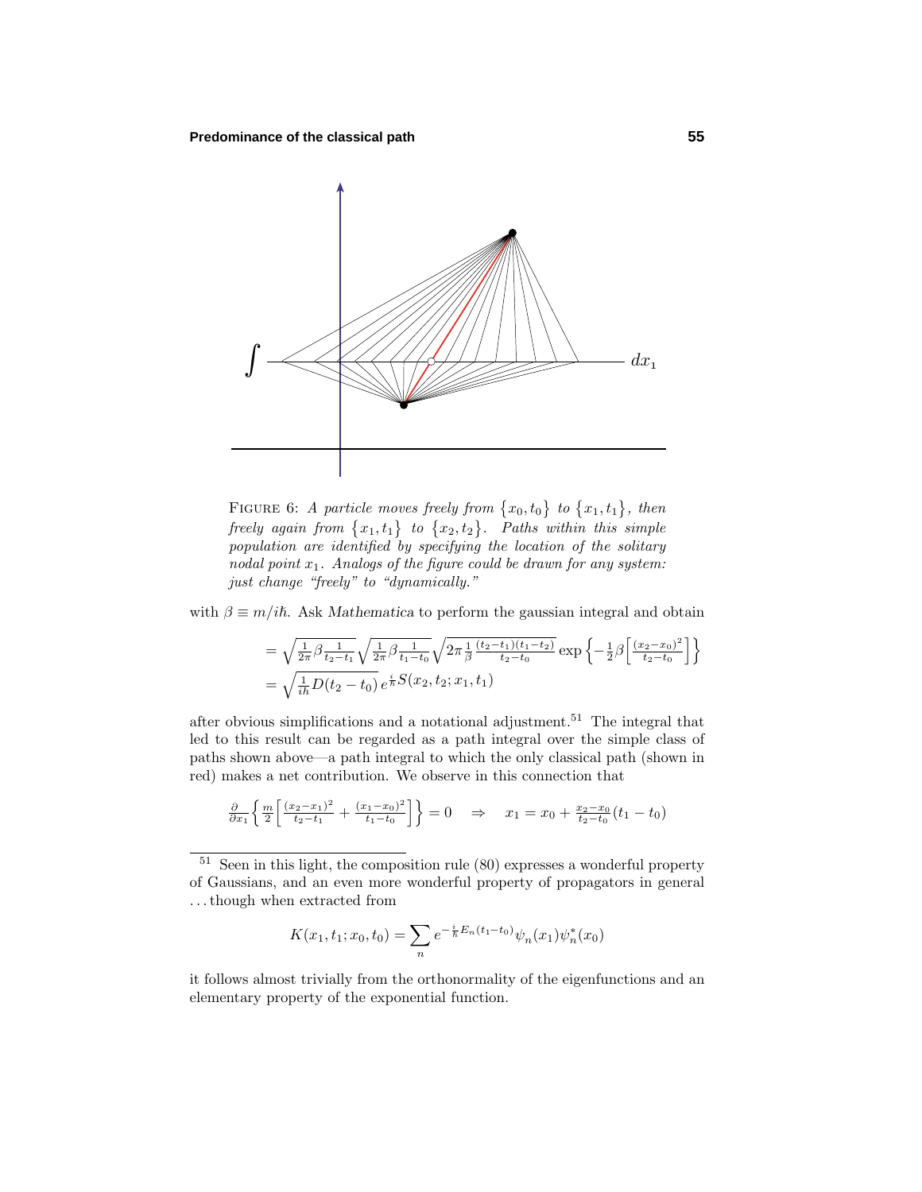FIGURE 6: *A particle moves freely from $\{x_0, t_0\}$ to $\{x_1, t_1\}$, then freely again from $\{x_1, t_1\}$ to $\{x_2, t_2\}$. Paths within this simple population are identified by specifying the location of the solitary nodal point $x_1$. Analogs of the figure could be drawn for any system: just change "freely" to "dynamically."*

with $\beta \equiv m/i\hbar$. Ask *Mathematica* to perform the gaussian integral and obtain

$$
\begin{aligned}
&= \sqrt{\tfrac{1}{2\pi}\beta\tfrac{1}{t_2-t_1}}\sqrt{\tfrac{1}{2\pi}\beta\tfrac{1}{t_1-t_0}}\sqrt{2\pi\tfrac{1}{\beta}\tfrac{(t_2-t_1)(t_1-t_2)}{t_2-t_0}}\exp\Big\{-\tfrac{1}{2}\beta\Big[\tfrac{(x_2-x_0)^2}{t_2-t_0}\Big]\Big\} \\
&= \sqrt{\tfrac{1}{i\hbar}D(t_2-t_0)}\, e^{\frac{i}{\hbar}S(x_2,t_2;x_1,t_1)}
\end{aligned}
$$

after obvious simplifications and a notational adjustment.[51] The integral that led to this result can be regarded as a path integral over the simple class of paths shown above—a path integral to which the only classical path (shown in red) makes a net contribution. We observe in this connection that

$$
\frac{\partial}{\partial x_1}\Big\{\frac{m}{2}\Big[\frac{(x_2-x_1)^2}{t_2-t_1}+\frac{(x_1-x_0)^2}{t_1-t_0}\Big]\Big\} = 0 \quad \Rightarrow \quad x_1 = x_0 + \frac{x_2-x_0}{t_2-t_0}(t_1-t_0)
$$

---

[51] Seen in this light, the composition rule (80) expresses a wonderful property of Gaussians, and an even more wonderful property of propagators in general . . . though when extracted from

$$
K(x_1,t_1;x_0,t_0) = \sum_n e^{-\frac{i}{\hbar}E_n(t_1-t_0)}\psi_n(x_1)\psi_n^*(x_0)
$$

it follows almost trivially from the orthonormality of the eigenfunctions and an elementary property of the exponential function.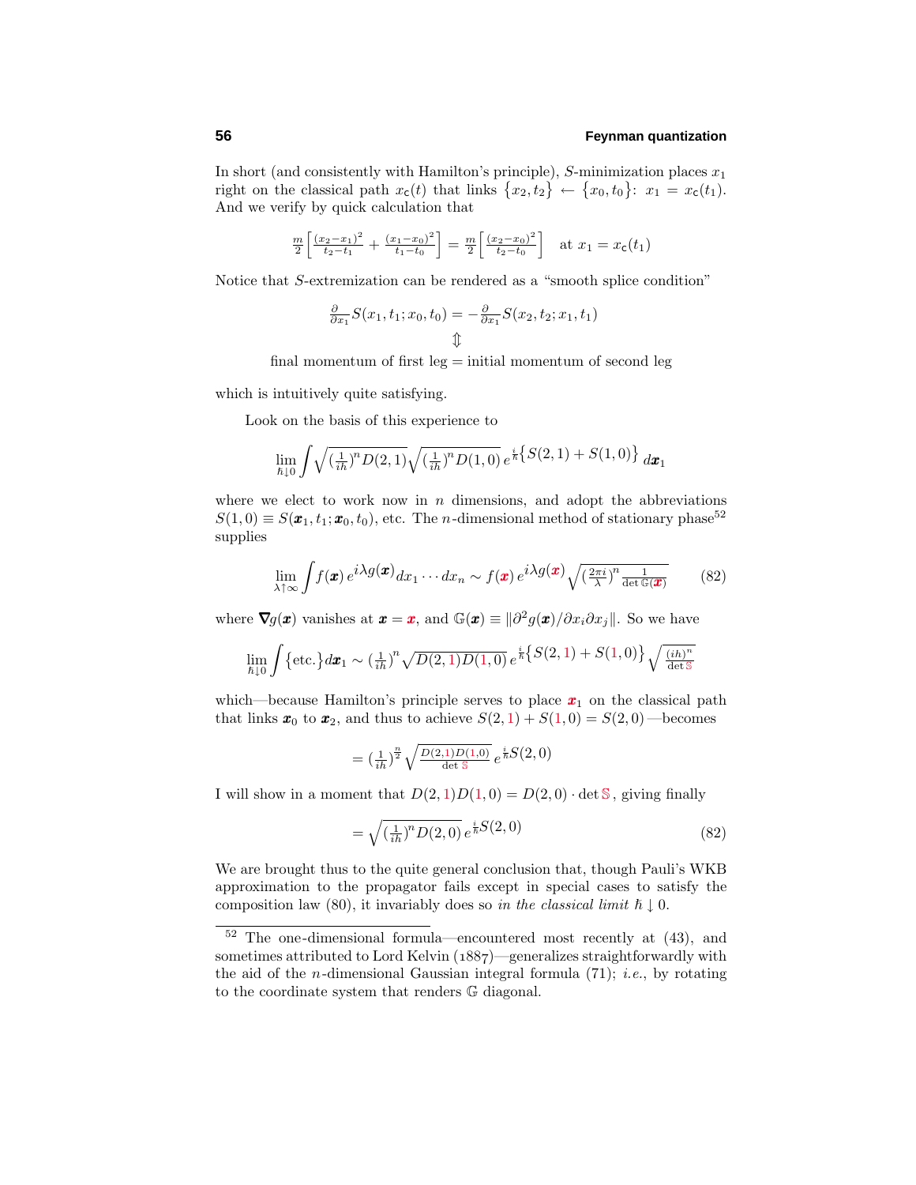In short (and consistently with Hamilton's principle), $S$-minimization places $x_1$ right on the classical path $x_c(t)$ that links $\{x_2, t_2\} \leftarrow \{x_0, t_0\}$: $x_1 = x_c(t_1)$. And we verify by quick calculation that

$$\tfrac{m}{2}\left[\tfrac{(x_2-x_1)^2}{t_2-t_1} + \tfrac{(x_1-x_0)^2}{t_1-t_0}\right] = \tfrac{m}{2}\left[\tfrac{(x_2-x_0)^2}{t_2-t_0}\right] \quad \text{at } x_1 = x_c(t_1)$$

Notice that $S$-extremization can be rendered as a "smooth splice condition"

$$\tfrac{\partial}{\partial x_1} S(x_1, t_1; x_0, t_0) = -\tfrac{\partial}{\partial x_1} S(x_2, t_2; x_1, t_1)$$
$$\Updownarrow$$
$$\text{final momentum of first leg} = \text{initial momentum of second leg}$$

which is intuitively quite satisfying.

Look on the basis of this experience to

$$\lim_{\hbar \downarrow 0} \int \sqrt{(\tfrac{1}{ih})^n D(2,1)} \sqrt{(\tfrac{1}{ih})^n D(1,0)}\, e^{\frac{i}{\hbar}\left\{S(2,1) + S(1,0)\right\}}\, d\boldsymbol{x}_1$$

where we elect to work now in $n$ dimensions, and adopt the abbreviations $S(1,0) \equiv S(\boldsymbol{x}_1, t_1; \boldsymbol{x}_0, t_0)$, etc. The $n$-dimensional method of stationary phase[52] supplies

$$\lim_{\lambda \uparrow \infty} \int f(\boldsymbol{x})\, e^{i\lambda g(\boldsymbol{x})} dx_1 \cdots dx_n \sim f(\boldsymbol{x})\, e^{i\lambda g(\boldsymbol{x})} \sqrt{(\tfrac{2\pi i}{\lambda})^n \tfrac{1}{\det \mathbb{G}(\boldsymbol{x})}} \tag{82}$$

where $\boldsymbol{\nabla} g(\boldsymbol{x})$ vanishes at $\boldsymbol{x} = \boldsymbol{x}$, and $\mathbb{G}(\boldsymbol{x}) \equiv \|\partial^2 g(\boldsymbol{x})/\partial x_i \partial x_j\|$. So we have

$$\lim_{\hbar \downarrow 0} \int \big\{\text{etc.}\big\} d\boldsymbol{x}_1 \sim (\tfrac{1}{ih})^n \sqrt{D(2,1) D(1,0)}\, e^{\frac{i}{\hbar}\left\{S(2,1) + S(1,0)\right\}} \sqrt{\tfrac{(ih)^n}{\det \mathbb{S}}}$$

which—because Hamilton's principle serves to place $\boldsymbol{x}_1$ on the classical path that links $\boldsymbol{x}_0$ to $\boldsymbol{x}_2$, and thus to achieve $S(2,1) + S(1,0) = S(2,0)$—becomes

$$= (\tfrac{1}{ih})^{\frac{n}{2}} \sqrt{\tfrac{D(2,1) D(1,0)}{\det \mathbb{S}}}\, e^{\frac{i}{\hbar} S(2,0)}$$

I will show in a moment that $D(2,1)D(1,0) = D(2,0) \cdot \det \mathbb{S}$, giving finally

$$= \sqrt{(\tfrac{1}{ih})^n D(2,0)}\, e^{\frac{i}{\hbar} S(2,0)} \tag{82}$$

We are brought thus to the quite general conclusion that, though Pauli's WKB approximation to the propagator fails except in special cases to satisfy the composition law (80), it invariably does so *in the classical limit* $\hbar \downarrow 0$.

---

[52] The one-dimensional formula—encountered most recently at (43), and sometimes attributed to Lord Kelvin (1887)—generalizes straightforwardly with the aid of the $n$-dimensional Gaussian integral formula (71); *i.e.*, by rotating to the coordinate system that renders $\mathbb{G}$ diagonal.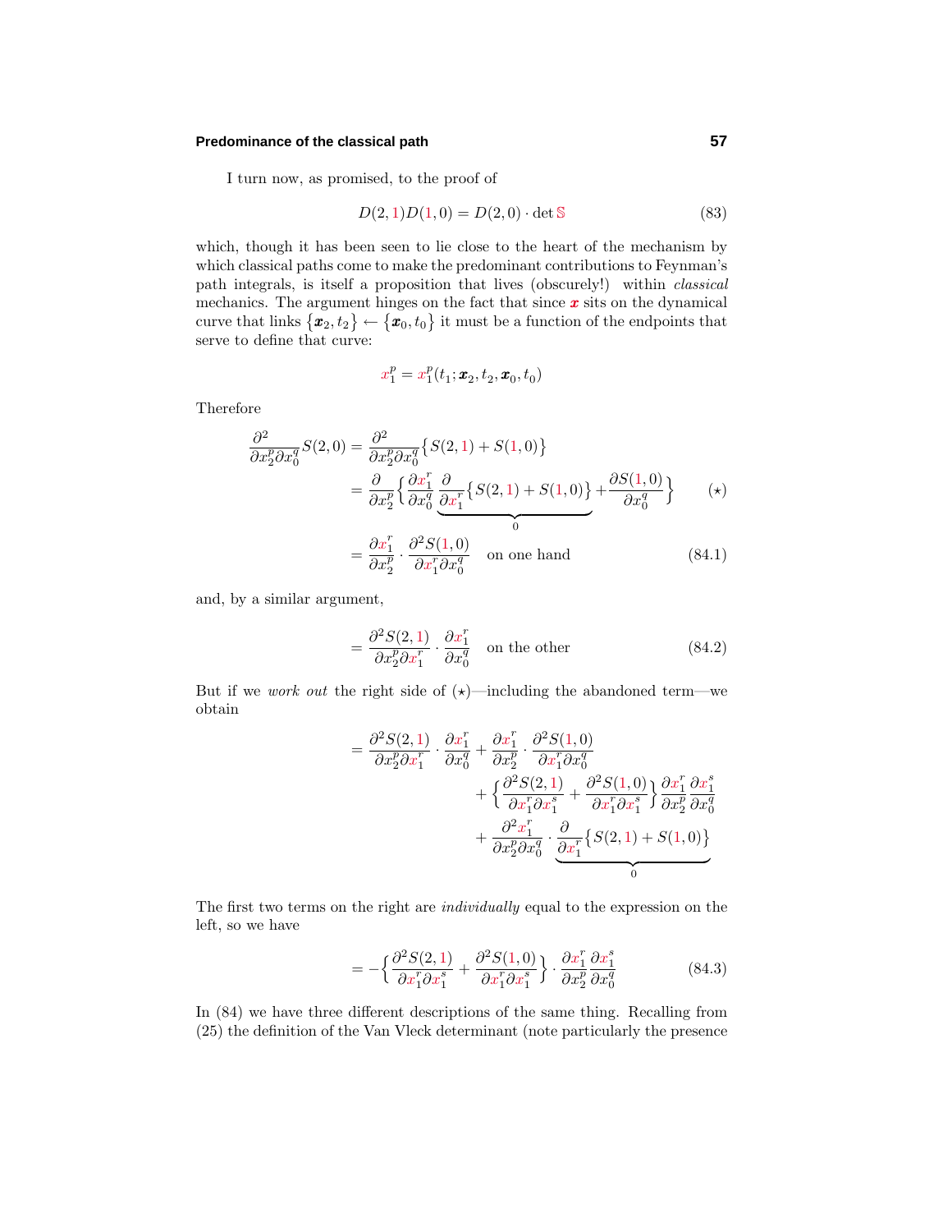I turn now, as promised, to the proof of

$$D(2,1)D(1,0) = D(2,0) \cdot \det \mathbb{S} \tag{83}$$

which, though it has been seen to lie close to the heart of the mechanism by which classical paths come to make the predominant contributions to Feynman's path integrals, is itself a proposition that lives (obscurely!) within *classical* mechanics. The argument hinges on the fact that since $\boldsymbol{x}$ sits on the dynamical curve that links $\{\boldsymbol{x}_2, t_2\} \leftarrow \{\boldsymbol{x}_0, t_0\}$ it must be a function of the endpoints that serve to define that curve:

$$x_1^p = x_1^p(t_1; \boldsymbol{x}_2, t_2, \boldsymbol{x}_0, t_0)$$

Therefore

$$\begin{aligned}
\frac{\partial^2}{\partial x_2^p \partial x_0^q} S(2,0) &= \frac{\partial^2}{\partial x_2^p \partial x_0^q}\big\{S(2,1) + S(1,0)\big\} \\
&= \frac{\partial}{\partial x_2^p}\Big\{\frac{\partial x_1^r}{\partial x_0^q} \underbrace{\frac{\partial}{\partial x_1^r}\big\{S(2,1) + S(1,0)\big\}}_{0} + \frac{\partial S(1,0)}{\partial x_0^q}\Big\} && (\star) \\
&= \frac{\partial x_1^r}{\partial x_2^p} \cdot \frac{\partial^2 S(1,0)}{\partial x_1^r \partial x_0^q} \quad \text{on one hand} && (84.1)
\end{aligned}$$

and, by a similar argument,

$$= \frac{\partial^2 S(2,1)}{\partial x_2^p \partial x_1^r} \cdot \frac{\partial x_1^r}{\partial x_0^q} \quad \text{on the other} \tag{84.2}$$

But if we *work out* the right side of ($\star$)—including the abandoned term—we obtain

$$\begin{aligned}
= \frac{\partial^2 S(2,1)}{\partial x_2^p \partial x_1^r} \cdot \frac{\partial x_1^r}{\partial x_0^q} &+ \frac{\partial x_1^r}{\partial x_2^p} \cdot \frac{\partial^2 S(1,0)}{\partial x_1^r \partial x_0^q} \\
&+ \Big\{\frac{\partial^2 S(2,1)}{\partial x_1^r \partial x_1^s} + \frac{\partial^2 S(1,0)}{\partial x_1^r \partial x_1^s}\Big\} \frac{\partial x_1^r}{\partial x_2^p} \frac{\partial x_1^s}{\partial x_0^q} \\
&+ \frac{\partial^2 x_1^r}{\partial x_2^p \partial x_0^q} \cdot \underbrace{\frac{\partial}{\partial x_1^r}\big\{S(2,1) + S(1,0)\big\}}_{0}
\end{aligned}$$

The first two terms on the right are *individually* equal to the expression on the left, so we have

$$= -\Big\{\frac{\partial^2 S(2,1)}{\partial x_1^r \partial x_1^s} + \frac{\partial^2 S(1,0)}{\partial x_1^r \partial x_1^s}\Big\} \cdot \frac{\partial x_1^r}{\partial x_2^p} \frac{\partial x_1^s}{\partial x_0^q} \tag{84.3}$$

In (84) we have three different descriptions of the same thing. Recalling from (25) the definition of the Van Vleck determinant (note particularly the presence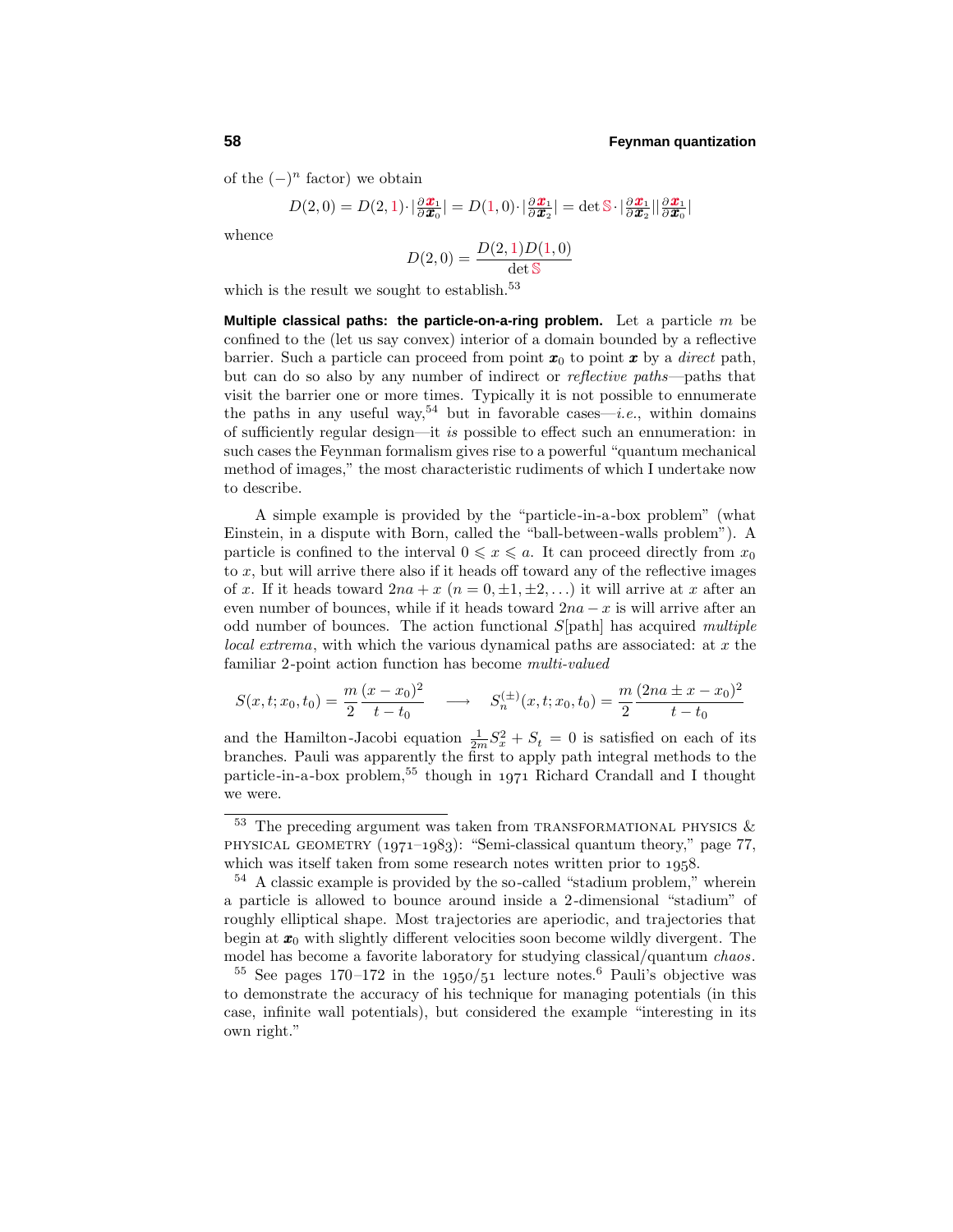of the $(-)^n$ factor) we obtain

$$D(2,0) = D(2,1)\cdot|\tfrac{\partial \boldsymbol{x}_1}{\partial \boldsymbol{x}_0}| = D(1,0)\cdot|\tfrac{\partial \boldsymbol{x}_1}{\partial \boldsymbol{x}_2}| = \det \mathbb{S}\cdot|\tfrac{\partial \boldsymbol{x}_1}{\partial \boldsymbol{x}_2}||\tfrac{\partial \boldsymbol{x}_1}{\partial \boldsymbol{x}_0}|$$

whence

$$D(2,0) = \frac{D(2,1)D(1,0)}{\det \mathbb{S}}$$

which is the result we sought to establish.[53]

**Multiple classical paths: the particle-on-a-ring problem.** Let a particle $m$ be confined to the (let us say convex) interior of a domain bounded by a reflective barrier. Such a particle can proceed from point $\boldsymbol{x}_0$ to point $\boldsymbol{x}$ by a *direct* path, but can do so also by any number of indirect or *reflective paths*—paths that visit the barrier one or more times. Typically it is not possible to ennumerate the paths in any useful way,[54] but in favorable cases—*i.e.*, within domains of sufficiently regular design—it *is* possible to effect such an ennumeration: in such cases the Feynman formalism gives rise to a powerful "quantum mechanical method of images," the most characteristic rudiments of which I undertake now to describe.

A simple example is provided by the "particle-in-a-box problem" (what Einstein, in a dispute with Born, called the "ball-between-walls problem"). A particle is confined to the interval $0 \leqslant x \leqslant a$. It can proceed directly from $x_0$ to $x$, but will arrive there also if it heads off toward any of the reflective images of $x$. If it heads toward $2na + x$ $(n = 0, \pm1, \pm2, \ldots)$ it will arrive at $x$ after an even number of bounces, while if it heads toward $2na - x$ is will arrive after an odd number of bounces. The action functional $S[\text{path}]$ has acquired *multiple local extrema*, with which the various dynamical paths are associated: at $x$ the familiar 2-point action function has become *multi-valued*

$$S(x,t;x_0,t_0) = \frac{m}{2}\frac{(x-x_0)^2}{t-t_0} \quad\longrightarrow\quad S_n^{(\pm)}(x,t;x_0,t_0) = \frac{m}{2}\frac{(2na \pm x - x_0)^2}{t-t_0}$$

and the Hamilton-Jacobi equation $\frac{1}{2m}S_x^2 + S_t = 0$ is satisfied on each of its branches. Pauli was apparently the first to apply path integral methods to the particle-in-a-box problem,[55] though in 1971 Richard Crandall and I thought we were.

---

[53] The preceding argument was taken from TRANSFORMATIONAL PHYSICS & PHYSICAL GEOMETRY (1971–1983): "Semi-classical quantum theory," page 77, which was itself taken from some research notes written prior to 1958.

[54] A classic example is provided by the so-called "stadium problem," wherein a particle is allowed to bounce around inside a 2-dimensional "stadium" of roughly elliptical shape. Most trajectories are aperiodic, and trajectories that begin at $\boldsymbol{x}_0$ with slightly different velocities soon become wildly divergent. The model has become a favorite laboratory for studying classical/quantum *chaos*.

[55] See pages 170–172 in the 1950/51 lecture notes.[6] Pauli's objective was to demonstrate the accuracy of his technique for managing potentials (in this case, infinite wall potentials), but considered the example "interesting in its own right."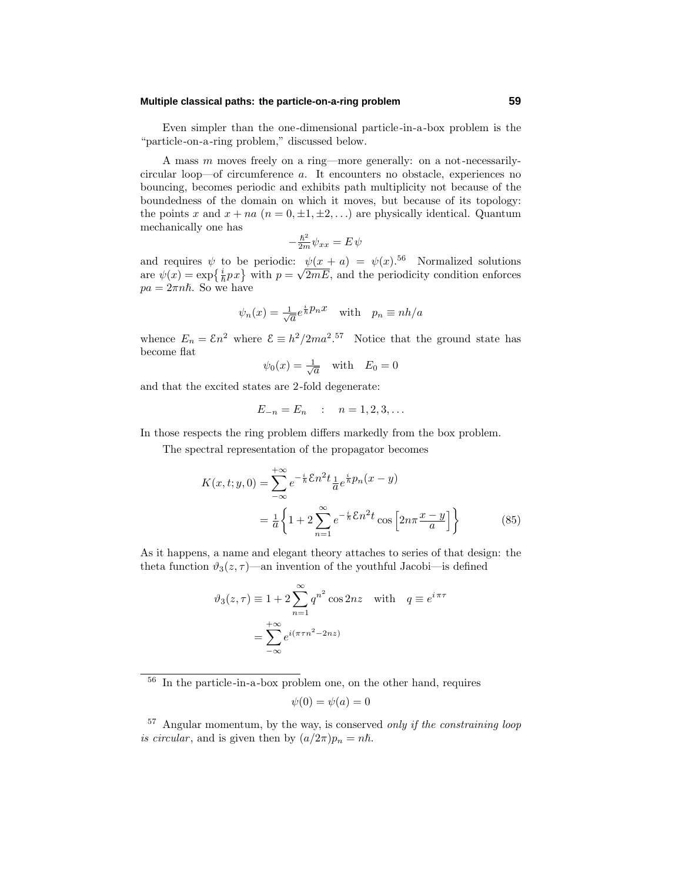Even simpler than the one-dimensional particle-in-a-box problem is the "particle-on-a-ring problem," discussed below.

A mass $m$ moves freely on a ring—more generally: on a not-necessarily-circular loop—of circumference $a$. It encounters no obstacle, experiences no bouncing, becomes periodic and exhibits path multiplicity not because of the boundedness of the domain on which it moves, but because of its topology: the points $x$ and $x + na$ $(n = 0, \pm1, \pm2, \ldots)$ are physically identical. Quantum mechanically one has

$$-\tfrac{\hbar^2}{2m}\psi_{xx} = E\,\psi$$

and requires $\psi$ to be periodic: $\psi(x+a) = \psi(x)$.[56] Normalized solutions are $\psi(x) = \exp\{\frac{i}{\hbar}px\}$ with $p = \sqrt{2mE}$, and the periodicity condition enforces $pa = 2\pi n\hbar$. So we have

$$\psi_n(x) = \tfrac{1}{\sqrt{a}}e^{\frac{i}{\hbar}p_n x} \quad \text{with} \quad p_n \equiv nh/a$$

whence $E_n = \mathcal{E}n^2$ where $\mathcal{E} \equiv h^2/2ma^2$.[57] Notice that the ground state has become flat

$$\psi_0(x) = \tfrac{1}{\sqrt{a}} \quad \text{with} \quad E_0 = 0$$

and that the excited states are 2-fold degenerate:

$$E_{-n} = E_n \quad : \quad n = 1, 2, 3, \ldots$$

In those respects the ring problem differs markedly from the box problem.

The spectral representation of the propagator becomes

$$\begin{aligned}
K(x,t;y,0) &= \sum_{-\infty}^{+\infty} e^{-\frac{i}{\hbar}\mathcal{E}n^2 t}\tfrac{1}{a}e^{\frac{i}{\hbar}p_n(x-y)} \\
&= \tfrac{1}{a}\bigg\{1 + 2\sum_{n=1}^{\infty} e^{-\frac{i}{\hbar}\mathcal{E}n^2 t}\cos\Big[2n\pi\frac{x-y}{a}\Big]\bigg\} \qquad (85)
\end{aligned}$$

As it happens, a name and elegant theory attaches to series of that design: the theta function $\vartheta_3(z,\tau)$—an invention of the youthful Jacobi—is defined

$$\begin{aligned}
\vartheta_3(z,\tau) &\equiv 1 + 2\sum_{n=1}^{\infty} q^{n^2}\cos 2nz \quad \text{with} \quad q \equiv e^{i\pi\tau} \\
&= \sum_{-\infty}^{+\infty} e^{i(\pi\tau n^2 - 2nz)}
\end{aligned}$$

---

[56] In the particle-in-a-box problem one, on the other hand, requires

$$\psi(0) = \psi(a) = 0$$

[57] Angular momentum, by the way, is conserved *only if the constraining loop is circular*, and is given then by $(a/2\pi)p_n = n\hbar$.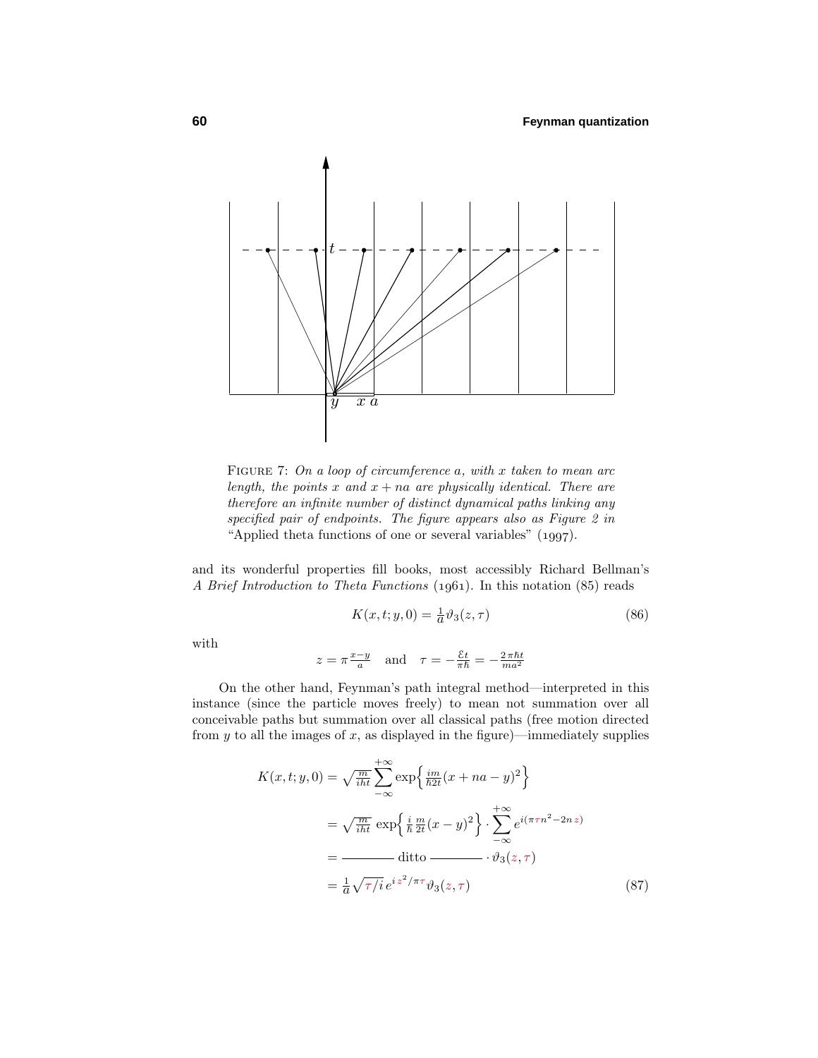FIGURE 7: *On a loop of circumference $a$, with $x$ taken to mean arc length, the points $x$ and $x + na$ are physically identical. There are therefore an infinite number of distinct dynamical paths linking any specified pair of endpoints. The figure appears also as Figure 2 in* "Applied theta functions of one or several variables" (1997).

and its wonderful properties fill books, most accessibly Richard Bellman's *A Brief Introduction to Theta Functions* (1961). In this notation (85) reads

$$K(x,t;y,0) = \tfrac{1}{a}\vartheta_3(z,\tau) \tag{86}$$

with

$$z = \pi\tfrac{x-y}{a} \quad \text{and} \quad \tau = -\tfrac{\mathcal{E}t}{\pi\hbar} = -\tfrac{2\pi\hbar t}{ma^2}$$

On the other hand, Feynman's path integral method—interpreted in this instance (since the particle moves freely) to mean not summation over all conceivable paths but summation over all classical paths (free motion directed from $y$ to all the images of $x$, as displayed in the figure)—immediately supplies

$$\begin{aligned}
K(x,t;y,0) &= \sqrt{\tfrac{m}{iht}}\sum_{-\infty}^{+\infty}\exp\Big\{\tfrac{im}{\hbar 2t}(x+na-y)^2\Big\} \\
&= \sqrt{\tfrac{m}{iht}}\,\exp\Big\{\tfrac{i}{\hbar}\tfrac{m}{2t}(x-y)^2\Big\}\cdot\sum_{-\infty}^{+\infty}e^{i(\pi\tau n^2-2nz)} \\
&= \text{———— ditto ————}\cdot\vartheta_3(z,\tau) \\
&= \tfrac{1}{a}\sqrt{\tau/i}\,e^{iz^2/\pi\tau}\vartheta_3(z,\tau)
\end{aligned} \tag{87}$$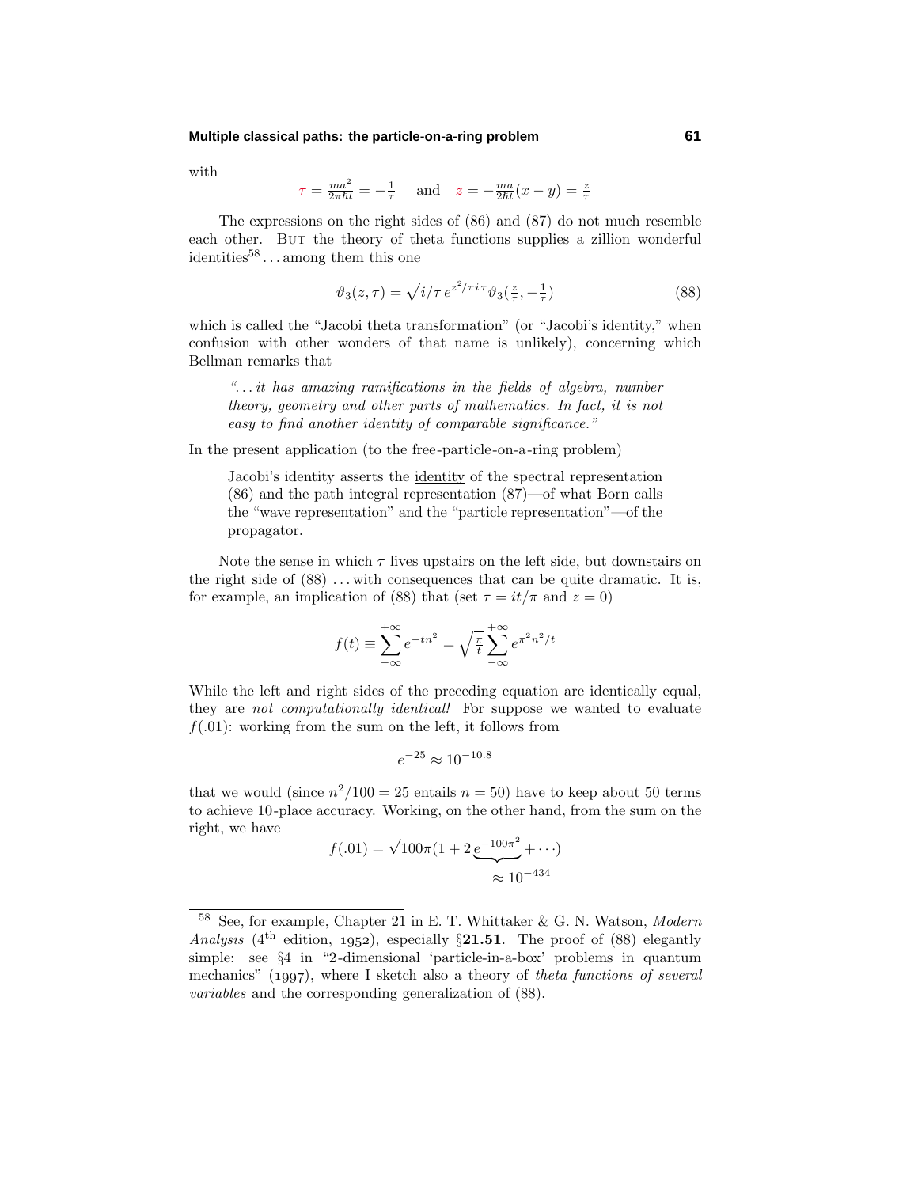with

$$\tau = \frac{ma^2}{2\pi\hbar t} = -\frac{1}{\tau} \quad \text{and} \quad z = -\frac{ma}{2\hbar t}(x-y) = \frac{z}{\tau}$$

The expressions on the right sides of (86) and (87) do not much resemble each other. But the theory of theta functions supplies a zillion wonderful identities[58] . . . among them this one

$$\vartheta_3(z,\tau) = \sqrt{i/\tau}\, e^{z^2/\pi i\,\tau}\vartheta_3(\tfrac{z}{\tau}, -\tfrac{1}{\tau}) \tag{88}$$

which is called the "Jacobi theta transformation" (or "Jacobi's identity," when confusion with other wonders of that name is unlikely), concerning which Bellman remarks that

> *". . . it has amazing ramifications in the fields of algebra, number theory, geometry and other parts of mathematics. In fact, it is not easy to find another identity of comparable significance."*

In the present application (to the free-particle-on-a-ring problem)

> Jacobi's identity asserts the identity of the spectral representation (86) and the path integral representation (87)—of what Born calls the "wave representation" and the "particle representation"—of the propagator.

Note the sense in which $\tau$ lives upstairs on the left side, but downstairs on the right side of (88) . . . with consequences that can be quite dramatic. It is, for example, an implication of (88) that (set $\tau = it/\pi$ and $z = 0$)

$$f(t) \equiv \sum_{-\infty}^{+\infty} e^{-tn^2} = \sqrt{\tfrac{\pi}{t}}\sum_{-\infty}^{+\infty} e^{\pi^2 n^2/t}$$

While the left and right sides of the preceding equation are identically equal, they are *not computationally identical!* For suppose we wanted to evaluate $f(.01)$: working from the sum on the left, it follows from

$$e^{-25} \approx 10^{-10.8}$$

that we would (since $n^2/100 = 25$ entails $n = 50$) have to keep about 50 terms to achieve 10-place accuracy. Working, on the other hand, from the sum on the right, we have

$$f(.01) = \sqrt{100\pi}(1 + 2\underbrace{e^{-100\pi^2}}_{\approx 10^{-434}} + \cdots)$$

---

[58] See, for example, Chapter 21 in E. T. Whittaker & G. N. Watson, *Modern Analysis* (4th edition, 1952), especially §**21.51**. The proof of (88) elegantly simple: see §4 in "2-dimensional 'particle-in-a-box' problems in quantum mechanics" (1997), where I sketch also a theory of *theta functions of several variables* and the corresponding generalization of (88).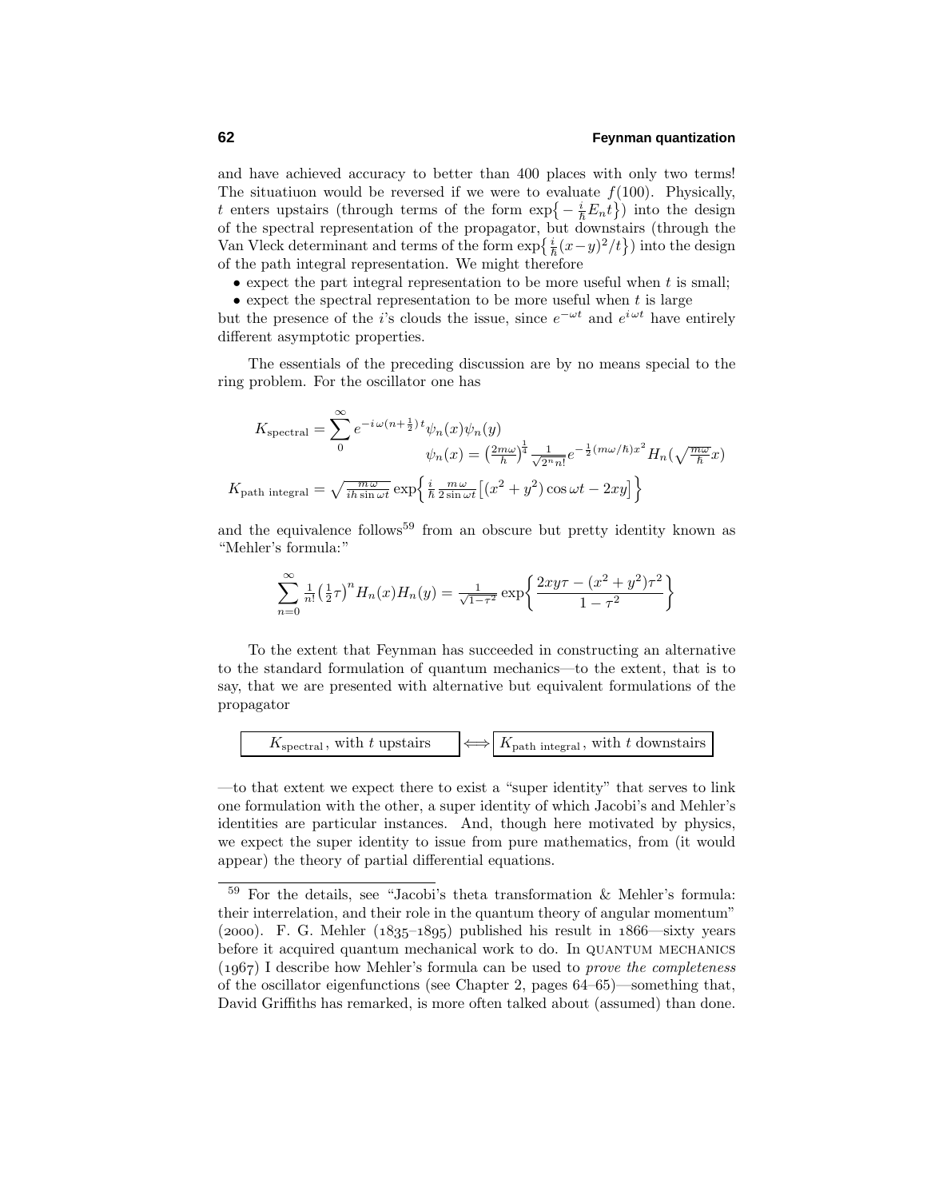and have achieved accuracy to better than 400 places with only two terms! The situatiuon would be reversed if we were to evaluate $f(100)$. Physically, $t$ enters upstairs (through terms of the form $\exp\{-\frac{i}{\hbar}E_n t\}$) into the design of the spectral representation of the propagator, but downstairs (through the Van Vleck determinant and terms of the form $\exp\{\frac{i}{\hbar}(x-y)^2/t\}$) into the design of the path integral representation. We might therefore

- expect the part integral representation to be more useful when $t$ is small;
- expect the spectral representation to be more useful when $t$ is large

but the presence of the $i$'s clouds the issue, since $e^{-\omega t}$ and $e^{i\omega t}$ have entirely different asymptotic properties.

The essentials of the preceding discussion are by no means special to the ring problem. For the oscillator one has

$$K_{\text{spectral}} = \sum_0^\infty e^{-i\,\omega(n+\frac{1}{2})\,t}\psi_n(x)\psi_n(y)$$

$$\psi_n(x) = \left(\tfrac{2m\omega}{h}\right)^{\frac{1}{4}}\tfrac{1}{\sqrt{2^n n!}}e^{-\frac{1}{2}(m\omega/\hbar)x^2}H_n\left(\sqrt{\tfrac{m\omega}{\hbar}}x\right)$$

$$K_{\text{path integral}} = \sqrt{\tfrac{m\,\omega}{ih\sin\omega t}}\exp\left\{\tfrac{i}{\hbar}\tfrac{m\,\omega}{2\sin\omega t}\left[(x^2+y^2)\cos\omega t - 2xy\right]\right\}$$

and the equivalence follows[59] from an obscure but pretty identity known as "Mehler's formula:"

$$\sum_{n=0}^\infty \tfrac{1}{n!}\left(\tfrac{1}{2}\tau\right)^n H_n(x)H_n(y) = \tfrac{1}{\sqrt{1-\tau^2}}\exp\left\{\frac{2xy\tau-(x^2+y^2)\tau^2}{1-\tau^2}\right\}$$

To the extent that Feynman has succeeded in constructing an alternative to the standard formulation of quantum mechanics—to the extent, that is to say, that we are presented with alternative but equivalent formulations of the propagator

$$\boxed{K_{\text{spectral}}\text{, with } t \text{ upstairs}} \iff \boxed{K_{\text{path integral}}\text{, with } t \text{ downstairs}}$$

—to that extent we expect there to exist a "super identity" that serves to link one formulation with the other, a super identity of which Jacobi's and Mehler's identities are particular instances. And, though here motivated by physics, we expect the super identity to issue from pure mathematics, from (it would appear) the theory of partial differential equations.

---

[59] For the details, see "Jacobi's theta transformation & Mehler's formula: their interrelation, and their role in the quantum theory of angular momentum" (2000). F. G. Mehler (1835–1895) published his result in 1866—sixty years before it acquired quantum mechanical work to do. In QUANTUM MECHANICS (1967) I describe how Mehler's formula can be used to *prove the completeness* of the oscillator eigenfunctions (see Chapter 2, pages 64–65)—something that, David Griffiths has remarked, is more often talked about (assumed) than done.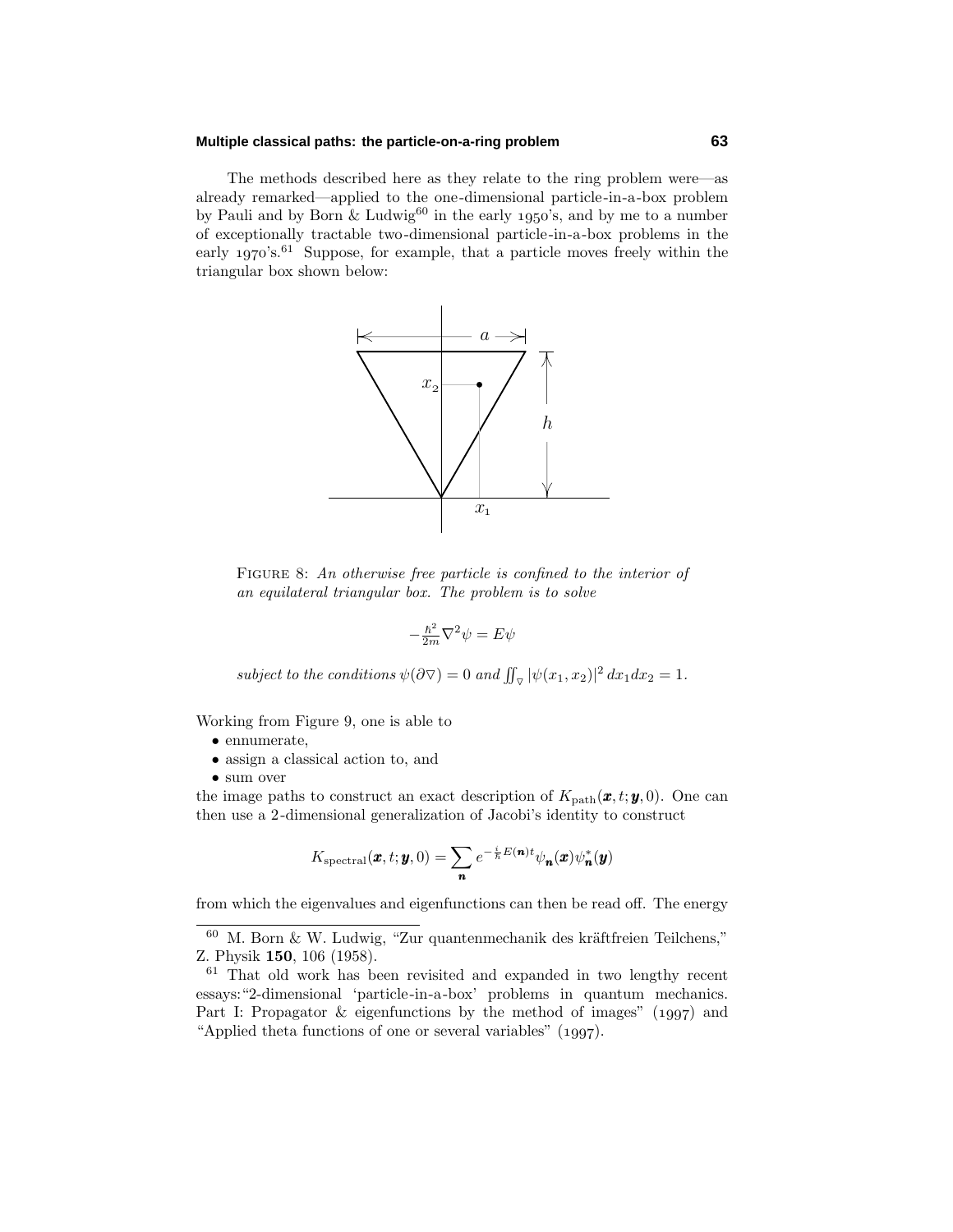The methods described here as they relate to the ring problem were—as already remarked—applied to the one-dimensional particle-in-a-box problem by Pauli and by Born & Ludwig[60] in the early 1950's, and by me to a number of exceptionally tractable two-dimensional particle-in-a-box problems in the early 1970's.[61] Suppose, for example, that a particle moves freely within the triangular box shown below:

FIGURE 8: *An otherwise free particle is confined to the interior of an equilateral triangular box. The problem is to solve*

$$-\tfrac{\hbar^2}{2m}\nabla^2\psi = E\psi$$

*subject to the conditions* $\psi(\partial\triangledown) = 0$ *and* $\iint_\triangledown |\psi(x_1,x_2)|^2\,dx_1dx_2 = 1$.

Working from Figure 9, one is able to

- ennumerate,
- assign a classical action to, and
- sum over

the image paths to construct an exact description of $K_{\text{path}}(\boldsymbol{x},t;\boldsymbol{y},0)$. One can then use a 2-dimensional generalization of Jacobi's identity to construct

$$K_{\text{spectral}}(\boldsymbol{x},t;\boldsymbol{y},0) = \sum_{\boldsymbol{n}} e^{-\frac{i}{\hbar}E(\boldsymbol{n})t}\psi_{\boldsymbol{n}}(\boldsymbol{x})\psi^*_{\boldsymbol{n}}(\boldsymbol{y})$$

from which the eigenvalues and eigenfunctions can then be read off. The energy

---

[60] M. Born & W. Ludwig, "Zur quantenmechanik des kräftfreien Teilchens," Z. Physik **150**, 106 (1958).

[61] That old work has been revisited and expanded in two lengthy recent essays: "2-dimensional 'particle-in-a-box' problems in quantum mechanics. Part I: Propagator & eigenfunctions by the method of images" (1997) and "Applied theta functions of one or several variables" (1997).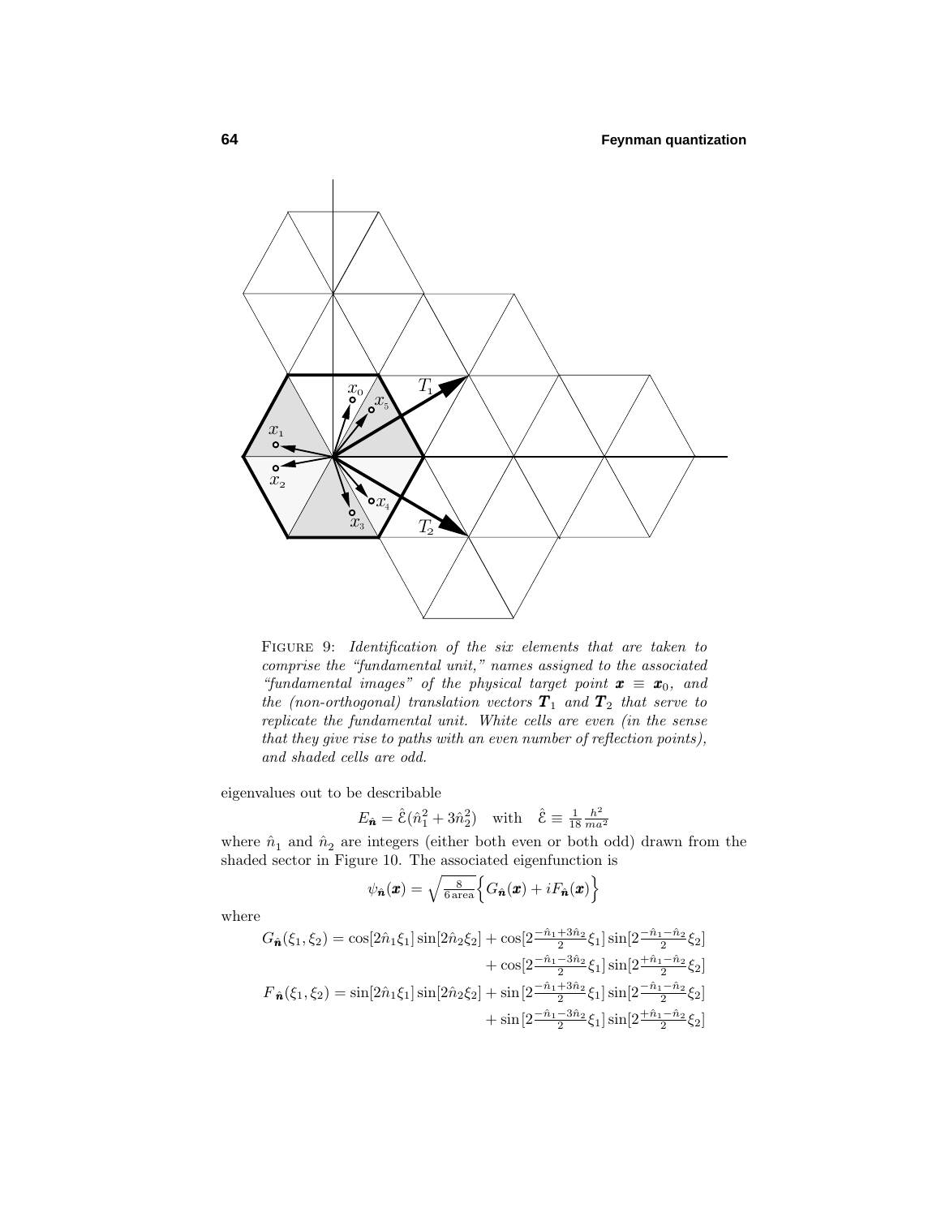FIGURE 9: *Identification of the six elements that are taken to comprise the "fundamental unit," names assigned to the associated "fundamental images" of the physical target point $\boldsymbol{x} \equiv \boldsymbol{x}_0$, and the (non-orthogonal) translation vectors $\boldsymbol{T}_1$ and $\boldsymbol{T}_2$ that serve to replicate the fundamental unit. White cells are even (in the sense that they give rise to paths with an even number of reflection points), and shaded cells are odd.*

eigenvalues out to be describable

$$E_{\hat{\boldsymbol{n}}} = \hat{\mathcal{E}}(\hat{n}_1^2 + 3\hat{n}_2^2) \quad \text{with} \quad \hat{\mathcal{E}} \equiv \tfrac{1}{18}\tfrac{h^2}{ma^2}$$

where $\hat{n}_1$ and $\hat{n}_2$ are integers (either both even or both odd) drawn from the shaded sector in Figure 10. The associated eigenfunction is

$$\psi_{\hat{\boldsymbol{n}}}(\boldsymbol{x}) = \sqrt{\tfrac{8}{6\,\text{area}}}\Big\{G_{\hat{\boldsymbol{n}}}(\boldsymbol{x}) + iF_{\hat{\boldsymbol{n}}}(\boldsymbol{x})\Big\}$$

where

$$\begin{aligned}
G_{\hat{\boldsymbol{n}}}(\xi_1,\xi_2) &= \cos[2\hat{n}_1\xi_1]\sin[2\hat{n}_2\xi_2] + \cos[2\tfrac{-\hat{n}_1+3\hat{n}_2}{2}\xi_1]\sin[2\tfrac{-\hat{n}_1-\hat{n}_2}{2}\xi_2]\\
&\qquad + \cos[2\tfrac{-\hat{n}_1-3\hat{n}_2}{2}\xi_1]\sin[2\tfrac{+\hat{n}_1-\hat{n}_2}{2}\xi_2]\\
F_{\hat{\boldsymbol{n}}}(\xi_1,\xi_2) &= \sin[2\hat{n}_1\xi_1]\sin[2\hat{n}_2\xi_2] + \sin[2\tfrac{-\hat{n}_1+3\hat{n}_2}{2}\xi_1]\sin[2\tfrac{-\hat{n}_1-\hat{n}_2}{2}\xi_2]\\
&\qquad + \sin[2\tfrac{-\hat{n}_1-3\hat{n}_2}{2}\xi_1]\sin[2\tfrac{+\hat{n}_1-\hat{n}_2}{2}\xi_2]
\end{aligned}$$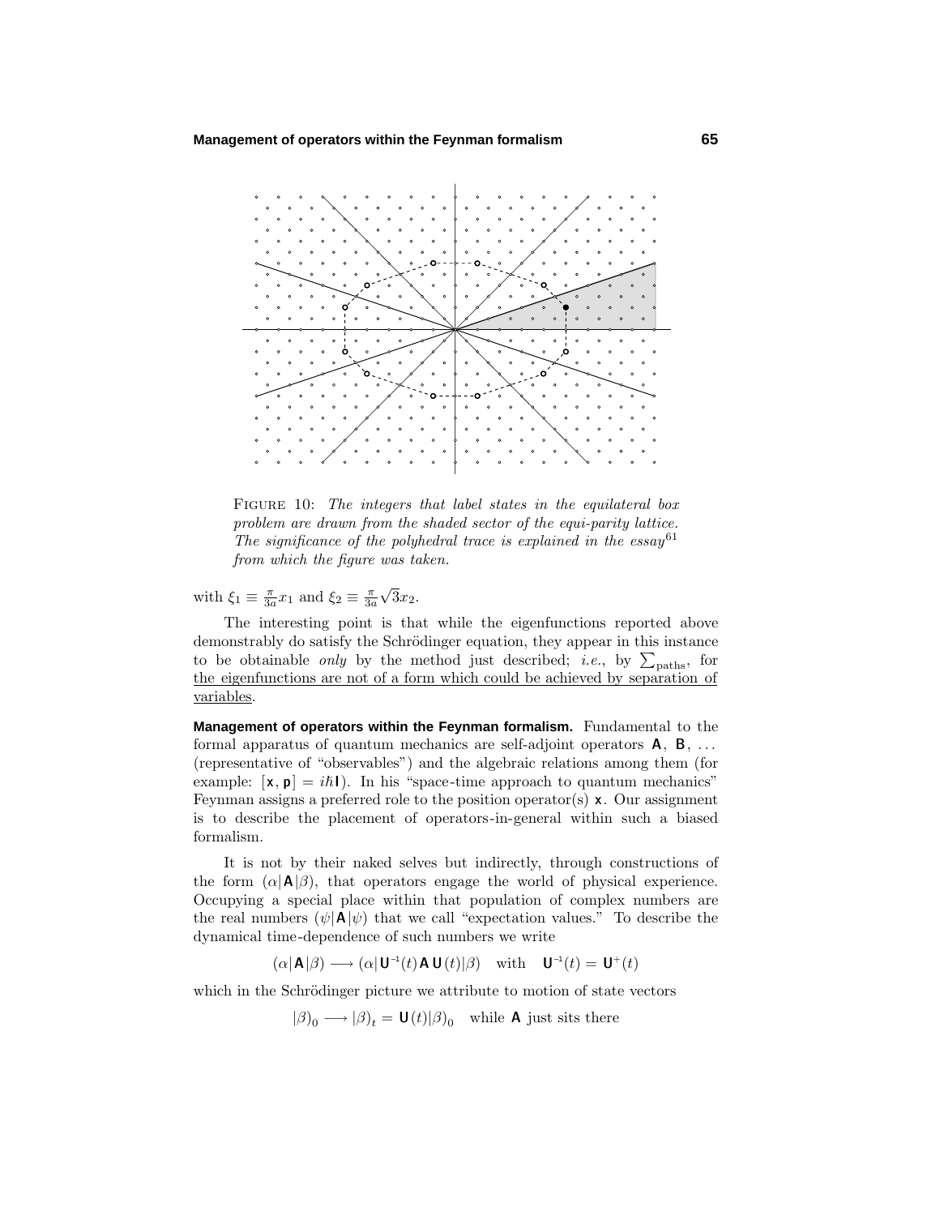FIGURE 10: *The integers that label states in the equilateral box problem are drawn from the shaded sector of the equi-parity lattice. The significance of the polyhedral trace is explained in the essay*[61] *from which the figure was taken.*

with $\xi_1 \equiv \frac{\pi}{3a}x_1$ and $\xi_2 \equiv \frac{\pi}{3a}\sqrt{3}x_2$.

The interesting point is that while the eigenfunctions reported above demonstrably do satisfy the Schrödinger equation, they appear in this instance to be obtainable *only* by the method just described; *i.e.*, by $\sum_{\text{paths}}$, for <u>the eigenfunctions are not of a form which could be achieved by separation of variables</u>.

**Management of operators within the Feynman formalism.** Fundamental to the formal apparatus of quantum mechanics are self-adjoint operators $\mathbf{A}$, $\mathbf{B}$, ... (representative of "observables") and the algebraic relations among them (for example: $[\mathbf{x}, \mathbf{p}] = i\hbar\mathbf{I}$). In his "space-time approach to quantum mechanics" Feynman assigns a preferred role to the position operator(s) $\mathbf{x}$. Our assignment is to describe the placement of operators-in-general within such a biased formalism.

It is not by their naked selves but indirectly, through constructions of the form $(\alpha|\mathbf{A}|\beta)$, that operators engage the world of physical experience. Occupying a special place within that population of complex numbers are the real numbers $(\psi|\mathbf{A}|\psi)$ that we call "expectation values." To describe the dynamical time-dependence of such numbers we write

$$(\alpha|\mathbf{A}|\beta) \longrightarrow (\alpha|\mathbf{U}^{-1}(t)\,\mathbf{A}\,\mathbf{U}(t)|\beta) \quad \text{with} \quad \mathbf{U}^{-1}(t) = \mathbf{U}^{+}(t)$$

which in the Schrödinger picture we attribute to motion of state vectors

$$|\beta)_0 \longrightarrow |\beta)_t = \mathbf{U}(t)|\beta)_0 \quad \text{while } \mathbf{A} \text{ just sits there}$$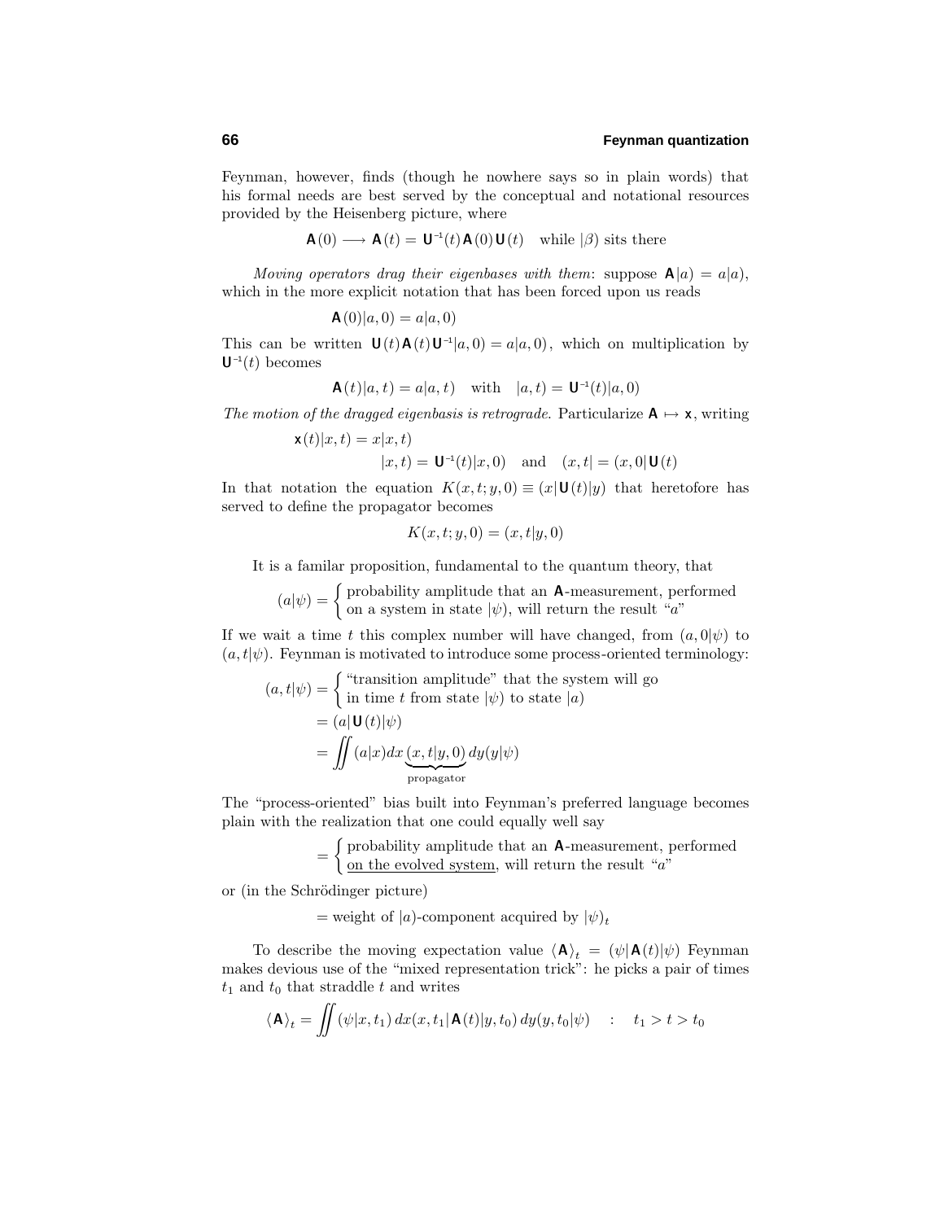Feynman, however, finds (though he nowhere says so in plain words) that his formal needs are best served by the conceptual and notational resources provided by the Heisenberg picture, where

$$\mathbf{A}(0) \longrightarrow \mathbf{A}(t) = \mathbf{U}^{-1}(t)\,\mathbf{A}(0)\,\mathbf{U}(t) \quad \text{while } |\beta) \text{ sits there}$$

*Moving operators drag their eigenbases with them*: suppose $\mathbf{A}|a) = a|a)$, which in the more explicit notation that has been forced upon us reads

$$\mathbf{A}(0)|a,0) = a|a,0)$$

This can be written $\mathbf{U}(t)\,\mathbf{A}(t)\,\mathbf{U}^{-1}|a,0) = a|a,0)$, which on multiplication by $\mathbf{U}^{-1}(t)$ becomes

$$\mathbf{A}(t)|a,t) = a|a,t) \quad \text{with} \quad |a,t) = \mathbf{U}^{-1}(t)|a,0)$$

*The motion of the dragged eigenbasis is retrograde.* Particularize $\mathbf{A} \mapsto \mathbf{x}$, writing

$$\mathbf{x}(t)|x,t) = x|x,t)$$
$$|x,t) = \mathbf{U}^{-1}(t)|x,0) \quad \text{and} \quad (x,t| = (x,0|\,\mathbf{U}(t)$$

In that notation the equation $K(x,t;y,0) \equiv (x|\,\mathbf{U}(t)|y)$ that heretofore has served to define the propagator becomes

$$K(x,t;y,0) = (x,t|y,0)$$

It is a familar proposition, fundamental to the quantum theory, that

$$(a|\psi) = \begin{cases} \text{probability amplitude that an } \mathbf{A}\text{-measurement, performed} \\ \text{on a system in state } |\psi), \text{ will return the result "}a\text{"} \end{cases}$$

If we wait a time $t$ this complex number will have changed, from $(a,0|\psi)$ to $(a,t|\psi)$. Feynman is motivated to introduce some process-oriented terminology:

$$\begin{aligned}
(a,t|\psi) &= \begin{cases} \text{"transition amplitude" that the system will go} \\ \text{in time } t \text{ from state } |\psi) \text{ to state } |a) \end{cases} \\
&= (a|\,\mathbf{U}(t)|\psi) \\
&= \iint (a|x)dx\,\underbrace{(x,t|y,0)}_{\text{propagator}}\,dy(y|\psi)
\end{aligned}$$

The "process-oriented" bias built into Feynman's preferred language becomes plain with the realization that one could equally well say

$$= \begin{cases} \text{probability amplitude that an } \mathbf{A}\text{-measurement, performed} \\ \underline{\text{on the evolved system}}, \text{ will return the result "}a\text{"} \end{cases}$$

or (in the Schrödinger picture)

$$= \text{weight of } |a)\text{-component acquired by } |\psi)_t$$

To describe the moving expectation value $\langle \mathbf{A} \rangle_t = (\psi|\,\mathbf{A}(t)|\psi)$ Feynman makes devious use of the "mixed representation trick": he picks a pair of times $t_1$ and $t_0$ that straddle $t$ and writes

$$\langle \mathbf{A} \rangle_t = \iint (\psi|x,t_1)\,dx(x,t_1|\,\mathbf{A}(t)|y,t_0)\,dy(y,t_0|\psi) \quad : \quad t_1 > t > t_0$$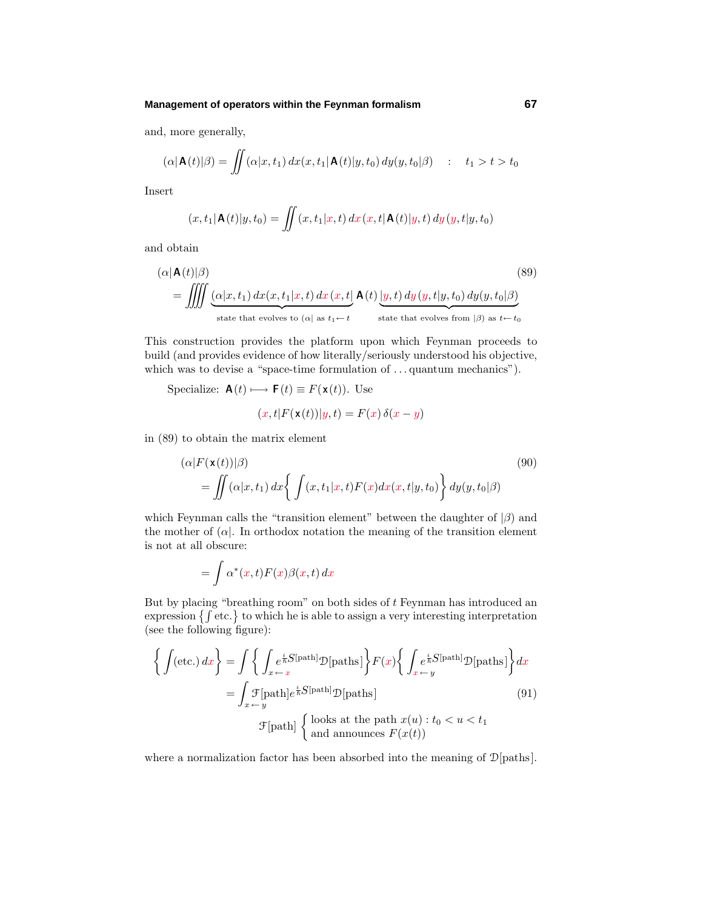and, more generally,

$$(\alpha|\mathsf{A}(t)|\beta) = \iint (\alpha|x,t_1)\,dx(x,t_1|\mathsf{A}(t)|y,t_0)\,dy(y,t_0|\beta) \quad : \quad t_1 > t > t_0$$

Insert

$$(x,t_1|\mathsf{A}(t)|y,t_0) = \iint (x,t_1|x,t)\,dx\,(x,t|\mathsf{A}(t)|y,t)\,dy\,(y,t|y,t_0)$$

and obtain

$$(\alpha|\mathsf{A}(t)|\beta) \tag{89}$$
$$= \iiiint \underbrace{(\alpha|x,t_1)\,dx(x,t_1|x,t)\,dx\,(x,t|}_{\text{state that evolves to }(\alpha|\text{ as }t_1\leftarrow t}\,\mathsf{A}(t)\,\underbrace{|y,t)\,dy\,(y,t|y,t_0)\,dy(y,t_0|\beta)}_{\text{state that evolves from }|\beta)\text{ as }t\leftarrow t_0}$$

This construction provides the platform upon which Feynman proceeds to build (and provides evidence of how literally/seriously understood his objective, which was to devise a "space-time formulation of ... quantum mechanics").

Specialize: $\mathsf{A}(t) \longmapsto \mathsf{F}(t) \equiv F(\mathsf{x}(t))$. Use

$$(x,t|F(\mathsf{x}(t))|y,t) = F(x)\,\delta(x-y)$$

in (89) to obtain the matrix element

$$(\alpha|F(\mathsf{x}(t))|\beta) \tag{90}$$
$$= \iint (\alpha|x,t_1)\,dx\Big\{\int (x,t_1|x,t)F(x)dx(x,t|y,t_0)\Big\}\,dy(y,t_0|\beta)$$

which Feynman calls the "transition element" between the daughter of $|\beta)$ and the mother of $(\alpha|$. In orthodox notation the meaning of the transition element is not at all obscure:

$$= \int \alpha^*(x,t)F(x)\beta(x,t)\,dx$$

But by placing "breathing room" on both sides of $t$ Feynman has introduced an expression $\{\int \text{etc.}\}$ to which he is able to assign a very interesting interpretation (see the following figure):

$$\Big\{\int (\text{etc.})\,dx\Big\} = \int\Big\{\int_{x\leftarrow x} e^{\frac{i}{\hbar}S[\text{path}]}\mathcal{D}[\text{paths}]\Big\}F(x)\Big\{\int_{x\leftarrow y} e^{\frac{i}{\hbar}S[\text{path}]}\mathcal{D}[\text{paths}]\Big\}dx$$
$$= \int_{x\leftarrow y}\mathcal{F}[\text{path}]e^{\frac{i}{\hbar}S[\text{path}]}\mathcal{D}[\text{paths}] \tag{91}$$
$$\mathcal{F}[\text{path}]\begin{cases}\text{looks at the path } x(u) : t_0 < u < t_1\\ \text{and announces } F(x(t))\end{cases}$$

where a normalization factor has been absorbed into the meaning of $\mathcal{D}[\text{paths}]$.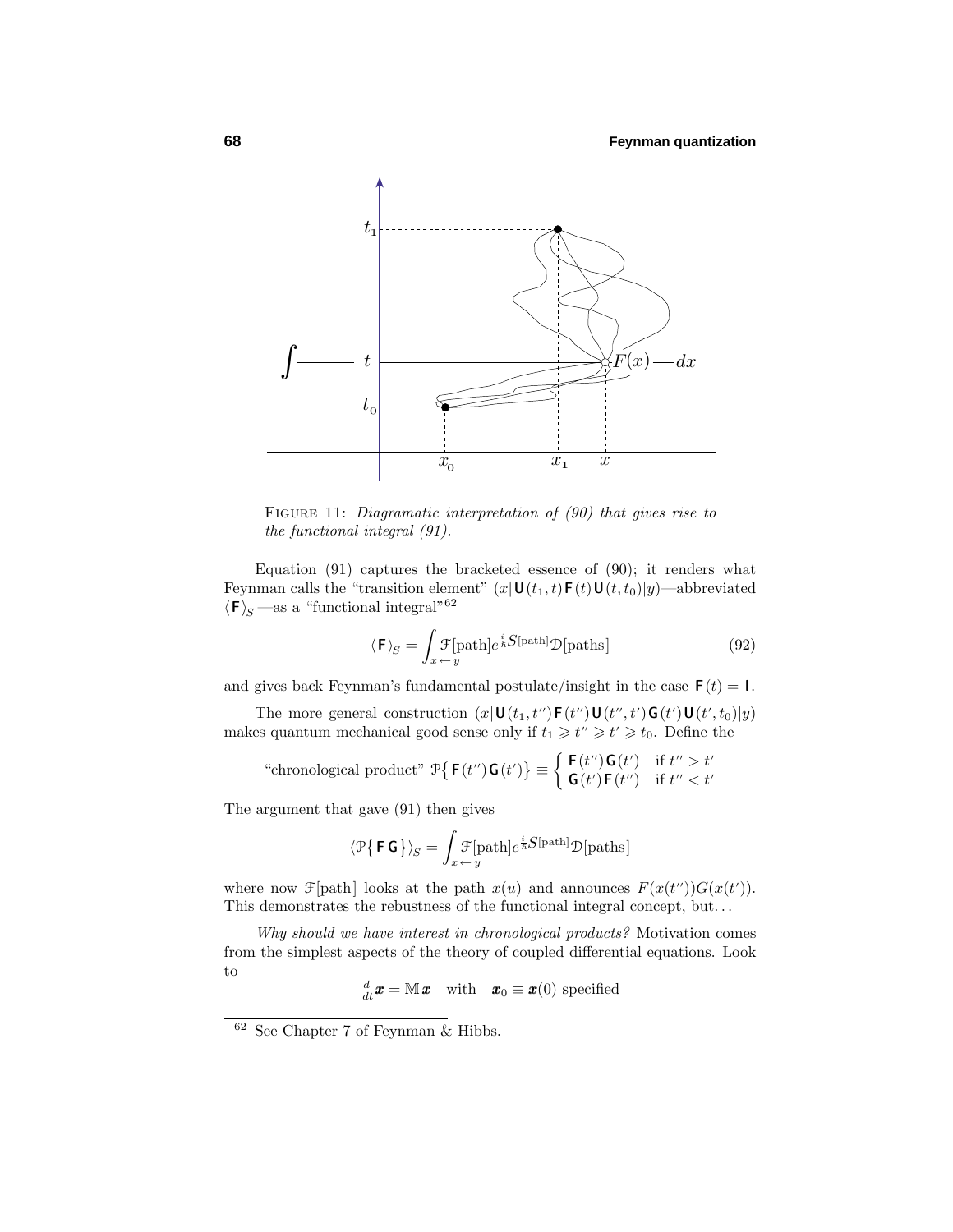FIGURE 11: *Diagramatic interpretation of (90) that gives rise to the functional integral (91).*

Equation (91) captures the bracketed essence of (90); it renders what Feynman calls the "transition element" $(x|\mathbf{U}(t_1,t)\mathbf{F}(t)\mathbf{U}(t,t_0)|y)$—abbreviated $\langle\mathbf{F}\rangle_S$—as a "functional integral"[62]

$$\langle\mathbf{F}\rangle_S = \int_{x\leftarrow y} \mathcal{F}[\text{path}]e^{\frac{i}{\hbar}S[\text{path}]}\mathcal{D}[\text{paths}] \tag{92}$$

and gives back Feynman's fundamental postulate/insight in the case $\mathbf{F}(t) = \mathbf{I}$.

The more general construction $(x|\mathbf{U}(t_1,t'')\mathbf{F}(t'')\mathbf{U}(t'',t')\mathbf{G}(t')\mathbf{U}(t',t_0)|y)$ makes quantum mechanical good sense only if $t_1 \geqslant t'' \geqslant t' \geqslant t_0$. Define the

$$\text{"chronological product" } \mathcal{P}\big\{\mathbf{F}(t'')\mathbf{G}(t')\big\} \equiv \begin{cases} \mathbf{F}(t'')\mathbf{G}(t') & \text{if } t'' > t' \\ \mathbf{G}(t')\mathbf{F}(t'') & \text{if } t'' < t' \end{cases}$$

The argument that gave (91) then gives

$$\langle\mathcal{P}\big\{\mathbf{F}\,\mathbf{G}\big\}\rangle_S = \int_{x\leftarrow y} \mathcal{F}[\text{path}]e^{\frac{i}{\hbar}S[\text{path}]}\mathcal{D}[\text{paths}]$$

where now $\mathcal{F}[\text{path}]$ looks at the path $x(u)$ and announces $F(x(t''))G(x(t'))$. This demonstrates the rebustness of the functional integral concept, but...

*Why should we have interest in chronological products?* Motivation comes from the simplest aspects of the theory of coupled differential equations. Look to

$$\tfrac{d}{dt}\boldsymbol{x} = \mathbb{M}\,\boldsymbol{x} \quad \text{with} \quad \boldsymbol{x}_0 \equiv \boldsymbol{x}(0) \text{ specified}$$

[62] See Chapter 7 of Feynman & Hibbs.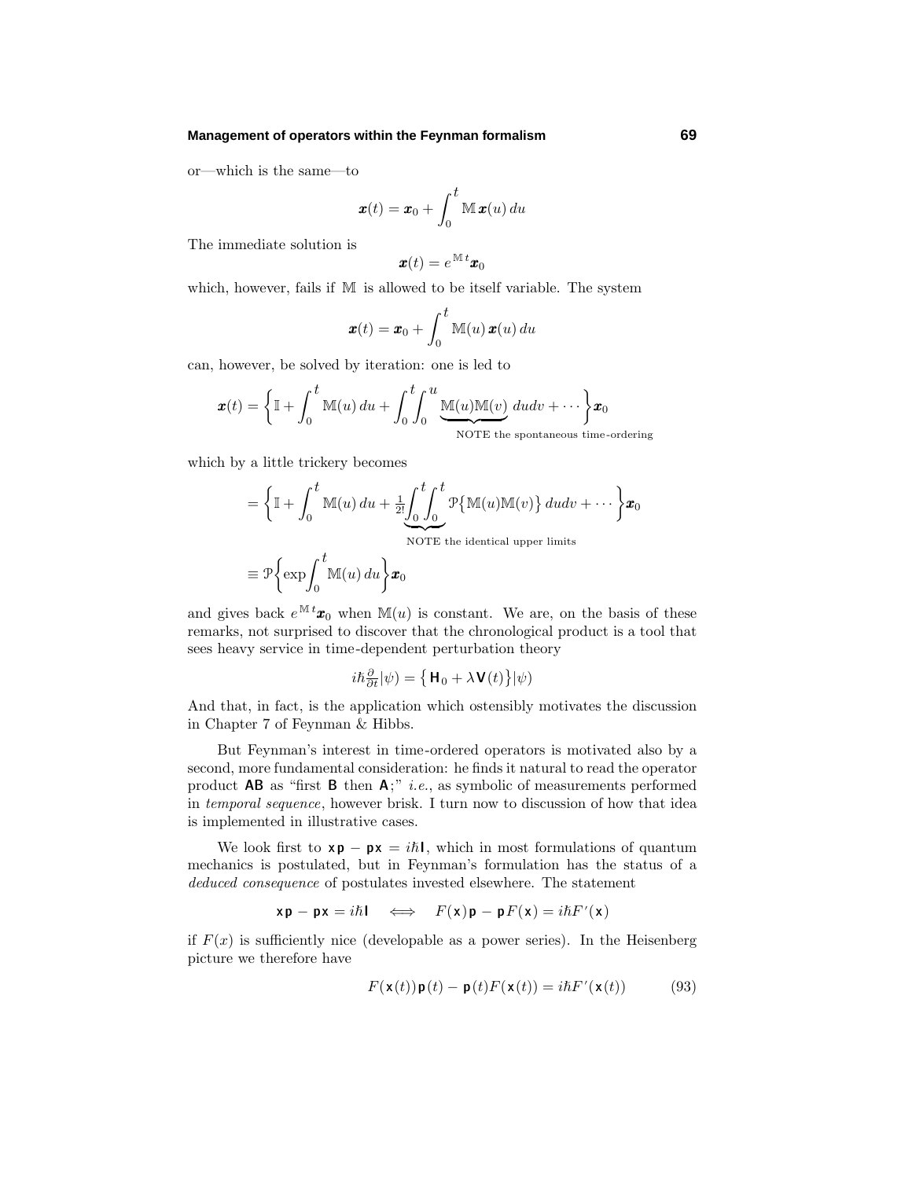or—which is the same—to

$$\boldsymbol{x}(t) = \boldsymbol{x}_0 + \int_0^t \mathbb{M}\,\boldsymbol{x}(u)\,du$$

The immediate solution is

$$\boldsymbol{x}(t) = e^{\mathbb{M}\,t}\boldsymbol{x}_0$$

which, however, fails if $\mathbb{M}$ is allowed to be itself variable. The system

$$\boldsymbol{x}(t) = \boldsymbol{x}_0 + \int_0^t \mathbb{M}(u)\,\boldsymbol{x}(u)\,du$$

can, however, be solved by iteration: one is led to

$$\boldsymbol{x}(t) = \Big\{\mathbb{I} + \int_0^t \mathbb{M}(u)\,du + \int_0^t\!\!\int_0^u \underbrace{\mathbb{M}(u)\mathbb{M}(v)}_{\text{NOTE the spontaneous time-ordering}}\,dudv + \cdots\Big\}\boldsymbol{x}_0$$

which by a little trickery becomes

$$= \Big\{\mathbb{I} + \int_0^t \mathbb{M}(u)\,du + \tfrac{1}{2!}\underbrace{\int_0^t\!\!\int_0^t}_{\text{NOTE the identical upper limits}} \mathcal{P}\big\{\mathbb{M}(u)\mathbb{M}(v)\big\}\,dudv + \cdots\Big\}\boldsymbol{x}_0$$

$$\equiv \mathcal{P}\Big\{\exp\!\int_0^t \mathbb{M}(u)\,du\Big\}\boldsymbol{x}_0$$

and gives back $e^{\mathbb{M}\,t}\boldsymbol{x}_0$ when $\mathbb{M}(u)$ is constant. We are, on the basis of these remarks, not surprised to discover that the chronological product is a tool that sees heavy service in time-dependent perturbation theory

$$i\hbar\tfrac{\partial}{\partial t}|\psi) = \big\{\mathbf{H}_0 + \lambda\mathbf{V}(t)\big\}|\psi)$$

And that, in fact, is the application which ostensibly motivates the discussion in Chapter 7 of Feynman & Hibbs.

But Feynman's interest in time-ordered operators is motivated also by a second, more fundamental consideration: he finds it natural to read the operator product $\mathbf{AB}$ as "first $\mathbf{B}$ then $\mathbf{A}$;" *i.e.*, as symbolic of measurements performed in *temporal sequence*, however brisk. I turn now to discussion of how that idea is implemented in illustrative cases.

We look first to $\mathbf{x}\,\mathbf{p} - \mathbf{p}\mathbf{x} = i\hbar\mathbf{I}$, which in most formulations of quantum mechanics is postulated, but in Feynman's formulation has the status of a *deduced consequence* of postulates invested elsewhere. The statement

$$\mathbf{x}\,\mathbf{p} - \mathbf{p}\mathbf{x} = i\hbar\mathbf{I} \quad\Longleftrightarrow\quad F(\mathbf{x})\,\mathbf{p} - \mathbf{p}\,F(\mathbf{x}) = i\hbar F'(\mathbf{x})$$

if $F(x)$ is sufficiently nice (developable as a power series). In the Heisenberg picture we therefore have

$$F(\mathbf{x}(t))\,\mathbf{p}(t) - \mathbf{p}(t)F(\mathbf{x}(t)) = i\hbar F'(\mathbf{x}(t)) \tag{93}$$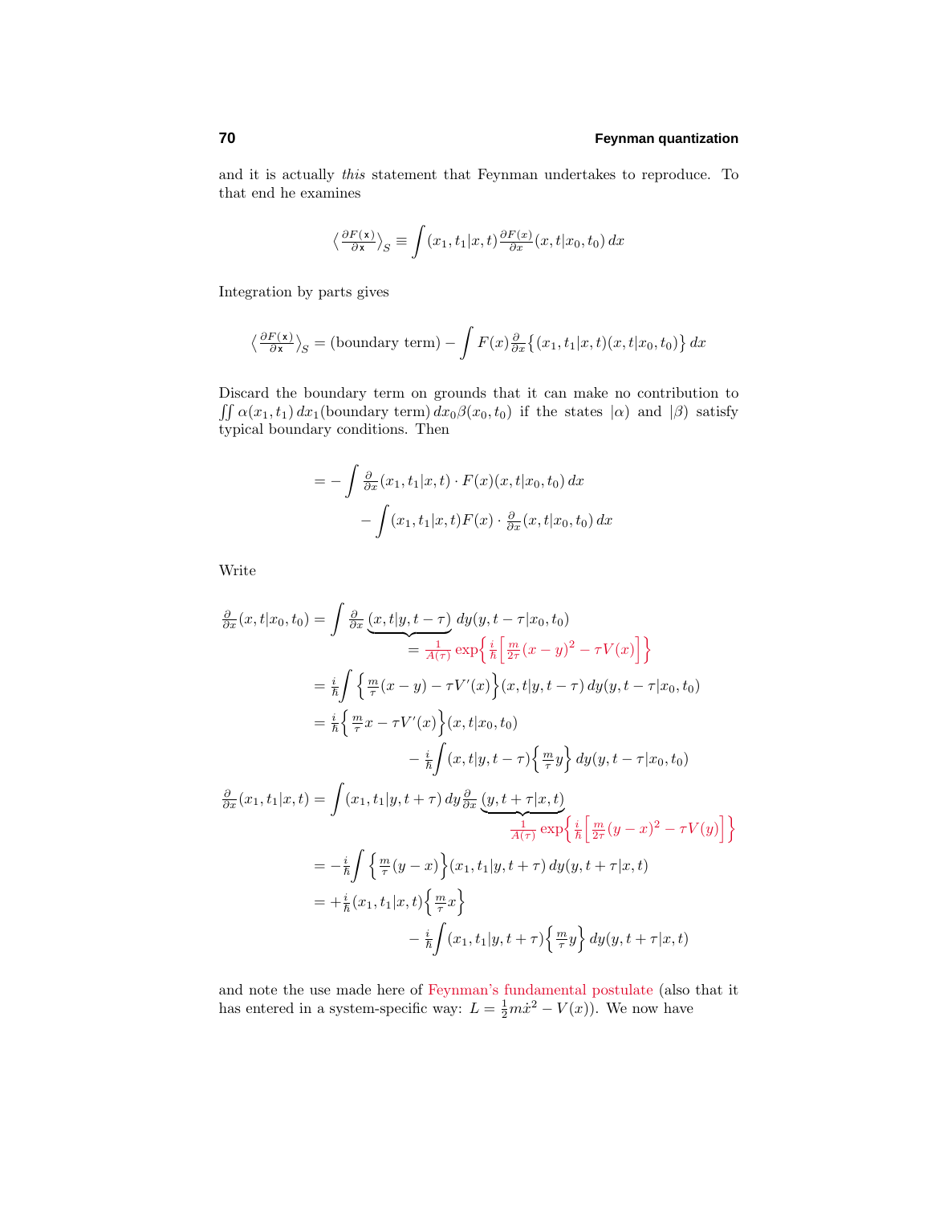and it is actually *this* statement that Feynman undertakes to reproduce. To that end he examines

$$\left\langle \frac{\partial F(\mathsf{x})}{\partial \mathsf{x}} \right\rangle_S \equiv \int (x_1, t_1|x, t) \frac{\partial F(x)}{\partial x} (x, t|x_0, t_0)\, dx$$

Integration by parts gives

$$\left\langle \frac{\partial F(\mathsf{x})}{\partial \mathsf{x}} \right\rangle_S = (\text{boundary term}) - \int F(x) \frac{\partial}{\partial x} \big\{ (x_1, t_1|x, t)(x, t|x_0, t_0) \big\}\, dx$$

Discard the boundary term on grounds that it can make no contribution to $\iint \alpha(x_1, t_1)\, dx_1 (\text{boundary term})\, dx_0 \beta(x_0, t_0)$ if the states $|\alpha)$ and $|\beta)$ satisfy typical boundary conditions. Then

$$\begin{aligned} &= -\int \frac{\partial}{\partial x}(x_1, t_1|x, t) \cdot F(x)(x, t|x_0, t_0)\, dx \\ &\qquad - \int (x_1, t_1|x, t) F(x) \cdot \frac{\partial}{\partial x}(x, t|x_0, t_0)\, dx \end{aligned}$$

Write

$$\begin{aligned}
\frac{\partial}{\partial x}(x, t|x_0, t_0) &= \int \frac{\partial}{\partial x} \underbrace{(x, t|y, t - \tau)}_{= \frac{1}{A(\tau)} \exp\left\{ \frac{i}{\hbar} \left[ \frac{m}{2\tau}(x - y)^2 - \tau V(x) \right] \right\}} dy (y, t - \tau|x_0, t_0) \\
&= \frac{i}{\hbar} \int \left\{ \frac{m}{\tau}(x - y) - \tau V'(x) \right\} (x, t|y, t - \tau)\, dy (y, t - \tau|x_0, t_0) \\
&= \frac{i}{\hbar} \left\{ \frac{m}{\tau} x - \tau V'(x) \right\} (x, t|x_0, t_0) \\
&\qquad - \frac{i}{\hbar} \int (x, t|y, t - \tau) \left\{ \frac{m}{\tau} y \right\} dy (y, t - \tau|x_0, t_0) \\
\frac{\partial}{\partial x}(x_1, t_1|x, t) &= \int (x_1, t_1|y, t + \tau)\, dy \frac{\partial}{\partial x} \underbrace{(y, t + \tau|x, t)}_{\frac{1}{A(\tau)} \exp\left\{ \frac{i}{\hbar} \left[ \frac{m}{2\tau}(y - x)^2 - \tau V(y) \right] \right\}} \\
&= -\frac{i}{\hbar} \int \left\{ \frac{m}{\tau}(y - x) \right\} (x_1, t_1|y, t + \tau)\, dy (y, t + \tau|x, t) \\
&= +\frac{i}{\hbar} (x_1, t_1|x, t) \left\{ \frac{m}{\tau} x \right\} \\
&\qquad - \frac{i}{\hbar} \int (x_1, t_1|y, t + \tau) \left\{ \frac{m}{\tau} y \right\} dy (y, t + \tau|x, t)
\end{aligned}$$

and note the use made here of Feynman's fundamental postulate (also that it has entered in a system-specific way: $L = \frac{1}{2} m \dot{x}^2 - V(x)$). We now have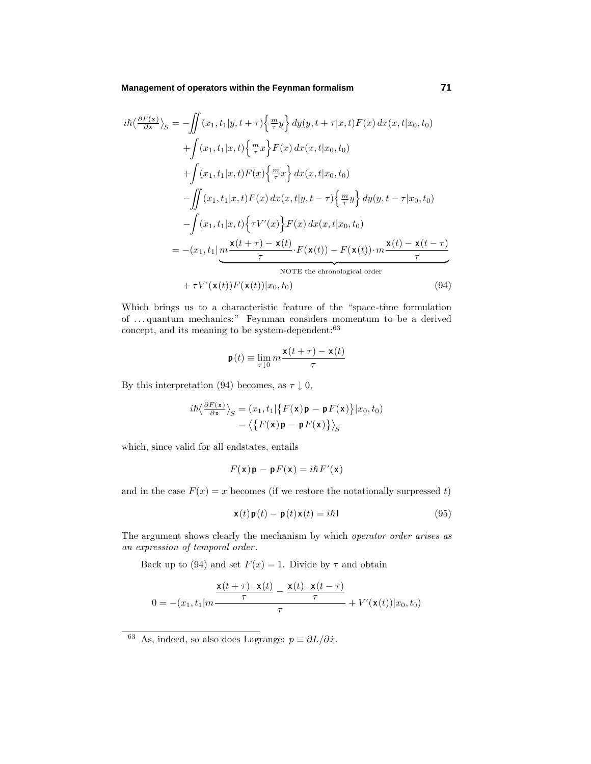$$
\begin{aligned}
i\hbar\big\langle \tfrac{\partial F(\mathsf{x})}{\partial \mathsf{x}}\big\rangle_S = &-\iint (x_1,t_1|y,t+\tau)\Big\{\tfrac{m}{\tau}y\Big\}\,dy(y,t+\tau|x,t)F(x)\,dx(x,t|x_0,t_0)\\
&+\int (x_1,t_1|x,t)\Big\{\tfrac{m}{\tau}x\Big\}F(x)\,dx(x,t|x_0,t_0)\\
&+\int (x_1,t_1|x,t)F(x)\Big\{\tfrac{m}{\tau}x\Big\}\,dx(x,t|x_0,t_0)\\
&-\iint (x_1,t_1|x,t)F(x)\,dx(x,t|y,t-\tau)\Big\{\tfrac{m}{\tau}y\Big\}\,dy(y,t-\tau|x_0,t_0)\\
&-\int (x_1,t_1|x,t)\Big\{\tau V'(x)\Big\}F(x)\,dx(x,t|x_0,t_0)\\
= &-(x_1,t_1|\underbrace{m\frac{\mathsf{x}(t+\tau)-\mathsf{x}(t)}{\tau}\cdot F(\mathsf{x}(t)) - F(\mathsf{x}(t))\cdot m\frac{\mathsf{x}(t)-\mathsf{x}(t-\tau)}{\tau}}_{\text{NOTE the chronological order}}\\
&+\tau V'(\mathsf{x}(t))F(\mathsf{x}(t))|x_0,t_0)
\end{aligned}
\tag{94}
$$

Which brings us to a characteristic feature of the "space-time formulation of ... quantum mechanics:" Feynman considers momentum to be a derived concept, and its meaning to be system-dependent:[63]

$$
\mathsf{p}(t) \equiv \lim_{\tau\downarrow 0} m\frac{\mathsf{x}(t+\tau)-\mathsf{x}(t)}{\tau}
$$

By this interpretation (94) becomes, as $\tau\downarrow 0$,

$$
\begin{aligned}
i\hbar\big\langle \tfrac{\partial F(\mathsf{x})}{\partial \mathsf{x}}\big\rangle_S &= (x_1,t_1|\big\{F(\mathsf{x})\,\mathsf{p} - \mathsf{p}\,F(\mathsf{x})\big\}|x_0,t_0)\\
&= \big\langle\big\{F(\mathsf{x})\,\mathsf{p} - \mathsf{p}\,F(\mathsf{x})\big\}\big\rangle_S
\end{aligned}
$$

which, since valid for all endstates, entails

$$
F(\mathsf{x})\,\mathsf{p} - \mathsf{p}\,F(\mathsf{x}) = i\hbar F'(\mathsf{x})
$$

and in the case $F(x) = x$ becomes (if we restore the notationally surpressed $t$)

$$
\mathsf{x}(t)\,\mathsf{p}(t) - \mathsf{p}(t)\,\mathsf{x}(t) = i\hbar\,\mathbf{I} \tag{95}
$$

The argument shows clearly the mechanism by which *operator order arises as an expression of temporal order*.

Back up to (94) and set $F(x) = 1$. Divide by $\tau$ and obtain

$$
0 = -(x_1,t_1|m\frac{\frac{\mathsf{x}(t+\tau)-\mathsf{x}(t)}{\tau} - \frac{\mathsf{x}(t)-\mathsf{x}(t-\tau)}{\tau}}{\tau} + V'(\mathsf{x}(t))|x_0,t_0)
$$

---

[63] As, indeed, so also does Lagrange: $p \equiv \partial L/\partial\dot{x}$.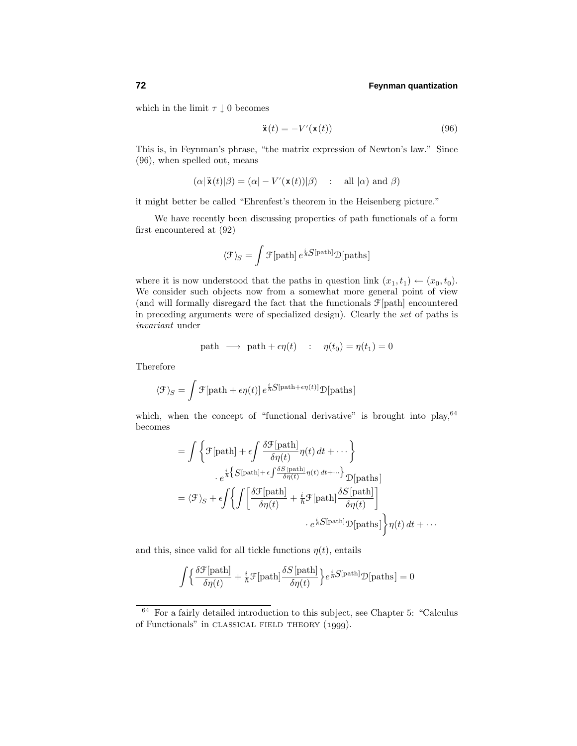which in the limit $\tau \downarrow 0$ becomes

$$\ddot{\mathsf{x}}(t) = -V'(\mathsf{x}(t)) \tag{96}$$

This is, in Feynman's phrase, "the matrix expression of Newton's law." Since (96), when spelled out, means

$$(\alpha|\,\ddot{\mathsf{x}}(t)|\beta) = (\alpha| - V'(\mathsf{x}(t))|\beta) \quad : \quad \text{all } |\alpha) \text{ and } \beta)$$

it might better be called "Ehrenfest's theorem in the Heisenberg picture."

We have recently been discussing properties of path functionals of a form first encountered at (92)

$$\langle \mathcal{F} \rangle_S = \int \mathcal{F}[\text{path}]\, e^{\frac{i}{\hbar}S[\text{path}]}\mathcal{D}[\text{paths}]$$

where it is now understood that the paths in question link $(x_1, t_1) \leftarrow (x_0, t_0)$. We consider such objects now from a somewhat more general point of view (and will formally disregard the fact that the functionals $\mathcal{F}[\text{path}]$ encountered in preceding arguments were of specialized design). Clearly the *set* of paths is *invariant* under

$$\text{path} \longrightarrow \text{path} + \epsilon\eta(t) \quad : \quad \eta(t_0) = \eta(t_1) = 0$$

Therefore

$$\langle \mathcal{F} \rangle_S = \int \mathcal{F}[\text{path} + \epsilon\eta(t)]\, e^{\frac{i}{\hbar}S[\text{path}+\epsilon\eta(t)]}\mathcal{D}[\text{paths}]$$

which, when the concept of "functional derivative" is brought into play,[64] becomes

$$\begin{aligned}
&= \int \left\{ \mathcal{F}[\text{path}] + \epsilon \int \frac{\delta\mathcal{F}[\text{path}]}{\delta\eta(t)}\eta(t)\,dt + \cdots \right\} \\
&\qquad \cdot e^{\frac{i}{\hbar}\left\{S[\text{path}] + \epsilon\int \frac{\delta S\,[\text{path}]}{\delta\eta(t)}\eta(t)\,dt + \cdots\right\}}\mathcal{D}[\text{paths}] \\
&= \langle \mathcal{F} \rangle_S + \epsilon \int \left\{ \int \left[ \frac{\delta\mathcal{F}[\text{path}]}{\delta\eta(t)} + \tfrac{i}{\hbar}\mathcal{F}[\text{path}]\frac{\delta S\,[\text{path}]}{\delta\eta(t)} \right] \right. \\
&\qquad\qquad \left. \cdot\, e^{\frac{i}{\hbar}S[\text{path}]}\mathcal{D}[\text{paths}] \right\} \eta(t)\,dt + \cdots
\end{aligned}$$

and this, since valid for all tickle functions $\eta(t)$, entails

$$\int \left\{ \frac{\delta\mathcal{F}[\text{path}]}{\delta\eta(t)} + \tfrac{i}{\hbar}\mathcal{F}[\text{path}]\frac{\delta S\,[\text{path}]}{\delta\eta(t)} \right\} e^{\frac{i}{\hbar}S[\text{path}]}\mathcal{D}[\text{paths}] = 0$$

---

[64] For a fairly detailed introduction to this subject, see Chapter 5: "Calculus of Functionals" in CLASSICAL FIELD THEORY (1999).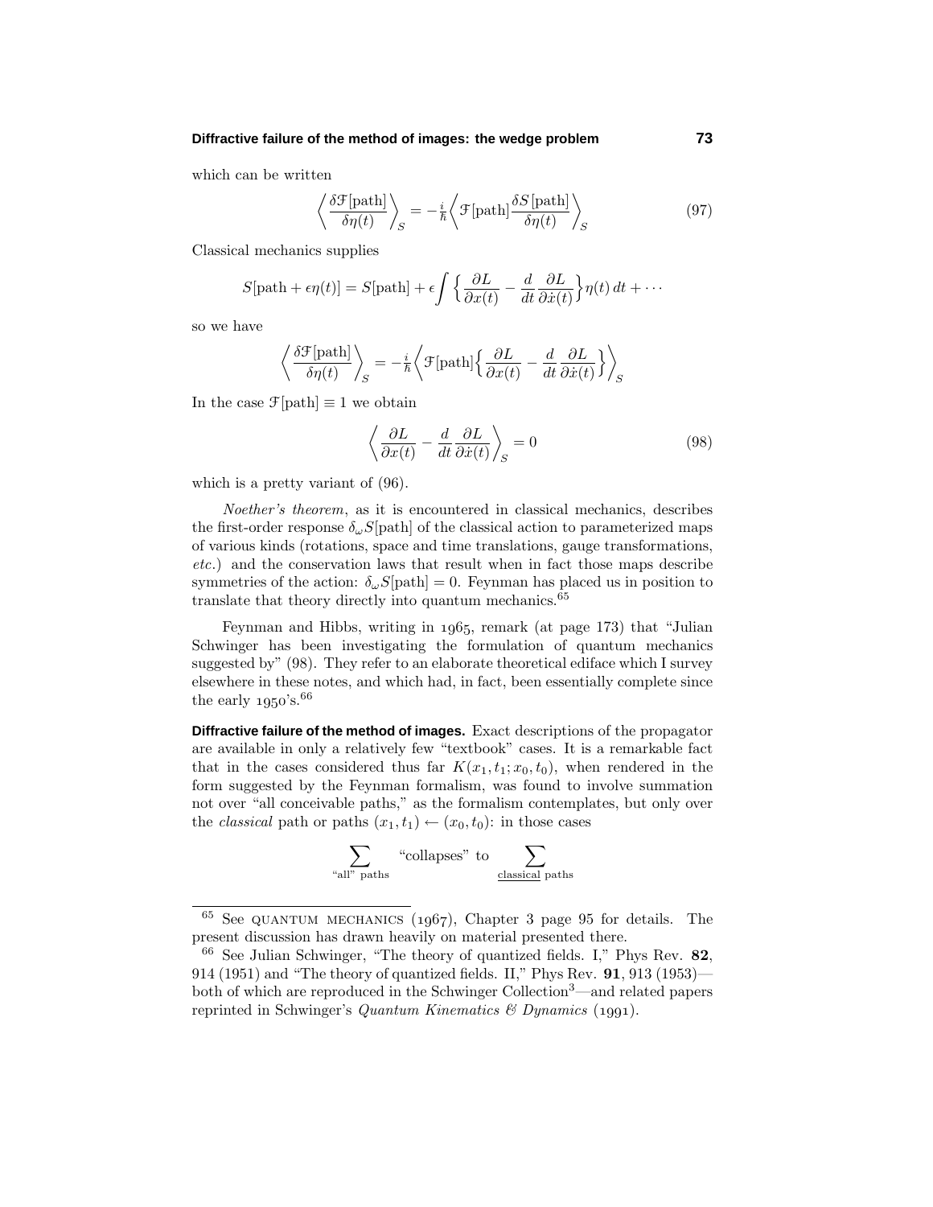which can be written

$$\left\langle \frac{\delta \mathcal{F}[\text{path}]}{\delta \eta(t)} \right\rangle_S = -\tfrac{i}{\hbar} \left\langle \mathcal{F}[\text{path}] \frac{\delta S[\text{path}]}{\delta \eta(t)} \right\rangle_S \tag{97}$$

Classical mechanics supplies

$$S[\text{path} + \epsilon\eta(t)] = S[\text{path}] + \epsilon \int \Big\{ \frac{\partial L}{\partial x(t)} - \frac{d}{dt}\frac{\partial L}{\partial \dot{x}(t)} \Big\} \eta(t)\, dt + \cdots$$

so we have

$$\left\langle \frac{\delta \mathcal{F}[\text{path}]}{\delta \eta(t)} \right\rangle_S = -\tfrac{i}{\hbar} \left\langle \mathcal{F}[\text{path}] \Big\{ \frac{\partial L}{\partial x(t)} - \frac{d}{dt}\frac{\partial L}{\partial \dot{x}(t)} \Big\} \right\rangle_S$$

In the case $\mathcal{F}[\text{path}] \equiv 1$ we obtain

$$\left\langle \frac{\partial L}{\partial x(t)} - \frac{d}{dt}\frac{\partial L}{\partial \dot{x}(t)} \right\rangle_S = 0 \tag{98}$$

which is a pretty variant of (96).

*Noether's theorem*, as it is encountered in classical mechanics, describes the first-order response $\delta_\omega S[\text{path}]$ of the classical action to parameterized maps of various kinds (rotations, space and time translations, gauge transformations, *etc.*) and the conservation laws that result when in fact those maps describe symmetries of the action: $\delta_\omega S[\text{path}] = 0$. Feynman has placed us in position to translate that theory directly into quantum mechanics.[65]

Feynman and Hibbs, writing in 1965, remark (at page 173) that "Julian Schwinger has been investigating the formulation of quantum mechanics suggested by" (98). They refer to an elaborate theoretical ediface which I survey elsewhere in these notes, and which had, in fact, been essentially complete since the early 1950's.[66]

**Diffractive failure of the method of images.** Exact descriptions of the propagator are available in only a relatively few "textbook" cases. It is a remarkable fact that in the cases considered thus far $K(x_1, t_1; x_0, t_0)$, when rendered in the form suggested by the Feynman formalism, was found to involve summation not over "all conceivable paths," as the formalism contemplates, but only over the *classical* path or paths $(x_1, t_1) \leftarrow (x_0, t_0)$: in those cases

$$\sum_{\text{"all" paths}} \quad \text{"collapses" to} \quad \sum_{\underline{\text{classical}}\ \text{paths}}$$

---

[65] See QUANTUM MECHANICS (1967), Chapter 3 page 95 for details. The present discussion has drawn heavily on material presented there.

[66] See Julian Schwinger, "The theory of quantized fields. I," Phys Rev. **82**, 914 (1951) and "The theory of quantized fields. II," Phys Rev. **91**, 913 (1953)—both of which are reproduced in the Schwinger Collection[3]—and related papers reprinted in Schwinger's *Quantum Kinematics & Dynamics* (1991).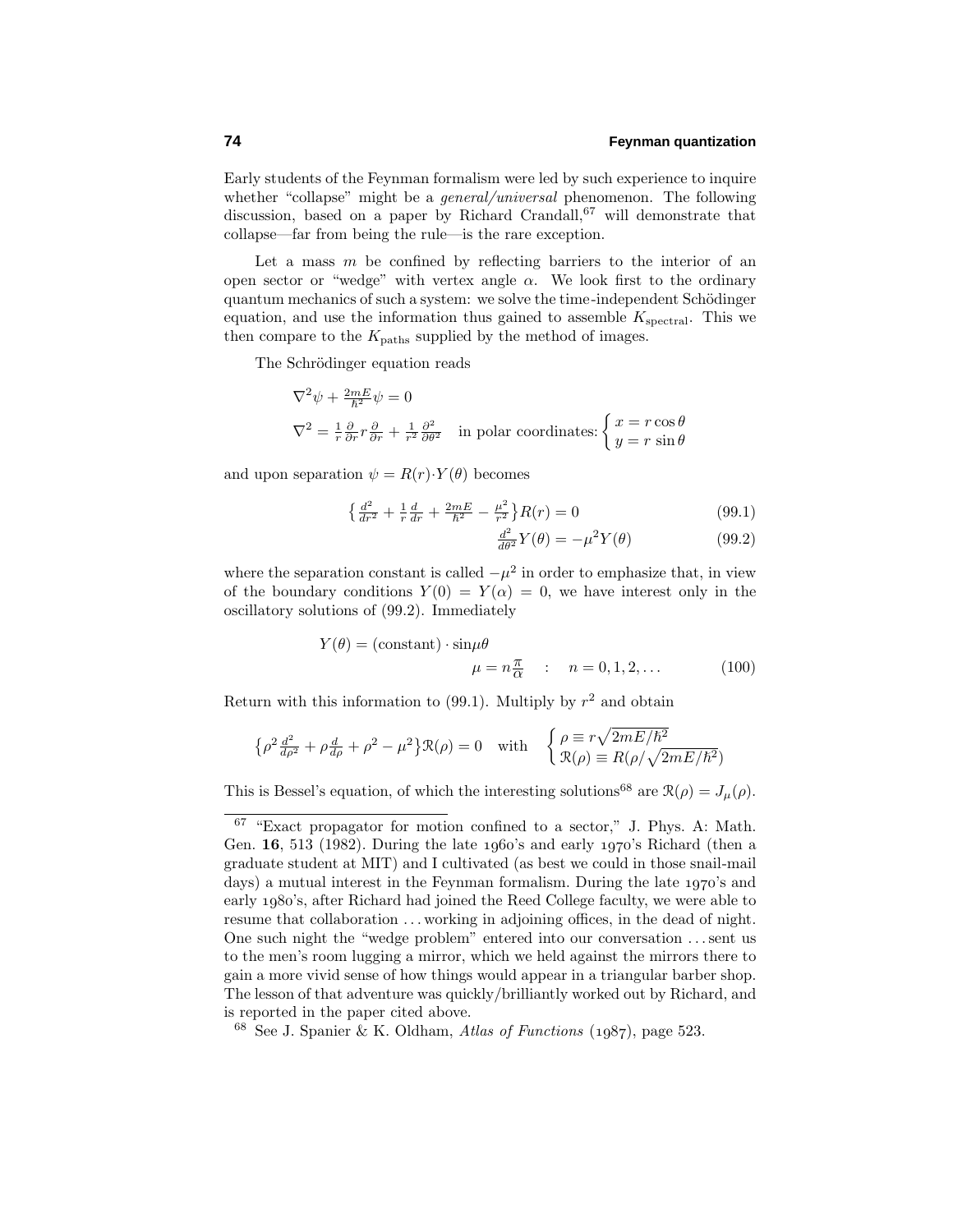Early students of the Feynman formalism were led by such experience to inquire whether "collapse" might be a *general/universal* phenomenon. The following discussion, based on a paper by Richard Crandall,[67] will demonstrate that collapse—far from being the rule—is the rare exception.

Let a mass $m$ be confined by reflecting barriers to the interior of an open sector or "wedge" with vertex angle $\alpha$. We look first to the ordinary quantum mechanics of such a system: we solve the time-independent Schödinger equation, and use the information thus gained to assemble $K_{\text{spectral}}$. This we then compare to the $K_{\text{paths}}$ supplied by the method of images.

The Schrödinger equation reads

$$\nabla^2\psi + \tfrac{2mE}{\hbar^2}\psi = 0$$

$$\nabla^2 = \tfrac{1}{r}\tfrac{\partial}{\partial r}r\tfrac{\partial}{\partial r} + \tfrac{1}{r^2}\tfrac{\partial^2}{\partial \theta^2} \quad \text{in polar coordinates:} \begin{cases} x = r\cos\theta \\ y = r\sin\theta \end{cases}$$

and upon separation $\psi = R(r)\cdot Y(\theta)$ becomes

$$\left\{\tfrac{d^2}{dr^2} + \tfrac{1}{r}\tfrac{d}{dr} + \tfrac{2mE}{\hbar^2} - \tfrac{\mu^2}{r^2}\right\}R(r) = 0 \tag{99.1}$$

$$\tfrac{d^2}{d\theta^2}Y(\theta) = -\mu^2 Y(\theta) \tag{99.2}$$

where the separation constant is called $-\mu^2$ in order to emphasize that, in view of the boundary conditions $Y(0) = Y(\alpha) = 0$, we have interest only in the oscillatory solutions of (99.2). Immediately

$$Y(\theta) = (\text{constant})\cdot\sin\mu\theta$$

$$\mu = n\tfrac{\pi}{\alpha} \quad : \quad n = 0, 1, 2, \ldots \tag{100}$$

Return with this information to (99.1). Multiply by $r^2$ and obtain

$$\left\{\rho^2\tfrac{d^2}{d\rho^2} + \rho\tfrac{d}{d\rho} + \rho^2 - \mu^2\right\}\mathcal{R}(\rho) = 0 \quad \text{with} \quad \begin{cases} \rho \equiv r\sqrt{2mE/\hbar^2} \\ \mathcal{R}(\rho) \equiv R(\rho/\sqrt{2mE/\hbar^2}) \end{cases}$$

This is Bessel's equation, of which the interesting solutions[68] are $\mathcal{R}(\rho) = J_\mu(\rho)$.

---

[67] "Exact propagator for motion confined to a sector," J. Phys. A: Math. Gen. **16**, 513 (1982). During the late 1960's and early 1970's Richard (then a graduate student at MIT) and I cultivated (as best we could in those snail-mail days) a mutual interest in the Feynman formalism. During the late 1970's and early 1980's, after Richard had joined the Reed College faculty, we were able to resume that collaboration ... working in adjoining offices, in the dead of night. One such night the "wedge problem" entered into our conversation ... sent us to the men's room lugging a mirror, which we held against the mirrors there to gain a more vivid sense of how things would appear in a triangular barber shop. The lesson of that adventure was quickly/brilliantly worked out by Richard, and is reported in the paper cited above.

[68] See J. Spanier & K. Oldham, *Atlas of Functions* (1987), page 523.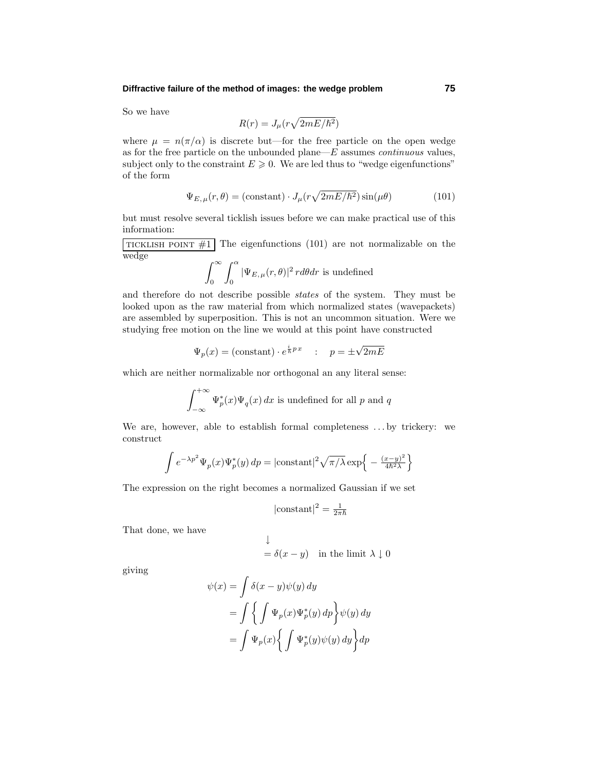So we have

$$R(r) = J_\mu(r\sqrt{2mE/\hbar^2})$$

where $\mu = n(\pi/\alpha)$ is discrete but—for the free particle on the open wedge as for the free particle on the unbounded plane—$E$ assumes *continuous* values, subject only to the constraint $E \geqslant 0$. We are led thus to "wedge eigenfunctions" of the form

$$\Psi_{E,\mu}(r,\theta) = (\text{constant}) \cdot J_\mu(r\sqrt{2mE/\hbar^2})\sin(\mu\theta) \tag{101}$$

but must resolve several ticklish issues before we can make practical use of this information:

TICKLISH POINT #1 The eigenfunctions (101) are not normalizable on the wedge

$$\int_0^\infty \int_0^\alpha |\Psi_{E,\mu}(r,\theta)|^2 \, r d\theta dr \text{ is undefined}$$

and therefore do not describe possible *states* of the system. They must be looked upon as the raw material from which normalized states (wavepackets) are assembled by superposition. This is not an uncommon situation. Were we studying free motion on the line we would at this point have constructed

$$\Psi_p(x) = (\text{constant}) \cdot e^{\frac{i}{\hbar}p\,x} \quad : \quad p = \pm\sqrt{2mE}$$

which are neither normalizable nor orthogonal an any literal sense:

$$\int_{-\infty}^{+\infty} \Psi_p^*(x)\Psi_q(x)\,dx \text{ is undefined for all } p \text{ and } q$$

We are, however, able to establish formal completeness ... by trickery: we construct

$$\int e^{-\lambda p^2}\Psi_p(x)\Psi_p^*(y)\,dp = |\text{constant}|^2\sqrt{\pi/\lambda}\,\exp\Big\{-\tfrac{(x-y)^2}{4\hbar^2\lambda}\Big\}$$

The expression on the right becomes a normalized Gaussian if we set

$$|\text{constant}|^2 = \tfrac{1}{2\pi\hbar}$$

That done, we have

$$\begin{aligned}&\downarrow\\ &= \delta(x-y) \quad \text{in the limit } \lambda \downarrow 0\end{aligned}$$

giving

$$\begin{aligned}\psi(x) &= \int \delta(x-y)\psi(y)\,dy\\ &= \int \Big\{\int \Psi_p(x)\Psi_p^*(y)\,dp\Big\}\psi(y)\,dy\\ &= \int \Psi_p(x)\Big\{\int \Psi_p^*(y)\psi(y)\,dy\Big\}dp\end{aligned}$$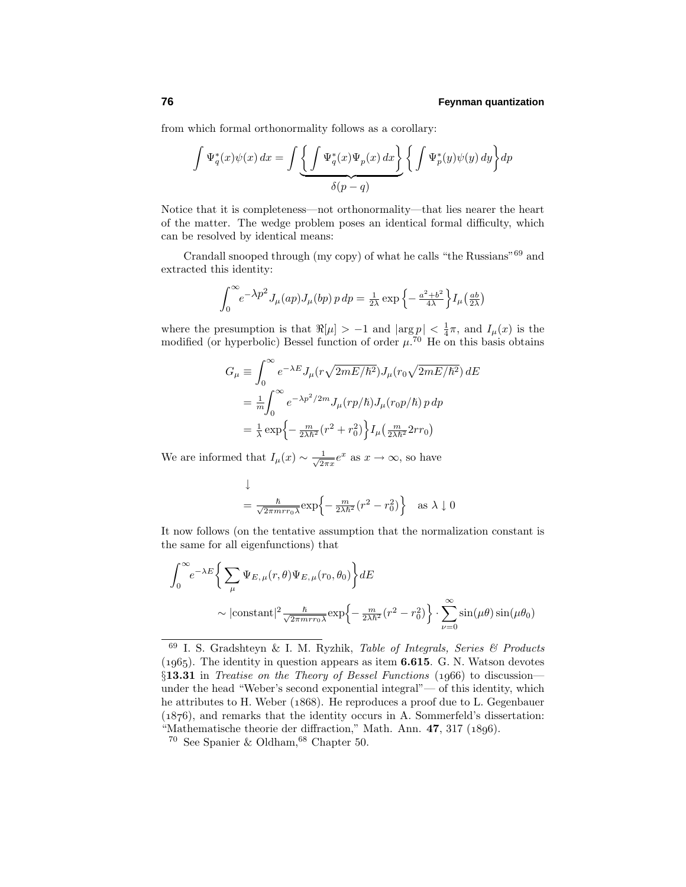from which formal orthonormality follows as a corollary:

$$\int \Psi_q^*(x)\psi(x)\,dx = \int \underbrace{\left\{\int \Psi_q^*(x)\Psi_p(x)\,dx\right\}}_{\delta(p-q)} \left\{\int \Psi_p^*(y)\psi(y)\,dy\right\} dp$$

Notice that it is completeness—not orthonormality—that lies nearer the heart of the matter. The wedge problem poses an identical formal difficulty, which can be resolved by identical means:

Crandall snooped through (my copy) of what he calls "the Russians"[69] and extracted this identity:

$$\int_0^\infty e^{-\lambda p^2} J_\mu(ap)J_\mu(bp)\,p\,dp = \tfrac{1}{2\lambda}\exp\left\{-\tfrac{a^2+b^2}{4\lambda}\right\} I_\mu\left(\tfrac{ab}{2\lambda}\right)$$

where the presumption is that $\Re[\mu] > -1$ and $|\arg p| < \frac{1}{4}\pi$, and $I_\mu(x)$ is the modified (or hyperbolic) Bessel function of order $\mu$.[70] He on this basis obtains

$$\begin{aligned}
G_\mu &\equiv \int_0^\infty e^{-\lambda E} J_\mu(r\sqrt{2mE/\hbar^2})J_\mu(r_0\sqrt{2mE/\hbar^2})\,dE \\
&= \tfrac{1}{m}\int_0^\infty e^{-\lambda p^2/2m} J_\mu(rp/\hbar)J_\mu(r_0 p/\hbar)\,p\,dp \\
&= \tfrac{1}{\lambda}\exp\Big\{-\tfrac{m}{2\lambda\hbar^2}(r^2+r_0^2)\Big\} I_\mu\big(\tfrac{m}{2\lambda\hbar^2}2rr_0\big)
\end{aligned}$$

We are informed that $I_\mu(x) \sim \frac{1}{\sqrt{2\pi x}}e^x$ as $x \to \infty$, so have

$$\begin{aligned}
&\downarrow \\
&= \tfrac{\hbar}{\sqrt{2\pi m r r_0 \lambda}}\exp\Big\{-\tfrac{m}{2\lambda\hbar^2}(r^2-r_0^2)\Big\} \quad \text{as } \lambda \downarrow 0
\end{aligned}$$

It now follows (on the tentative assumption that the normalization constant is the same for all eigenfunctions) that

$$\begin{aligned}
&\int_0^\infty e^{-\lambda E}\Big\{\sum_\mu \Psi_{E,\mu}(r,\theta)\Psi_{E,\mu}(r_0,\theta_0)\Big\}dE \\
&\qquad \sim |\text{constant}|^2 \tfrac{\hbar}{\sqrt{2\pi m r r_0\lambda}}\exp\Big\{-\tfrac{m}{2\lambda\hbar^2}(r^2-r_0^2)\Big\}\cdot\sum_{\nu=0}^\infty \sin(\mu\theta)\sin(\mu\theta_0)
\end{aligned}$$

---

[69] I. S. Gradshteyn & I. M. Ryzhik, *Table of Integrals, Series & Products* (1965). The identity in question appears as item **6.615**. G. N. Watson devotes §**13.31** in *Treatise on the Theory of Bessel Functions* (1966) to discussion—under the head "Weber's second exponential integral"— of this identity, which he attributes to H. Weber (1868). He reproduces a proof due to L. Gegenbauer (1876), and remarks that the identity occurs in A. Sommerfeld's dissertation: "Mathematische theorie der diffraction," Math. Ann. **47**, 317 (1896).

[70] See Spanier & Oldham,[68] Chapter 50.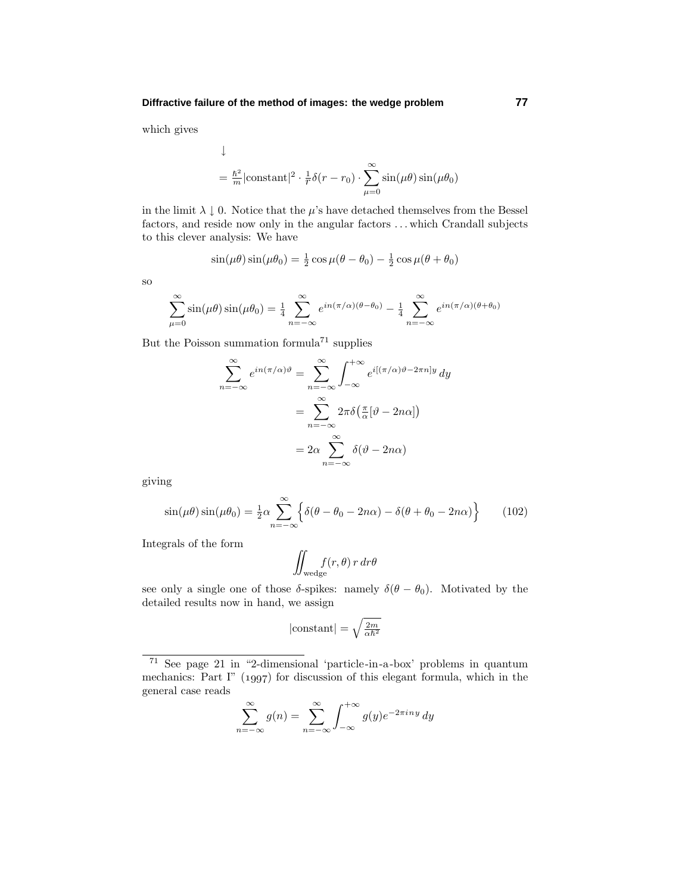which gives

$$\downarrow$$

$$= \tfrac{\hbar^2}{m}|\text{constant}|^2 \cdot \tfrac{1}{r}\delta(r - r_0) \cdot \sum_{\mu=0}^{\infty} \sin(\mu\theta)\sin(\mu\theta_0)$$

in the limit $\lambda \downarrow 0$. Notice that the $\mu$'s have detached themselves from the Bessel factors, and reside now only in the angular factors . . . which Crandall subjects to this clever analysis: We have

$$\sin(\mu\theta)\sin(\mu\theta_0) = \tfrac{1}{2}\cos\mu(\theta - \theta_0) - \tfrac{1}{2}\cos\mu(\theta + \theta_0)$$

so

$$\sum_{\mu=0}^{\infty} \sin(\mu\theta)\sin(\mu\theta_0) = \tfrac{1}{4}\sum_{n=-\infty}^{\infty} e^{in(\pi/\alpha)(\theta-\theta_0)} - \tfrac{1}{4}\sum_{n=-\infty}^{\infty} e^{in(\pi/\alpha)(\theta+\theta_0)}$$

But the Poisson summation formula[71] supplies

$$\begin{aligned}
\sum_{n=-\infty}^{\infty} e^{in(\pi/\alpha)\vartheta} &= \sum_{n=-\infty}^{\infty} \int_{-\infty}^{+\infty} e^{i[(\pi/\alpha)\vartheta - 2\pi n]y}\, dy \\
&= \sum_{n=-\infty}^{\infty} 2\pi\delta\big(\tfrac{\pi}{\alpha}[\vartheta - 2n\alpha]\big) \\
&= 2\alpha \sum_{n=-\infty}^{\infty} \delta(\vartheta - 2n\alpha)
\end{aligned}$$

giving

$$\sin(\mu\theta)\sin(\mu\theta_0) = \tfrac{1}{2}\alpha \sum_{n=-\infty}^{\infty} \Big\{\delta(\theta - \theta_0 - 2n\alpha) - \delta(\theta + \theta_0 - 2n\alpha)\Big\} \tag{102}$$

Integrals of the form

$$\iint_{\text{wedge}} f(r,\theta)\, r\, dr\theta$$

see only a single one of those $\delta$-spikes: namely $\delta(\theta - \theta_0)$. Motivated by the detailed results now in hand, we assign

$$|\text{constant}| = \sqrt{\tfrac{2m}{\alpha\hbar^2}}$$

---

[71] See page 21 in "2-dimensional 'particle-in-a-box' problems in quantum mechanics: Part I" (1997) for discussion of this elegant formula, which in the general case reads

$$\sum_{n=-\infty}^{\infty} g(n) = \sum_{n=-\infty}^{\infty} \int_{-\infty}^{+\infty} g(y) e^{-2\pi i n y}\, dy$$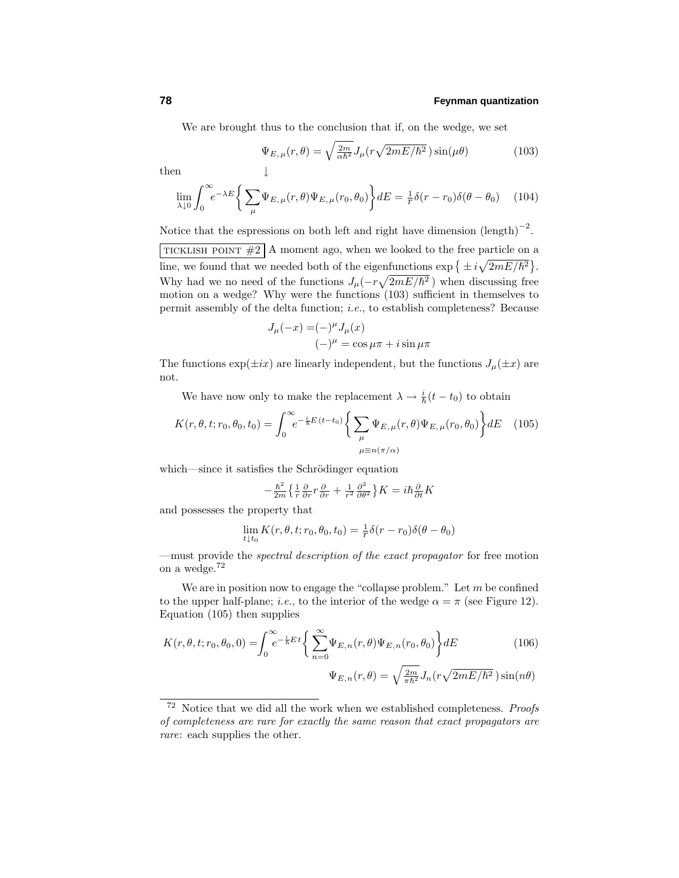We are brought thus to the conclusion that if, on the wedge, we set

$$\Psi_{E,\mu}(r,\theta) = \sqrt{\tfrac{2m}{\alpha\hbar^2}}\,J_\mu(r\sqrt{2mE/\hbar^2}\,)\sin(\mu\theta) \tag{103}$$

then $\qquad\qquad\qquad\qquad\downarrow$

$$\lim_{\lambda\downarrow 0}\int_0^\infty e^{-\lambda E}\bigg\{\sum_\mu \Psi_{E,\mu}(r,\theta)\Psi_{E,\mu}(r_0,\theta_0)\bigg\}dE = \tfrac{1}{r}\delta(r-r_0)\delta(\theta-\theta_0) \tag{104}$$

Notice that the espressions on both left and right have dimension $(\text{length})^{-2}$.

TICKLISH POINT #2 A moment ago, when we looked to the free particle on a line, we found that we needed both of the eigenfunctions $\exp\{\pm i\sqrt{2mE/\hbar^2}\}$. Why had we no need of the functions $J_\mu(-r\sqrt{2mE/\hbar^2}\,)$ when discussing free motion on a wedge? Why were the functions (103) sufficient in themselves to permit assembly of the delta function; *i.e.*, to establish completeness? Because

$$\begin{aligned} J_\mu(-x) =& (-)^\mu J_\mu(x) \\ & (-)^\mu = \cos\mu\pi + i\sin\mu\pi \end{aligned}$$

The functions $\exp(\pm ix)$ are linearly independent, but the functions $J_\mu(\pm x)$ are not.

We have now only to make the replacement $\lambda \rightarrow \frac{i}{\hbar}(t-t_0)$ to obtain

$$K(r,\theta,t;r_0,\theta_0,t_0) = \int_0^\infty e^{-\frac{i}{\hbar}E\,(t-t_0)}\bigg\{\sum_{\substack{\mu \\ \mu\equiv n(\pi/\alpha)}} \Psi_{E,\mu}(r,\theta)\Psi_{E,\mu}(r_0,\theta_0)\bigg\}dE \tag{105}$$

which—since it satisfies the Schrödinger equation

$$-\tfrac{\hbar^2}{2m}\big\{\tfrac{1}{r}\tfrac{\partial}{\partial r}r\tfrac{\partial}{\partial r} + \tfrac{1}{r^2}\tfrac{\partial^2}{\partial\theta^2}\big\}K = i\hbar\tfrac{\partial}{\partial t}K$$

and possesses the property that

$$\lim_{t\downarrow t_0} K(r,\theta,t;r_0,\theta_0,t_0) = \tfrac{1}{r}\delta(r-r_0)\delta(\theta-\theta_0)$$

—must provide the *spectral description of the exact propagator* for free motion on a wedge.[72]

We are in position now to engage the "collapse problem." Let $m$ be confined to the upper half-plane; *i.e.*, to the interior of the wedge $\alpha = \pi$ (see Figure 12). Equation (105) then supplies

$$K(r,\theta,t;r_0,\theta_0,0) = \int_0^\infty e^{-\frac{i}{\hbar}E\,t}\bigg\{\sum_{n=0}^\infty \Psi_{E,n}(r,\theta)\Psi_{E,n}(r_0,\theta_0)\bigg\}dE \tag{106}$$

$$\Psi_{E,n}(r,\theta) = \sqrt{\tfrac{2m}{\pi\hbar^2}}\,J_n(r\sqrt{2mE/\hbar^2}\,)\sin(n\theta)$$

---

[72] Notice that we did all the work when we established completeness. *Proofs of completeness are rare for exactly the same reason that exact propagators are rare*: each supplies the other.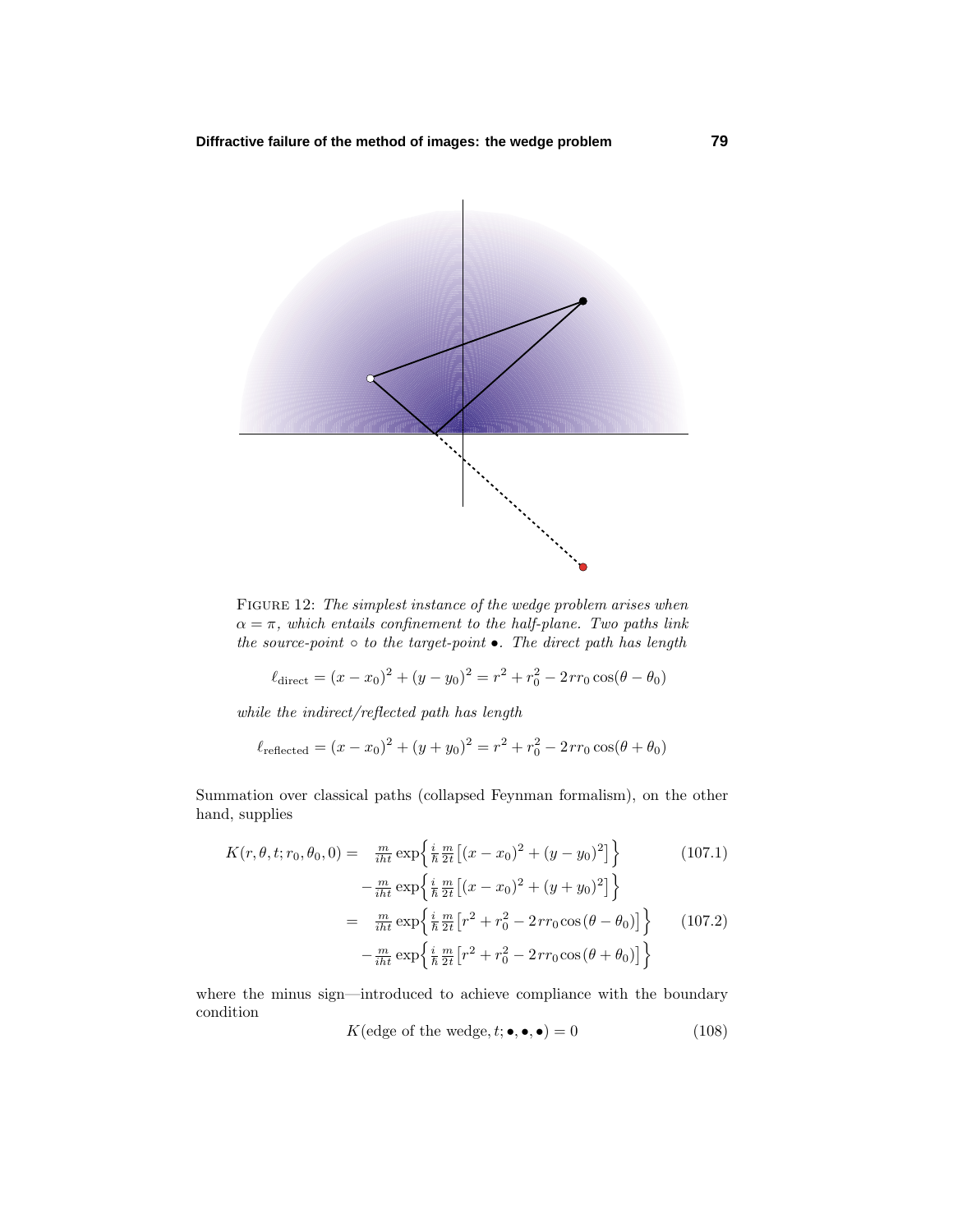FIGURE 12: *The simplest instance of the wedge problem arises when $\alpha = \pi$, which entails confinement to the half-plane. Two paths link the source-point $\circ$ to the target-point $\bullet$. The direct path has length*

$$\ell_{\text{direct}} = (x - x_0)^2 + (y - y_0)^2 = r^2 + r_0^2 - 2rr_0\cos(\theta - \theta_0)$$

*while the indirect/reflected path has length*

$$\ell_{\text{reflected}} = (x - x_0)^2 + (y + y_0)^2 = r^2 + r_0^2 - 2rr_0\cos(\theta + \theta_0)$$

Summation over classical paths (collapsed Feynman formalism), on the other hand, supplies

$$\begin{aligned} K(r,\theta,t;r_0,\theta_0,0) = {} & \tfrac{m}{iht}\exp\Big\{\tfrac{i}{\hbar}\tfrac{m}{2t}\big[(x-x_0)^2+(y-y_0)^2\big]\Big\} && (107.1)\\ & -\tfrac{m}{iht}\exp\Big\{\tfrac{i}{\hbar}\tfrac{m}{2t}\big[(x-x_0)^2+(y+y_0)^2\big]\Big\} \\ = {} & \tfrac{m}{iht}\exp\Big\{\tfrac{i}{\hbar}\tfrac{m}{2t}\big[r^2+r_0^2-2rr_0\cos(\theta-\theta_0)\big]\Big\} && (107.2)\\ & -\tfrac{m}{iht}\exp\Big\{\tfrac{i}{\hbar}\tfrac{m}{2t}\big[r^2+r_0^2-2rr_0\cos(\theta+\theta_0)\big]\Big\} \end{aligned}$$

where the minus sign—introduced to achieve compliance with the boundary condition

$$K(\text{edge of the wedge}, t; \bullet, \bullet, \bullet) = 0 \qquad (108)$$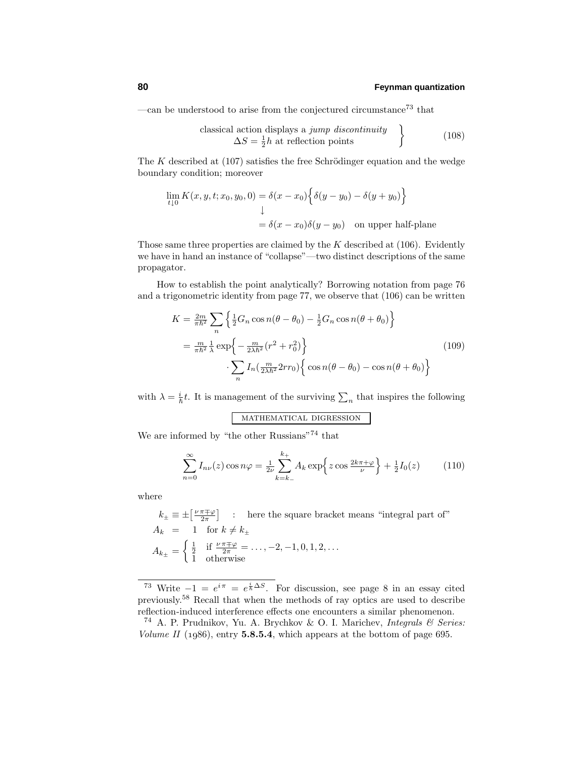—can be understood to arise from the conjectured circumstance[73] that

$$\left.\begin{array}{c}\text{classical action displays a } \textit{jump discontinuity} \\ \Delta S = \frac{1}{2}h \text{ at reflection points}\end{array}\right\} \tag{108}$$

The $K$ described at (107) satisfies the free Schrödinger equation and the wedge boundary condition; moreover

$$\begin{aligned}\lim_{t\downarrow 0} K(x,y,t;x_0,y_0,0) &= \delta(x-x_0)\Big\{\delta(y-y_0)-\delta(y+y_0)\Big\} \\ &\downarrow \\ &= \delta(x-x_0)\delta(y-y_0) \quad \text{on upper half-plane}\end{aligned}$$

Those same three properties are claimed by the $K$ described at (106). Evidently we have in hand an instance of "collapse"—two distinct descriptions of the same propagator.

How to establish the point analytically? Borrowing notation from page 76 and a trigonometric identity from page 77, we observe that (106) can be written

$$\begin{aligned}K &= \tfrac{2m}{\pi\hbar^2}\sum_n \Big\{\tfrac{1}{2}G_n \cos n(\theta-\theta_0) - \tfrac{1}{2}G_n\cos n(\theta+\theta_0)\Big\} \\ &= \tfrac{m}{\pi\hbar^2}\tfrac{1}{\lambda}\exp\Big\{-\tfrac{m}{2\lambda\hbar^2}(r^2+r_0^2)\Big\} \\ &\qquad\cdot\sum_n I_n\big(\tfrac{m}{2\lambda\hbar^2}2rr_0\big)\Big\{\cos n(\theta-\theta_0)-\cos n(\theta+\theta_0)\Big\}\end{aligned} \tag{109}$$

with $\lambda = \frac{i}{\hbar}t$. It is management of the surviving $\sum_n$ that inspires the following

MATHEMATICAL DIGRESSION

We are informed by "the other Russians"[74] that

$$\sum_{n=0}^{\infty} I_{n\nu}(z)\cos n\varphi = \tfrac{1}{2\nu}\sum_{k=k_-}^{k_+} A_k \exp\Big\{z\cos\tfrac{2k\pi+\varphi}{\nu}\Big\} + \tfrac{1}{2}I_0(z) \tag{110}$$

where

$$\begin{aligned}k_\pm &\equiv \pm\big[\tfrac{\nu\pi\mp\varphi}{2\pi}\big] \quad : \quad \text{here the square bracket means "integral part of"} \\ A_k &= 1 \quad \text{for } k\neq k_\pm \\ A_{k_\pm} &= \begin{cases}\frac{1}{2} & \text{if } \frac{\nu\pi\mp\varphi}{2\pi} = \ldots,-2,-1,0,1,2,\ldots \\ 1 & \text{otherwise}\end{cases}\end{aligned}$$

---

[73] Write $-1 = e^{i\pi} = e^{\frac{i}{\hbar}\Delta S}$. For discussion, see page 8 in an essay cited previously.[58] Recall that when the methods of ray optics are used to describe reflection-induced interference effects one encounters a similar phenomenon.

[74] A. P. Prudnikov, Yu. A. Brychkov & O. I. Marichev, *Integrals & Series: Volume II* (1986), entry **5.8.5.4**, which appears at the bottom of page 695.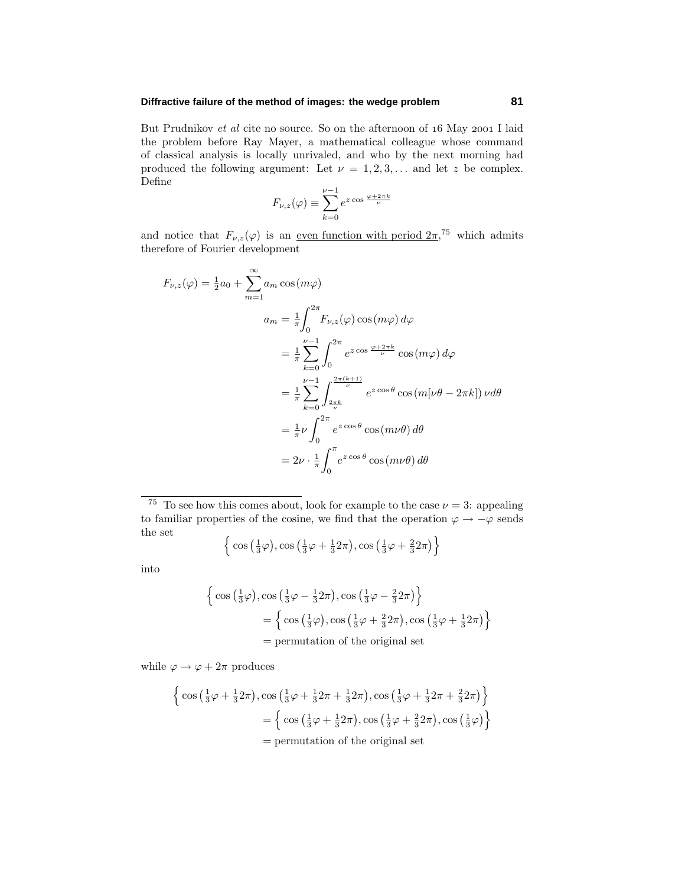But Prudnikov *et al* cite no source. So on the afternoon of 16 May 2001 I laid the problem before Ray Mayer, a mathematical colleague whose command of classical analysis is locally unrivaled, and who by the next morning had produced the following argument: Let $\nu = 1, 2, 3, \ldots$ and let $z$ be complex. Define

$$F_{\nu,z}(\varphi) \equiv \sum_{k=0}^{\nu-1} e^{z\cos\frac{\varphi+2\pi k}{\nu}}$$

and notice that $F_{\nu,z}(\varphi)$ is an <u>even function with period $2\pi$</u>,[75] which admits therefore of Fourier development

$$\begin{aligned}
F_{\nu,z}(\varphi) &= \tfrac{1}{2}a_0 + \sum_{m=1}^{\infty} a_m \cos(m\varphi)\\
a_m &= \tfrac{1}{\pi}\int_0^{2\pi} F_{\nu,z}(\varphi)\cos(m\varphi)\,d\varphi\\
&= \tfrac{1}{\pi}\sum_{k=0}^{\nu-1}\int_0^{2\pi} e^{z\cos\frac{\varphi+2\pi k}{\nu}}\cos(m\varphi)\,d\varphi\\
&= \tfrac{1}{\pi}\sum_{k=0}^{\nu-1}\int_{\frac{2\pi k}{\nu}}^{\frac{2\pi(k+1)}{\nu}} e^{z\cos\theta}\cos(m[\nu\theta - 2\pi k])\,\nu d\theta\\
&= \tfrac{1}{\pi}\nu\int_0^{2\pi} e^{z\cos\theta}\cos(m\nu\theta)\,d\theta\\
&= 2\nu\cdot\tfrac{1}{\pi}\int_0^{\pi} e^{z\cos\theta}\cos(m\nu\theta)\,d\theta
\end{aligned}$$

---

[75] To see how this comes about, look for example to the case $\nu = 3$: appealing to familiar properties of the cosine, we find that the operation $\varphi \to -\varphi$ sends the set

$$\Big\{\cos\big(\tfrac{1}{3}\varphi\big), \cos\big(\tfrac{1}{3}\varphi + \tfrac{1}{3}2\pi\big), \cos\big(\tfrac{1}{3}\varphi + \tfrac{2}{3}2\pi\big)\Big\}$$

into

$$\begin{aligned}
&\Big\{\cos\big(\tfrac{1}{3}\varphi\big), \cos\big(\tfrac{1}{3}\varphi - \tfrac{1}{3}2\pi\big), \cos\big(\tfrac{1}{3}\varphi - \tfrac{2}{3}2\pi\big)\Big\}\\
&\qquad = \Big\{\cos\big(\tfrac{1}{3}\varphi\big), \cos\big(\tfrac{1}{3}\varphi + \tfrac{2}{3}2\pi\big), \cos\big(\tfrac{1}{3}\varphi + \tfrac{1}{3}2\pi\big)\Big\}\\
&\qquad = \text{permutation of the original set}
\end{aligned}$$

while $\varphi \to \varphi + 2\pi$ produces

$$\begin{aligned}
&\Big\{\cos\big(\tfrac{1}{3}\varphi + \tfrac{1}{3}2\pi\big), \cos\big(\tfrac{1}{3}\varphi + \tfrac{1}{3}2\pi + \tfrac{1}{3}2\pi\big), \cos\big(\tfrac{1}{3}\varphi + \tfrac{1}{3}2\pi + \tfrac{2}{3}2\pi\big)\Big\}\\
&\qquad = \Big\{\cos\big(\tfrac{1}{3}\varphi + \tfrac{1}{3}2\pi\big), \cos\big(\tfrac{1}{3}\varphi + \tfrac{2}{3}2\pi\big), \cos\big(\tfrac{1}{3}\varphi\big)\Big\}\\
&\qquad = \text{permutation of the original set}
\end{aligned}$$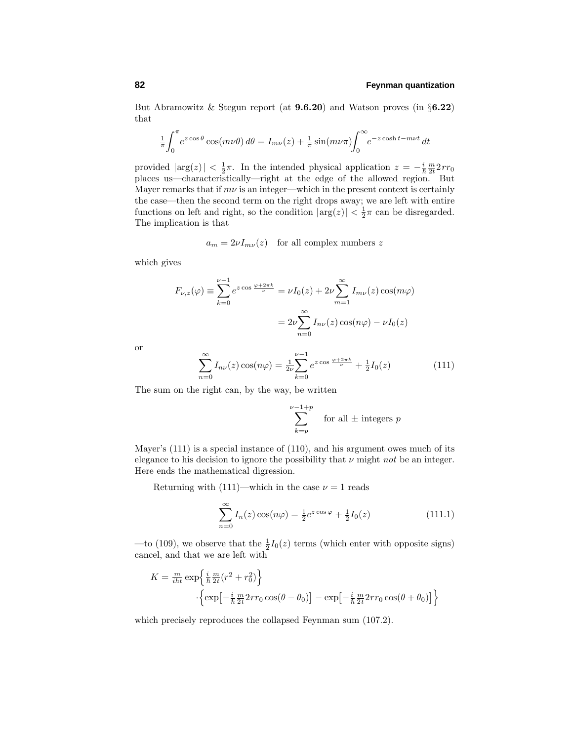But Abramowitz & Stegun report (at **9.6.20**) and Watson proves (in §**6.22**) that

$$\tfrac{1}{\pi}\int_0^\pi e^{z\cos\theta}\cos(m\nu\theta)\,d\theta = I_{m\nu}(z) + \tfrac{1}{\pi}\sin(m\nu\pi)\int_0^\infty e^{-z\cosh t - m\nu t}\,dt$$

provided $|\arg(z)| < \frac{1}{2}\pi$. In the intended physical application $z = -\frac{i}{\hbar}\frac{m}{2t}2rr_0$ places us—characteristically—right at the edge of the allowed region. But Mayer remarks that if $m\nu$ is an integer—which in the present context is certainly the case—then the second term on the right drops away; we are left with entire functions on left and right, so the condition $|\arg(z)| < \frac{1}{2}\pi$ can be disregarded. The implication is that

$$a_m = 2\nu I_{m\nu}(z) \quad \text{for all complex numbers } z$$

which gives

$$\begin{aligned}
F_{\nu,z}(\varphi) \equiv \sum_{k=0}^{\nu-1} e^{z\cos\frac{\varphi+2\pi k}{\nu}} &= \nu I_0(z) + 2\nu\sum_{m=1}^\infty I_{m\nu}(z)\cos(m\varphi)\\
&= 2\nu\sum_{n=0}^\infty I_{n\nu}(z)\cos(n\varphi) - \nu I_0(z)
\end{aligned}$$

or

$$\sum_{n=0}^\infty I_{n\nu}(z)\cos(n\varphi) = \tfrac{1}{2\nu}\sum_{k=0}^{\nu-1} e^{z\cos\frac{\varphi+2\pi k}{\nu}} + \tfrac{1}{2}I_0(z) \tag{111}$$

The sum on the right can, by the way, be written

$$\sum_{k=p}^{\nu-1+p} \quad \text{for all } \pm \text{ integers } p$$

Mayer's (111) is a special instance of (110), and his argument owes much of its elegance to his decision to ignore the possibility that $\nu$ might *not* be an integer. Here ends the mathematical digression.

Returning with (111)—which in the case $\nu = 1$ reads

$$\sum_{n=0}^\infty I_n(z)\cos(n\varphi) = \tfrac{1}{2}e^{z\cos\varphi} + \tfrac{1}{2}I_0(z) \tag{111.1}$$

—to (109), we observe that the $\frac{1}{2}I_0(z)$ terms (which enter with opposite signs) cancel, and that we are left with

$$\begin{aligned}
K = \tfrac{m}{iht}\exp\Big\{\tfrac{i}{\hbar}\tfrac{m}{2t}(r^2+r_0^2)\Big\}&\\
\cdot\Big\{\exp\big[-\tfrac{i}{\hbar}\tfrac{m}{2t}2rr_0\cos(\theta-\theta_0)\big] &- \exp\big[-\tfrac{i}{\hbar}\tfrac{m}{2t}2rr_0\cos(\theta+\theta_0)\big]\Big\}
\end{aligned}$$

which precisely reproduces the collapsed Feynman sum (107.2).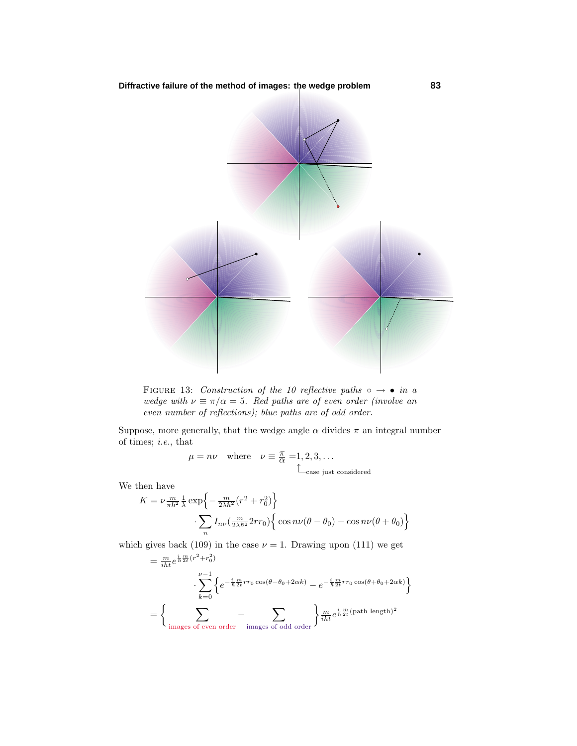FIGURE 13: *Construction of the 10 reflective paths* $\circ \to \bullet$ *in a wedge with* $\nu \equiv \pi/\alpha = 5$*. Red paths are of even order (involve an even number of reflections); blue paths are of odd order.*

Suppose, more generally, that the wedge angle $\alpha$ divides $\pi$ an integral number of times; *i.e.*, that

$$\mu = n\nu \quad \text{where} \quad \nu \equiv \tfrac{\pi}{\alpha} = \underset{\uparrow_{\text{case just considered}}}{1}, 2, 3, \ldots$$

We then have

$$K = \nu \tfrac{m}{\pi\hbar^2}\tfrac{1}{\lambda}\exp\Big\{-\tfrac{m}{2\lambda\hbar^2}(r^2+r_0^2)\Big\} \cdot \sum_n I_{n\nu}\big(\tfrac{m}{2\lambda\hbar^2}2rr_0\big)\Big\{\cos n\nu(\theta-\theta_0) - \cos n\nu(\theta+\theta_0)\Big\}$$

which gives back (109) in the case $\nu = 1$. Drawing upon (111) we get

$$= \tfrac{m}{iht}e^{\frac{i}{\hbar}\frac{m}{2t}(r^2+r_0^2)} \cdot \sum_{k=0}^{\nu-1}\Big\{e^{-\frac{i}{\hbar}\frac{m}{2t}rr_0\cos(\theta-\theta_0+2\alpha k)} - e^{-\frac{i}{\hbar}\frac{m}{2t}rr_0\cos(\theta+\theta_0+2\alpha k)}\Big\}$$

$$= \Big\{\sum_{\text{images of even order}} - \sum_{\text{images of odd order}}\Big\}\tfrac{m}{iht}e^{\frac{i}{\hbar}\frac{m}{2t}(\text{path length})^2}$$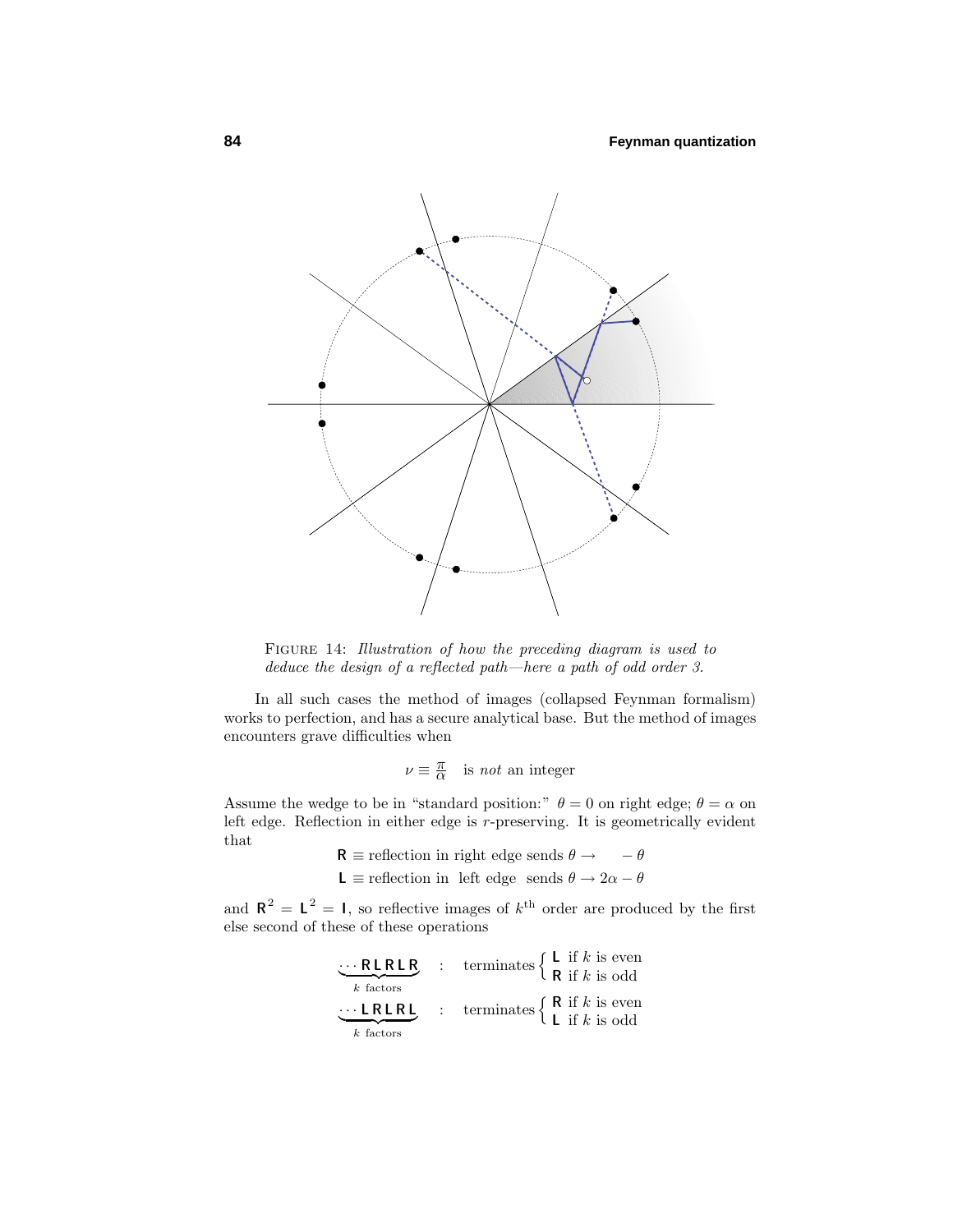FIGURE 14: *Illustration of how the preceding diagram is used to deduce the design of a reflected path—here a path of odd order 3.*

In all such cases the method of images (collapsed Feynman formalism) works to perfection, and has a secure analytical base. But the method of images encounters grave difficulties when

$$\nu \equiv \tfrac{\pi}{\alpha} \quad \text{is } \textit{not} \text{ an integer}$$

Assume the wedge to be in "standard position:" $\theta = 0$ on right edge; $\theta = \alpha$ on left edge. Reflection in either edge is $r$-preserving. It is geometrically evident that

$$\begin{aligned}
\mathsf{R} &\equiv \text{reflection in right edge sends } \theta \rightarrow \quad\; -\theta \\
\mathsf{L} &\equiv \text{reflection in left edge sends } \theta \rightarrow 2\alpha - \theta
\end{aligned}$$

and $\mathsf{R}^2 = \mathsf{L}^2 = \mathsf{I}$, so reflective images of $k^{\text{th}}$ order are produced by the first else second of these of these operations

$$\underbrace{\cdots \mathsf{RLRLR}}_{k \text{ factors}} \quad : \quad \text{terminates} \begin{cases} \mathsf{L} \text{ if } k \text{ is even} \\ \mathsf{R} \text{ if } k \text{ is odd} \end{cases}$$

$$\underbrace{\cdots \mathsf{LRLRL}}_{k \text{ factors}} \quad : \quad \text{terminates} \begin{cases} \mathsf{R} \text{ if } k \text{ is even} \\ \mathsf{L} \text{ if } k \text{ is odd} \end{cases}$$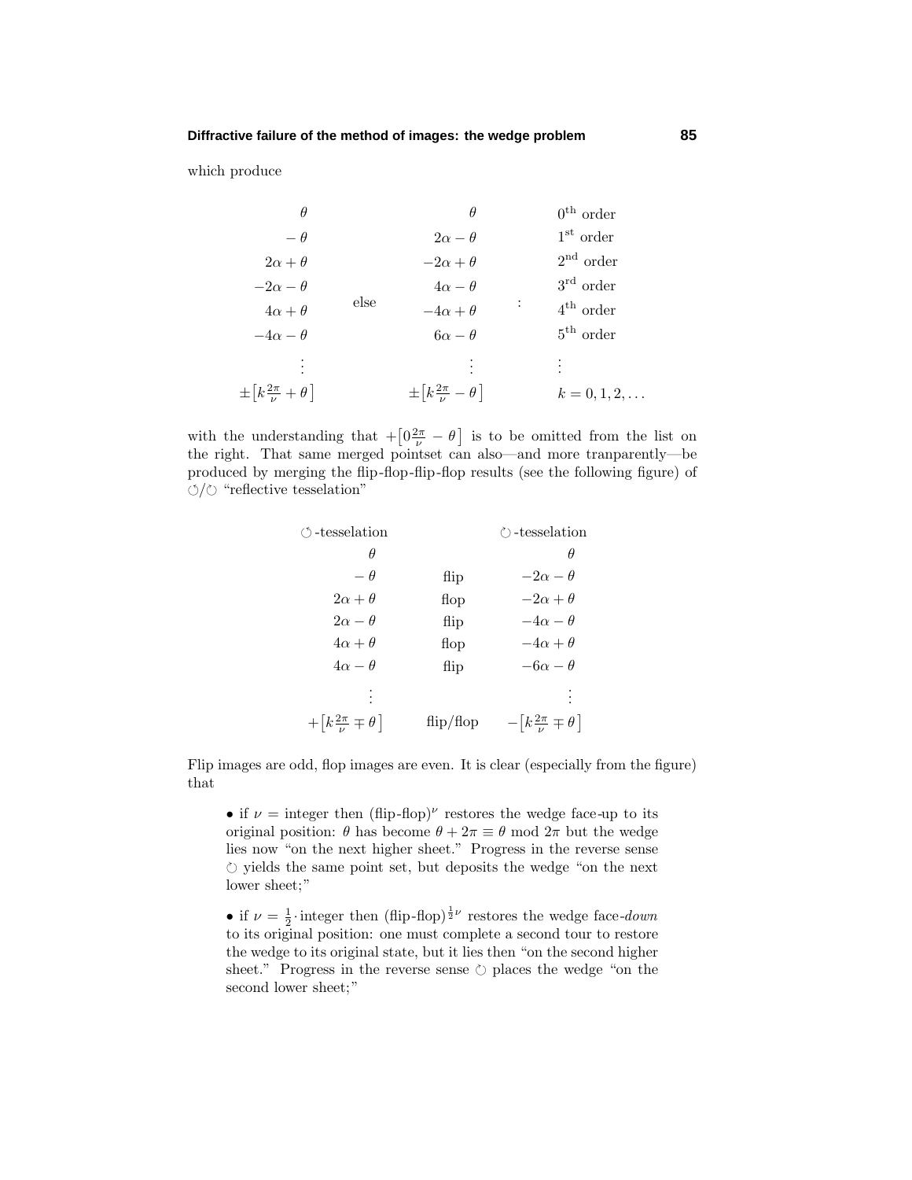which produce

$$
\left.\begin{array}{r}
\theta\\
-\,\theta\\
2\alpha+\theta\\
-2\alpha-\theta\\
4\alpha+\theta\\
-4\alpha-\theta\\
\vdots\\
\pm\big[k\frac{2\pi}{\nu}+\theta\big]
\end{array}
\quad \text{else} \quad
\begin{array}{r}
\theta\\
2\alpha-\theta\\
-2\alpha+\theta\\
4\alpha-\theta\\
-4\alpha+\theta\\
6\alpha-\theta\\
\vdots\\
\pm\big[k\frac{2\pi}{\nu}-\theta\big]
\end{array}
\quad : \quad
\begin{array}{l}
0^{\text{th}}\text{ order}\\
1^{\text{st}}\text{ order}\\
2^{\text{nd}}\text{ order}\\
3^{\text{rd}}\text{ order}\\
4^{\text{th}}\text{ order}\\
5^{\text{th}}\text{ order}\\
\vdots\\
k=0,1,2,\ldots
\end{array}\right.
$$

with the understanding that $+\big[0\frac{2\pi}{\nu}-\theta\big]$ is to be omitted from the list on the right. That same merged pointset can also—and more tranparently—be produced by merging the flip-flop-flip-flop results (see the following figure) of ↺/↻ "reflective tesselation"

| ↺-tesselation | | ↻-tesselation |
|---:|:---:|---:|
| $\theta$ | | $\theta$ |
| $-\,\theta$ | flip | $-2\alpha-\theta$ |
| $2\alpha+\theta$ | flop | $-2\alpha+\theta$ |
| $2\alpha-\theta$ | flip | $-4\alpha-\theta$ |
| $4\alpha+\theta$ | flop | $-4\alpha+\theta$ |
| $4\alpha-\theta$ | flip | $-6\alpha-\theta$ |
| $\vdots$ | | $\vdots$ |
| $+\big[k\frac{2\pi}{\nu}\mp\theta\big]$ | flip/flop | $-\big[k\frac{2\pi}{\nu}\mp\theta\big]$ |

Flip images are odd, flop images are even. It is clear (especially from the figure) that

- if $\nu$ = integer then (flip-flop)$^\nu$ restores the wedge face-up to its original position: $\theta$ has become $\theta+2\pi\equiv\theta \bmod 2\pi$ but the wedge lies now "on the next higher sheet." Progress in the reverse sense ↻ yields the same point set, but deposits the wedge "on the next lower sheet;"

- if $\nu=\frac{1}{2}\cdot$integer then (flip-flop)$^{\frac{1}{2}\nu}$ restores the wedge face-*down* to its original position: one must complete a second tour to restore the wedge to its original state, but it lies then "on the second higher sheet." Progress in the reverse sense ↻ places the wedge "on the second lower sheet;"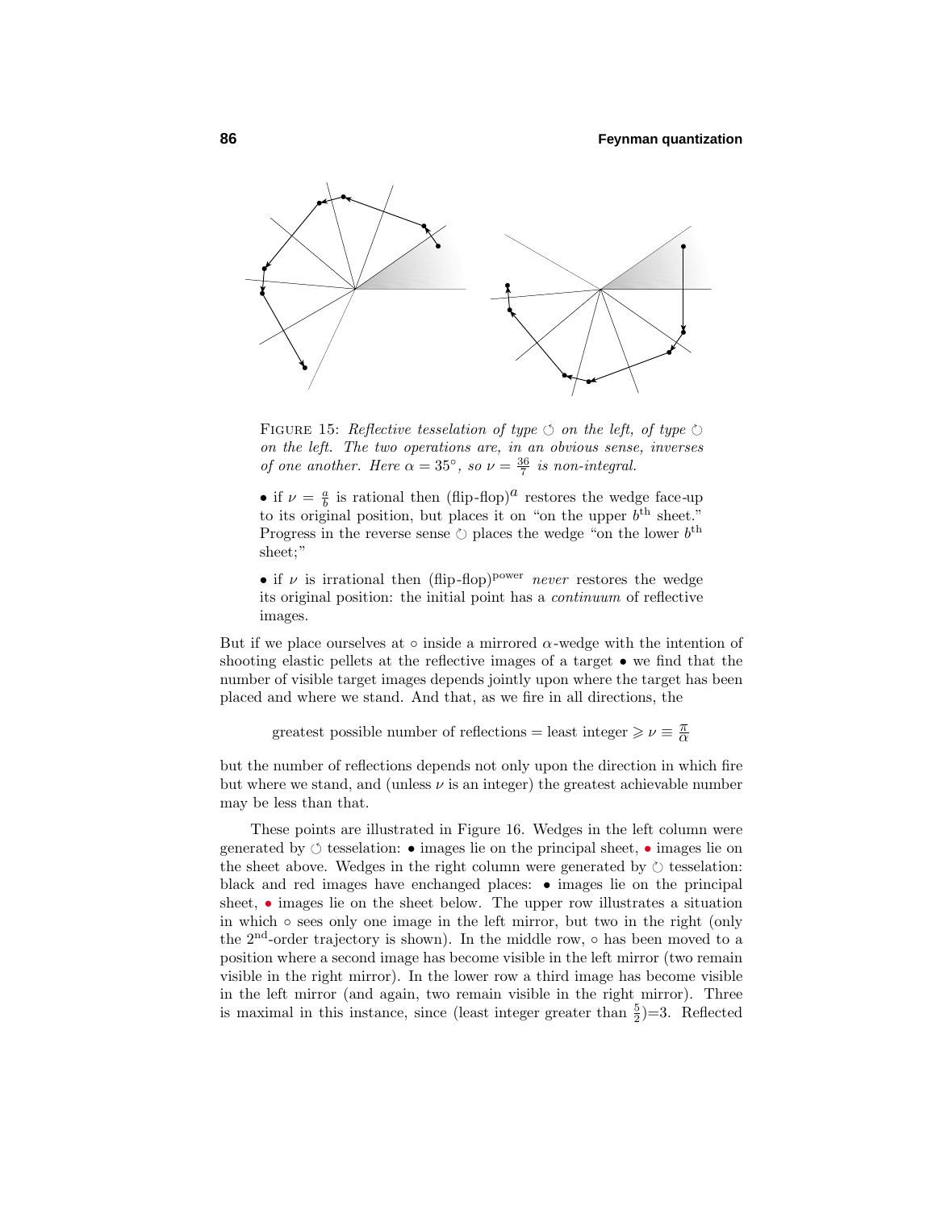FIGURE 15: *Reflective tesselation of type ↺ on the left, of type ↻ on the left. The two operations are, in an obvious sense, inverses of one another. Here $\alpha = 35°$, so $\nu = \frac{36}{7}$ is non-integral.*

- if $\nu = \frac{a}{b}$ is rational then $(\text{flip-flop})^a$ restores the wedge face-up to its original position, but places it on "on the upper $b^{\text{th}}$ sheet." Progress in the reverse sense ↻ places the wedge "on the lower $b^{\text{th}}$ sheet;"

- if $\nu$ is irrational then $(\text{flip-flop})^{\text{power}}$ *never* restores the wedge its original position: the initial point has a *continuum* of reflective images.

But if we place ourselves at ∘ inside a mirrored $\alpha$-wedge with the intention of shooting elastic pellets at the reflective images of a target • we find that the number of visible target images depends jointly upon where the target has been placed and where we stand. And that, as we fire in all directions, the

$$\text{greatest possible number of reflections} = \text{least integer} \geqslant \nu \equiv \tfrac{\pi}{\alpha}$$

but the number of reflections depends not only upon the direction in which fire but where we stand, and (unless $\nu$ is an integer) the greatest achievable number may be less than that.

These points are illustrated in Figure 16. Wedges in the left column were generated by ↺ tesselation: • images lie on the principal sheet, • images lie on the sheet above. Wedges in the right column were generated by ↻ tesselation: black and red images have enchanged places: • images lie on the principal sheet, • images lie on the sheet below. The upper row illustrates a situation in which ∘ sees only one image in the left mirror, but two in the right (only the $2^{\text{nd}}$-order trajectory is shown). In the middle row, ∘ has been moved to a position where a second image has become visible in the left mirror (two remain visible in the right mirror). In the lower row a third image has become visible in the left mirror (and again, two remain visible in the right mirror). Three is maximal in this instance, since (least integer greater than $\frac{5}{2}$)=3. Reflected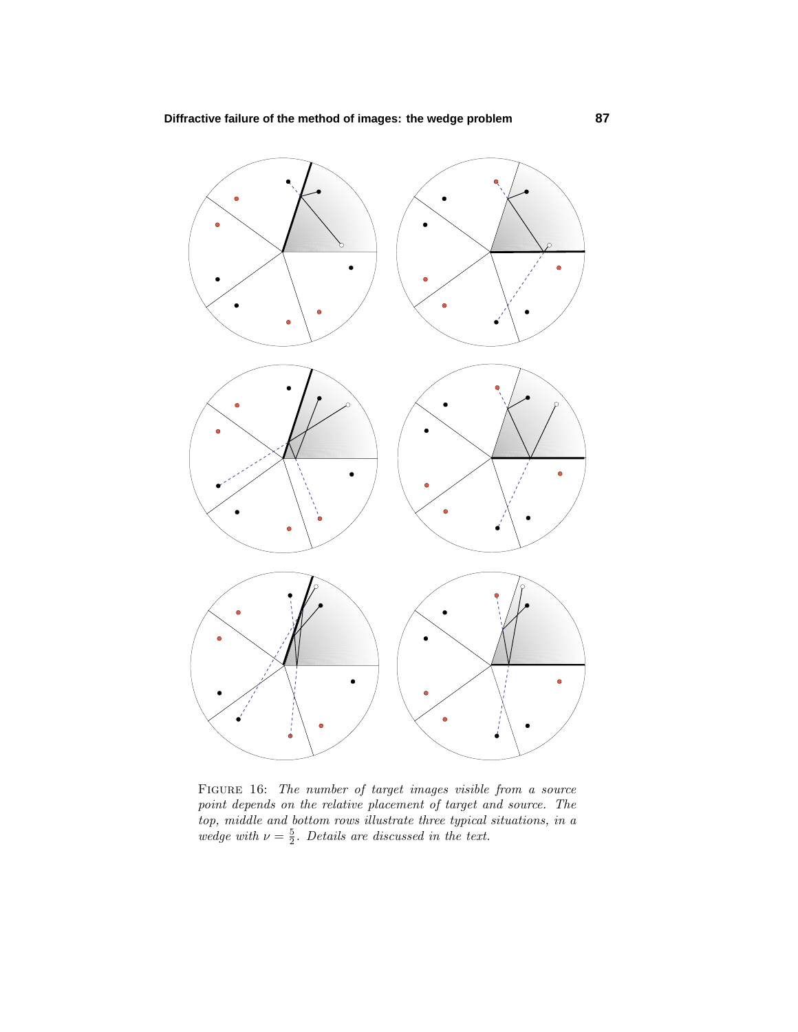FIGURE 16: *The number of target images visible from a source point depends on the relative placement of target and source. The top, middle and bottom rows illustrate three typical situations, in a wedge with $\nu = \frac{5}{2}$. Details are discussed in the text.*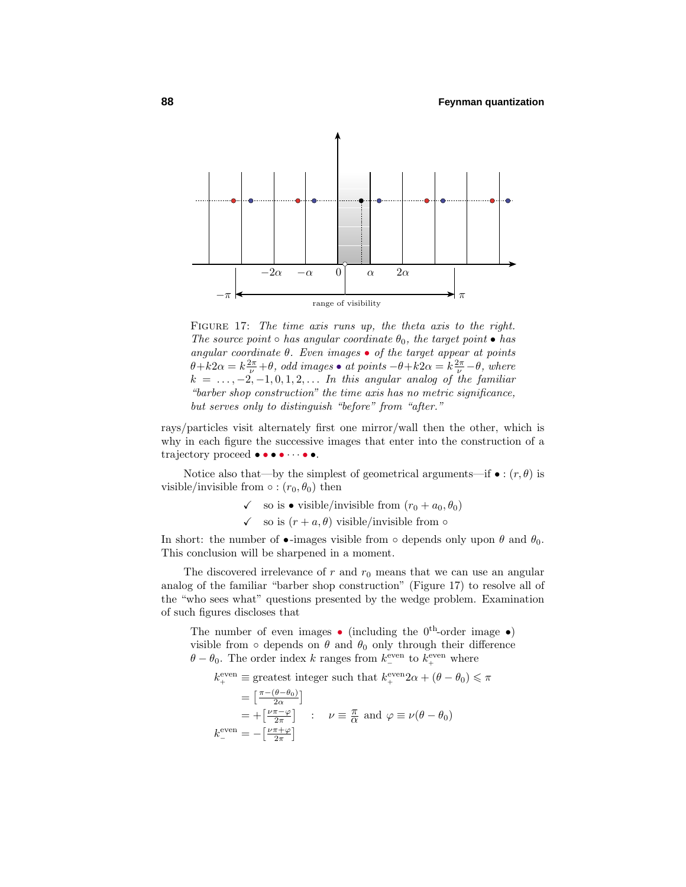FIGURE 17: *The time axis runs up, the theta axis to the right. The source point* $\circ$ *has angular coordinate* $\theta_0$*, the target point* $\bullet$ *has angular coordinate* $\theta$*. Even images* $\bullet$ *of the target appear at points* $\theta+k2\alpha = k\frac{2\pi}{\nu}+\theta$*, odd images* $\bullet$ *at points* $-\theta+k2\alpha = k\frac{2\pi}{\nu}-\theta$*, where* $k = \ldots,-2,-1,0,1,2,\ldots$ *In this angular analog of the familiar "barber shop construction" the time axis has no metric significance, but serves only to distinguish "before" from "after."*

rays/particles visit alternately first one mirror/wall then the other, which is why in each figure the successive images that enter into the construction of a trajectory proceed $\bullet\bullet\bullet\bullet\cdots\bullet\bullet$.

Notice also that—by the simplest of geometrical arguments—if $\bullet : (r,\theta)$ is visible/invisible from $\circ : (r_0,\theta_0)$ then

- ✓ so is $\bullet$ visible/invisible from $(r_0 + a_0, \theta_0)$
- ✓ so is $(r + a, \theta)$ visible/invisible from $\circ$

In short: the number of $\bullet$-images visible from $\circ$ depends only upon $\theta$ and $\theta_0$. This conclusion will be sharpened in a moment.

The discovered irrelevance of $r$ and $r_0$ means that we can use an angular analog of the familiar "barber shop construction" (Figure 17) to resolve all of the "who sees what" questions presented by the wedge problem. Examination of such figures discloses that

> The number of even images $\bullet$ (including the $0^{\text{th}}$-order image $\bullet$) visible from $\circ$ depends on $\theta$ and $\theta_0$ only through their difference $\theta - \theta_0$. The order index $k$ ranges from $k_-^{\text{even}}$ to $k_+^{\text{even}}$ where
>
> $$\begin{aligned} k_+^{\text{even}} &\equiv \text{greatest integer such that } k_+^{\text{even}} 2\alpha + (\theta - \theta_0) \leqslant \pi \\ &= \left[\tfrac{\pi - (\theta - \theta_0)}{2\alpha}\right] \\ &= +\left[\tfrac{\nu\pi - \varphi}{2\pi}\right] \quad : \quad \nu \equiv \tfrac{\pi}{\alpha} \text{ and } \varphi \equiv \nu(\theta - \theta_0) \\ k_-^{\text{even}} &= -\left[\tfrac{\nu\pi + \varphi}{2\pi}\right] \end{aligned}$$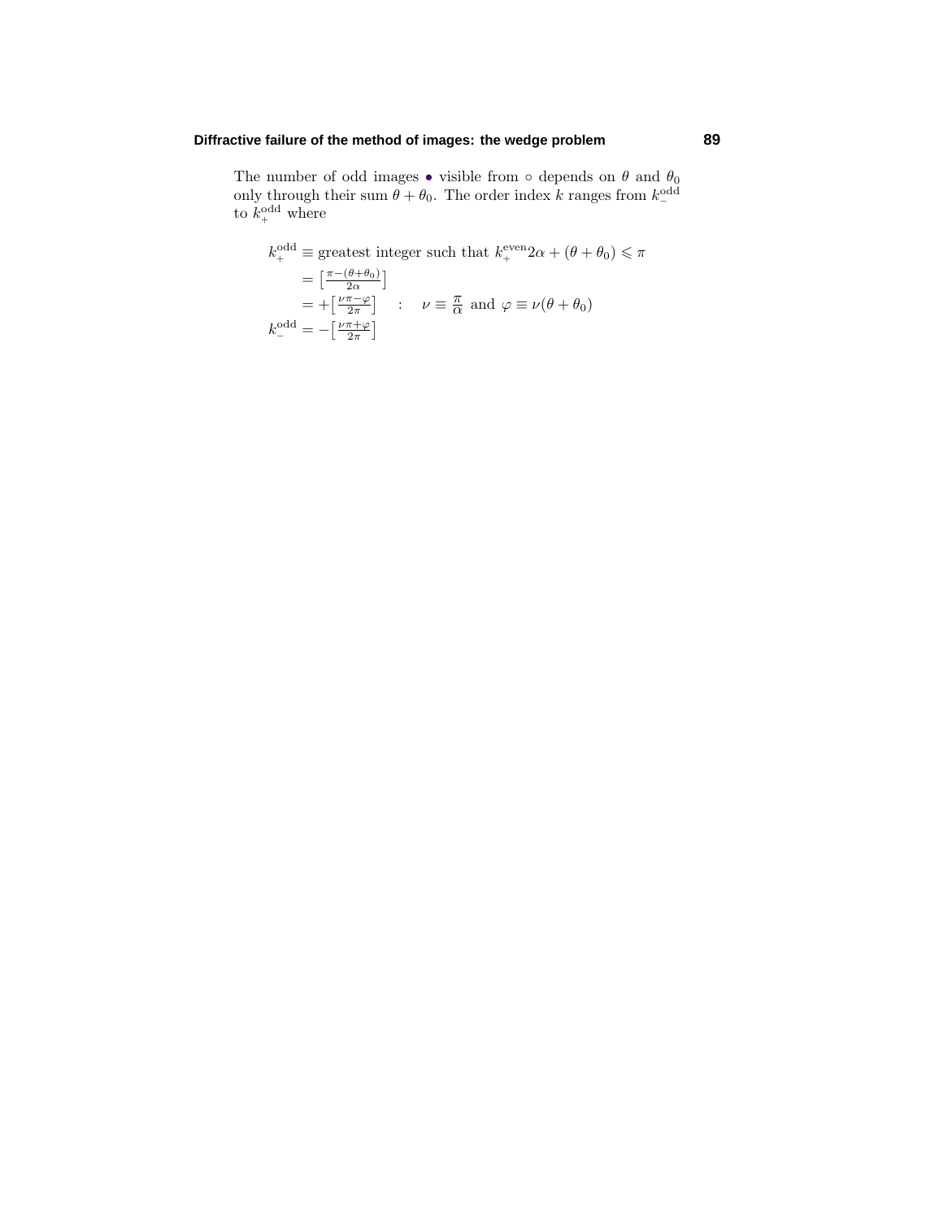The number of odd images $\bullet$ visible from $\circ$ depends on $\theta$ and $\theta_0$ only through their sum $\theta + \theta_0$. The order index $k$ ranges from $k_-^{\text{odd}}$ to $k_+^{\text{odd}}$ where

$$
\begin{aligned}
k_+^{\text{odd}} &\equiv \text{greatest integer such that } k_+^{\text{even}} 2\alpha + (\theta + \theta_0) \leqslant \pi \\
&= \left[\tfrac{\pi - (\theta + \theta_0)}{2\alpha}\right] \\
&= +\left[\tfrac{\nu\pi - \varphi}{2\pi}\right] \quad : \quad \nu \equiv \frac{\pi}{\alpha} \text{ and } \varphi \equiv \nu(\theta + \theta_0) \\
k_-^{\text{odd}} &= -\left[\tfrac{\nu\pi + \varphi}{2\pi}\right]
\end{aligned}
$$